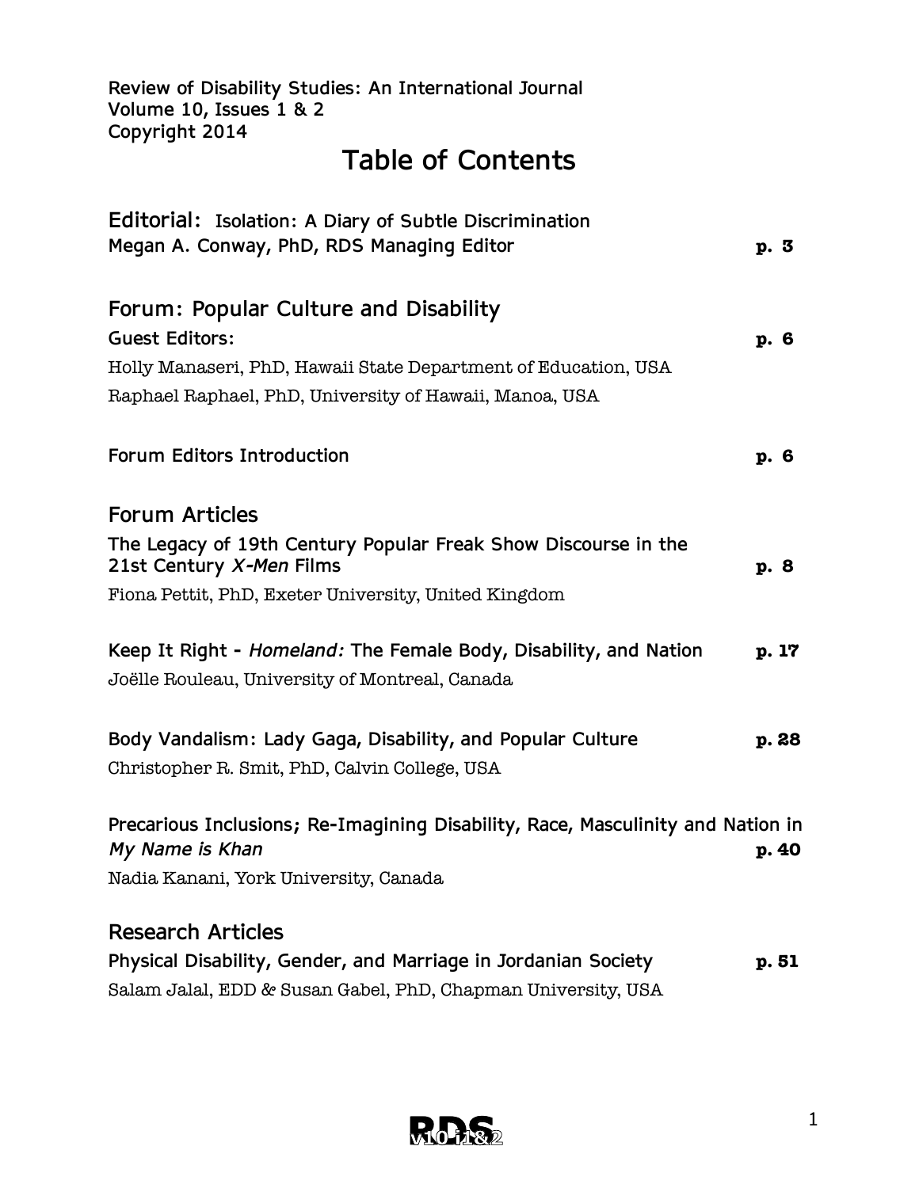Review of Disability Studies: An International Journal
Volume 10, Issues 1 & 2
Copyright 2014

# Table of Contents

**Editorial:** Isolation: A Diary of Subtle Discrimination
Megan A. Conway, PhD, RDS Managing Editor — **p. 3**

## Forum: Popular Culture and Disability

Guest Editors: — **p. 6**

Holly Manaseri, PhD, Hawaii State Department of Education, USA

Raphael Raphael, PhD, University of Hawaii, Manoa, USA

Forum Editors Introduction — **p. 6**

## Forum Articles

The Legacy of 19th Century Popular Freak Show Discourse in the 21st Century *X-Men* Films — **p. 8**

Fiona Pettit, PhD, Exeter University, United Kingdom

Keep It Right - *Homeland:* The Female Body, Disability, and Nation — **p. 17**

Joëlle Rouleau, University of Montreal, Canada

Body Vandalism: Lady Gaga, Disability, and Popular Culture — **p. 28**

Christopher R. Smit, PhD, Calvin College, USA

Precarious Inclusions; Re-Imagining Disability, Race, Masculinity and Nation in *My Name is Khan* — **p. 40**

Nadia Kanani, York University, Canada

## Research Articles

Physical Disability, Gender, and Marriage in Jordanian Society — **p. 51**

Salam Jalal, EDD & Susan Gabel, PhD, Chapman University, USA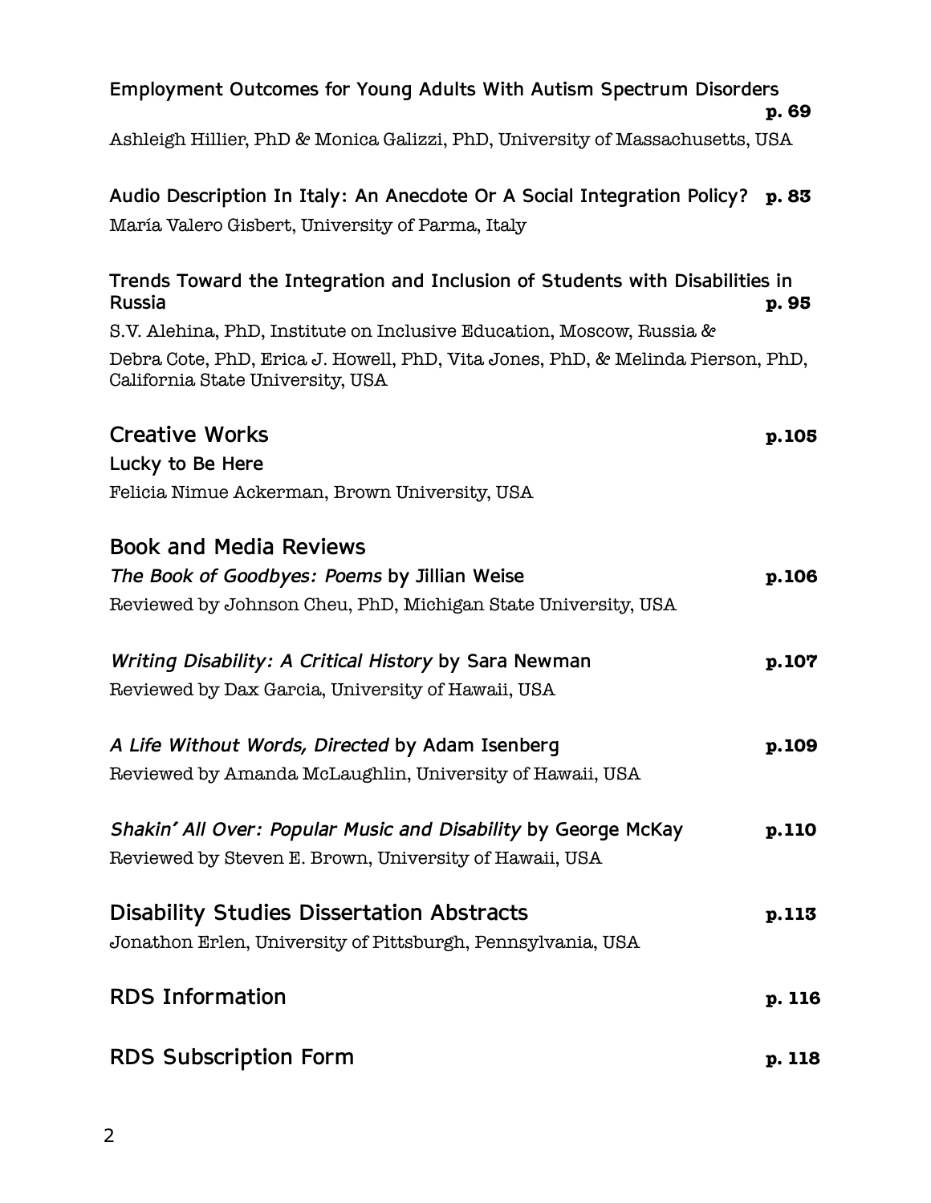Employment Outcomes for Young Adults With Autism Spectrum Disorders **p. 69**

Ashleigh Hillier, PhD & Monica Galizzi, PhD, University of Massachusetts, USA

Audio Description In Italy: An Anecdote Or A Social Integration Policy? **p. 83**

María Valero Gisbert, University of Parma, Italy

Trends Toward the Integration and Inclusion of Students with Disabilities in Russia **p. 95**

S.V. Alehina, PhD, Institute on Inclusive Education, Moscow, Russia &

Debra Cote, PhD, Erica J. Howell, PhD, Vita Jones, PhD, & Melinda Pierson, PhD, California State University, USA

## Creative Works **p.105**

Lucky to Be Here

Felicia Nimue Ackerman, Brown University, USA

## Book and Media Reviews

*The Book of Goodbyes: Poems* by Jillian Weise **p.106**

Reviewed by Johnson Cheu, PhD, Michigan State University, USA

*Writing Disability: A Critical History* by Sara Newman **p.107**

Reviewed by Dax Garcia, University of Hawaii, USA

*A Life Without Words, Directed* by Adam Isenberg **p.109**

Reviewed by Amanda McLaughlin, University of Hawaii, USA

*Shakin' All Over: Popular Music and Disability* by George McKay **p.110**

Reviewed by Steven E. Brown, University of Hawaii, USA

## Disability Studies Dissertation Abstracts **p.113**

Jonathon Erlen, University of Pittsburgh, Pennsylvania, USA

## RDS Information **p. 116**

## RDS Subscription Form **p. 118**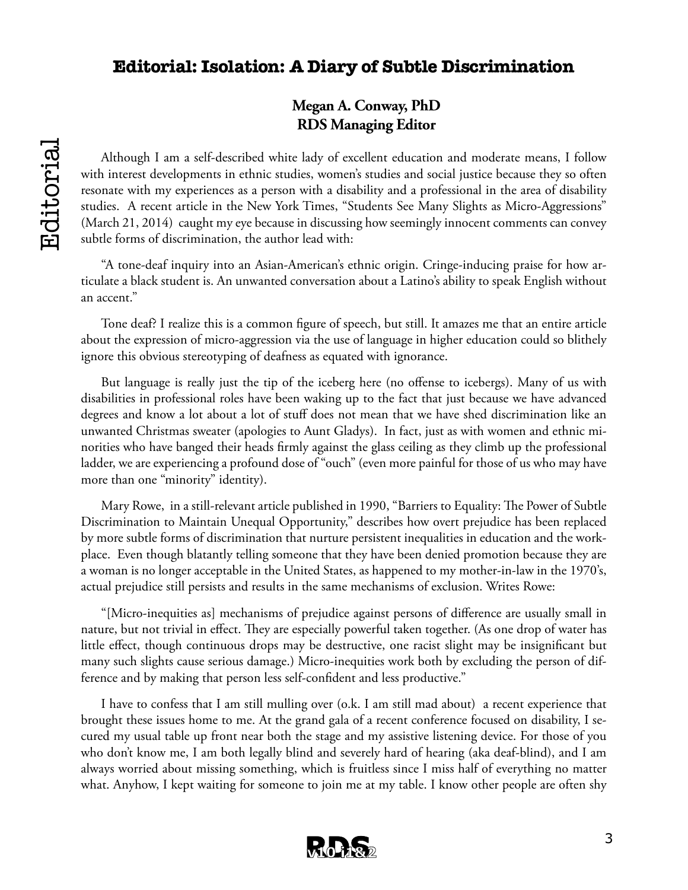# Editorial: Isolation: A Diary of Subtle Discrimination

**Megan A. Conway, PhD**
**RDS Managing Editor**

Although I am a self-described white lady of excellent education and moderate means, I follow with interest developments in ethnic studies, women's studies and social justice because they so often resonate with my experiences as a person with a disability and a professional in the area of disability studies. A recent article in the New York Times, "Students See Many Slights as Micro-Aggressions" (March 21, 2014) caught my eye because in discussing how seemingly innocent comments can convey subtle forms of discrimination, the author lead with:

"A tone-deaf inquiry into an Asian-American's ethnic origin. Cringe-inducing praise for how articulate a black student is. An unwanted conversation about a Latino's ability to speak English without an accent."

Tone deaf? I realize this is a common figure of speech, but still. It amazes me that an entire article about the expression of micro-aggression via the use of language in higher education could so blithely ignore this obvious stereotyping of deafness as equated with ignorance.

But language is really just the tip of the iceberg here (no offense to icebergs). Many of us with disabilities in professional roles have been waking up to the fact that just because we have advanced degrees and know a lot about a lot of stuff does not mean that we have shed discrimination like an unwanted Christmas sweater (apologies to Aunt Gladys). In fact, just as with women and ethnic minorities who have banged their heads firmly against the glass ceiling as they climb up the professional ladder, we are experiencing a profound dose of "ouch" (even more painful for those of us who may have more than one "minority" identity).

Mary Rowe, in a still-relevant article published in 1990, "Barriers to Equality: The Power of Subtle Discrimination to Maintain Unequal Opportunity," describes how overt prejudice has been replaced by more subtle forms of discrimination that nurture persistent inequalities in education and the workplace. Even though blatantly telling someone that they have been denied promotion because they are a woman is no longer acceptable in the United States, as happened to my mother-in-law in the 1970's, actual prejudice still persists and results in the same mechanisms of exclusion. Writes Rowe:

"[Micro-inequities as] mechanisms of prejudice against persons of difference are usually small in nature, but not trivial in effect. They are especially powerful taken together. (As one drop of water has little effect, though continuous drops may be destructive, one racist slight may be insignificant but many such slights cause serious damage.) Micro-inequities work both by excluding the person of difference and by making that person less self-confident and less productive."

I have to confess that I am still mulling over (o.k. I am still mad about) a recent experience that brought these issues home to me. At the grand gala of a recent conference focused on disability, I secured my usual table up front near both the stage and my assistive listening device. For those of you who don't know me, I am both legally blind and severely hard of hearing (aka deaf-blind), and I am always worried about missing something, which is fruitless since I miss half of everything no matter what. Anyhow, I kept waiting for someone to join me at my table. I know other people are often shy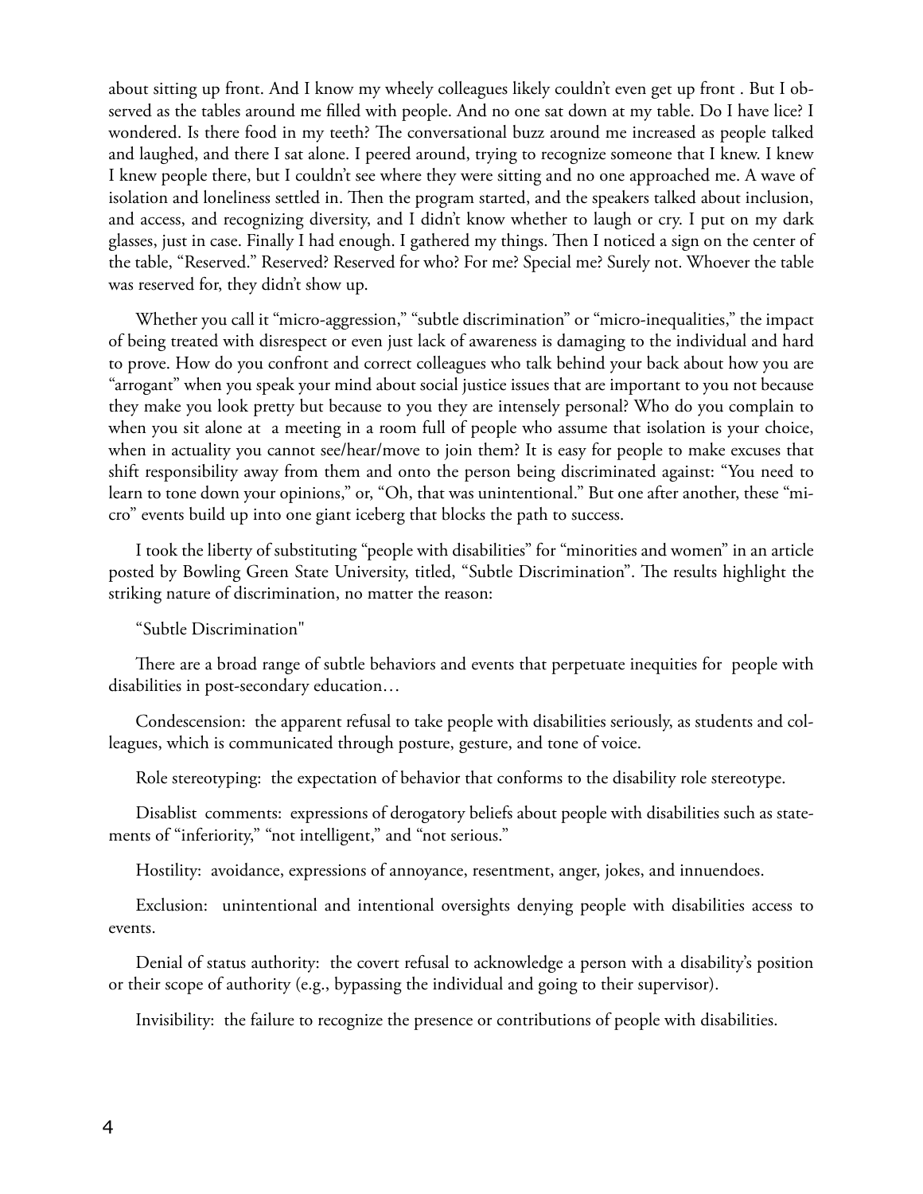about sitting up front. And I know my wheely colleagues likely couldn't even get up front . But I observed as the tables around me filled with people. And no one sat down at my table. Do I have lice? I wondered. Is there food in my teeth? The conversational buzz around me increased as people talked and laughed, and there I sat alone. I peered around, trying to recognize someone that I knew. I knew I knew people there, but I couldn't see where they were sitting and no one approached me. A wave of isolation and loneliness settled in. Then the program started, and the speakers talked about inclusion, and access, and recognizing diversity, and I didn't know whether to laugh or cry. I put on my dark glasses, just in case. Finally I had enough. I gathered my things. Then I noticed a sign on the center of the table, "Reserved." Reserved? Reserved for who? For me? Special me? Surely not. Whoever the table was reserved for, they didn't show up.

Whether you call it "micro-aggression," "subtle discrimination" or "micro-inequalities," the impact of being treated with disrespect or even just lack of awareness is damaging to the individual and hard to prove. How do you confront and correct colleagues who talk behind your back about how you are "arrogant" when you speak your mind about social justice issues that are important to you not because they make you look pretty but because to you they are intensely personal? Who do you complain to when you sit alone at a meeting in a room full of people who assume that isolation is your choice, when in actuality you cannot see/hear/move to join them? It is easy for people to make excuses that shift responsibility away from them and onto the person being discriminated against: "You need to learn to tone down your opinions," or, "Oh, that was unintentional." But one after another, these "micro" events build up into one giant iceberg that blocks the path to success.

I took the liberty of substituting "people with disabilities" for "minorities and women" in an article posted by Bowling Green State University, titled, "Subtle Discrimination". The results highlight the striking nature of discrimination, no matter the reason:

"Subtle Discrimination"

There are a broad range of subtle behaviors and events that perpetuate inequities for people with disabilities in post-secondary education…

Condescension: the apparent refusal to take people with disabilities seriously, as students and colleagues, which is communicated through posture, gesture, and tone of voice.

Role stereotyping: the expectation of behavior that conforms to the disability role stereotype.

Disablist comments: expressions of derogatory beliefs about people with disabilities such as statements of "inferiority," "not intelligent," and "not serious."

Hostility: avoidance, expressions of annoyance, resentment, anger, jokes, and innuendoes.

Exclusion: unintentional and intentional oversights denying people with disabilities access to events.

Denial of status authority: the covert refusal to acknowledge a person with a disability's position or their scope of authority (e.g., bypassing the individual and going to their supervisor).

Invisibility: the failure to recognize the presence or contributions of people with disabilities.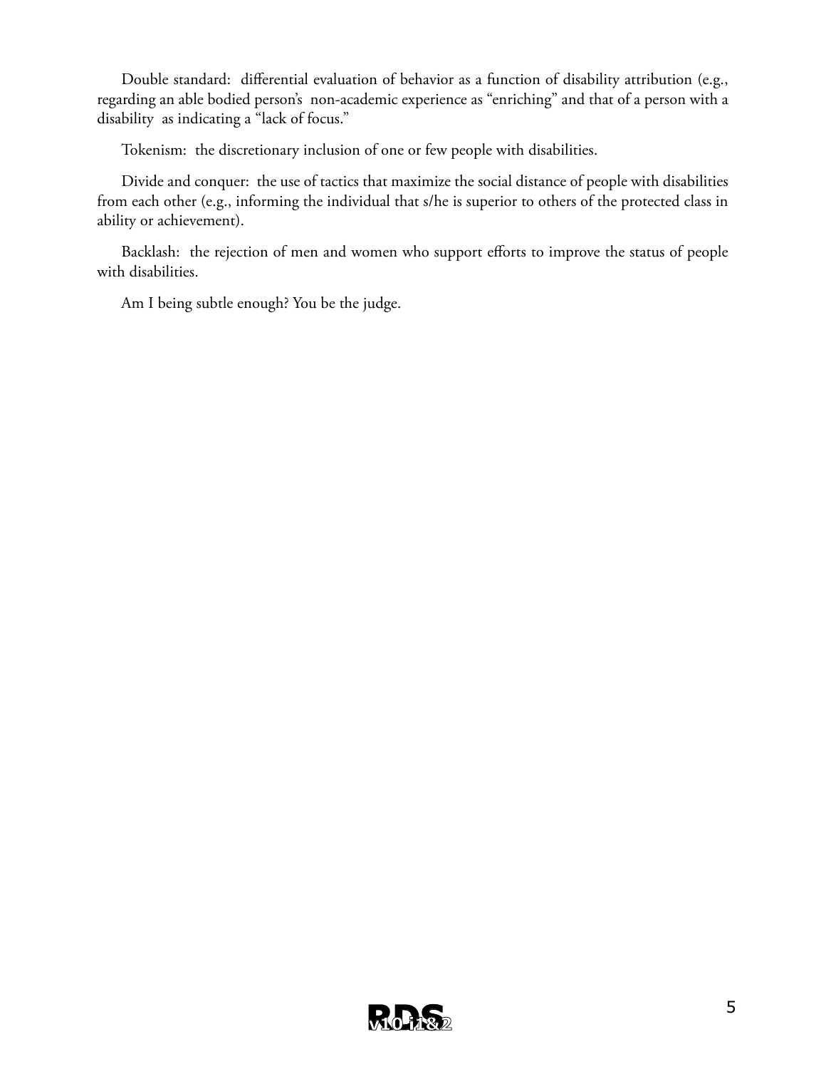Double standard:  differential evaluation of behavior as a function of disability attribution (e.g., regarding an able bodied person's  non-academic experience as "enriching" and that of a person with a disability  as indicating a "lack of focus."

Tokenism:  the discretionary inclusion of one or few people with disabilities.

Divide and conquer:  the use of tactics that maximize the social distance of people with disabilities from each other (e.g., informing the individual that s/he is superior to others of the protected class in ability or achievement).

Backlash:  the rejection of men and women who support efforts to improve the status of people with disabilities.

Am I being subtle enough? You be the judge.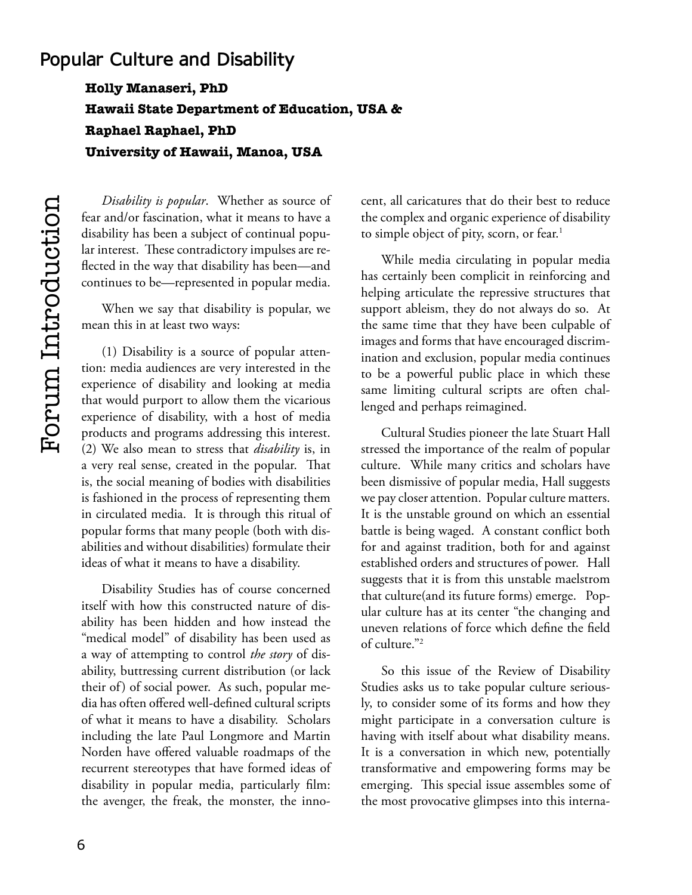# Popular Culture and Disability

**Holly Manaseri, PhD**
**Hawaii State Department of Education, USA &**
**Raphael Raphael, PhD**
**University of Hawaii, Manoa, USA**

## Forum Introduction

*Disability is popular*. Whether as source of fear and/or fascination, what it means to have a disability has been a subject of continual popular interest. These contradictory impulses are reflected in the way that disability has been—and continues to be—represented in popular media.

When we say that disability is popular, we mean this in at least two ways:

(1) Disability is a source of popular attention: media audiences are very interested in the experience of disability and looking at media that would purport to allow them the vicarious experience of disability, with a host of media products and programs addressing this interest. (2) We also mean to stress that *disability* is, in a very real sense, created in the popular. That is, the social meaning of bodies with disabilities is fashioned in the process of representing them in circulated media. It is through this ritual of popular forms that many people (both with disabilities and without disabilities) formulate their ideas of what it means to have a disability.

Disability Studies has of course concerned itself with how this constructed nature of disability has been hidden and how instead the "medical model" of disability has been used as a way of attempting to control *the story* of disability, buttressing current distribution (or lack their of) of social power. As such, popular media has often offered well-defined cultural scripts of what it means to have a disability. Scholars including the late Paul Longmore and Martin Norden have offered valuable roadmaps of the recurrent stereotypes that have formed ideas of disability in popular media, particularly film: the avenger, the freak, the monster, the innocent, all caricatures that do their best to reduce the complex and organic experience of disability to simple object of pity, scorn, or fear.[1]

While media circulating in popular media has certainly been complicit in reinforcing and helping articulate the repressive structures that support ableism, they do not always do so. At the same time that they have been culpable of images and forms that have encouraged discrimination and exclusion, popular media continues to be a powerful public place in which these same limiting cultural scripts are often challenged and perhaps reimagined.

Cultural Studies pioneer the late Stuart Hall stressed the importance of the realm of popular culture. While many critics and scholars have been dismissive of popular media, Hall suggests we pay closer attention. Popular culture matters. It is the unstable ground on which an essential battle is being waged. A constant conflict both for and against tradition, both for and against established orders and structures of power. Hall suggests that it is from this unstable maelstrom that culture(and its future forms) emerge. Popular culture has at its center "the changing and uneven relations of force which define the field of culture."[2]

So this issue of the Review of Disability Studies asks us to take popular culture seriously, to consider some of its forms and how they might participate in a conversation culture is having with itself about what disability means. It is a conversation in which new, potentially transformative and empowering forms may be emerging. This special issue assembles some of the most provocative glimpses into this interna-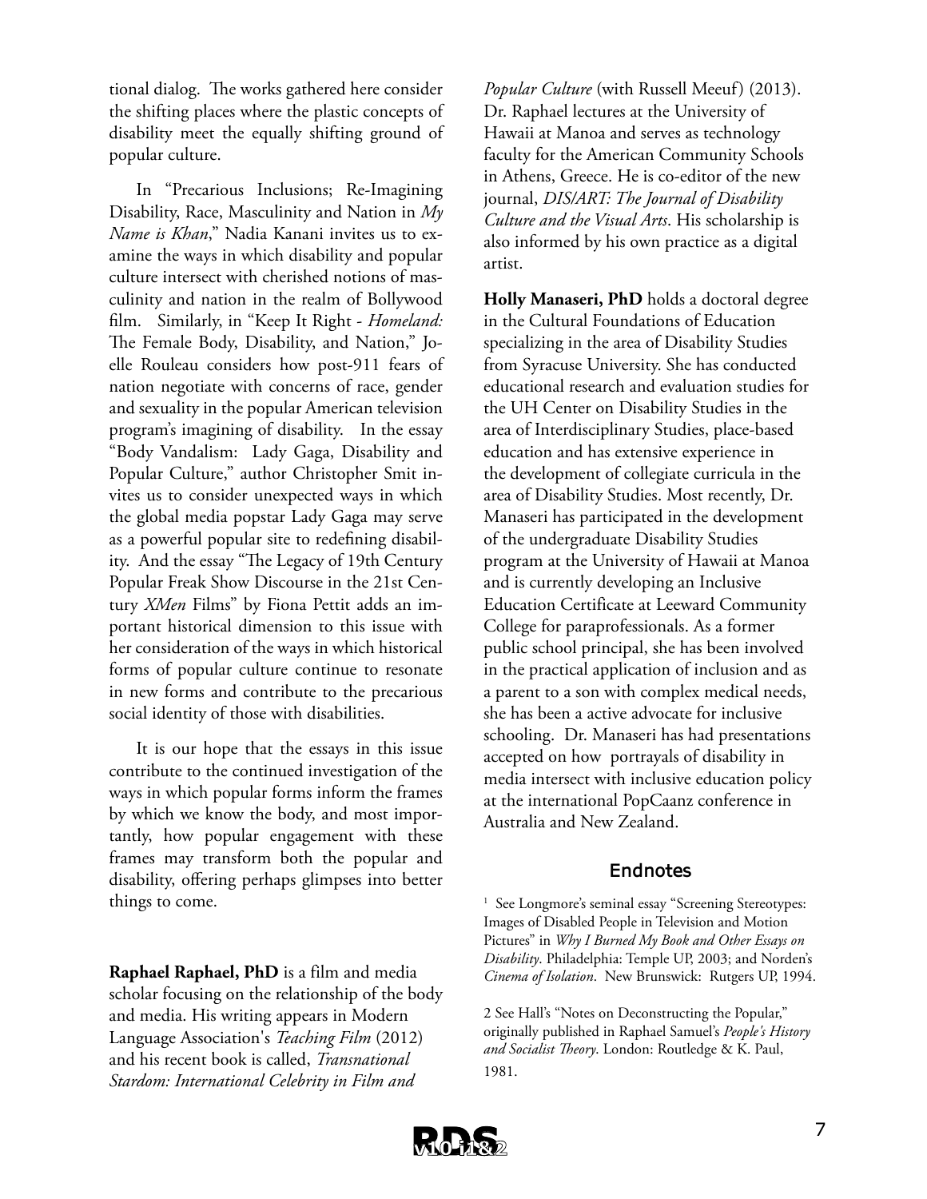tional dialog. The works gathered here consider the shifting places where the plastic concepts of disability meet the equally shifting ground of popular culture.

In "Precarious Inclusions; Re-Imagining Disability, Race, Masculinity and Nation in *My Name is Khan*," Nadia Kanani invites us to examine the ways in which disability and popular culture intersect with cherished notions of masculinity and nation in the realm of Bollywood film. Similarly, in "Keep It Right - *Homeland:* The Female Body, Disability, and Nation," Joelle Rouleau considers how post-911 fears of nation negotiate with concerns of race, gender and sexuality in the popular American television program's imagining of disability. In the essay "Body Vandalism: Lady Gaga, Disability and Popular Culture," author Christopher Smit invites us to consider unexpected ways in which the global media popstar Lady Gaga may serve as a powerful popular site to redefining disability. And the essay "The Legacy of 19th Century Popular Freak Show Discourse in the 21st Century *XMen* Films" by Fiona Pettit adds an important historical dimension to this issue with her consideration of the ways in which historical forms of popular culture continue to resonate in new forms and contribute to the precarious social identity of those with disabilities.

It is our hope that the essays in this issue contribute to the continued investigation of the ways in which popular forms inform the frames by which we know the body, and most importantly, how popular engagement with these frames may transform both the popular and disability, offering perhaps glimpses into better things to come.

**Raphael Raphael, PhD** is a film and media scholar focusing on the relationship of the body and media. His writing appears in Modern Language Association's *Teaching Film* (2012) and his recent book is called, *Transnational Stardom: International Celebrity in Film and Popular Culture* (with Russell Meeuf) (2013). Dr. Raphael lectures at the University of Hawaii at Manoa and serves as technology faculty for the American Community Schools in Athens, Greece. He is co-editor of the new journal, *DIS/ART: The Journal of Disability Culture and the Visual Arts*. His scholarship is also informed by his own practice as a digital artist.

**Holly Manaseri, PhD** holds a doctoral degree in the Cultural Foundations of Education specializing in the area of Disability Studies from Syracuse University. She has conducted educational research and evaluation studies for the UH Center on Disability Studies in the area of Interdisciplinary Studies, place-based education and has extensive experience in the development of collegiate curricula in the area of Disability Studies. Most recently, Dr. Manaseri has participated in the development of the undergraduate Disability Studies program at the University of Hawaii at Manoa and is currently developing an Inclusive Education Certificate at Leeward Community College for paraprofessionals. As a former public school principal, she has been involved in the practical application of inclusion and as a parent to a son with complex medical needs, she has been a active advocate for inclusive schooling. Dr. Manaseri has had presentations accepted on how portrayals of disability in media intersect with inclusive education policy at the international PopCaanz conference in Australia and New Zealand.

## Endnotes

[1] See Longmore's seminal essay "Screening Stereotypes: Images of Disabled People in Television and Motion Pictures" in *Why I Burned My Book and Other Essays on Disability*. Philadelphia: Temple UP, 2003; and Norden's *Cinema of Isolation*. New Brunswick: Rutgers UP, 1994.

2 See Hall's "Notes on Deconstructing the Popular," originally published in Raphael Samuel's *People's History and Socialist Theory*. London: Routledge & K. Paul, 1981.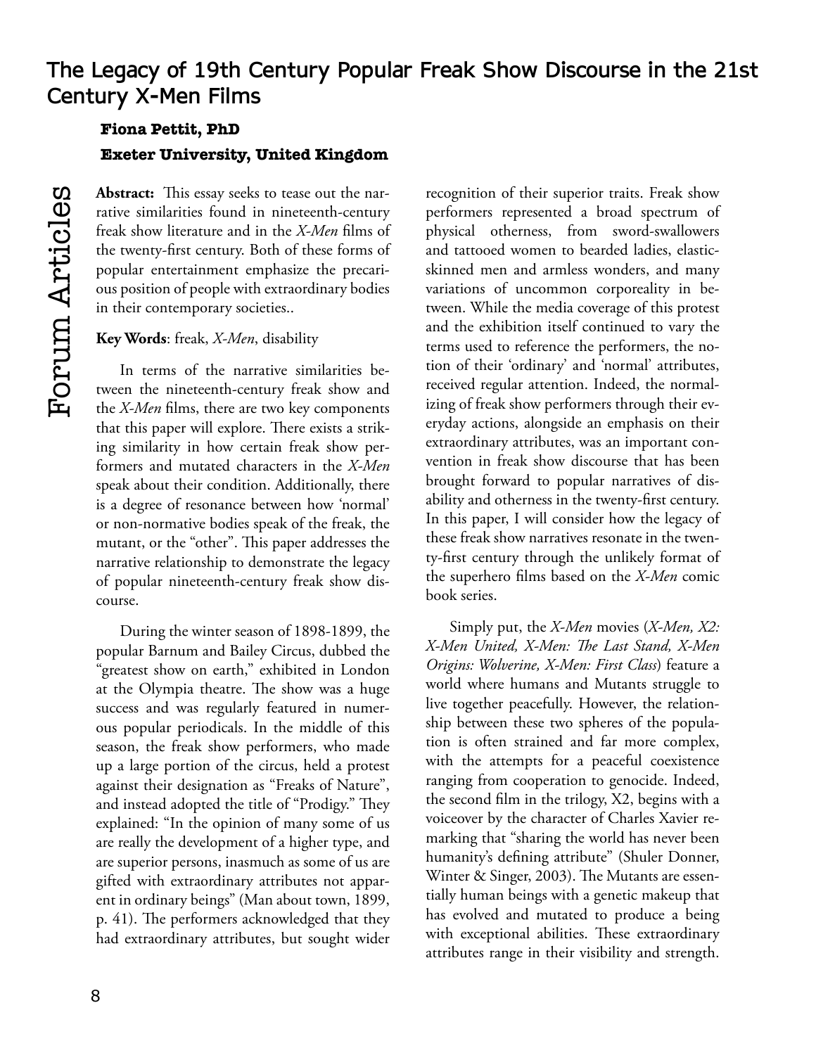# The Legacy of 19th Century Popular Freak Show Discourse in the 21st Century X-Men Films

**Fiona Pettit, PhD**

**Exeter University, United Kingdom**

**Abstract:** This essay seeks to tease out the narrative similarities found in nineteenth-century freak show literature and in the *X-Men* films of the twenty-first century. Both of these forms of popular entertainment emphasize the precarious position of people with extraordinary bodies in their contemporary societies..

**Key Words**: freak, *X-Men*, disability

In terms of the narrative similarities between the nineteenth-century freak show and the *X-Men* films, there are two key components that this paper will explore. There exists a striking similarity in how certain freak show performers and mutated characters in the *X-Men* speak about their condition. Additionally, there is a degree of resonance between how 'normal' or non-normative bodies speak of the freak, the mutant, or the "other". This paper addresses the narrative relationship to demonstrate the legacy of popular nineteenth-century freak show discourse.

During the winter season of 1898-1899, the popular Barnum and Bailey Circus, dubbed the "greatest show on earth," exhibited in London at the Olympia theatre. The show was a huge success and was regularly featured in numerous popular periodicals. In the middle of this season, the freak show performers, who made up a large portion of the circus, held a protest against their designation as "Freaks of Nature", and instead adopted the title of "Prodigy." They explained: "In the opinion of many some of us are really the development of a higher type, and are superior persons, inasmuch as some of us are gifted with extraordinary attributes not apparent in ordinary beings" (Man about town, 1899, p. 41). The performers acknowledged that they had extraordinary attributes, but sought wider recognition of their superior traits. Freak show performers represented a broad spectrum of physical otherness, from sword-swallowers and tattooed women to bearded ladies, elastic-skinned men and armless wonders, and many variations of uncommon corporeality in between. While the media coverage of this protest and the exhibition itself continued to vary the terms used to reference the performers, the notion of their 'ordinary' and 'normal' attributes, received regular attention. Indeed, the normalizing of freak show performers through their everyday actions, alongside an emphasis on their extraordinary attributes, was an important convention in freak show discourse that has been brought forward to popular narratives of disability and otherness in the twenty-first century. In this paper, I will consider how the legacy of these freak show narratives resonate in the twenty-first century through the unlikely format of the superhero films based on the *X-Men* comic book series.

Simply put, the *X-Men* movies (*X-Men, X2: X-Men United, X-Men: The Last Stand, X-Men Origins: Wolverine, X-Men: First Class*) feature a world where humans and Mutants struggle to live together peacefully. However, the relationship between these two spheres of the population is often strained and far more complex, with the attempts for a peaceful coexistence ranging from cooperation to genocide. Indeed, the second film in the trilogy, X2, begins with a voiceover by the character of Charles Xavier remarking that "sharing the world has never been humanity's defining attribute" (Shuler Donner, Winter & Singer, 2003). The Mutants are essentially human beings with a genetic makeup that has evolved and mutated to produce a being with exceptional abilities. These extraordinary attributes range in their visibility and strength.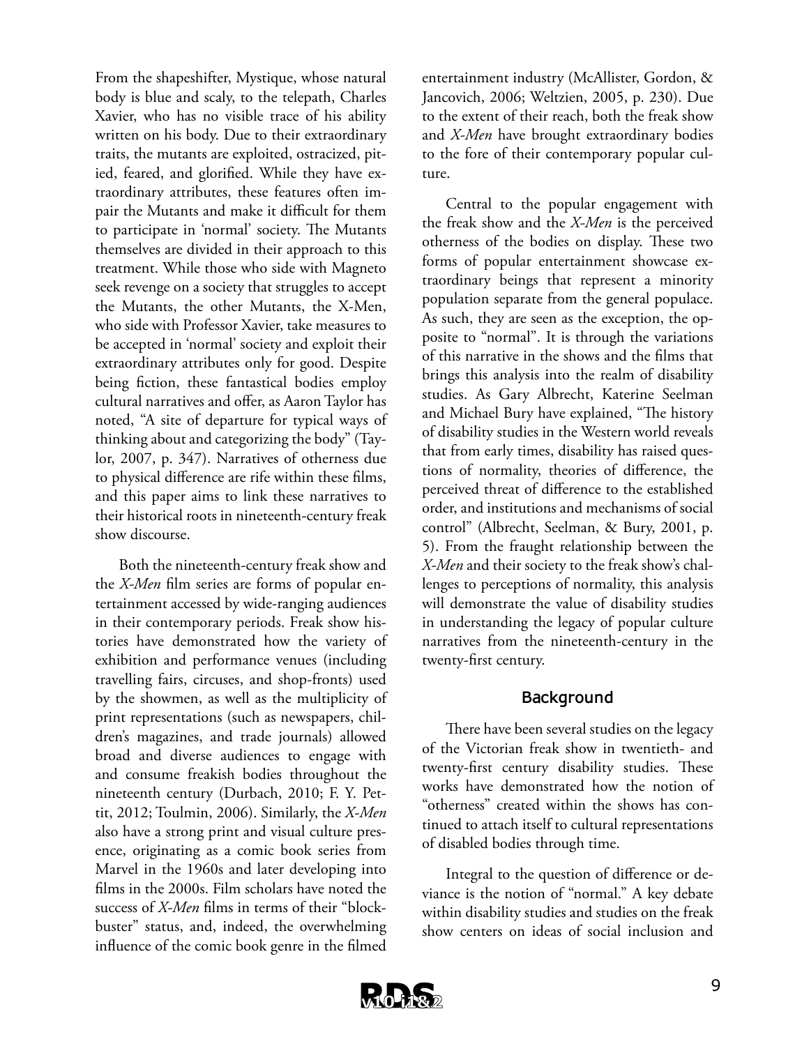From the shapeshifter, Mystique, whose natural body is blue and scaly, to the telepath, Charles Xavier, who has no visible trace of his ability written on his body. Due to their extraordinary traits, the mutants are exploited, ostracized, pitied, feared, and glorified. While they have extraordinary attributes, these features often impair the Mutants and make it difficult for them to participate in 'normal' society. The Mutants themselves are divided in their approach to this treatment. While those who side with Magneto seek revenge on a society that struggles to accept the Mutants, the other Mutants, the X-Men, who side with Professor Xavier, take measures to be accepted in 'normal' society and exploit their extraordinary attributes only for good. Despite being fiction, these fantastical bodies employ cultural narratives and offer, as Aaron Taylor has noted, "A site of departure for typical ways of thinking about and categorizing the body" (Taylor, 2007, p. 347). Narratives of otherness due to physical difference are rife within these films, and this paper aims to link these narratives to their historical roots in nineteenth-century freak show discourse.

Both the nineteenth-century freak show and the *X-Men* film series are forms of popular entertainment accessed by wide-ranging audiences in their contemporary periods. Freak show histories have demonstrated how the variety of exhibition and performance venues (including travelling fairs, circuses, and shop-fronts) used by the showmen, as well as the multiplicity of print representations (such as newspapers, children's magazines, and trade journals) allowed broad and diverse audiences to engage with and consume freakish bodies throughout the nineteenth century (Durbach, 2010; F. Y. Pettit, 2012; Toulmin, 2006). Similarly, the *X-Men* also have a strong print and visual culture presence, originating as a comic book series from Marvel in the 1960s and later developing into films in the 2000s. Film scholars have noted the success of *X-Men* films in terms of their "blockbuster" status, and, indeed, the overwhelming influence of the comic book genre in the filmed entertainment industry (McAllister, Gordon, & Jancovich, 2006; Weltzien, 2005, p. 230). Due to the extent of their reach, both the freak show and *X-Men* have brought extraordinary bodies to the fore of their contemporary popular culture.

Central to the popular engagement with the freak show and the *X-Men* is the perceived otherness of the bodies on display. These two forms of popular entertainment showcase extraordinary beings that represent a minority population separate from the general populace. As such, they are seen as the exception, the opposite to "normal". It is through the variations of this narrative in the shows and the films that brings this analysis into the realm of disability studies. As Gary Albrecht, Katerine Seelman and Michael Bury have explained, "The history of disability studies in the Western world reveals that from early times, disability has raised questions of normality, theories of difference, the perceived threat of difference to the established order, and institutions and mechanisms of social control" (Albrecht, Seelman, & Bury, 2001, p. 5). From the fraught relationship between the *X-Men* and their society to the freak show's challenges to perceptions of normality, this analysis will demonstrate the value of disability studies in understanding the legacy of popular culture narratives from the nineteenth-century in the twenty-first century.

## Background

There have been several studies on the legacy of the Victorian freak show in twentieth- and twenty-first century disability studies. These works have demonstrated how the notion of "otherness" created within the shows has continued to attach itself to cultural representations of disabled bodies through time.

Integral to the question of difference or deviance is the notion of "normal." A key debate within disability studies and studies on the freak show centers on ideas of social inclusion and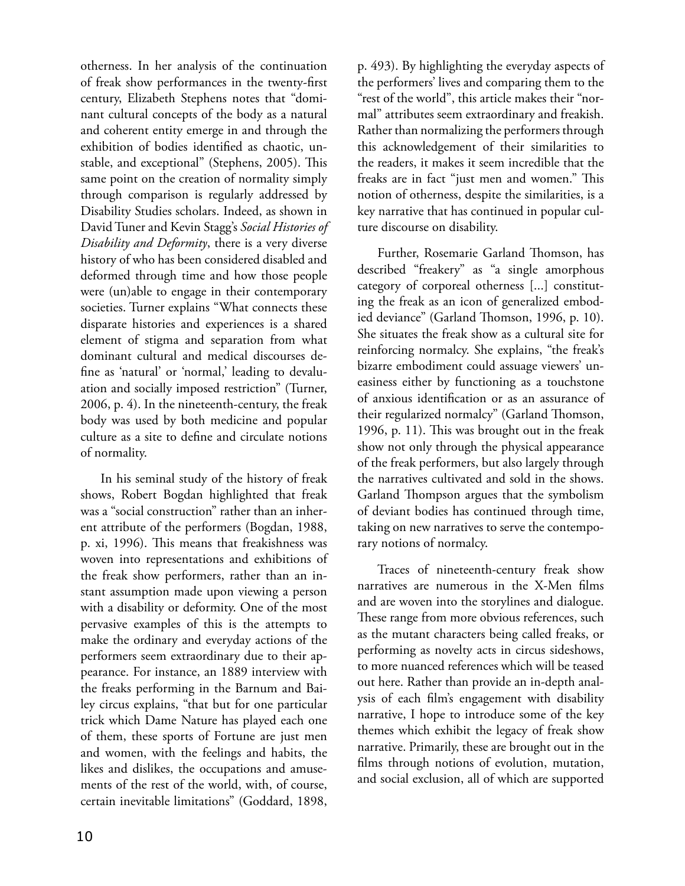otherness. In her analysis of the continuation of freak show performances in the twenty-first century, Elizabeth Stephens notes that "dominant cultural concepts of the body as a natural and coherent entity emerge in and through the exhibition of bodies identified as chaotic, unstable, and exceptional" (Stephens, 2005). This same point on the creation of normality simply through comparison is regularly addressed by Disability Studies scholars. Indeed, as shown in David Tuner and Kevin Stagg's *Social Histories of Disability and Deformity*, there is a very diverse history of who has been considered disabled and deformed through time and how those people were (un)able to engage in their contemporary societies. Turner explains "What connects these disparate histories and experiences is a shared element of stigma and separation from what dominant cultural and medical discourses define as 'natural' or 'normal,' leading to devaluation and socially imposed restriction" (Turner, 2006, p. 4). In the nineteenth-century, the freak body was used by both medicine and popular culture as a site to define and circulate notions of normality.

In his seminal study of the history of freak shows, Robert Bogdan highlighted that freak was a "social construction" rather than an inherent attribute of the performers (Bogdan, 1988, p. xi, 1996). This means that freakishness was woven into representations and exhibitions of the freak show performers, rather than an instant assumption made upon viewing a person with a disability or deformity. One of the most pervasive examples of this is the attempts to make the ordinary and everyday actions of the performers seem extraordinary due to their appearance. For instance, an 1889 interview with the freaks performing in the Barnum and Bailey circus explains, "that but for one particular trick which Dame Nature has played each one of them, these sports of Fortune are just men and women, with the feelings and habits, the likes and dislikes, the occupations and amusements of the rest of the world, with, of course, certain inevitable limitations" (Goddard, 1898, p. 493). By highlighting the everyday aspects of the performers' lives and comparing them to the "rest of the world", this article makes their "normal" attributes seem extraordinary and freakish. Rather than normalizing the performers through this acknowledgement of their similarities to the readers, it makes it seem incredible that the freaks are in fact "just men and women." This notion of otherness, despite the similarities, is a key narrative that has continued in popular culture discourse on disability.

Further, Rosemarie Garland Thomson, has described "freakery" as "a single amorphous category of corporeal otherness [...] constituting the freak as an icon of generalized embodied deviance" (Garland Thomson, 1996, p. 10). She situates the freak show as a cultural site for reinforcing normalcy. She explains, "the freak's bizarre embodiment could assuage viewers' uneasiness either by functioning as a touchstone of anxious identification or as an assurance of their regularized normalcy" (Garland Thomson, 1996, p. 11). This was brought out in the freak show not only through the physical appearance of the freak performers, but also largely through the narratives cultivated and sold in the shows. Garland Thompson argues that the symbolism of deviant bodies has continued through time, taking on new narratives to serve the contemporary notions of normalcy.

Traces of nineteenth-century freak show narratives are numerous in the X-Men films and are woven into the storylines and dialogue. These range from more obvious references, such as the mutant characters being called freaks, or performing as novelty acts in circus sideshows, to more nuanced references which will be teased out here. Rather than provide an in-depth analysis of each film's engagement with disability narrative, I hope to introduce some of the key themes which exhibit the legacy of freak show narrative. Primarily, these are brought out in the films through notions of evolution, mutation, and social exclusion, all of which are supported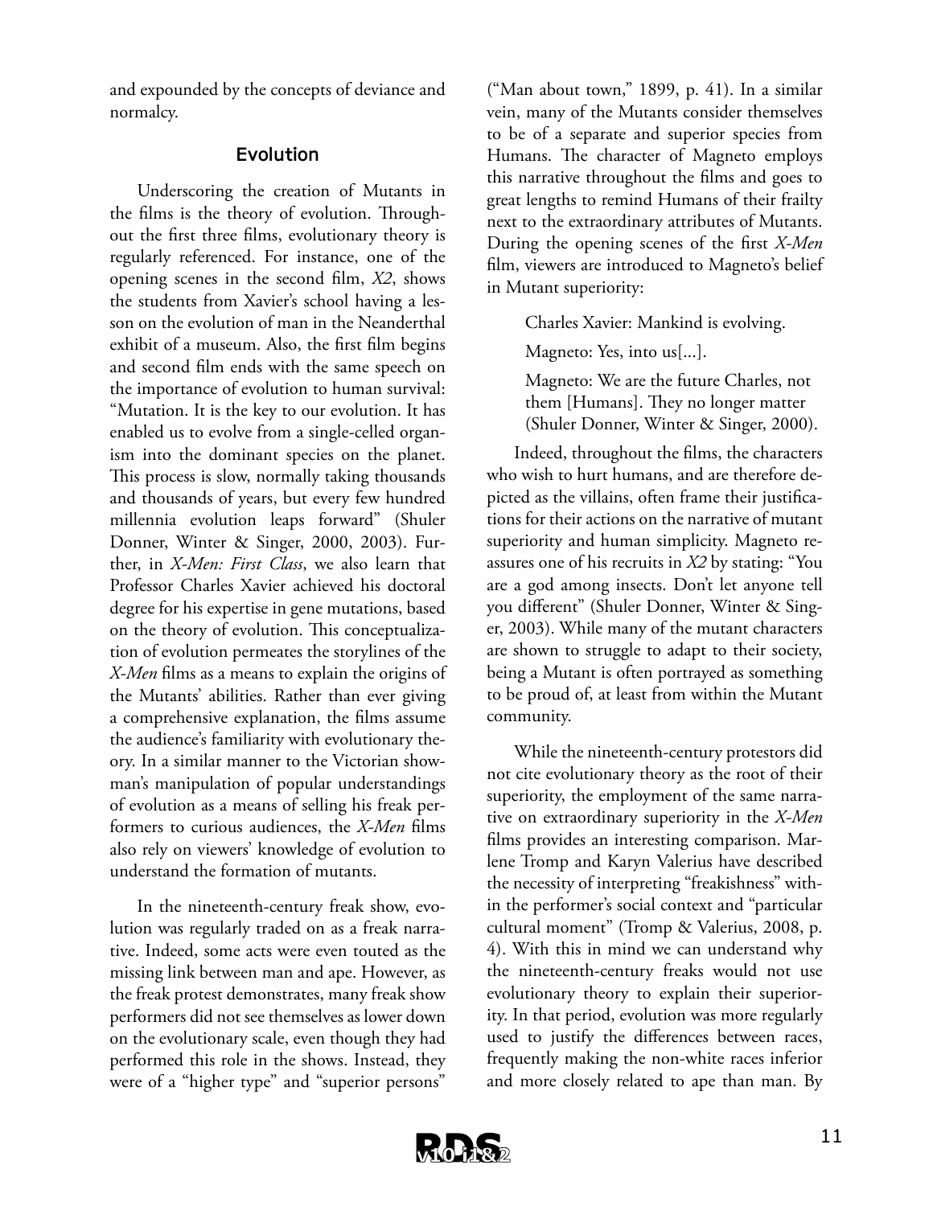and expounded by the concepts of deviance and normalcy.

## Evolution

Underscoring the creation of Mutants in the films is the theory of evolution. Throughout the first three films, evolutionary theory is regularly referenced. For instance, one of the opening scenes in the second film, *X2*, shows the students from Xavier's school having a lesson on the evolution of man in the Neanderthal exhibit of a museum. Also, the first film begins and second film ends with the same speech on the importance of evolution to human survival: "Mutation. It is the key to our evolution. It has enabled us to evolve from a single-celled organism into the dominant species on the planet. This process is slow, normally taking thousands and thousands of years, but every few hundred millennia evolution leaps forward" (Shuler Donner, Winter & Singer, 2000, 2003). Further, in *X-Men: First Class*, we also learn that Professor Charles Xavier achieved his doctoral degree for his expertise in gene mutations, based on the theory of evolution. This conceptualization of evolution permeates the storylines of the *X-Men* films as a means to explain the origins of the Mutants' abilities. Rather than ever giving a comprehensive explanation, the films assume the audience's familiarity with evolutionary theory. In a similar manner to the Victorian showman's manipulation of popular understandings of evolution as a means of selling his freak performers to curious audiences, the *X-Men* films also rely on viewers' knowledge of evolution to understand the formation of mutants.

In the nineteenth-century freak show, evolution was regularly traded on as a freak narrative. Indeed, some acts were even touted as the missing link between man and ape. However, as the freak protest demonstrates, many freak show performers did not see themselves as lower down on the evolutionary scale, even though they had performed this role in the shows. Instead, they were of a "higher type" and "superior persons" ("Man about town," 1899, p. 41). In a similar vein, many of the Mutants consider themselves to be of a separate and superior species from Humans. The character of Magneto employs this narrative throughout the films and goes to great lengths to remind Humans of their frailty next to the extraordinary attributes of Mutants. During the opening scenes of the first *X-Men* film, viewers are introduced to Magneto's belief in Mutant superiority:

> Charles Xavier: Mankind is evolving.
>
> Magneto: Yes, into us[...].
>
> Magneto: We are the future Charles, not them [Humans]. They no longer matter (Shuler Donner, Winter & Singer, 2000).

Indeed, throughout the films, the characters who wish to hurt humans, and are therefore depicted as the villains, often frame their justifications for their actions on the narrative of mutant superiority and human simplicity. Magneto reassures one of his recruits in *X2* by stating: "You are a god among insects. Don't let anyone tell you different" (Shuler Donner, Winter & Singer, 2003). While many of the mutant characters are shown to struggle to adapt to their society, being a Mutant is often portrayed as something to be proud of, at least from within the Mutant community.

While the nineteenth-century protestors did not cite evolutionary theory as the root of their superiority, the employment of the same narrative on extraordinary superiority in the *X-Men* films provides an interesting comparison. Marlene Tromp and Karyn Valerius have described the necessity of interpreting "freakishness" within the performer's social context and "particular cultural moment" (Tromp & Valerius, 2008, p. 4). With this in mind we can understand why the nineteenth-century freaks would not use evolutionary theory to explain their superiority. In that period, evolution was more regularly used to justify the differences between races, frequently making the non-white races inferior and more closely related to ape than man. By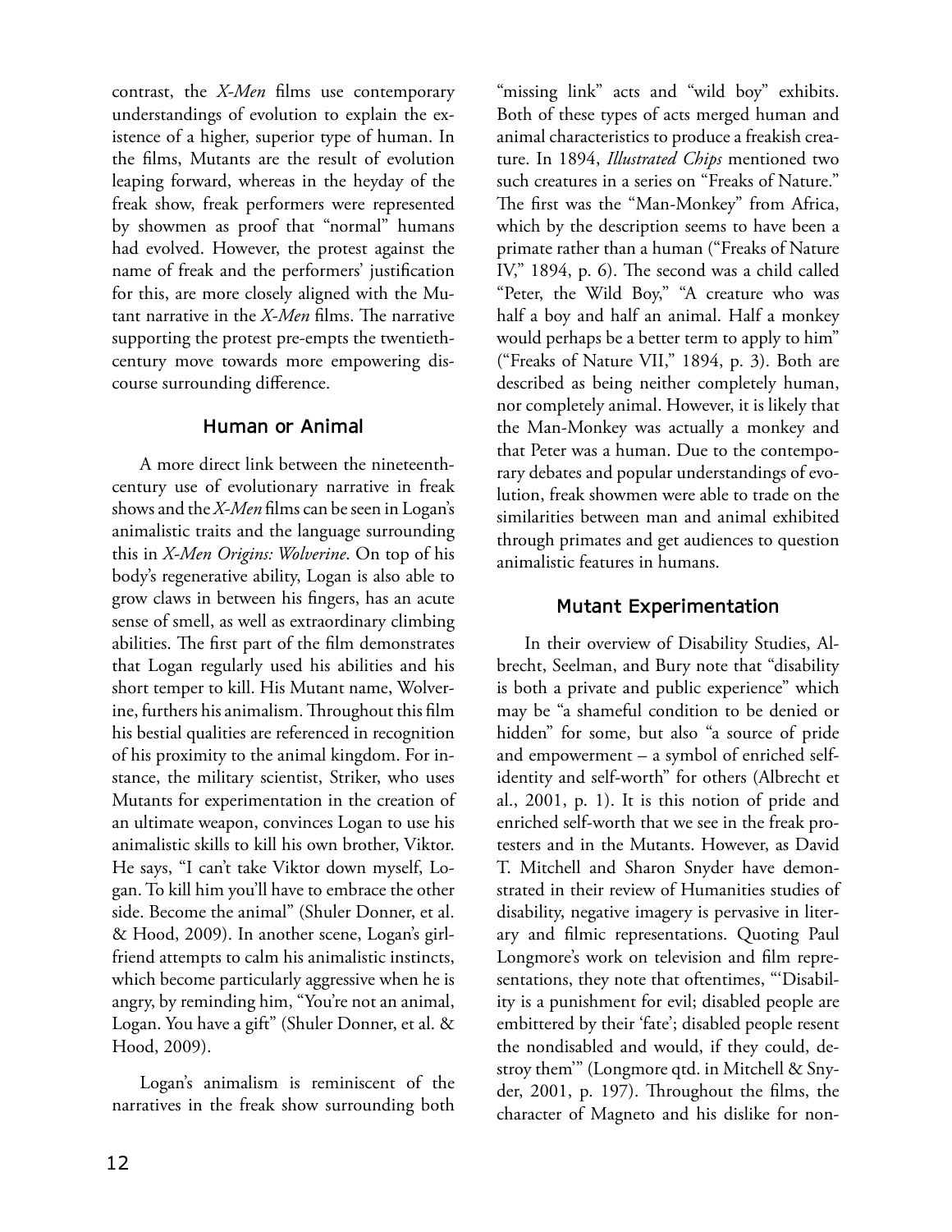contrast, the *X-Men* films use contemporary understandings of evolution to explain the existence of a higher, superior type of human. In the films, Mutants are the result of evolution leaping forward, whereas in the heyday of the freak show, freak performers were represented by showmen as proof that "normal" humans had evolved. However, the protest against the name of freak and the performers' justification for this, are more closely aligned with the Mutant narrative in the *X-Men* films. The narrative supporting the protest pre-empts the twentieth-century move towards more empowering discourse surrounding difference.

## Human or Animal

A more direct link between the nineteenth-century use of evolutionary narrative in freak shows and the *X-Men* films can be seen in Logan's animalistic traits and the language surrounding this in *X-Men Origins: Wolverine*. On top of his body's regenerative ability, Logan is also able to grow claws in between his fingers, has an acute sense of smell, as well as extraordinary climbing abilities. The first part of the film demonstrates that Logan regularly used his abilities and his short temper to kill. His Mutant name, Wolverine, furthers his animalism. Throughout this film his bestial qualities are referenced in recognition of his proximity to the animal kingdom. For instance, the military scientist, Striker, who uses Mutants for experimentation in the creation of an ultimate weapon, convinces Logan to use his animalistic skills to kill his own brother, Viktor. He says, "I can't take Viktor down myself, Logan. To kill him you'll have to embrace the other side. Become the animal" (Shuler Donner, et al. & Hood, 2009). In another scene, Logan's girlfriend attempts to calm his animalistic instincts, which become particularly aggressive when he is angry, by reminding him, "You're not an animal, Logan. You have a gift" (Shuler Donner, et al. & Hood, 2009).

Logan's animalism is reminiscent of the narratives in the freak show surrounding both "missing link" acts and "wild boy" exhibits. Both of these types of acts merged human and animal characteristics to produce a freakish creature. In 1894, *Illustrated Chips* mentioned two such creatures in a series on "Freaks of Nature." The first was the "Man-Monkey" from Africa, which by the description seems to have been a primate rather than a human ("Freaks of Nature IV," 1894, p. 6). The second was a child called "Peter, the Wild Boy," "A creature who was half a boy and half an animal. Half a monkey would perhaps be a better term to apply to him" ("Freaks of Nature VII," 1894, p. 3). Both are described as being neither completely human, nor completely animal. However, it is likely that the Man-Monkey was actually a monkey and that Peter was a human. Due to the contemporary debates and popular understandings of evolution, freak showmen were able to trade on the similarities between man and animal exhibited through primates and get audiences to question animalistic features in humans.

## Mutant Experimentation

In their overview of Disability Studies, Albrecht, Seelman, and Bury note that "disability is both a private and public experience" which may be "a shameful condition to be denied or hidden" for some, but also "a source of pride and empowerment – a symbol of enriched self-identity and self-worth" for others (Albrecht et al., 2001, p. 1). It is this notion of pride and enriched self-worth that we see in the freak protesters and in the Mutants. However, as David T. Mitchell and Sharon Snyder have demonstrated in their review of Humanities studies of disability, negative imagery is pervasive in literary and filmic representations. Quoting Paul Longmore's work on television and film representations, they note that oftentimes, "'Disability is a punishment for evil; disabled people are embittered by their 'fate'; disabled people resent the nondisabled and would, if they could, destroy them'" (Longmore qtd. in Mitchell & Snyder, 2001, p. 197). Throughout the films, the character of Magneto and his dislike for non-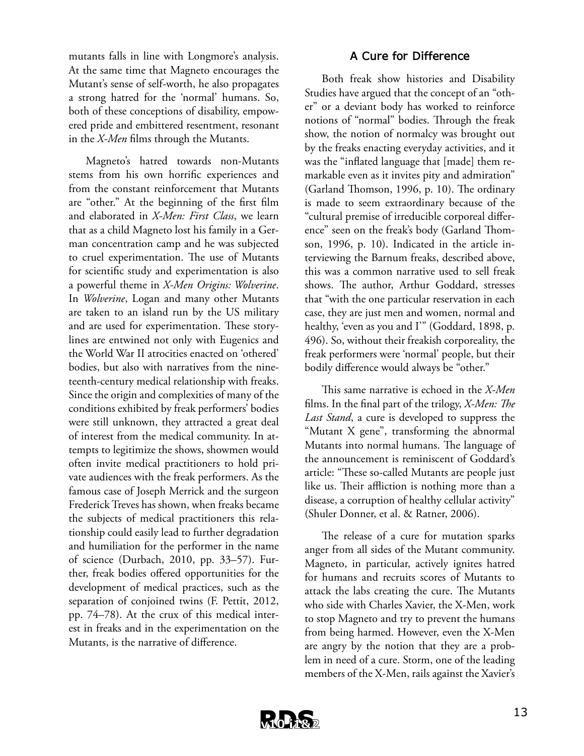mutants falls in line with Longmore's analysis. At the same time that Magneto encourages the Mutant's sense of self-worth, he also propagates a strong hatred for the 'normal' humans. So, both of these conceptions of disability, empowered pride and embittered resentment, resonant in the *X-Men* films through the Mutants.

Magneto's hatred towards non-Mutants stems from his own horrific experiences and from the constant reinforcement that Mutants are "other." At the beginning of the first film and elaborated in *X-Men: First Class*, we learn that as a child Magneto lost his family in a German concentration camp and he was subjected to cruel experimentation. The use of Mutants for scientific study and experimentation is also a powerful theme in *X-Men Origins: Wolverine*. In *Wolverine*, Logan and many other Mutants are taken to an island run by the US military and are used for experimentation. These storylines are entwined not only with Eugenics and the World War II atrocities enacted on 'othered' bodies, but also with narratives from the nineteenth-century medical relationship with freaks. Since the origin and complexities of many of the conditions exhibited by freak performers' bodies were still unknown, they attracted a great deal of interest from the medical community. In attempts to legitimize the shows, showmen would often invite medical practitioners to hold private audiences with the freak performers. As the famous case of Joseph Merrick and the surgeon Frederick Treves has shown, when freaks became the subjects of medical practitioners this relationship could easily lead to further degradation and humiliation for the performer in the name of science (Durbach, 2010, pp. 33–57). Further, freak bodies offered opportunities for the development of medical practices, such as the separation of conjoined twins (F. Pettit, 2012, pp. 74–78). At the crux of this medical interest in freaks and in the experimentation on the Mutants, is the narrative of difference.

## A Cure for Difference

Both freak show histories and Disability Studies have argued that the concept of an "other" or a deviant body has worked to reinforce notions of "normal" bodies. Through the freak show, the notion of normalcy was brought out by the freaks enacting everyday activities, and it was the "inflated language that [made] them remarkable even as it invites pity and admiration" (Garland Thomson, 1996, p. 10). The ordinary is made to seem extraordinary because of the "cultural premise of irreducible corporeal difference" seen on the freak's body (Garland Thomson, 1996, p. 10). Indicated in the article interviewing the Barnum freaks, described above, this was a common narrative used to sell freak shows. The author, Arthur Goddard, stresses that "with the one particular reservation in each case, they are just men and women, normal and healthy, 'even as you and I'" (Goddard, 1898, p. 496). So, without their freakish corporeality, the freak performers were 'normal' people, but their bodily difference would always be "other."

This same narrative is echoed in the *X-Men* films. In the final part of the trilogy, *X-Men: The Last Stand*, a cure is developed to suppress the "Mutant X gene", transforming the abnormal Mutants into normal humans. The language of the announcement is reminiscent of Goddard's article: "These so-called Mutants are people just like us. Their affliction is nothing more than a disease, a corruption of healthy cellular activity" (Shuler Donner, et al. & Ratner, 2006).

The release of a cure for mutation sparks anger from all sides of the Mutant community. Magneto, in particular, actively ignites hatred for humans and recruits scores of Mutants to attack the labs creating the cure. The Mutants who side with Charles Xavier, the X-Men, work to stop Magneto and try to prevent the humans from being harmed. However, even the X-Men are angry by the notion that they are a problem in need of a cure. Storm, one of the leading members of the X-Men, rails against the Xavier's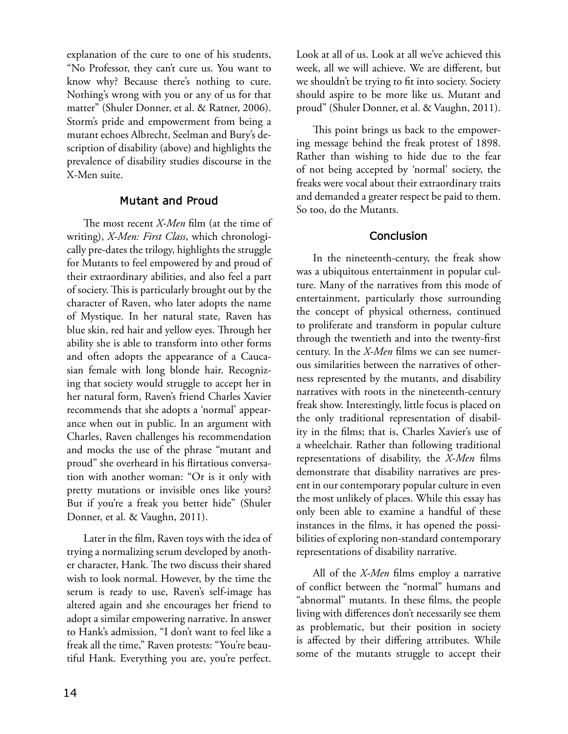explanation of the cure to one of his students, "No Professor, they can't cure us. You want to know why? Because there's nothing to cure. Nothing's wrong with you or any of us for that matter" (Shuler Donner, et al. & Ratner, 2006). Storm's pride and empowerment from being a mutant echoes Albrecht, Seelman and Bury's description of disability (above) and highlights the prevalence of disability studies discourse in the X-Men suite.

## Mutant and Proud

The most recent *X-Men* film (at the time of writing), *X-Men: First Class*, which chronologically pre-dates the trilogy, highlights the struggle for Mutants to feel empowered by and proud of their extraordinary abilities, and also feel a part of society. This is particularly brought out by the character of Raven, who later adopts the name of Mystique. In her natural state, Raven has blue skin, red hair and yellow eyes. Through her ability she is able to transform into other forms and often adopts the appearance of a Caucasian female with long blonde hair. Recognizing that society would struggle to accept her in her natural form, Raven's friend Charles Xavier recommends that she adopts a 'normal' appearance when out in public. In an argument with Charles, Raven challenges his recommendation and mocks the use of the phrase "mutant and proud" she overheard in his flirtatious conversation with another woman: "Or is it only with pretty mutations or invisible ones like yours? But if you're a freak you better hide" (Shuler Donner, et al. & Vaughn, 2011).

Later in the film, Raven toys with the idea of trying a normalizing serum developed by another character, Hank. The two discuss their shared wish to look normal. However, by the time the serum is ready to use, Raven's self-image has altered again and she encourages her friend to adopt a similar empowering narrative. In answer to Hank's admission, "I don't want to feel like a freak all the time," Raven protests: "You're beautiful Hank. Everything you are, you're perfect. Look at all of us. Look at all we've achieved this week, all we will achieve. We are different, but we shouldn't be trying to fit into society. Society should aspire to be more like us. Mutant and proud" (Shuler Donner, et al. & Vaughn, 2011).

This point brings us back to the empowering message behind the freak protest of 1898. Rather than wishing to hide due to the fear of not being accepted by 'normal' society, the freaks were vocal about their extraordinary traits and demanded a greater respect be paid to them. So too, do the Mutants.

## Conclusion

In the nineteenth-century, the freak show was a ubiquitous entertainment in popular culture. Many of the narratives from this mode of entertainment, particularly those surrounding the concept of physical otherness, continued to proliferate and transform in popular culture through the twentieth and into the twenty-first century. In the *X-Men* films we can see numerous similarities between the narratives of otherness represented by the mutants, and disability narratives with roots in the nineteenth-century freak show. Interestingly, little focus is placed on the only traditional representation of disability in the films; that is, Charles Xavier's use of a wheelchair. Rather than following traditional representations of disability, the *X-Men* films demonstrate that disability narratives are present in our contemporary popular culture in even the most unlikely of places. While this essay has only been able to examine a handful of these instances in the films, it has opened the possibilities of exploring non-standard contemporary representations of disability narrative.

All of the *X-Men* films employ a narrative of conflict between the "normal" humans and "abnormal" mutants. In these films, the people living with differences don't necessarily see them as problematic, but their position in society is affected by their differing attributes. While some of the mutants struggle to accept their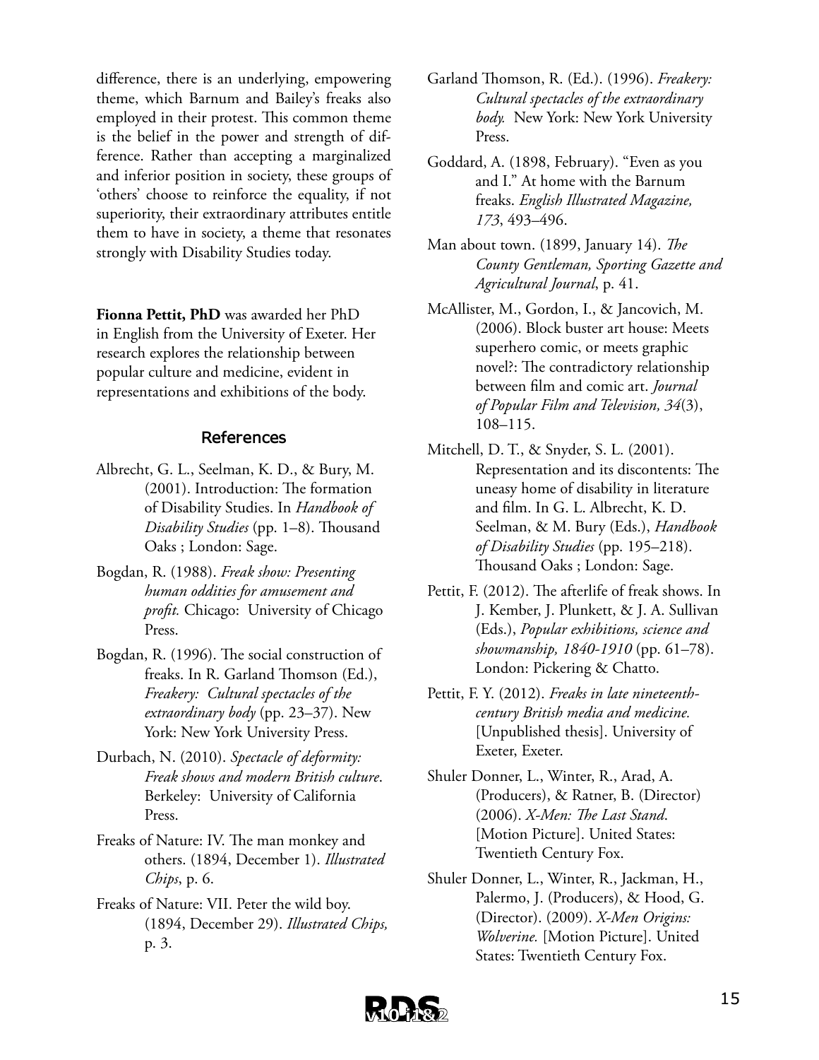difference, there is an underlying, empowering theme, which Barnum and Bailey's freaks also employed in their protest. This common theme is the belief in the power and strength of difference. Rather than accepting a marginalized and inferior position in society, these groups of 'others' choose to reinforce the equality, if not superiority, their extraordinary attributes entitle them to have in society, a theme that resonates strongly with Disability Studies today.

**Fionna Pettit, PhD** was awarded her PhD in English from the University of Exeter. Her research explores the relationship between popular culture and medicine, evident in representations and exhibitions of the body.

## References

Albrecht, G. L., Seelman, K. D., & Bury, M. (2001). Introduction: The formation of Disability Studies. In *Handbook of Disability Studies* (pp. 1–8). Thousand Oaks ; London: Sage.

Bogdan, R. (1988). *Freak show: Presenting human oddities for amusement and profit.* Chicago: University of Chicago Press.

Bogdan, R. (1996). The social construction of freaks. In R. Garland Thomson (Ed.), *Freakery: Cultural spectacles of the extraordinary body* (pp. 23–37). New York: New York University Press.

Durbach, N. (2010). *Spectacle of deformity: Freak shows and modern British culture*. Berkeley: University of California Press.

Freaks of Nature: IV. The man monkey and others. (1894, December 1). *Illustrated Chips*, p. 6.

Freaks of Nature: VII. Peter the wild boy. (1894, December 29). *Illustrated Chips,* p. 3.

Garland Thomson, R. (Ed.). (1996). *Freakery: Cultural spectacles of the extraordinary body.* New York: New York University Press.

Goddard, A. (1898, February). "Even as you and I." At home with the Barnum freaks. *English Illustrated Magazine, 173*, 493–496.

Man about town. (1899, January 14). *The County Gentleman, Sporting Gazette and Agricultural Journal*, p. 41.

McAllister, M., Gordon, I., & Jancovich, M. (2006). Block buster art house: Meets superhero comic, or meets graphic novel?: The contradictory relationship between film and comic art. *Journal of Popular Film and Television, 34*(3), 108–115.

Mitchell, D. T., & Snyder, S. L. (2001). Representation and its discontents: The uneasy home of disability in literature and film. In G. L. Albrecht, K. D. Seelman, & M. Bury (Eds.), *Handbook of Disability Studies* (pp. 195–218). Thousand Oaks ; London: Sage.

Pettit, F. (2012). The afterlife of freak shows. In J. Kember, J. Plunkett, & J. A. Sullivan (Eds.), *Popular exhibitions, science and showmanship, 1840-1910* (pp. 61–78). London: Pickering & Chatto.

Pettit, F. Y. (2012). *Freaks in late nineteenth-century British media and medicine.* [Unpublished thesis]. University of Exeter, Exeter.

Shuler Donner, L., Winter, R., Arad, A. (Producers), & Ratner, B. (Director) (2006). *X-Men: The Last Stand*. [Motion Picture]. United States: Twentieth Century Fox.

Shuler Donner, L., Winter, R., Jackman, H., Palermo, J. (Producers), & Hood, G. (Director). (2009). *X-Men Origins: Wolverine.* [Motion Picture]. United States: Twentieth Century Fox.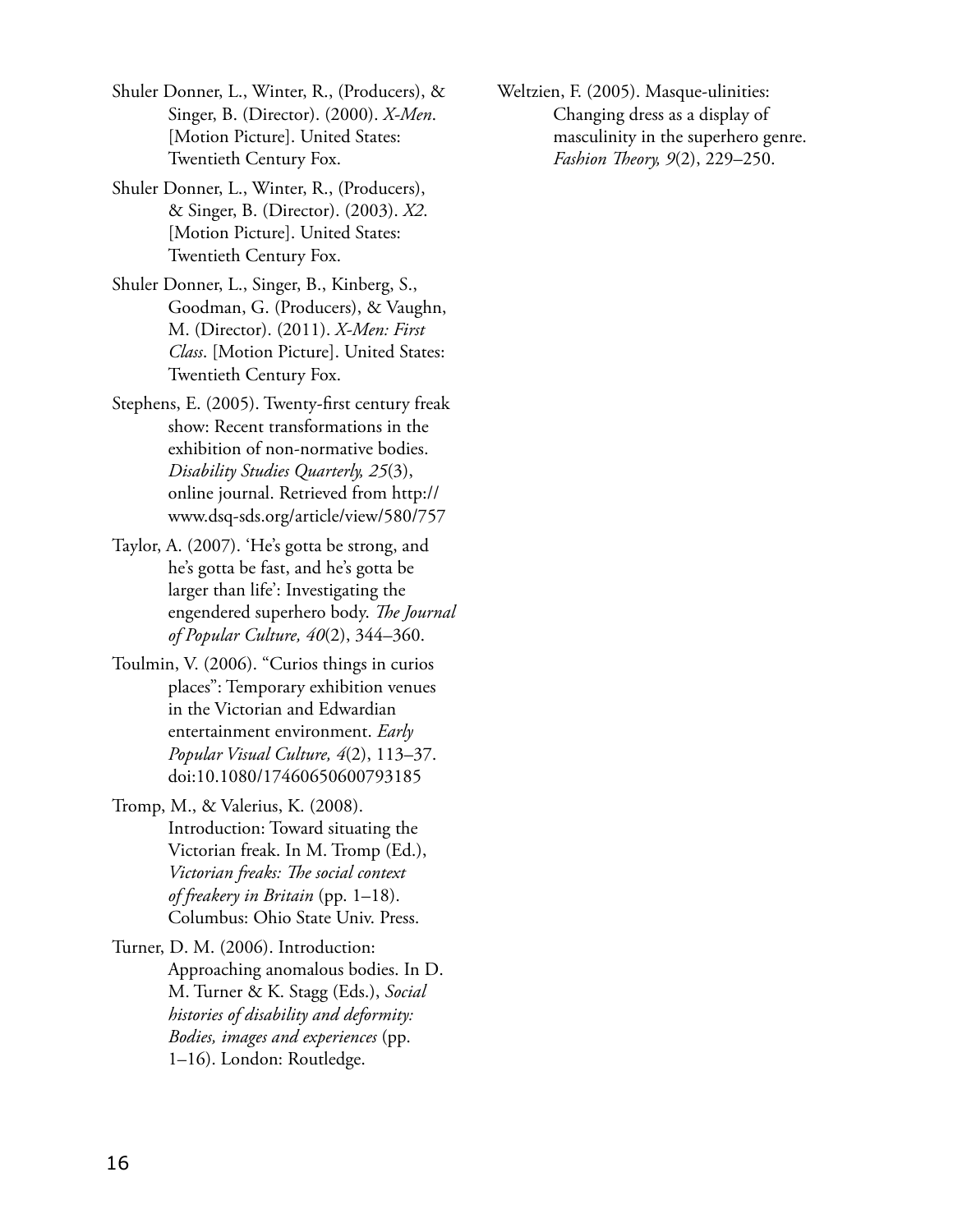Shuler Donner, L., Winter, R., (Producers), & Singer, B. (Director). (2000). *X-Men*. [Motion Picture]. United States: Twentieth Century Fox.

Shuler Donner, L., Winter, R., (Producers), & Singer, B. (Director). (2003). *X2*. [Motion Picture]. United States: Twentieth Century Fox.

Shuler Donner, L., Singer, B., Kinberg, S., Goodman, G. (Producers), & Vaughn, M. (Director). (2011). *X-Men: First Class*. [Motion Picture]. United States: Twentieth Century Fox.

Stephens, E. (2005). Twenty-first century freak show: Recent transformations in the exhibition of non-normative bodies. *Disability Studies Quarterly, 25*(3), online journal. Retrieved from http://www.dsq-sds.org/article/view/580/757

Taylor, A. (2007). 'He's gotta be strong, and he's gotta be fast, and he's gotta be larger than life': Investigating the engendered superhero body. *The Journal of Popular Culture, 40*(2), 344–360.

Toulmin, V. (2006). "Curios things in curios places": Temporary exhibition venues in the Victorian and Edwardian entertainment environment. *Early Popular Visual Culture, 4*(2), 113–37. doi:10.1080/17460650600793185

Tromp, M., & Valerius, K. (2008). Introduction: Toward situating the Victorian freak. In M. Tromp (Ed.), *Victorian freaks: The social context of freakery in Britain* (pp. 1–18). Columbus: Ohio State Univ. Press.

Turner, D. M. (2006). Introduction: Approaching anomalous bodies. In D. M. Turner & K. Stagg (Eds.), *Social histories of disability and deformity: Bodies, images and experiences* (pp. 1–16). London: Routledge.

Weltzien, F. (2005). Masque-ulinities: Changing dress as a display of masculinity in the superhero genre. *Fashion Theory, 9*(2), 229–250.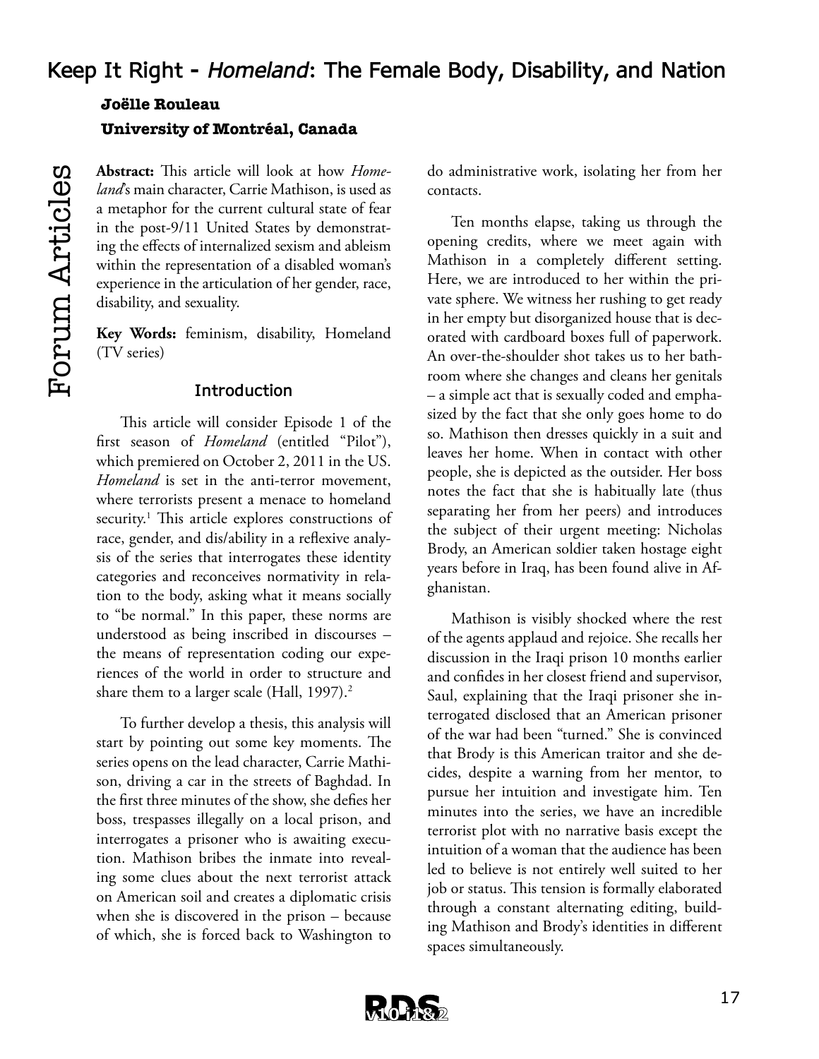# Keep It Right - *Homeland*: The Female Body, Disability, and Nation

**Joëlle Rouleau**

**University of Montréal, Canada**

**Abstract:** This article will look at how *Homeland*'s main character, Carrie Mathison, is used as a metaphor for the current cultural state of fear in the post-9/11 United States by demonstrating the effects of internalized sexism and ableism within the representation of a disabled woman's experience in the articulation of her gender, race, disability, and sexuality.

**Key Words:** feminism, disability, Homeland (TV series)

## Introduction

This article will consider Episode 1 of the first season of *Homeland* (entitled "Pilot"), which premiered on October 2, 2011 in the US. *Homeland* is set in the anti-terror movement, where terrorists present a menace to homeland security.[1] This article explores constructions of race, gender, and dis/ability in a reflexive analysis of the series that interrogates these identity categories and reconceives normativity in relation to the body, asking what it means socially to "be normal." In this paper, these norms are understood as being inscribed in discourses – the means of representation coding our experiences of the world in order to structure and share them to a larger scale (Hall, 1997).[2]

To further develop a thesis, this analysis will start by pointing out some key moments. The series opens on the lead character, Carrie Mathison, driving a car in the streets of Baghdad. In the first three minutes of the show, she defies her boss, trespasses illegally on a local prison, and interrogates a prisoner who is awaiting execution. Mathison bribes the inmate into revealing some clues about the next terrorist attack on American soil and creates a diplomatic crisis when she is discovered in the prison – because of which, she is forced back to Washington to do administrative work, isolating her from her contacts.

Ten months elapse, taking us through the opening credits, where we meet again with Mathison in a completely different setting. Here, we are introduced to her within the private sphere. We witness her rushing to get ready in her empty but disorganized house that is decorated with cardboard boxes full of paperwork. An over-the-shoulder shot takes us to her bathroom where she changes and cleans her genitals – a simple act that is sexually coded and emphasized by the fact that she only goes home to do so. Mathison then dresses quickly in a suit and leaves her home. When in contact with other people, she is depicted as the outsider. Her boss notes the fact that she is habitually late (thus separating her from her peers) and introduces the subject of their urgent meeting: Nicholas Brody, an American soldier taken hostage eight years before in Iraq, has been found alive in Afghanistan.

Mathison is visibly shocked where the rest of the agents applaud and rejoice. She recalls her discussion in the Iraqi prison 10 months earlier and confides in her closest friend and supervisor, Saul, explaining that the Iraqi prisoner she interrogated disclosed that an American prisoner of the war had been "turned." She is convinced that Brody is this American traitor and she decides, despite a warning from her mentor, to pursue her intuition and investigate him. Ten minutes into the series, we have an incredible terrorist plot with no narrative basis except the intuition of a woman that the audience has been led to believe is not entirely well suited to her job or status. This tension is formally elaborated through a constant alternating editing, building Mathison and Brody's identities in different spaces simultaneously.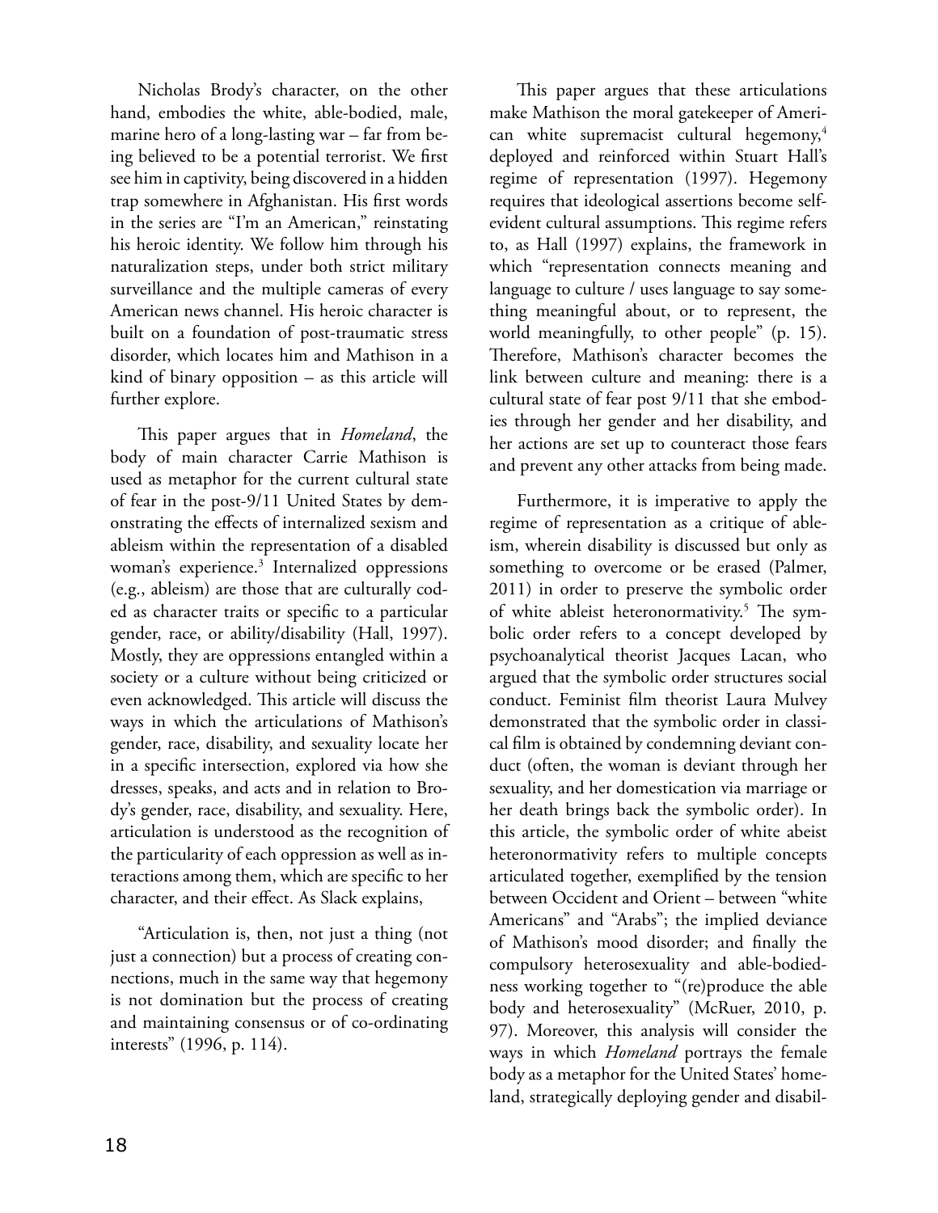Nicholas Brody's character, on the other hand, embodies the white, able-bodied, male, marine hero of a long-lasting war – far from being believed to be a potential terrorist. We first see him in captivity, being discovered in a hidden trap somewhere in Afghanistan. His first words in the series are "I'm an American," reinstating his heroic identity. We follow him through his naturalization steps, under both strict military surveillance and the multiple cameras of every American news channel. His heroic character is built on a foundation of post-traumatic stress disorder, which locates him and Mathison in a kind of binary opposition – as this article will further explore.

This paper argues that in *Homeland*, the body of main character Carrie Mathison is used as metaphor for the current cultural state of fear in the post-9/11 United States by demonstrating the effects of internalized sexism and ableism within the representation of a disabled woman's experience.[3] Internalized oppressions (e.g., ableism) are those that are culturally coded as character traits or specific to a particular gender, race, or ability/disability (Hall, 1997). Mostly, they are oppressions entangled within a society or a culture without being criticized or even acknowledged. This article will discuss the ways in which the articulations of Mathison's gender, race, disability, and sexuality locate her in a specific intersection, explored via how she dresses, speaks, and acts and in relation to Brody's gender, race, disability, and sexuality. Here, articulation is understood as the recognition of the particularity of each oppression as well as interactions among them, which are specific to her character, and their effect. As Slack explains,

"Articulation is, then, not just a thing (not just a connection) but a process of creating connections, much in the same way that hegemony is not domination but the process of creating and maintaining consensus or of co-ordinating interests" (1996, p. 114).

This paper argues that these articulations make Mathison the moral gatekeeper of American white supremacist cultural hegemony,[4] deployed and reinforced within Stuart Hall's regime of representation (1997). Hegemony requires that ideological assertions become self-evident cultural assumptions. This regime refers to, as Hall (1997) explains, the framework in which "representation connects meaning and language to culture / uses language to say something meaningful about, or to represent, the world meaningfully, to other people" (p. 15). Therefore, Mathison's character becomes the link between culture and meaning: there is a cultural state of fear post 9/11 that she embodies through her gender and her disability, and her actions are set up to counteract those fears and prevent any other attacks from being made.

Furthermore, it is imperative to apply the regime of representation as a critique of ableism, wherein disability is discussed but only as something to overcome or be erased (Palmer, 2011) in order to preserve the symbolic order of white ableist heteronormativity.[5] The symbolic order refers to a concept developed by psychoanalytical theorist Jacques Lacan, who argued that the symbolic order structures social conduct. Feminist film theorist Laura Mulvey demonstrated that the symbolic order in classical film is obtained by condemning deviant conduct (often, the woman is deviant through her sexuality, and her domestication via marriage or her death brings back the symbolic order). In this article, the symbolic order of white abeist heteronormativity refers to multiple concepts articulated together, exemplified by the tension between Occident and Orient – between "white Americans" and "Arabs"; the implied deviance of Mathison's mood disorder; and finally the compulsory heterosexuality and able-bodiedness working together to "(re)produce the able body and heterosexuality" (McRuer, 2010, p. 97). Moreover, this analysis will consider the ways in which *Homeland* portrays the female body as a metaphor for the United States' homeland, strategically deploying gender and disabil-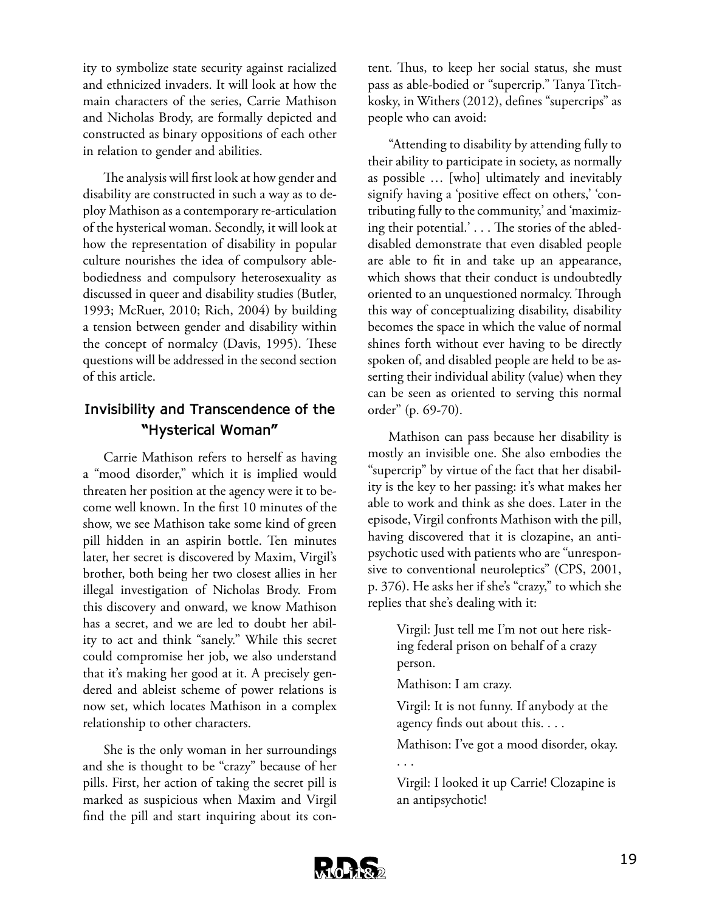ity to symbolize state security against racialized and ethnicized invaders. It will look at how the main characters of the series, Carrie Mathison and Nicholas Brody, are formally depicted and constructed as binary oppositions of each other in relation to gender and abilities.

The analysis will first look at how gender and disability are constructed in such a way as to deploy Mathison as a contemporary re-articulation of the hysterical woman. Secondly, it will look at how the representation of disability in popular culture nourishes the idea of compulsory able-bodiedness and compulsory heterosexuality as discussed in queer and disability studies (Butler, 1993; McRuer, 2010; Rich, 2004) by building a tension between gender and disability within the concept of normalcy (Davis, 1995). These questions will be addressed in the second section of this article.

## Invisibility and Transcendence of the "Hysterical Woman"

Carrie Mathison refers to herself as having a "mood disorder," which it is implied would threaten her position at the agency were it to become well known. In the first 10 minutes of the show, we see Mathison take some kind of green pill hidden in an aspirin bottle. Ten minutes later, her secret is discovered by Maxim, Virgil's brother, both being her two closest allies in her illegal investigation of Nicholas Brody. From this discovery and onward, we know Mathison has a secret, and we are led to doubt her ability to act and think "sanely." While this secret could compromise her job, we also understand that it's making her good at it. A precisely gendered and ableist scheme of power relations is now set, which locates Mathison in a complex relationship to other characters.

She is the only woman in her surroundings and she is thought to be "crazy" because of her pills. First, her action of taking the secret pill is marked as suspicious when Maxim and Virgil find the pill and start inquiring about its content. Thus, to keep her social status, she must pass as able-bodied or "supercrip." Tanya Titchkosky, in Withers (2012), defines "supercrips" as people who can avoid:

> "Attending to disability by attending fully to their ability to participate in society, as normally as possible … [who] ultimately and inevitably signify having a 'positive effect on others,' 'contributing fully to the community,' and 'maximizing their potential.' . . . The stories of the abled-disabled demonstrate that even disabled people are able to fit in and take up an appearance, which shows that their conduct is undoubtedly oriented to an unquestioned normalcy. Through this way of conceptualizing disability, disability becomes the space in which the value of normal shines forth without ever having to be directly spoken of, and disabled people are held to be asserting their individual ability (value) when they can be seen as oriented to serving this normal order" (p. 69-70).

Mathison can pass because her disability is mostly an invisible one. She also embodies the "supercrip" by virtue of the fact that her disability is the key to her passing: it's what makes her able to work and think as she does. Later in the episode, Virgil confronts Mathison with the pill, having discovered that it is clozapine, an anti-psychotic used with patients who are "unresponsive to conventional neuroleptics" (CPS, 2001, p. 376). He asks her if she's "crazy," to which she replies that she's dealing with it:

> Virgil: Just tell me I'm not out here risking federal prison on behalf of a crazy person.
>
> Mathison: I am crazy.
>
> Virgil: It is not funny. If anybody at the agency finds out about this. . . .
>
> Mathison: I've got a mood disorder, okay. . . .
>
> Virgil: I looked it up Carrie! Clozapine is an antipsychotic!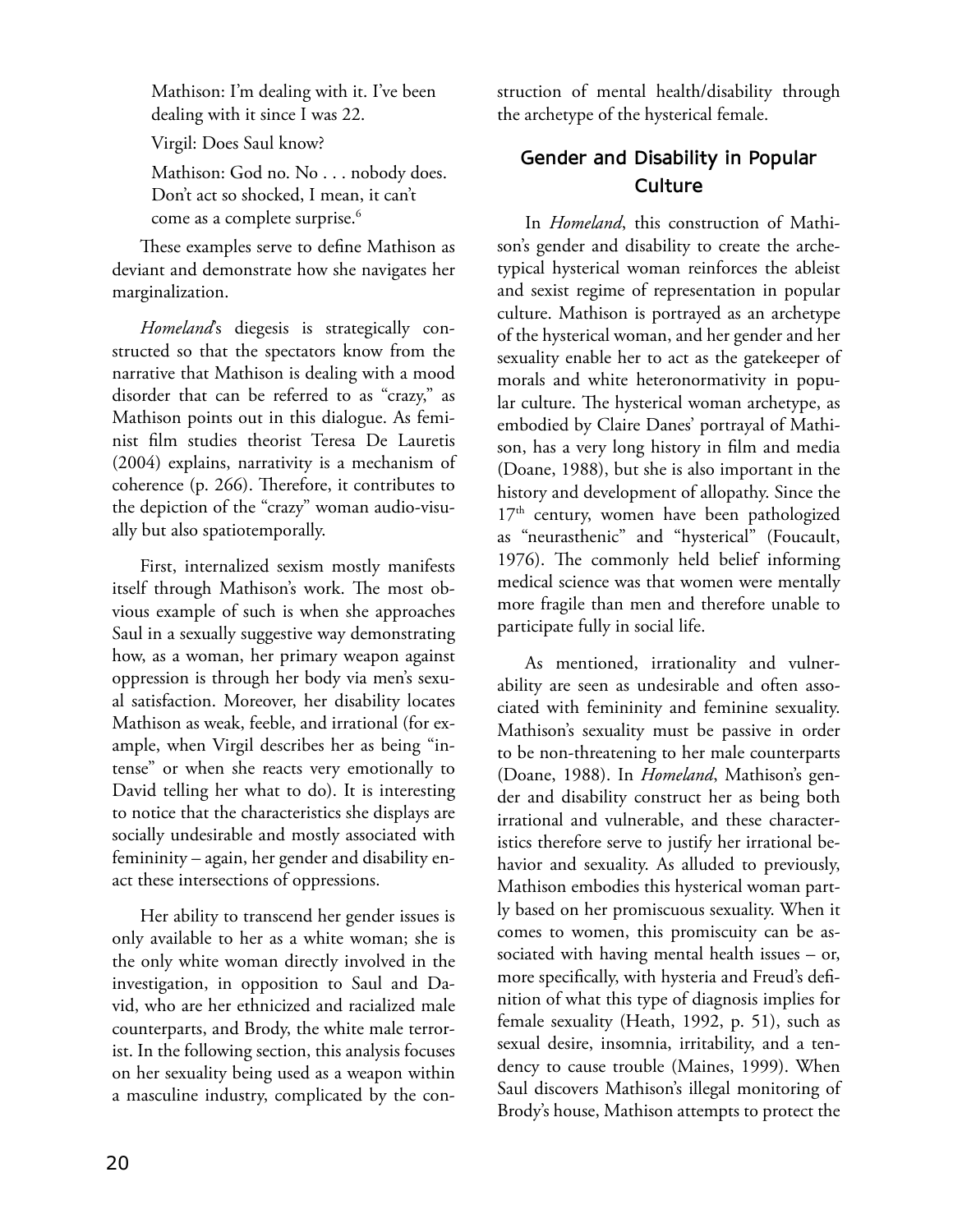Mathison: I'm dealing with it. I've been dealing with it since I was 22.

Virgil: Does Saul know?

Mathison: God no. No . . . nobody does. Don't act so shocked, I mean, it can't come as a complete surprise.[6]

These examples serve to define Mathison as deviant and demonstrate how she navigates her marginalization.

*Homeland*'s diegesis is strategically constructed so that the spectators know from the narrative that Mathison is dealing with a mood disorder that can be referred to as "crazy," as Mathison points out in this dialogue. As feminist film studies theorist Teresa De Lauretis (2004) explains, narrativity is a mechanism of coherence (p. 266). Therefore, it contributes to the depiction of the "crazy" woman audio-visually but also spatiotemporally.

First, internalized sexism mostly manifests itself through Mathison's work. The most obvious example of such is when she approaches Saul in a sexually suggestive way demonstrating how, as a woman, her primary weapon against oppression is through her body via men's sexual satisfaction. Moreover, her disability locates Mathison as weak, feeble, and irrational (for example, when Virgil describes her as being "intense" or when she reacts very emotionally to David telling her what to do). It is interesting to notice that the characteristics she displays are socially undesirable and mostly associated with femininity – again, her gender and disability enact these intersections of oppressions.

Her ability to transcend her gender issues is only available to her as a white woman; she is the only white woman directly involved in the investigation, in opposition to Saul and David, who are her ethnicized and racialized male counterparts, and Brody, the white male terrorist. In the following section, this analysis focuses on her sexuality being used as a weapon within a masculine industry, complicated by the construction of mental health/disability through the archetype of the hysterical female.

## Gender and Disability in Popular Culture

In *Homeland*, this construction of Mathison's gender and disability to create the archetypical hysterical woman reinforces the ableist and sexist regime of representation in popular culture. Mathison is portrayed as an archetype of the hysterical woman, and her gender and her sexuality enable her to act as the gatekeeper of morals and white heteronormativity in popular culture. The hysterical woman archetype, as embodied by Claire Danes' portrayal of Mathison, has a very long history in film and media (Doane, 1988), but she is also important in the history and development of allopathy. Since the 17th century, women have been pathologized as "neurasthenic" and "hysterical" (Foucault, 1976). The commonly held belief informing medical science was that women were mentally more fragile than men and therefore unable to participate fully in social life.

As mentioned, irrationality and vulnerability are seen as undesirable and often associated with femininity and feminine sexuality. Mathison's sexuality must be passive in order to be non-threatening to her male counterparts (Doane, 1988). In *Homeland*, Mathison's gender and disability construct her as being both irrational and vulnerable, and these characteristics therefore serve to justify her irrational behavior and sexuality. As alluded to previously, Mathison embodies this hysterical woman partly based on her promiscuous sexuality. When it comes to women, this promiscuity can be associated with having mental health issues – or, more specifically, with hysteria and Freud's definition of what this type of diagnosis implies for female sexuality (Heath, 1992, p. 51), such as sexual desire, insomnia, irritability, and a tendency to cause trouble (Maines, 1999). When Saul discovers Mathison's illegal monitoring of Brody's house, Mathison attempts to protect the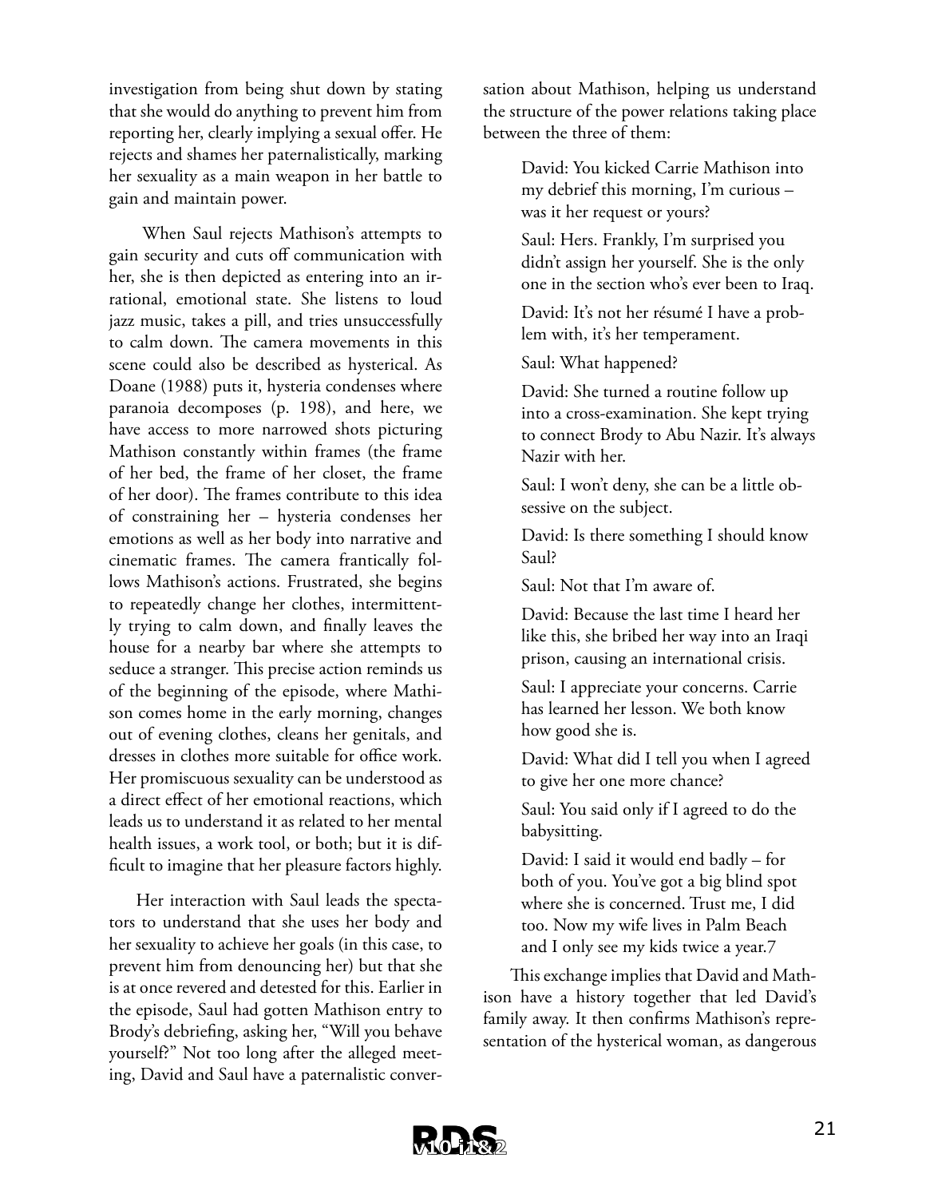investigation from being shut down by stating that she would do anything to prevent him from reporting her, clearly implying a sexual offer. He rejects and shames her paternalistically, marking her sexuality as a main weapon in her battle to gain and maintain power.

When Saul rejects Mathison's attempts to gain security and cuts off communication with her, she is then depicted as entering into an irrational, emotional state. She listens to loud jazz music, takes a pill, and tries unsuccessfully to calm down. The camera movements in this scene could also be described as hysterical. As Doane (1988) puts it, hysteria condenses where paranoia decomposes (p. 198), and here, we have access to more narrowed shots picturing Mathison constantly within frames (the frame of her bed, the frame of her closet, the frame of her door). The frames contribute to this idea of constraining her – hysteria condenses her emotions as well as her body into narrative and cinematic frames. The camera frantically follows Mathison's actions. Frustrated, she begins to repeatedly change her clothes, intermittently trying to calm down, and finally leaves the house for a nearby bar where she attempts to seduce a stranger. This precise action reminds us of the beginning of the episode, where Mathison comes home in the early morning, changes out of evening clothes, cleans her genitals, and dresses in clothes more suitable for office work. Her promiscuous sexuality can be understood as a direct effect of her emotional reactions, which leads us to understand it as related to her mental health issues, a work tool, or both; but it is difficult to imagine that her pleasure factors highly.

Her interaction with Saul leads the spectators to understand that she uses her body and her sexuality to achieve her goals (in this case, to prevent him from denouncing her) but that she is at once revered and detested for this. Earlier in the episode, Saul had gotten Mathison entry to Brody's debriefing, asking her, "Will you behave yourself?" Not too long after the alleged meeting, David and Saul have a paternalistic conversation about Mathison, helping us understand the structure of the power relations taking place between the three of them:

> David: You kicked Carrie Mathison into my debrief this morning, I'm curious – was it her request or yours?
>
> Saul: Hers. Frankly, I'm surprised you didn't assign her yourself. She is the only one in the section who's ever been to Iraq.
>
> David: It's not her résumé I have a problem with, it's her temperament.
>
> Saul: What happened?
>
> David: She turned a routine follow up into a cross-examination. She kept trying to connect Brody to Abu Nazir. It's always Nazir with her.
>
> Saul: I won't deny, she can be a little obsessive on the subject.
>
> David: Is there something I should know Saul?
>
> Saul: Not that I'm aware of.
>
> David: Because the last time I heard her like this, she bribed her way into an Iraqi prison, causing an international crisis.
>
> Saul: I appreciate your concerns. Carrie has learned her lesson. We both know how good she is.
>
> David: What did I tell you when I agreed to give her one more chance?
>
> Saul: You said only if I agreed to do the babysitting.
>
> David: I said it would end badly – for both of you. You've got a big blind spot where she is concerned. Trust me, I did too. Now my wife lives in Palm Beach and I only see my kids twice a year.7

This exchange implies that David and Mathison have a history together that led David's family away. It then confirms Mathison's representation of the hysterical woman, as dangerous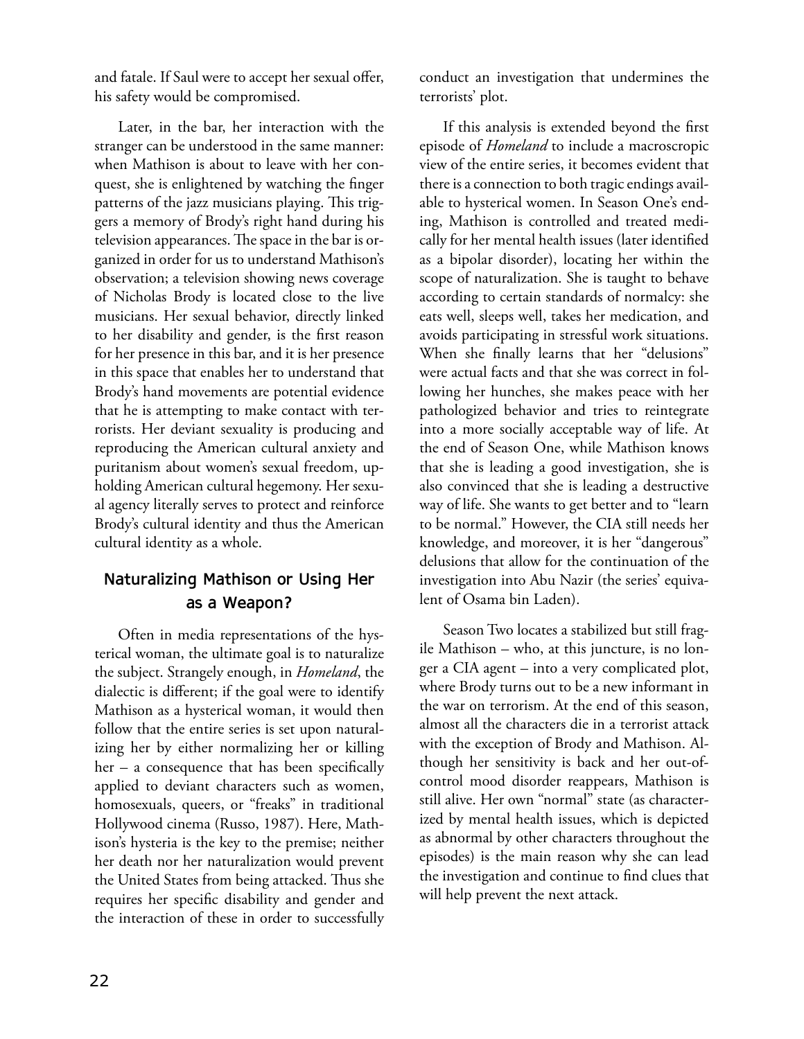and fatale. If Saul were to accept her sexual offer, his safety would be compromised.

Later, in the bar, her interaction with the stranger can be understood in the same manner: when Mathison is about to leave with her conquest, she is enlightened by watching the finger patterns of the jazz musicians playing. This triggers a memory of Brody's right hand during his television appearances. The space in the bar is organized in order for us to understand Mathison's observation; a television showing news coverage of Nicholas Brody is located close to the live musicians. Her sexual behavior, directly linked to her disability and gender, is the first reason for her presence in this bar, and it is her presence in this space that enables her to understand that Brody's hand movements are potential evidence that he is attempting to make contact with terrorists. Her deviant sexuality is producing and reproducing the American cultural anxiety and puritanism about women's sexual freedom, upholding American cultural hegemony. Her sexual agency literally serves to protect and reinforce Brody's cultural identity and thus the American cultural identity as a whole.

## Naturalizing Mathison or Using Her as a Weapon?

Often in media representations of the hysterical woman, the ultimate goal is to naturalize the subject. Strangely enough, in *Homeland*, the dialectic is different; if the goal were to identify Mathison as a hysterical woman, it would then follow that the entire series is set upon naturalizing her by either normalizing her or killing her – a consequence that has been specifically applied to deviant characters such as women, homosexuals, queers, or "freaks" in traditional Hollywood cinema (Russo, 1987). Here, Mathison's hysteria is the key to the premise; neither her death nor her naturalization would prevent the United States from being attacked. Thus she requires her specific disability and gender and the interaction of these in order to successfully conduct an investigation that undermines the terrorists' plot.

If this analysis is extended beyond the first episode of *Homeland* to include a macroscropic view of the entire series, it becomes evident that there is a connection to both tragic endings available to hysterical women. In Season One's ending, Mathison is controlled and treated medically for her mental health issues (later identified as a bipolar disorder), locating her within the scope of naturalization. She is taught to behave according to certain standards of normalcy: she eats well, sleeps well, takes her medication, and avoids participating in stressful work situations. When she finally learns that her "delusions" were actual facts and that she was correct in following her hunches, she makes peace with her pathologized behavior and tries to reintegrate into a more socially acceptable way of life. At the end of Season One, while Mathison knows that she is leading a good investigation, she is also convinced that she is leading a destructive way of life. She wants to get better and to "learn to be normal." However, the CIA still needs her knowledge, and moreover, it is her "dangerous" delusions that allow for the continuation of the investigation into Abu Nazir (the series' equivalent of Osama bin Laden).

Season Two locates a stabilized but still fragile Mathison – who, at this juncture, is no longer a CIA agent – into a very complicated plot, where Brody turns out to be a new informant in the war on terrorism. At the end of this season, almost all the characters die in a terrorist attack with the exception of Brody and Mathison. Although her sensitivity is back and her out-of-control mood disorder reappears, Mathison is still alive. Her own "normal" state (as characterized by mental health issues, which is depicted as abnormal by other characters throughout the episodes) is the main reason why she can lead the investigation and continue to find clues that will help prevent the next attack.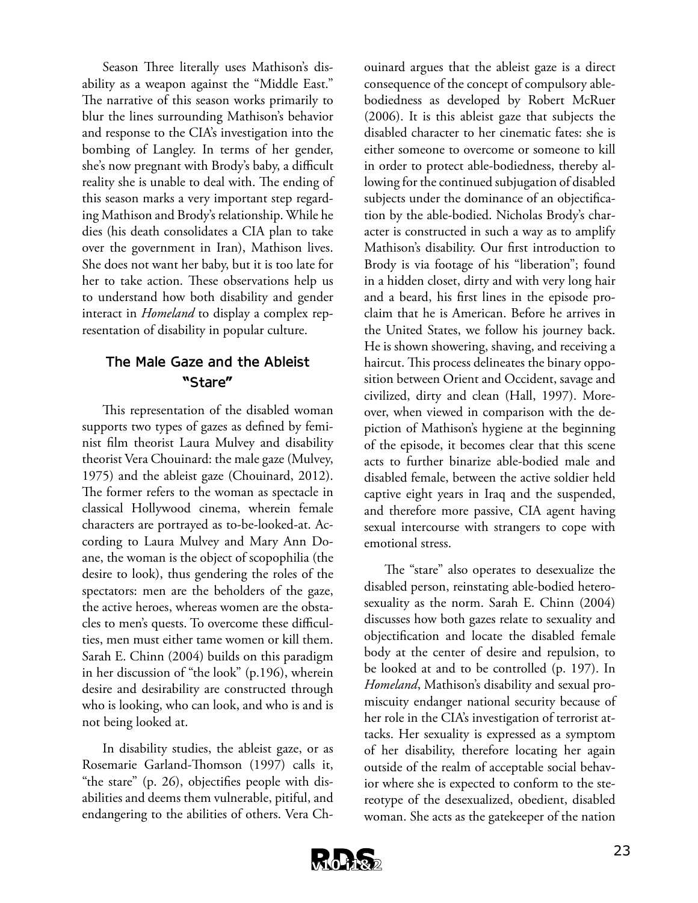Season Three literally uses Mathison's disability as a weapon against the "Middle East." The narrative of this season works primarily to blur the lines surrounding Mathison's behavior and response to the CIA's investigation into the bombing of Langley. In terms of her gender, she's now pregnant with Brody's baby, a difficult reality she is unable to deal with. The ending of this season marks a very important step regarding Mathison and Brody's relationship. While he dies (his death consolidates a CIA plan to take over the government in Iran), Mathison lives. She does not want her baby, but it is too late for her to take action. These observations help us to understand how both disability and gender interact in *Homeland* to display a complex representation of disability in popular culture.

## The Male Gaze and the Ableist "Stare"

This representation of the disabled woman supports two types of gazes as defined by feminist film theorist Laura Mulvey and disability theorist Vera Chouinard: the male gaze (Mulvey, 1975) and the ableist gaze (Chouinard, 2012). The former refers to the woman as spectacle in classical Hollywood cinema, wherein female characters are portrayed as to-be-looked-at. According to Laura Mulvey and Mary Ann Doane, the woman is the object of scopophilia (the desire to look), thus gendering the roles of the spectators: men are the beholders of the gaze, the active heroes, whereas women are the obstacles to men's quests. To overcome these difficulties, men must either tame women or kill them. Sarah E. Chinn (2004) builds on this paradigm in her discussion of "the look" (p.196), wherein desire and desirability are constructed through who is looking, who can look, and who is and is not being looked at.

In disability studies, the ableist gaze, or as Rosemarie Garland-Thomson (1997) calls it, "the stare" (p. 26), objectifies people with disabilities and deems them vulnerable, pitiful, and endangering to the abilities of others. Vera Chouinard argues that the ableist gaze is a direct consequence of the concept of compulsory able-bodiedness as developed by Robert McRuer (2006). It is this ableist gaze that subjects the disabled character to her cinematic fates: she is either someone to overcome or someone to kill in order to protect able-bodiedness, thereby allowing for the continued subjugation of disabled subjects under the dominance of an objectification by the able-bodied. Nicholas Brody's character is constructed in such a way as to amplify Mathison's disability. Our first introduction to Brody is via footage of his "liberation"; found in a hidden closet, dirty and with very long hair and a beard, his first lines in the episode proclaim that he is American. Before he arrives in the United States, we follow his journey back. He is shown showering, shaving, and receiving a haircut. This process delineates the binary opposition between Orient and Occident, savage and civilized, dirty and clean (Hall, 1997). Moreover, when viewed in comparison with the depiction of Mathison's hygiene at the beginning of the episode, it becomes clear that this scene acts to further binarize able-bodied male and disabled female, between the active soldier held captive eight years in Iraq and the suspended, and therefore more passive, CIA agent having sexual intercourse with strangers to cope with emotional stress.

The "stare" also operates to desexualize the disabled person, reinstating able-bodied heterosexuality as the norm. Sarah E. Chinn (2004) discusses how both gazes relate to sexuality and objectification and locate the disabled female body at the center of desire and repulsion, to be looked at and to be controlled (p. 197). In *Homeland*, Mathison's disability and sexual promiscuity endanger national security because of her role in the CIA's investigation of terrorist attacks. Her sexuality is expressed as a symptom of her disability, therefore locating her again outside of the realm of acceptable social behavior where she is expected to conform to the stereotype of the desexualized, obedient, disabled woman. She acts as the gatekeeper of the nation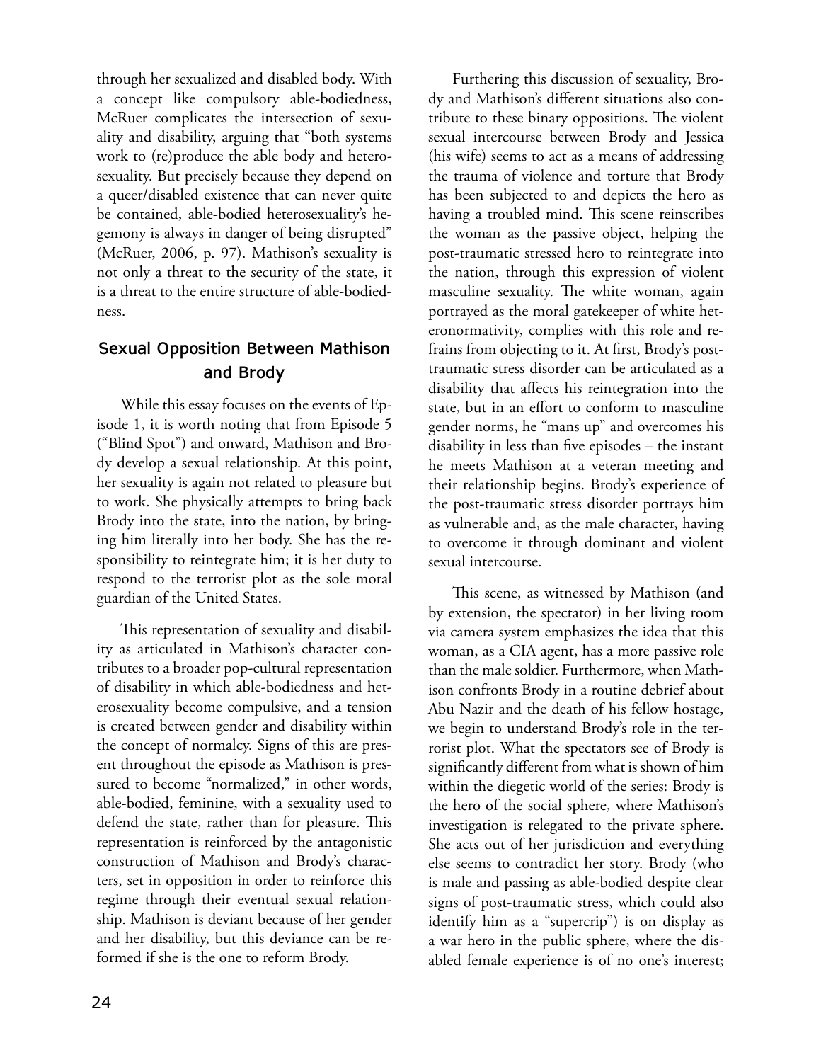through her sexualized and disabled body. With a concept like compulsory able-bodiedness, McRuer complicates the intersection of sexuality and disability, arguing that "both systems work to (re)produce the able body and heterosexuality. But precisely because they depend on a queer/disabled existence that can never quite be contained, able-bodied heterosexuality's hegemony is always in danger of being disrupted" (McRuer, 2006, p. 97). Mathison's sexuality is not only a threat to the security of the state, it is a threat to the entire structure of able-bodiedness.

## Sexual Opposition Between Mathison and Brody

While this essay focuses on the events of Episode 1, it is worth noting that from Episode 5 ("Blind Spot") and onward, Mathison and Brody develop a sexual relationship. At this point, her sexuality is again not related to pleasure but to work. She physically attempts to bring back Brody into the state, into the nation, by bringing him literally into her body. She has the responsibility to reintegrate him; it is her duty to respond to the terrorist plot as the sole moral guardian of the United States.

This representation of sexuality and disability as articulated in Mathison's character contributes to a broader pop-cultural representation of disability in which able-bodiedness and heterosexuality become compulsive, and a tension is created between gender and disability within the concept of normalcy. Signs of this are present throughout the episode as Mathison is pressured to become "normalized," in other words, able-bodied, feminine, with a sexuality used to defend the state, rather than for pleasure. This representation is reinforced by the antagonistic construction of Mathison and Brody's characters, set in opposition in order to reinforce this regime through their eventual sexual relationship. Mathison is deviant because of her gender and her disability, but this deviance can be reformed if she is the one to reform Brody.

Furthering this discussion of sexuality, Brody and Mathison's different situations also contribute to these binary oppositions. The violent sexual intercourse between Brody and Jessica (his wife) seems to act as a means of addressing the trauma of violence and torture that Brody has been subjected to and depicts the hero as having a troubled mind. This scene reinscribes the woman as the passive object, helping the post-traumatic stressed hero to reintegrate into the nation, through this expression of violent masculine sexuality. The white woman, again portrayed as the moral gatekeeper of white heteronormativity, complies with this role and refrains from objecting to it. At first, Brody's post-traumatic stress disorder can be articulated as a disability that affects his reintegration into the state, but in an effort to conform to masculine gender norms, he "mans up" and overcomes his disability in less than five episodes – the instant he meets Mathison at a veteran meeting and their relationship begins. Brody's experience of the post-traumatic stress disorder portrays him as vulnerable and, as the male character, having to overcome it through dominant and violent sexual intercourse.

This scene, as witnessed by Mathison (and by extension, the spectator) in her living room via camera system emphasizes the idea that this woman, as a CIA agent, has a more passive role than the male soldier. Furthermore, when Mathison confronts Brody in a routine debrief about Abu Nazir and the death of his fellow hostage, we begin to understand Brody's role in the terrorist plot. What the spectators see of Brody is significantly different from what is shown of him within the diegetic world of the series: Brody is the hero of the social sphere, where Mathison's investigation is relegated to the private sphere. She acts out of her jurisdiction and everything else seems to contradict her story. Brody (who is male and passing as able-bodied despite clear signs of post-traumatic stress, which could also identify him as a "supercrip") is on display as a war hero in the public sphere, where the disabled female experience is of no one's interest;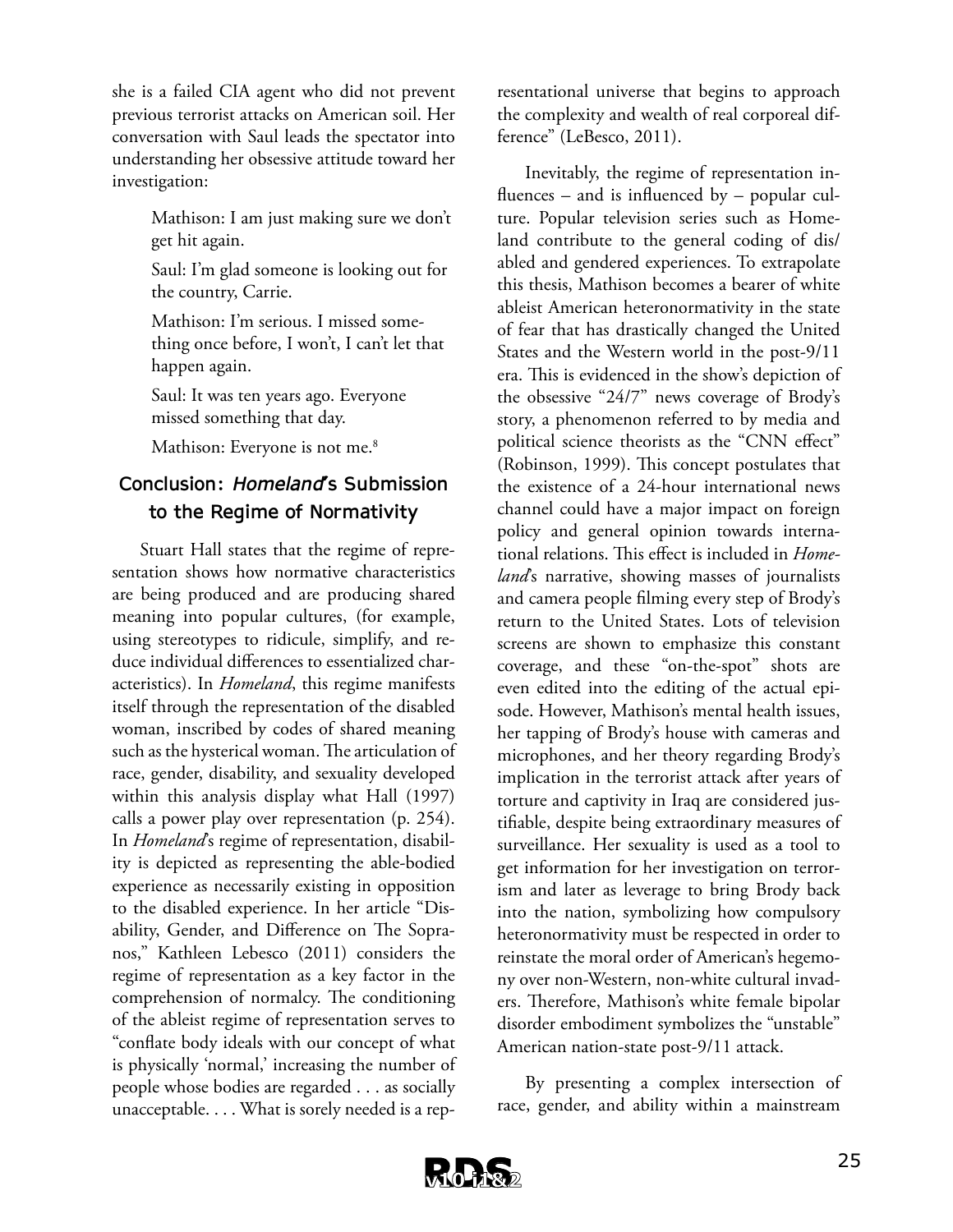she is a failed CIA agent who did not prevent previous terrorist attacks on American soil. Her conversation with Saul leads the spectator into understanding her obsessive attitude toward her investigation:

> Mathison: I am just making sure we don't get hit again.
>
> Saul: I'm glad someone is looking out for the country, Carrie.
>
> Mathison: I'm serious. I missed something once before, I won't, I can't let that happen again.
>
> Saul: It was ten years ago. Everyone missed something that day.
>
> Mathison: Everyone is not me.[8]

## Conclusion: *Homeland*'s Submission to the Regime of Normativity

Stuart Hall states that the regime of representation shows how normative characteristics are being produced and are producing shared meaning into popular cultures, (for example, using stereotypes to ridicule, simplify, and reduce individual differences to essentialized characteristics). In *Homeland*, this regime manifests itself through the representation of the disabled woman, inscribed by codes of shared meaning such as the hysterical woman. The articulation of race, gender, disability, and sexuality developed within this analysis display what Hall (1997) calls a power play over representation (p. 254). In *Homeland*'s regime of representation, disability is depicted as representing the able-bodied experience as necessarily existing in opposition to the disabled experience. In her article "Disability, Gender, and Difference on The Sopranos," Kathleen Lebesco (2011) considers the regime of representation as a key factor in the comprehension of normalcy. The conditioning of the ableist regime of representation serves to "conflate body ideals with our concept of what is physically 'normal,' increasing the number of people whose bodies are regarded . . . as socially unacceptable. . . . What is sorely needed is a representational universe that begins to approach the complexity and wealth of real corporeal difference" (LeBesco, 2011).

Inevitably, the regime of representation influences – and is influenced by – popular culture. Popular television series such as Homeland contribute to the general coding of dis/abled and gendered experiences. To extrapolate this thesis, Mathison becomes a bearer of white ableist American heteronormativity in the state of fear that has drastically changed the United States and the Western world in the post-9/11 era. This is evidenced in the show's depiction of the obsessive "24/7" news coverage of Brody's story, a phenomenon referred to by media and political science theorists as the "CNN effect" (Robinson, 1999). This concept postulates that the existence of a 24-hour international news channel could have a major impact on foreign policy and general opinion towards international relations. This effect is included in *Homeland*'s narrative, showing masses of journalists and camera people filming every step of Brody's return to the United States. Lots of television screens are shown to emphasize this constant coverage, and these "on-the-spot" shots are even edited into the editing of the actual episode. However, Mathison's mental health issues, her tapping of Brody's house with cameras and microphones, and her theory regarding Brody's implication in the terrorist attack after years of torture and captivity in Iraq are considered justifiable, despite being extraordinary measures of surveillance. Her sexuality is used as a tool to get information for her investigation on terrorism and later as leverage to bring Brody back into the nation, symbolizing how compulsory heteronormativity must be respected in order to reinstate the moral order of American's hegemony over non-Western, non-white cultural invaders. Therefore, Mathison's white female bipolar disorder embodiment symbolizes the "unstable" American nation-state post-9/11 attack.

By presenting a complex intersection of race, gender, and ability within a mainstream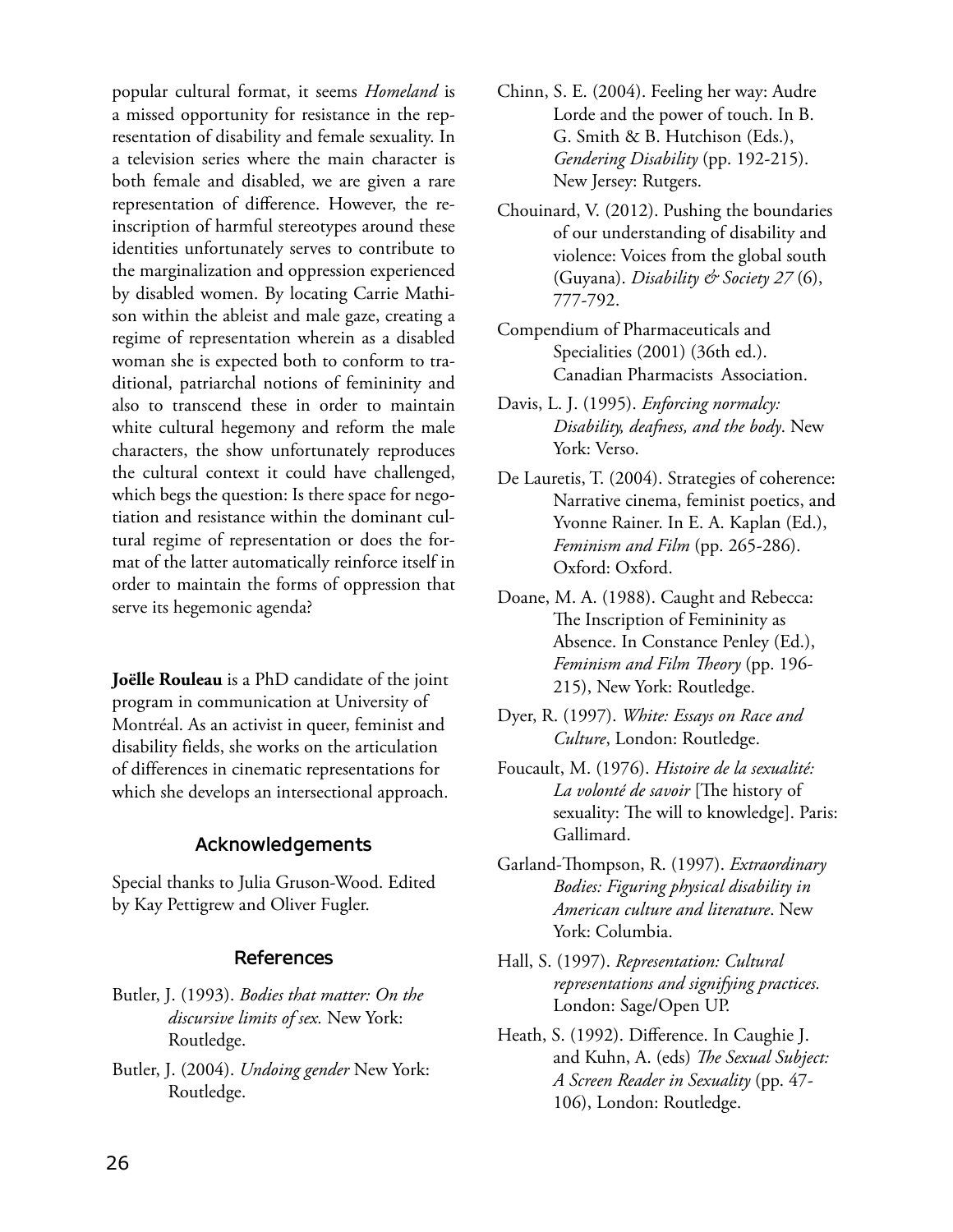popular cultural format, it seems *Homeland* is a missed opportunity for resistance in the representation of disability and female sexuality. In a television series where the main character is both female and disabled, we are given a rare representation of difference. However, the reinscription of harmful stereotypes around these identities unfortunately serves to contribute to the marginalization and oppression experienced by disabled women. By locating Carrie Mathison within the ableist and male gaze, creating a regime of representation wherein as a disabled woman she is expected both to conform to traditional, patriarchal notions of femininity and also to transcend these in order to maintain white cultural hegemony and reform the male characters, the show unfortunately reproduces the cultural context it could have challenged, which begs the question: Is there space for negotiation and resistance within the dominant cultural regime of representation or does the format of the latter automatically reinforce itself in order to maintain the forms of oppression that serve its hegemonic agenda?

**Joëlle Rouleau** is a PhD candidate of the joint program in communication at University of Montréal. As an activist in queer, feminist and disability fields, she works on the articulation of differences in cinematic representations for which she develops an intersectional approach.

## Acknowledgements

Special thanks to Julia Gruson-Wood. Edited by Kay Pettigrew and Oliver Fugler.

## References

Butler, J. (1993). *Bodies that matter: On the discursive limits of sex.* New York: Routledge.

Butler, J. (2004). *Undoing gender* New York: Routledge.

Chinn, S. E. (2004). Feeling her way: Audre Lorde and the power of touch. In B. G. Smith & B. Hutchison (Eds.), *Gendering Disability* (pp. 192-215). New Jersey: Rutgers.

Chouinard, V. (2012). Pushing the boundaries of our understanding of disability and violence: Voices from the global south (Guyana). *Disability & Society 27* (6), 777-792.

Compendium of Pharmaceuticals and Specialities (2001) (36th ed.). Canadian Pharmacists Association.

Davis, L. J. (1995). *Enforcing normalcy: Disability, deafness, and the body*. New York: Verso.

De Lauretis, T. (2004). Strategies of coherence: Narrative cinema, feminist poetics, and Yvonne Rainer. In E. A. Kaplan (Ed.), *Feminism and Film* (pp. 265-286). Oxford: Oxford.

Doane, M. A. (1988). Caught and Rebecca: The Inscription of Femininity as Absence. In Constance Penley (Ed.), *Feminism and Film Theory* (pp. 196-215), New York: Routledge.

Dyer, R. (1997). *White: Essays on Race and Culture*, London: Routledge.

Foucault, M. (1976). *Histoire de la sexualité: La volonté de savoir* [The history of sexuality: The will to knowledge]. Paris: Gallimard.

Garland-Thompson, R. (1997). *Extraordinary Bodies: Figuring physical disability in American culture and literature*. New York: Columbia.

Hall, S. (1997). *Representation: Cultural representations and signifying practices.* London: Sage/Open UP.

Heath, S. (1992). Difference. In Caughie J. and Kuhn, A. (eds) *The Sexual Subject: A Screen Reader in Sexuality* (pp. 47-106), London: Routledge.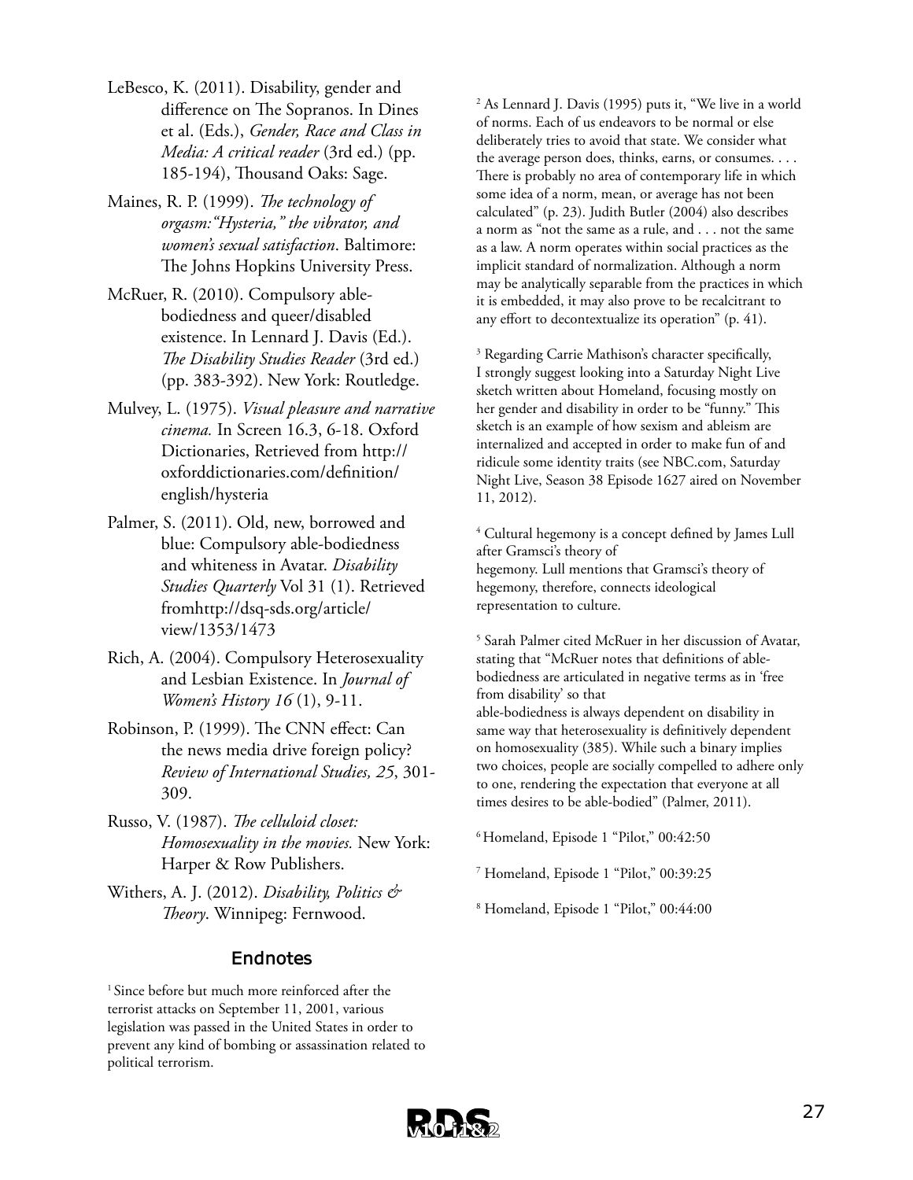LeBesco, K. (2011). Disability, gender and difference on The Sopranos. In Dines et al. (Eds.), *Gender, Race and Class in Media: A critical reader* (3rd ed.) (pp. 185-194), Thousand Oaks: Sage.

Maines, R. P. (1999). *The technology of orgasm:"Hysteria," the vibrator, and women's sexual satisfaction*. Baltimore: The Johns Hopkins University Press.

McRuer, R. (2010). Compulsory able-bodiedness and queer/disabled existence. In Lennard J. Davis (Ed.). *The Disability Studies Reader* (3rd ed.) (pp. 383-392). New York: Routledge.

Mulvey, L. (1975). *Visual pleasure and narrative cinema.* In Screen 16.3, 6-18. Oxford Dictionaries, Retrieved from http://oxforddictionaries.com/definition/english/hysteria

Palmer, S. (2011). Old, new, borrowed and blue: Compulsory able-bodiedness and whiteness in Avatar. *Disability Studies Quarterly* Vol 31 (1). Retrieved fromhttp://dsq-sds.org/article/view/1353/1473

Rich, A. (2004). Compulsory Heterosexuality and Lesbian Existence. In *Journal of Women's History 16* (1), 9-11.

Robinson, P. (1999). The CNN effect: Can the news media drive foreign policy? *Review of International Studies, 25*, 301-309.

Russo, V. (1987). *The celluloid closet: Homosexuality in the movies.* New York: Harper & Row Publishers.

Withers, A. J. (2012). *Disability, Politics & Theory*. Winnipeg: Fernwood.

## Endnotes

[1] Since before but much more reinforced after the terrorist attacks on September 11, 2001, various legislation was passed in the United States in order to prevent any kind of bombing or assassination related to political terrorism.

[2] As Lennard J. Davis (1995) puts it, "We live in a world of norms. Each of us endeavors to be normal or else deliberately tries to avoid that state. We consider what the average person does, thinks, earns, or consumes. . . . There is probably no area of contemporary life in which some idea of a norm, mean, or average has not been calculated" (p. 23). Judith Butler (2004) also describes a norm as "not the same as a rule, and . . . not the same as a law. A norm operates within social practices as the implicit standard of normalization. Although a norm may be analytically separable from the practices in which it is embedded, it may also prove to be recalcitrant to any effort to decontextualize its operation" (p. 41).

[3] Regarding Carrie Mathison's character specifically, I strongly suggest looking into a Saturday Night Live sketch written about Homeland, focusing mostly on her gender and disability in order to be "funny." This sketch is an example of how sexism and ableism are internalized and accepted in order to make fun of and ridicule some identity traits (see NBC.com, Saturday Night Live, Season 38 Episode 1627 aired on November 11, 2012).

[4] Cultural hegemony is a concept defined by James Lull after Gramsci's theory of hegemony. Lull mentions that Gramsci's theory of hegemony, therefore, connects ideological representation to culture.

[5] Sarah Palmer cited McRuer in her discussion of Avatar, stating that "McRuer notes that definitions of able-bodiedness are articulated in negative terms as in 'free from disability' so that able-bodiedness is always dependent on disability in same way that heterosexuality is definitively dependent on homosexuality (385). While such a binary implies two choices, people are socially compelled to adhere only to one, rendering the expectation that everyone at all times desires to be able-bodied" (Palmer, 2011).

[6] Homeland, Episode 1 "Pilot," 00:42:50

[7] Homeland, Episode 1 "Pilot," 00:39:25

[8] Homeland, Episode 1 "Pilot," 00:44:00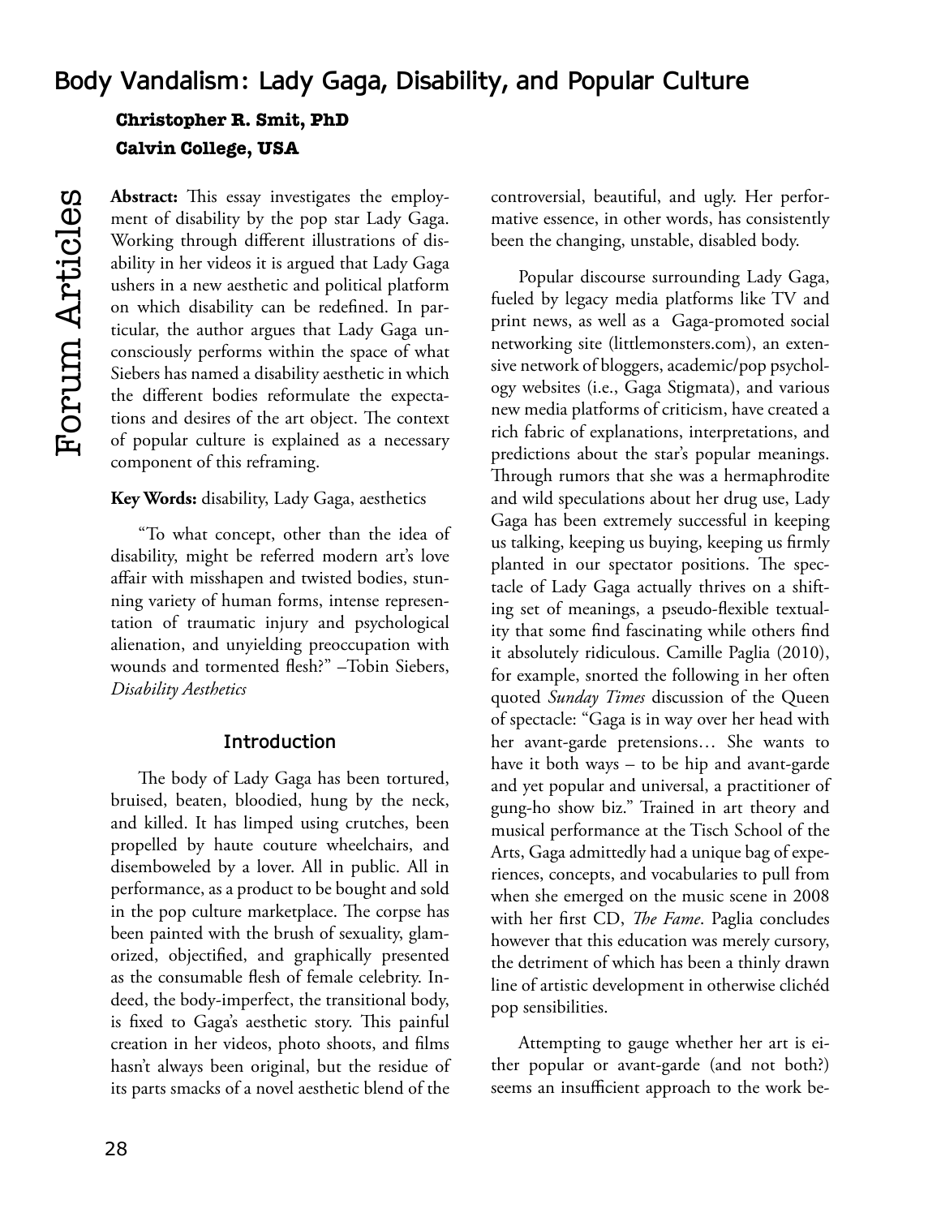# Body Vandalism: Lady Gaga, Disability, and Popular Culture

**Christopher R. Smit, PhD**
**Calvin College, USA**

**Abstract:** This essay investigates the employment of disability by the pop star Lady Gaga. Working through different illustrations of disability in her videos it is argued that Lady Gaga ushers in a new aesthetic and political platform on which disability can be redefined. In particular, the author argues that Lady Gaga unconsciously performs within the space of what Siebers has named a disability aesthetic in which the different bodies reformulate the expectations and desires of the art object. The context of popular culture is explained as a necessary component of this reframing.

**Key Words:** disability, Lady Gaga, aesthetics

"To what concept, other than the idea of disability, might be referred modern art's love affair with misshapen and twisted bodies, stunning variety of human forms, intense representation of traumatic injury and psychological alienation, and unyielding preoccupation with wounds and tormented flesh?" –Tobin Siebers, *Disability Aesthetics*

## Introduction

The body of Lady Gaga has been tortured, bruised, beaten, bloodied, hung by the neck, and killed. It has limped using crutches, been propelled by haute couture wheelchairs, and disemboweled by a lover. All in public. All in performance, as a product to be bought and sold in the pop culture marketplace. The corpse has been painted with the brush of sexuality, glamorized, objectified, and graphically presented as the consumable flesh of female celebrity. Indeed, the body-imperfect, the transitional body, is fixed to Gaga's aesthetic story. This painful creation in her videos, photo shoots, and films hasn't always been original, but the residue of its parts smacks of a novel aesthetic blend of the controversial, beautiful, and ugly. Her performative essence, in other words, has consistently been the changing, unstable, disabled body.

Popular discourse surrounding Lady Gaga, fueled by legacy media platforms like TV and print news, as well as a Gaga-promoted social networking site (littlemonsters.com), an extensive network of bloggers, academic/pop psychology websites (i.e., Gaga Stigmata), and various new media platforms of criticism, have created a rich fabric of explanations, interpretations, and predictions about the star's popular meanings. Through rumors that she was a hermaphrodite and wild speculations about her drug use, Lady Gaga has been extremely successful in keeping us talking, keeping us buying, keeping us firmly planted in our spectator positions. The spectacle of Lady Gaga actually thrives on a shifting set of meanings, a pseudo-flexible textuality that some find fascinating while others find it absolutely ridiculous. Camille Paglia (2010), for example, snorted the following in her often quoted *Sunday Times* discussion of the Queen of spectacle: "Gaga is in way over her head with her avant-garde pretensions… She wants to have it both ways – to be hip and avant-garde and yet popular and universal, a practitioner of gung-ho show biz." Trained in art theory and musical performance at the Tisch School of the Arts, Gaga admittedly had a unique bag of experiences, concepts, and vocabularies to pull from when she emerged on the music scene in 2008 with her first CD, *The Fame*. Paglia concludes however that this education was merely cursory, the detriment of which has been a thinly drawn line of artistic development in otherwise clichéd pop sensibilities.

Attempting to gauge whether her art is either popular or avant-garde (and not both?) seems an insufficient approach to the work be-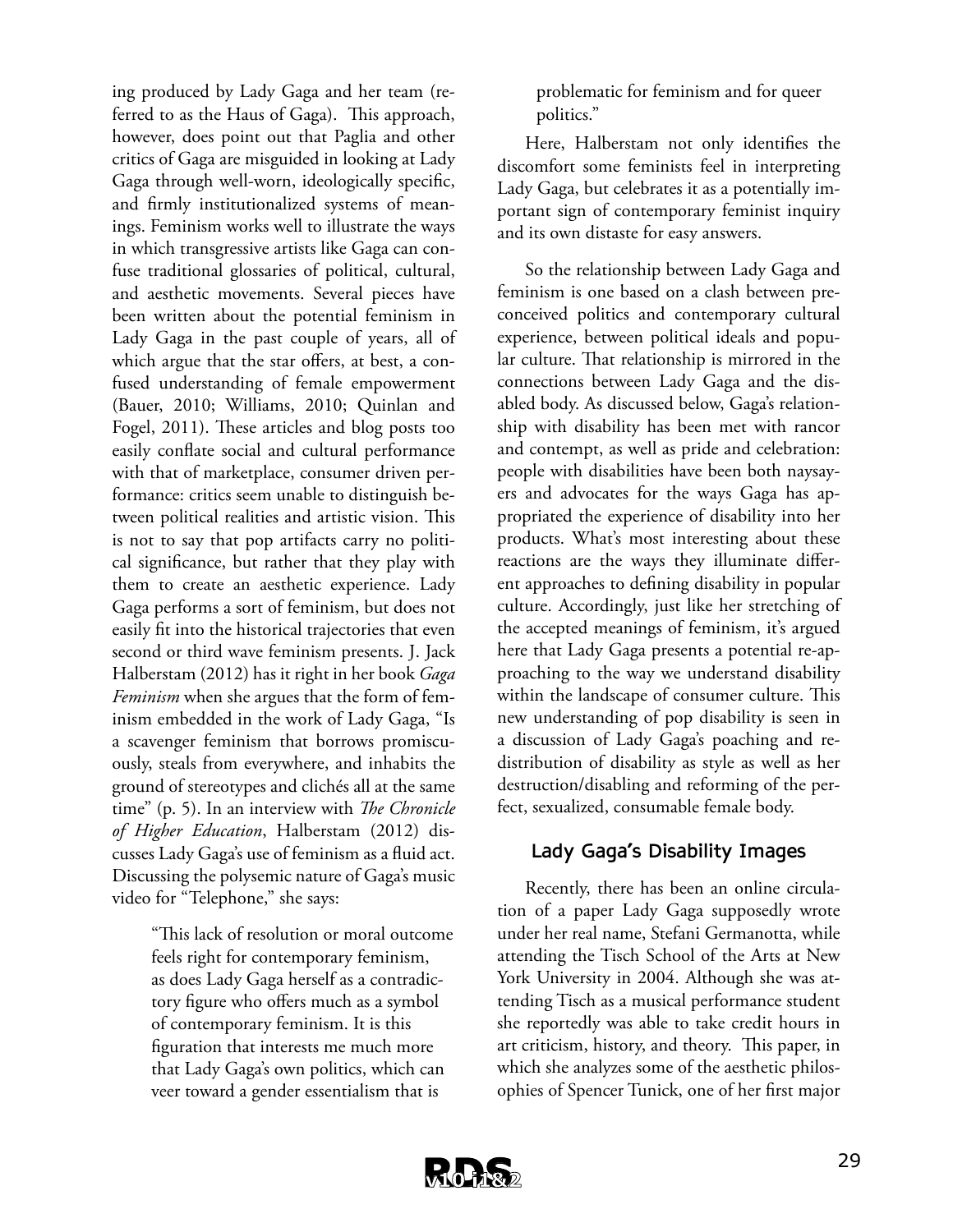ing produced by Lady Gaga and her team (referred to as the Haus of Gaga). This approach, however, does point out that Paglia and other critics of Gaga are misguided in looking at Lady Gaga through well-worn, ideologically specific, and firmly institutionalized systems of meanings. Feminism works well to illustrate the ways in which transgressive artists like Gaga can confuse traditional glossaries of political, cultural, and aesthetic movements. Several pieces have been written about the potential feminism in Lady Gaga in the past couple of years, all of which argue that the star offers, at best, a confused understanding of female empowerment (Bauer, 2010; Williams, 2010; Quinlan and Fogel, 2011). These articles and blog posts too easily conflate social and cultural performance with that of marketplace, consumer driven performance: critics seem unable to distinguish between political realities and artistic vision. This is not to say that pop artifacts carry no political significance, but rather that they play with them to create an aesthetic experience. Lady Gaga performs a sort of feminism, but does not easily fit into the historical trajectories that even second or third wave feminism presents. J. Jack Halberstam (2012) has it right in her book *Gaga Feminism* when she argues that the form of feminism embedded in the work of Lady Gaga, "Is a scavenger feminism that borrows promiscuously, steals from everywhere, and inhabits the ground of stereotypes and clichés all at the same time" (p. 5). In an interview with *The Chronicle of Higher Education*, Halberstam (2012) discusses Lady Gaga's use of feminism as a fluid act. Discussing the polysemic nature of Gaga's music video for "Telephone," she says:

> "This lack of resolution or moral outcome feels right for contemporary feminism, as does Lady Gaga herself as a contradictory figure who offers much as a symbol of contemporary feminism. It is this figuration that interests me much more that Lady Gaga's own politics, which can veer toward a gender essentialism that is problematic for feminism and for queer politics."

Here, Halberstam not only identifies the discomfort some feminists feel in interpreting Lady Gaga, but celebrates it as a potentially important sign of contemporary feminist inquiry and its own distaste for easy answers.

So the relationship between Lady Gaga and feminism is one based on a clash between preconceived politics and contemporary cultural experience, between political ideals and popular culture. That relationship is mirrored in the connections between Lady Gaga and the disabled body. As discussed below, Gaga's relationship with disability has been met with rancor and contempt, as well as pride and celebration: people with disabilities have been both naysayers and advocates for the ways Gaga has appropriated the experience of disability into her products. What's most interesting about these reactions are the ways they illuminate different approaches to defining disability in popular culture. Accordingly, just like her stretching of the accepted meanings of feminism, it's argued here that Lady Gaga presents a potential re-approaching to the way we understand disability within the landscape of consumer culture. This new understanding of pop disability is seen in a discussion of Lady Gaga's poaching and redistribution of disability as style as well as her destruction/disabling and reforming of the perfect, sexualized, consumable female body.

## Lady Gaga's Disability Images

Recently, there has been an online circulation of a paper Lady Gaga supposedly wrote under her real name, Stefani Germanotta, while attending the Tisch School of the Arts at New York University in 2004. Although she was attending Tisch as a musical performance student she reportedly was able to take credit hours in art criticism, history, and theory. This paper, in which she analyzes some of the aesthetic philosophies of Spencer Tunick, one of her first major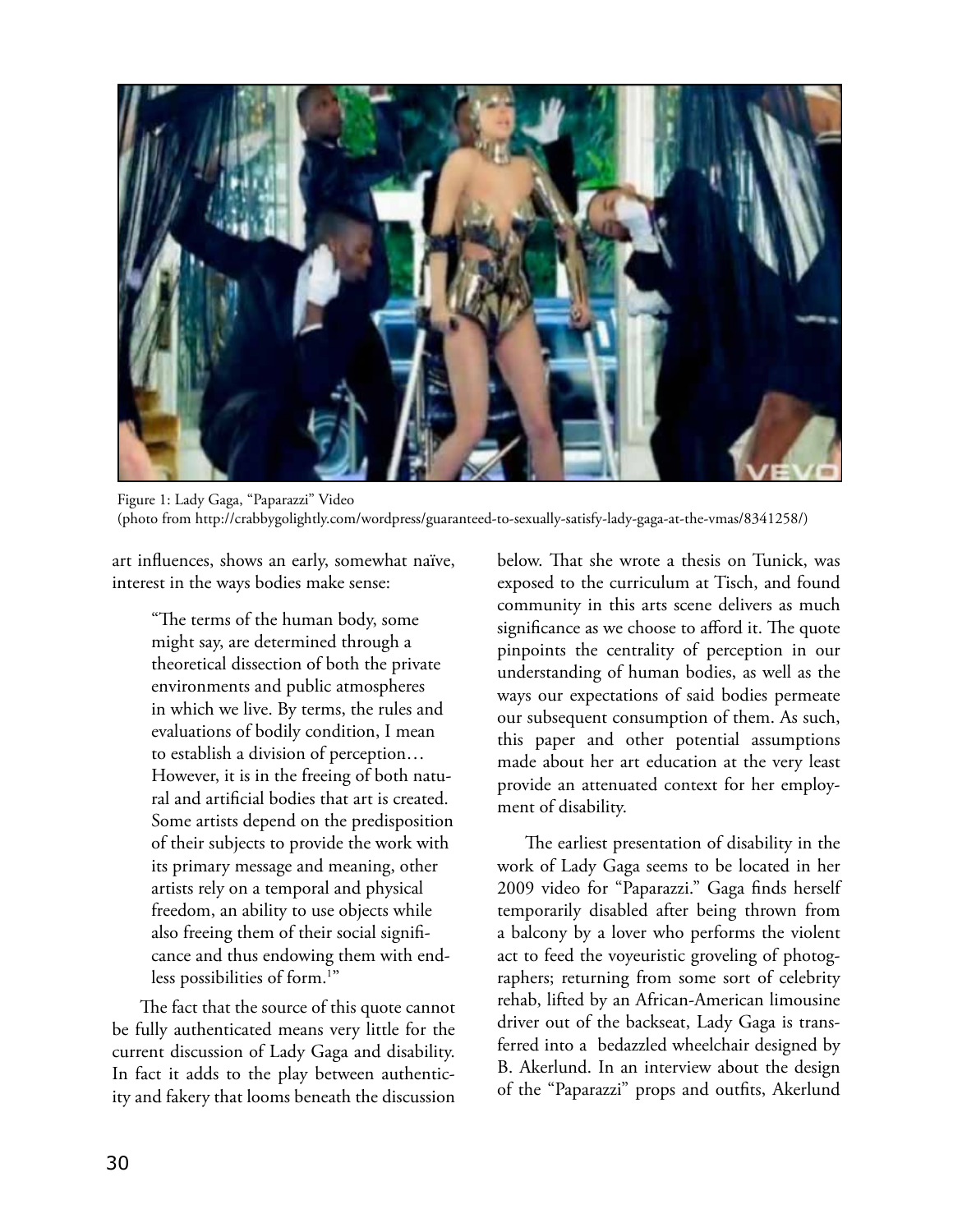Figure 1: Lady Gaga, "Paparazzi" Video
(photo from http://crabbygolightly.com/wordpress/guaranteed-to-sexually-satisfy-lady-gaga-at-the-vmas/8341258/)

art influences, shows an early, somewhat naïve, interest in the ways bodies make sense:

> "The terms of the human body, some might say, are determined through a theoretical dissection of both the private environments and public atmospheres in which we live. By terms, the rules and evaluations of bodily condition, I mean to establish a division of perception… However, it is in the freeing of both natural and artificial bodies that art is created. Some artists depend on the predisposition of their subjects to provide the work with its primary message and meaning, other artists rely on a temporal and physical freedom, an ability to use objects while also freeing them of their social significance and thus endowing them with endless possibilities of form.[1]"

The fact that the source of this quote cannot be fully authenticated means very little for the current discussion of Lady Gaga and disability. In fact it adds to the play between authenticity and fakery that looms beneath the discussion below. That she wrote a thesis on Tunick, was exposed to the curriculum at Tisch, and found community in this arts scene delivers as much significance as we choose to afford it. The quote pinpoints the centrality of perception in our understanding of human bodies, as well as the ways our expectations of said bodies permeate our subsequent consumption of them. As such, this paper and other potential assumptions made about her art education at the very least provide an attenuated context for her employment of disability.

The earliest presentation of disability in the work of Lady Gaga seems to be located in her 2009 video for "Paparazzi." Gaga finds herself temporarily disabled after being thrown from a balcony by a lover who performs the violent act to feed the voyeuristic groveling of photographers; returning from some sort of celebrity rehab, lifted by an African-American limousine driver out of the backseat, Lady Gaga is transferred into a bedazzled wheelchair designed by B. Akerlund. In an interview about the design of the "Paparazzi" props and outfits, Akerlund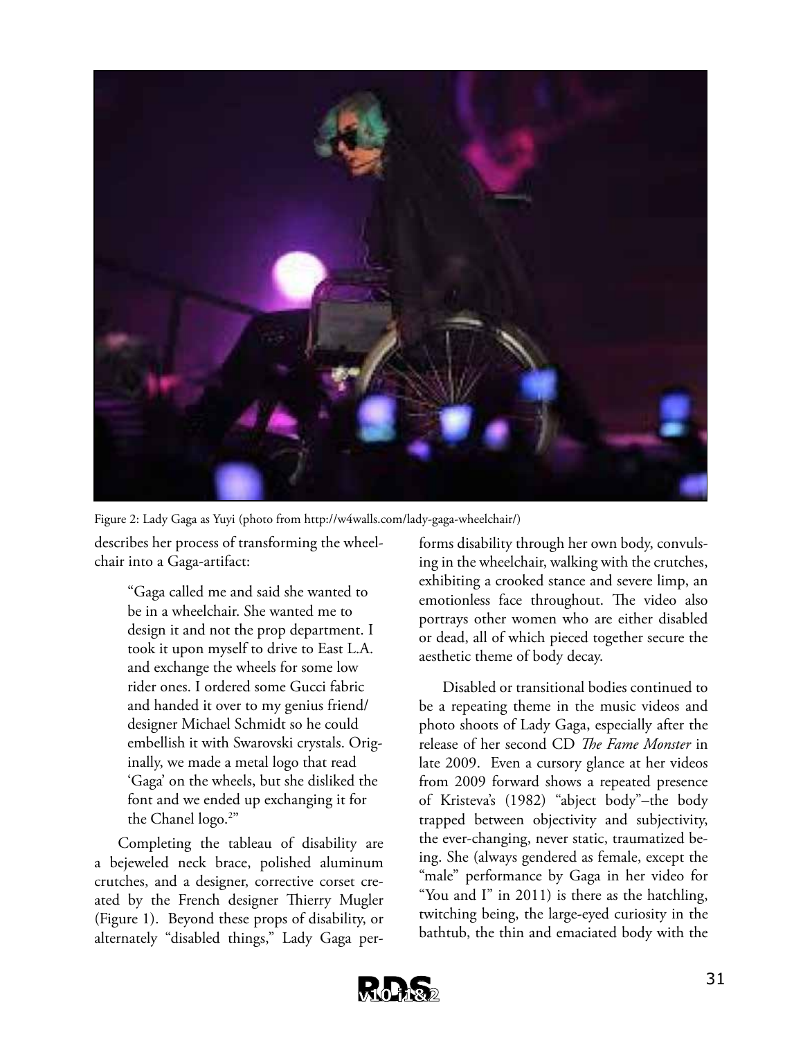Figure 2: Lady Gaga as Yuyi (photo from http://w4walls.com/lady-gaga-wheelchair/)

describes her process of transforming the wheelchair into a Gaga-artifact:

> "Gaga called me and said she wanted to be in a wheelchair. She wanted me to design it and not the prop department. I took it upon myself to drive to East L.A. and exchange the wheels for some low rider ones. I ordered some Gucci fabric and handed it over to my genius friend/designer Michael Schmidt so he could embellish it with Swarovski crystals. Originally, we made a metal logo that read 'Gaga' on the wheels, but she disliked the font and we ended up exchanging it for the Chanel logo.[2]"

Completing the tableau of disability are a bejeweled neck brace, polished aluminum crutches, and a designer, corrective corset created by the French designer Thierry Mugler (Figure 1). Beyond these props of disability, or alternately "disabled things," Lady Gaga performs disability through her own body, convulsing in the wheelchair, walking with the crutches, exhibiting a crooked stance and severe limp, an emotionless face throughout. The video also portrays other women who are either disabled or dead, all of which pieced together secure the aesthetic theme of body decay.

Disabled or transitional bodies continued to be a repeating theme in the music videos and photo shoots of Lady Gaga, especially after the release of her second CD *The Fame Monster* in late 2009. Even a cursory glance at her videos from 2009 forward shows a repeated presence of Kristeva's (1982) "abject body"–the body trapped between objectivity and subjectivity, the ever-changing, never static, traumatized being. She (always gendered as female, except the "male" performance by Gaga in her video for "You and I" in 2011) is there as the hatchling, twitching being, the large-eyed curiosity in the bathtub, the thin and emaciated body with the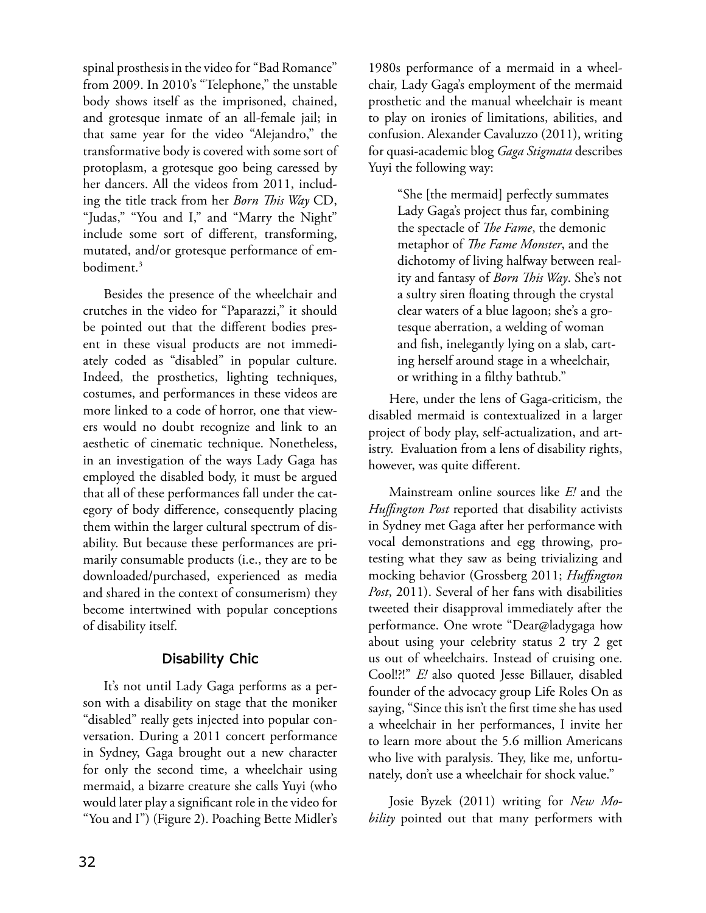spinal prosthesis in the video for "Bad Romance" from 2009. In 2010's "Telephone," the unstable body shows itself as the imprisoned, chained, and grotesque inmate of an all-female jail; in that same year for the video "Alejandro," the transformative body is covered with some sort of protoplasm, a grotesque goo being caressed by her dancers. All the videos from 2011, including the title track from her *Born This Way* CD, "Judas," "You and I," and "Marry the Night" include some sort of different, transforming, mutated, and/or grotesque performance of embodiment.[3]

Besides the presence of the wheelchair and crutches in the video for "Paparazzi," it should be pointed out that the different bodies present in these visual products are not immediately coded as "disabled" in popular culture. Indeed, the prosthetics, lighting techniques, costumes, and performances in these videos are more linked to a code of horror, one that viewers would no doubt recognize and link to an aesthetic of cinematic technique. Nonetheless, in an investigation of the ways Lady Gaga has employed the disabled body, it must be argued that all of these performances fall under the category of body difference, consequently placing them within the larger cultural spectrum of disability. But because these performances are primarily consumable products (i.e., they are to be downloaded/purchased, experienced as media and shared in the context of consumerism) they become intertwined with popular conceptions of disability itself.

## Disability Chic

It's not until Lady Gaga performs as a person with a disability on stage that the moniker "disabled" really gets injected into popular conversation. During a 2011 concert performance in Sydney, Gaga brought out a new character for only the second time, a wheelchair using mermaid, a bizarre creature she calls Yuyi (who would later play a significant role in the video for "You and I") (Figure 2). Poaching Bette Midler's 1980s performance of a mermaid in a wheelchair, Lady Gaga's employment of the mermaid prosthetic and the manual wheelchair is meant to play on ironies of limitations, abilities, and confusion. Alexander Cavaluzzo (2011), writing for quasi-academic blog *Gaga Stigmata* describes Yuyi the following way:

> "She [the mermaid] perfectly summates Lady Gaga's project thus far, combining the spectacle of *The Fame*, the demonic metaphor of *The Fame Monster*, and the dichotomy of living halfway between reality and fantasy of *Born This Way*. She's not a sultry siren floating through the crystal clear waters of a blue lagoon; she's a grotesque aberration, a welding of woman and fish, inelegantly lying on a slab, carting herself around stage in a wheelchair, or writhing in a filthy bathtub."

Here, under the lens of Gaga-criticism, the disabled mermaid is contextualized in a larger project of body play, self-actualization, and artistry. Evaluation from a lens of disability rights, however, was quite different.

Mainstream online sources like *E!* and the *Huffington Post* reported that disability activists in Sydney met Gaga after her performance with vocal demonstrations and egg throwing, protesting what they saw as being trivializing and mocking behavior (Grossberg 2011; *Huffington Post*, 2011). Several of her fans with disabilities tweeted their disapproval immediately after the performance. One wrote "Dear@ladygaga how about using your celebrity status 2 try 2 get us out of wheelchairs. Instead of cruising one. Cool!?!" *E!* also quoted Jesse Billauer, disabled founder of the advocacy group Life Roles On as saying, "Since this isn't the first time she has used a wheelchair in her performances, I invite her to learn more about the 5.6 million Americans who live with paralysis. They, like me, unfortunately, don't use a wheelchair for shock value."

Josie Byzek (2011) writing for *New Mobility* pointed out that many performers with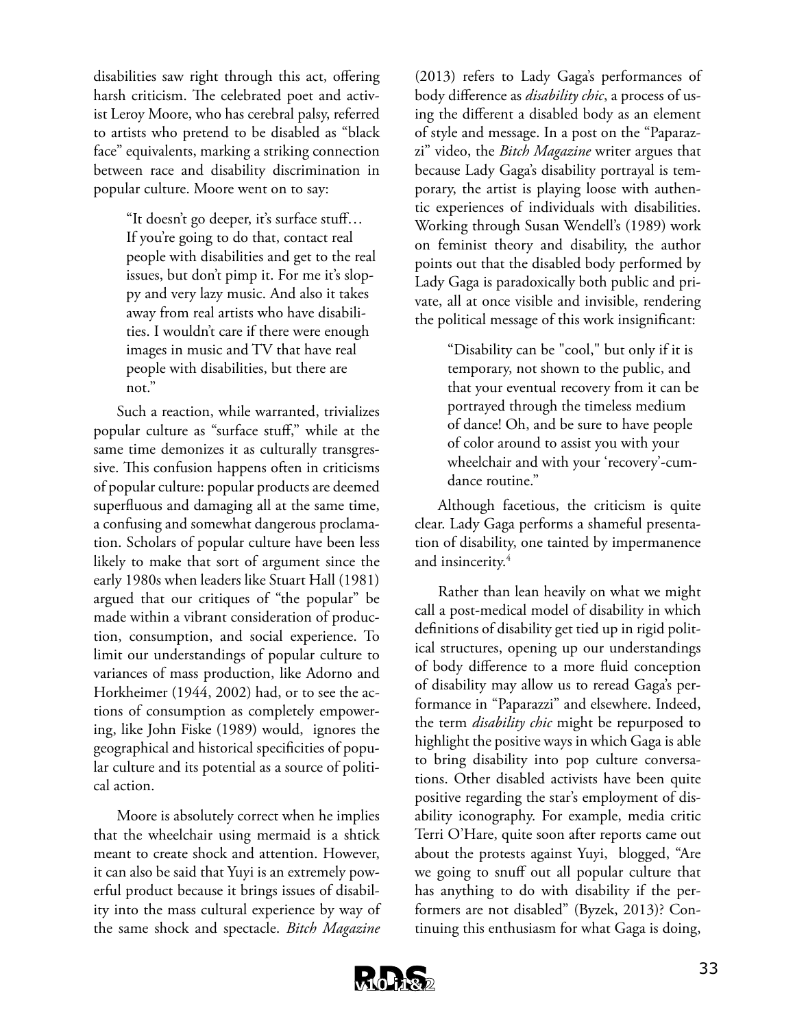disabilities saw right through this act, offering harsh criticism. The celebrated poet and activist Leroy Moore, who has cerebral palsy, referred to artists who pretend to be disabled as "black face" equivalents, marking a striking connection between race and disability discrimination in popular culture. Moore went on to say:

> "It doesn't go deeper, it's surface stuff… If you're going to do that, contact real people with disabilities and get to the real issues, but don't pimp it. For me it's sloppy and very lazy music. And also it takes away from real artists who have disabilities. I wouldn't care if there were enough images in music and TV that have real people with disabilities, but there are not."

Such a reaction, while warranted, trivializes popular culture as "surface stuff," while at the same time demonizes it as culturally transgressive. This confusion happens often in criticisms of popular culture: popular products are deemed superfluous and damaging all at the same time, a confusing and somewhat dangerous proclamation. Scholars of popular culture have been less likely to make that sort of argument since the early 1980s when leaders like Stuart Hall (1981) argued that our critiques of "the popular" be made within a vibrant consideration of production, consumption, and social experience. To limit our understandings of popular culture to variances of mass production, like Adorno and Horkheimer (1944, 2002) had, or to see the actions of consumption as completely empowering, like John Fiske (1989) would, ignores the geographical and historical specificities of popular culture and its potential as a source of political action.

Moore is absolutely correct when he implies that the wheelchair using mermaid is a shtick meant to create shock and attention. However, it can also be said that Yuyi is an extremely powerful product because it brings issues of disability into the mass cultural experience by way of the same shock and spectacle. *Bitch Magazine* (2013) refers to Lady Gaga's performances of body difference as *disability chic*, a process of using the different a disabled body as an element of style and message. In a post on the "Paparazzi" video, the *Bitch Magazine* writer argues that because Lady Gaga's disability portrayal is temporary, the artist is playing loose with authentic experiences of individuals with disabilities. Working through Susan Wendell's (1989) work on feminist theory and disability, the author points out that the disabled body performed by Lady Gaga is paradoxically both public and private, all at once visible and invisible, rendering the political message of this work insignificant:

> "Disability can be "cool," but only if it is temporary, not shown to the public, and that your eventual recovery from it can be portrayed through the timeless medium of dance! Oh, and be sure to have people of color around to assist you with your wheelchair and with your 'recovery'-cum-dance routine."

Although facetious, the criticism is quite clear. Lady Gaga performs a shameful presentation of disability, one tainted by impermanence and insincerity.[4]

Rather than lean heavily on what we might call a post-medical model of disability in which definitions of disability get tied up in rigid political structures, opening up our understandings of body difference to a more fluid conception of disability may allow us to reread Gaga's performance in "Paparazzi" and elsewhere. Indeed, the term *disability chic* might be repurposed to highlight the positive ways in which Gaga is able to bring disability into pop culture conversations. Other disabled activists have been quite positive regarding the star's employment of disability iconography. For example, media critic Terri O'Hare, quite soon after reports came out about the protests against Yuyi, blogged, "Are we going to snuff out all popular culture that has anything to do with disability if the performers are not disabled" (Byzek, 2013)? Continuing this enthusiasm for what Gaga is doing,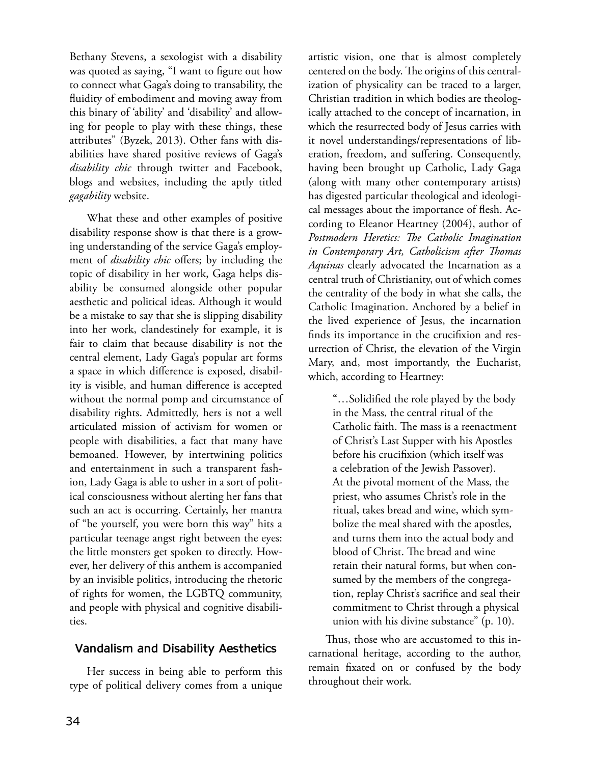Bethany Stevens, a sexologist with a disability was quoted as saying, "I want to figure out how to connect what Gaga's doing to transability, the fluidity of embodiment and moving away from this binary of 'ability' and 'disability' and allowing for people to play with these things, these attributes" (Byzek, 2013). Other fans with disabilities have shared positive reviews of Gaga's *disability chic* through twitter and Facebook, blogs and websites, including the aptly titled *gagability* website.

What these and other examples of positive disability response show is that there is a growing understanding of the service Gaga's employment of *disability chic* offers; by including the topic of disability in her work, Gaga helps disability be consumed alongside other popular aesthetic and political ideas. Although it would be a mistake to say that she is slipping disability into her work, clandestinely for example, it is fair to claim that because disability is not the central element, Lady Gaga's popular art forms a space in which difference is exposed, disability is visible, and human difference is accepted without the normal pomp and circumstance of disability rights. Admittedly, hers is not a well articulated mission of activism for women or people with disabilities, a fact that many have bemoaned. However, by intertwining politics and entertainment in such a transparent fashion, Lady Gaga is able to usher in a sort of political consciousness without alerting her fans that such an act is occurring. Certainly, her mantra of "be yourself, you were born this way" hits a particular teenage angst right between the eyes: the little monsters get spoken to directly. However, her delivery of this anthem is accompanied by an invisible politics, introducing the rhetoric of rights for women, the LGBTQ community, and people with physical and cognitive disabilities.

## Vandalism and Disability Aesthetics

Her success in being able to perform this type of political delivery comes from a unique artistic vision, one that is almost completely centered on the body. The origins of this centralization of physicality can be traced to a larger, Christian tradition in which bodies are theologically attached to the concept of incarnation, in which the resurrected body of Jesus carries with it novel understandings/representations of liberation, freedom, and suffering. Consequently, having been brought up Catholic, Lady Gaga (along with many other contemporary artists) has digested particular theological and ideological messages about the importance of flesh. According to Eleanor Heartney (2004), author of *Postmodern Heretics: The Catholic Imagination in Contemporary Art, Catholicism after Thomas Aquinas* clearly advocated the Incarnation as a central truth of Christianity, out of which comes the centrality of the body in what she calls, the Catholic Imagination. Anchored by a belief in the lived experience of Jesus, the incarnation finds its importance in the crucifixion and resurrection of Christ, the elevation of the Virgin Mary, and, most importantly, the Eucharist, which, according to Heartney:

> "…Solidified the role played by the body in the Mass, the central ritual of the Catholic faith. The mass is a reenactment of Christ's Last Supper with his Apostles before his crucifixion (which itself was a celebration of the Jewish Passover). At the pivotal moment of the Mass, the priest, who assumes Christ's role in the ritual, takes bread and wine, which symbolize the meal shared with the apostles, and turns them into the actual body and blood of Christ. The bread and wine retain their natural forms, but when consumed by the members of the congregation, replay Christ's sacrifice and seal their commitment to Christ through a physical union with his divine substance" (p. 10).

Thus, those who are accustomed to this incarnational heritage, according to the author, remain fixated on or confused by the body throughout their work.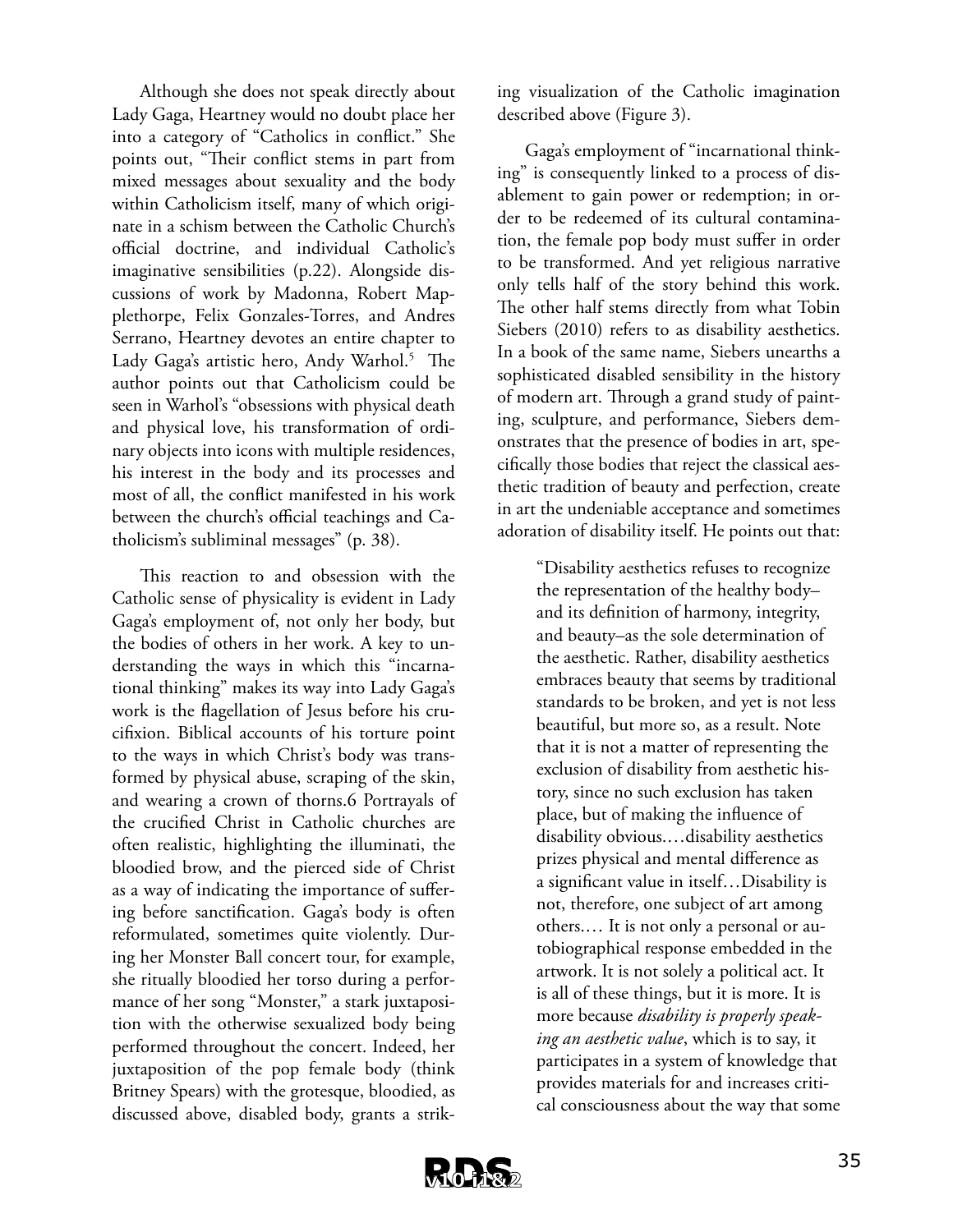Although she does not speak directly about Lady Gaga, Heartney would no doubt place her into a category of "Catholics in conflict." She points out, "Their conflict stems in part from mixed messages about sexuality and the body within Catholicism itself, many of which originate in a schism between the Catholic Church's official doctrine, and individual Catholic's imaginative sensibilities (p.22). Alongside discussions of work by Madonna, Robert Mapplethorpe, Felix Gonzales-Torres, and Andres Serrano, Heartney devotes an entire chapter to Lady Gaga's artistic hero, Andy Warhol.[5] The author points out that Catholicism could be seen in Warhol's "obsessions with physical death and physical love, his transformation of ordinary objects into icons with multiple residences, his interest in the body and its processes and most of all, the conflict manifested in his work between the church's official teachings and Catholicism's subliminal messages" (p. 38).

This reaction to and obsession with the Catholic sense of physicality is evident in Lady Gaga's employment of, not only her body, but the bodies of others in her work. A key to understanding the ways in which this "incarnational thinking" makes its way into Lady Gaga's work is the flagellation of Jesus before his crucifixion. Biblical accounts of his torture point to the ways in which Christ's body was transformed by physical abuse, scraping of the skin, and wearing a crown of thorns.6 Portrayals of the crucified Christ in Catholic churches are often realistic, highlighting the illuminati, the bloodied brow, and the pierced side of Christ as a way of indicating the importance of suffering before sanctification. Gaga's body is often reformulated, sometimes quite violently. During her Monster Ball concert tour, for example, she ritually bloodied her torso during a performance of her song "Monster," a stark juxtaposition with the otherwise sexualized body being performed throughout the concert. Indeed, her juxtaposition of the pop female body (think Britney Spears) with the grotesque, bloodied, as discussed above, disabled body, grants a striking visualization of the Catholic imagination described above (Figure 3).

Gaga's employment of "incarnational thinking" is consequently linked to a process of disablement to gain power or redemption; in order to be redeemed of its cultural contamination, the female pop body must suffer in order to be transformed. And yet religious narrative only tells half of the story behind this work. The other half stems directly from what Tobin Siebers (2010) refers to as disability aesthetics. In a book of the same name, Siebers unearths a sophisticated disabled sensibility in the history of modern art. Through a grand study of painting, sculpture, and performance, Siebers demonstrates that the presence of bodies in art, specifically those bodies that reject the classical aesthetic tradition of beauty and perfection, create in art the undeniable acceptance and sometimes adoration of disability itself. He points out that:

> "Disability aesthetics refuses to recognize the representation of the healthy body–and its definition of harmony, integrity, and beauty–as the sole determination of the aesthetic. Rather, disability aesthetics embraces beauty that seems by traditional standards to be broken, and yet is not less beautiful, but more so, as a result. Note that it is not a matter of representing the exclusion of disability from aesthetic history, since no such exclusion has taken place, but of making the influence of disability obvious.…disability aesthetics prizes physical and mental difference as a significant value in itself…Disability is not, therefore, one subject of art among others.… It is not only a personal or autobiographical response embedded in the artwork. It is not solely a political act. It is all of these things, but it is more. It is more because *disability is properly speaking an aesthetic value*, which is to say, it participates in a system of knowledge that provides materials for and increases critical consciousness about the way that some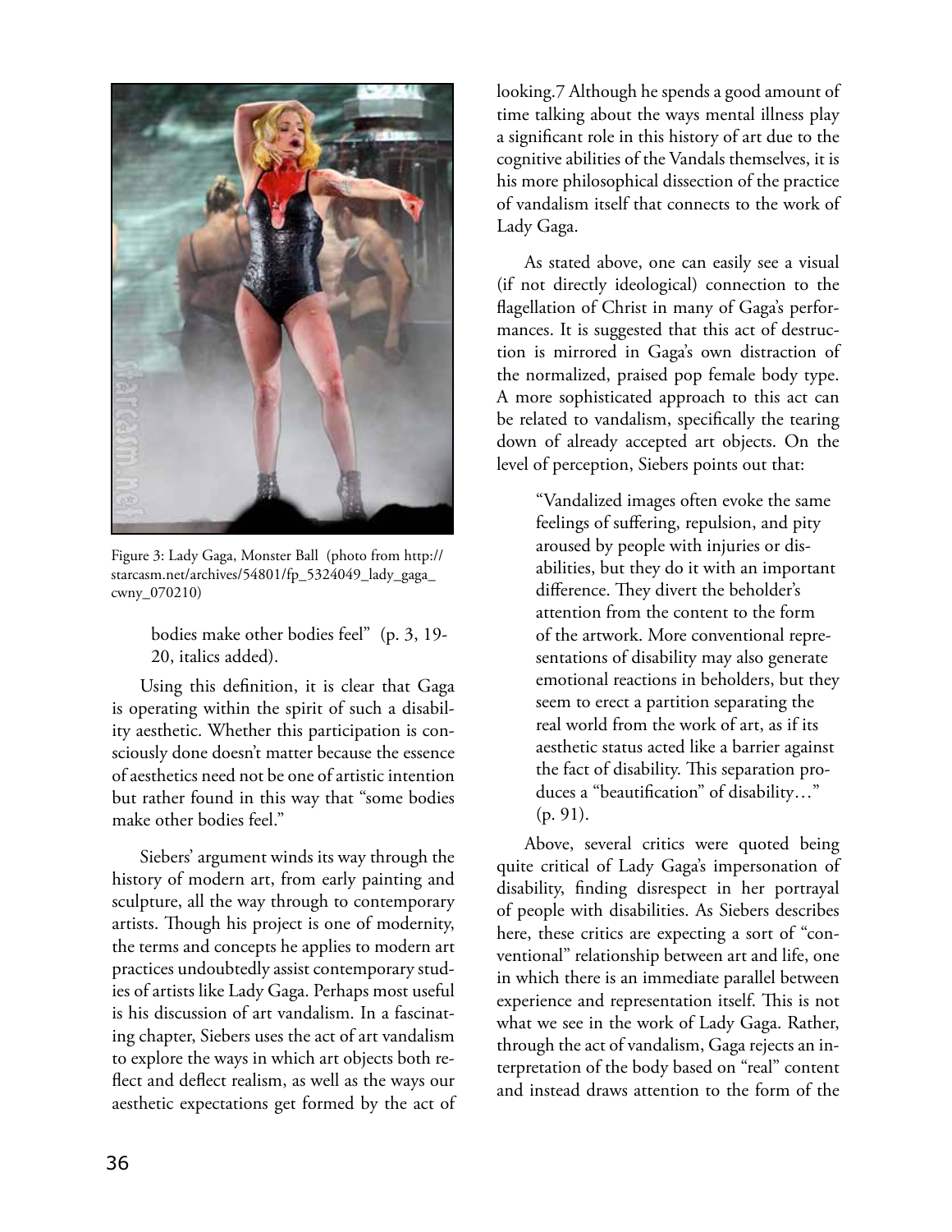Figure 3: Lady Gaga, Monster Ball (photo from http://starcasm.net/archives/54801/fp_5324049_lady_gaga_cwny_070210)

> bodies make other bodies feel" (p. 3, 19-20, italics added).

Using this definition, it is clear that Gaga is operating within the spirit of such a disability aesthetic. Whether this participation is consciously done doesn't matter because the essence of aesthetics need not be one of artistic intention but rather found in this way that "some bodies make other bodies feel."

Siebers' argument winds its way through the history of modern art, from early painting and sculpture, all the way through to contemporary artists. Though his project is one of modernity, the terms and concepts he applies to modern art practices undoubtedly assist contemporary studies of artists like Lady Gaga. Perhaps most useful is his discussion of art vandalism. In a fascinating chapter, Siebers uses the act of art vandalism to explore the ways in which art objects both reflect and deflect realism, as well as the ways our aesthetic expectations get formed by the act of looking.7 Although he spends a good amount of time talking about the ways mental illness play a significant role in this history of art due to the cognitive abilities of the Vandals themselves, it is his more philosophical dissection of the practice of vandalism itself that connects to the work of Lady Gaga.

As stated above, one can easily see a visual (if not directly ideological) connection to the flagellation of Christ in many of Gaga's performances. It is suggested that this act of destruction is mirrored in Gaga's own distraction of the normalized, praised pop female body type. A more sophisticated approach to this act can be related to vandalism, specifically the tearing down of already accepted art objects. On the level of perception, Siebers points out that:

> "Vandalized images often evoke the same feelings of suffering, repulsion, and pity aroused by people with injuries or disabilities, but they do it with an important difference. They divert the beholder's attention from the content to the form of the artwork. More conventional representations of disability may also generate emotional reactions in beholders, but they seem to erect a partition separating the real world from the work of art, as if its aesthetic status acted like a barrier against the fact of disability. This separation produces a "beautification" of disability…" (p. 91).

Above, several critics were quoted being quite critical of Lady Gaga's impersonation of disability, finding disrespect in her portrayal of people with disabilities. As Siebers describes here, these critics are expecting a sort of "conventional" relationship between art and life, one in which there is an immediate parallel between experience and representation itself. This is not what we see in the work of Lady Gaga. Rather, through the act of vandalism, Gaga rejects an interpretation of the body based on "real" content and instead draws attention to the form of the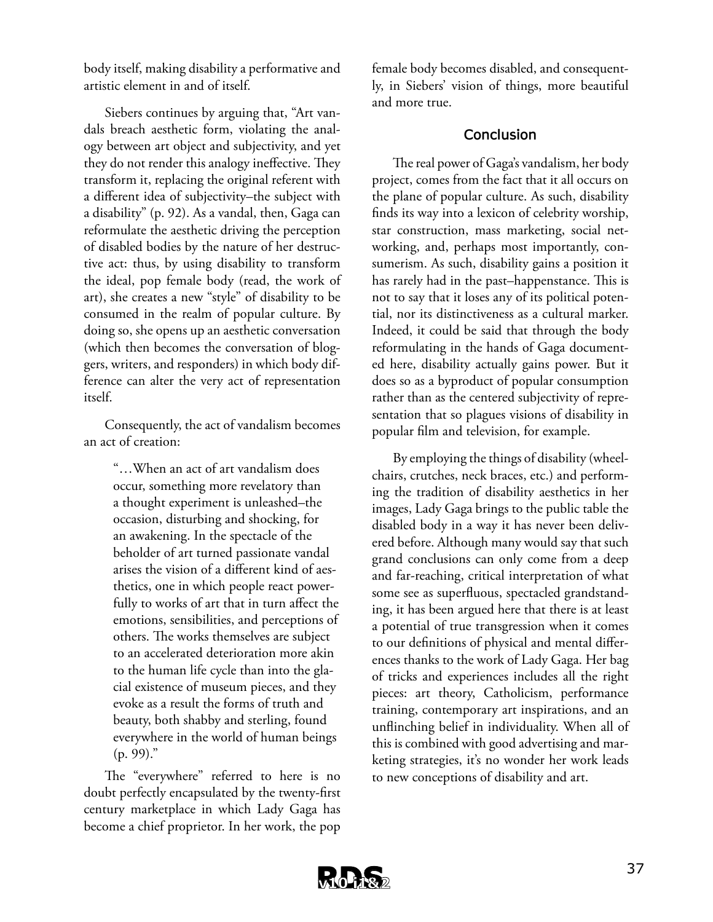body itself, making disability a performative and artistic element in and of itself.

Siebers continues by arguing that, "Art vandals breach aesthetic form, violating the analogy between art object and subjectivity, and yet they do not render this analogy ineffective. They transform it, replacing the original referent with a different idea of subjectivity–the subject with a disability" (p. 92). As a vandal, then, Gaga can reformulate the aesthetic driving the perception of disabled bodies by the nature of her destructive act: thus, by using disability to transform the ideal, pop female body (read, the work of art), she creates a new "style" of disability to be consumed in the realm of popular culture. By doing so, she opens up an aesthetic conversation (which then becomes the conversation of bloggers, writers, and responders) in which body difference can alter the very act of representation itself.

Consequently, the act of vandalism becomes an act of creation:

> "…When an act of art vandalism does occur, something more revelatory than a thought experiment is unleashed–the occasion, disturbing and shocking, for an awakening. In the spectacle of the beholder of art turned passionate vandal arises the vision of a different kind of aesthetics, one in which people react powerfully to works of art that in turn affect the emotions, sensibilities, and perceptions of others. The works themselves are subject to an accelerated deterioration more akin to the human life cycle than into the glacial existence of museum pieces, and they evoke as a result the forms of truth and beauty, both shabby and sterling, found everywhere in the world of human beings (p. 99)."

The "everywhere" referred to here is no doubt perfectly encapsulated by the twenty-first century marketplace in which Lady Gaga has become a chief proprietor. In her work, the pop female body becomes disabled, and consequently, in Siebers' vision of things, more beautiful and more true.

## Conclusion

The real power of Gaga's vandalism, her body project, comes from the fact that it all occurs on the plane of popular culture. As such, disability finds its way into a lexicon of celebrity worship, star construction, mass marketing, social networking, and, perhaps most importantly, consumerism. As such, disability gains a position it has rarely had in the past–happenstance. This is not to say that it loses any of its political potential, nor its distinctiveness as a cultural marker. Indeed, it could be said that through the body reformulating in the hands of Gaga documented here, disability actually gains power. But it does so as a byproduct of popular consumption rather than as the centered subjectivity of representation that so plagues visions of disability in popular film and television, for example.

By employing the things of disability (wheelchairs, crutches, neck braces, etc.) and performing the tradition of disability aesthetics in her images, Lady Gaga brings to the public table the disabled body in a way it has never been delivered before. Although many would say that such grand conclusions can only come from a deep and far-reaching, critical interpretation of what some see as superfluous, spectacled grandstanding, it has been argued here that there is at least a potential of true transgression when it comes to our definitions of physical and mental differences thanks to the work of Lady Gaga. Her bag of tricks and experiences includes all the right pieces: art theory, Catholicism, performance training, contemporary art inspirations, and an unflinching belief in individuality. When all of this is combined with good advertising and marketing strategies, it's no wonder her work leads to new conceptions of disability and art.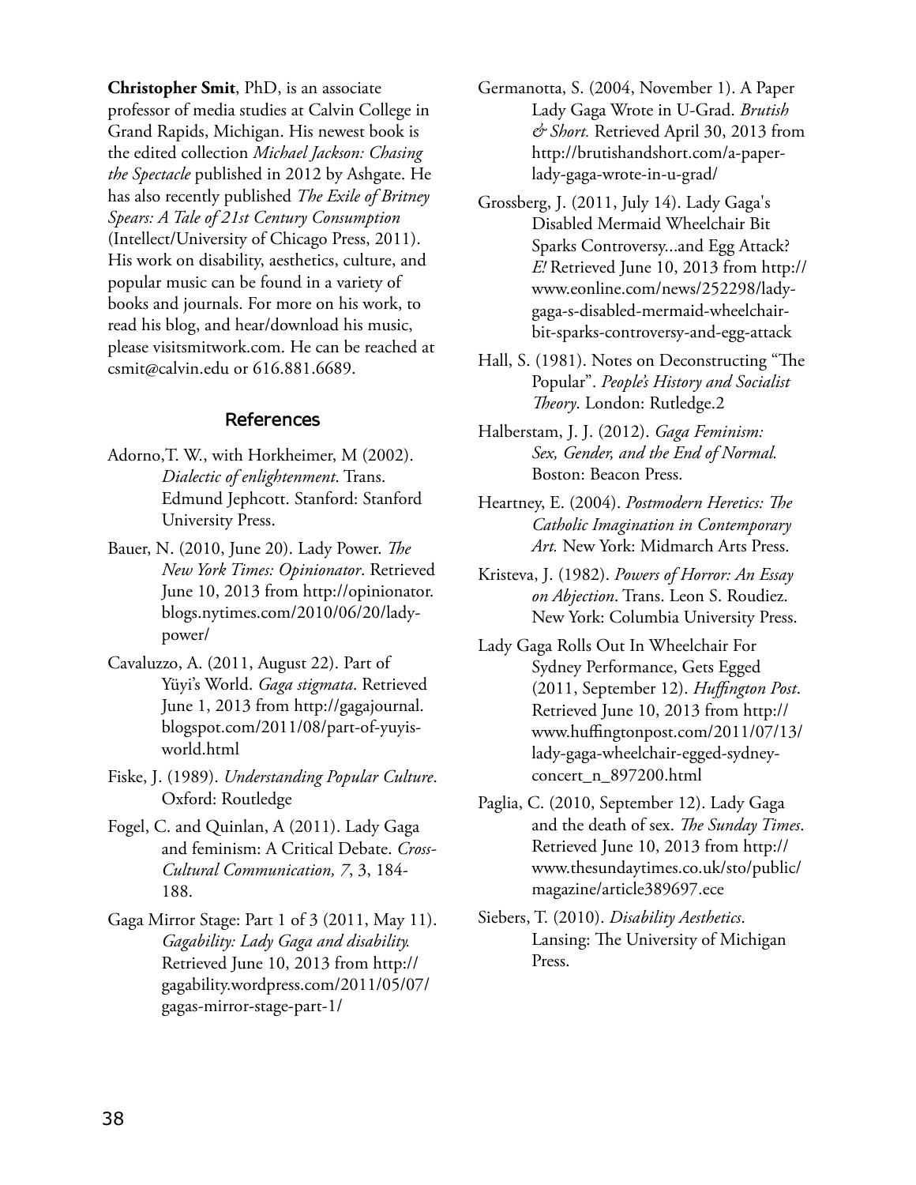**Christopher Smit**, PhD, is an associate professor of media studies at Calvin College in Grand Rapids, Michigan. His newest book is the edited collection *Michael Jackson: Chasing the Spectacle* published in 2012 by Ashgate. He has also recently published *The Exile of Britney Spears: A Tale of 21st Century Consumption* (Intellect/University of Chicago Press, 2011). His work on disability, aesthetics, culture, and popular music can be found in a variety of books and journals. For more on his work, to read his blog, and hear/download his music, please visitsmitwork.com. He can be reached at csmit@calvin.edu or 616.881.6689.

## References

Adorno,T. W., with Horkheimer, M (2002). *Dialectic of enlightenment*. Trans. Edmund Jephcott. Stanford: Stanford University Press.

Bauer, N. (2010, June 20). Lady Power. *The New York Times: Opinionator*. Retrieved June 10, 2013 from http://opinionator.blogs.nytimes.com/2010/06/20/lady-power/

Cavaluzzo, A. (2011, August 22). Part of Yüyi's World. *Gaga stigmata*. Retrieved June 1, 2013 from http://gagajournal.blogspot.com/2011/08/part-of-yuyis-world.html

Fiske, J. (1989). *Understanding Popular Culture*. Oxford: Routledge

Fogel, C. and Quinlan, A (2011). Lady Gaga and feminism: A Critical Debate. *Cross-Cultural Communication, 7*, 3, 184-188.

Gaga Mirror Stage: Part 1 of 3 (2011, May 11). *Gagability: Lady Gaga and disability.* Retrieved June 10, 2013 from http://gagability.wordpress.com/2011/05/07/gagas-mirror-stage-part-1/

Germanotta, S. (2004, November 1). A Paper Lady Gaga Wrote in U-Grad. *Brutish & Short.* Retrieved April 30, 2013 from http://brutishandshort.com/a-paper-lady-gaga-wrote-in-u-grad/

Grossberg, J. (2011, July 14). Lady Gaga's Disabled Mermaid Wheelchair Bit Sparks Controversy...and Egg Attack? *E!* Retrieved June 10, 2013 from http://www.eonline.com/news/252298/lady-gaga-s-disabled-mermaid-wheelchair-bit-sparks-controversy-and-egg-attack

Hall, S. (1981). Notes on Deconstructing "The Popular". *People's History and Socialist Theory*. London: Rutledge.2

Halberstam, J. J. (2012). *Gaga Feminism: Sex, Gender, and the End of Normal.* Boston: Beacon Press.

Heartney, E. (2004). *Postmodern Heretics: The Catholic Imagination in Contemporary Art.* New York: Midmarch Arts Press.

Kristeva, J. (1982). *Powers of Horror: An Essay on Abjection*. Trans. Leon S. Roudiez. New York: Columbia University Press.

Lady Gaga Rolls Out In Wheelchair For Sydney Performance, Gets Egged (2011, September 12). *Huffington Post*. Retrieved June 10, 2013 from http://www.huffingtonpost.com/2011/07/13/lady-gaga-wheelchair-egged-sydney-concert_n_897200.html

Paglia, C. (2010, September 12). Lady Gaga and the death of sex. *The Sunday Times*. Retrieved June 10, 2013 from http://www.thesundaytimes.co.uk/sto/public/magazine/article389697.ece

Siebers, T. (2010). *Disability Aesthetics*. Lansing: The University of Michigan Press.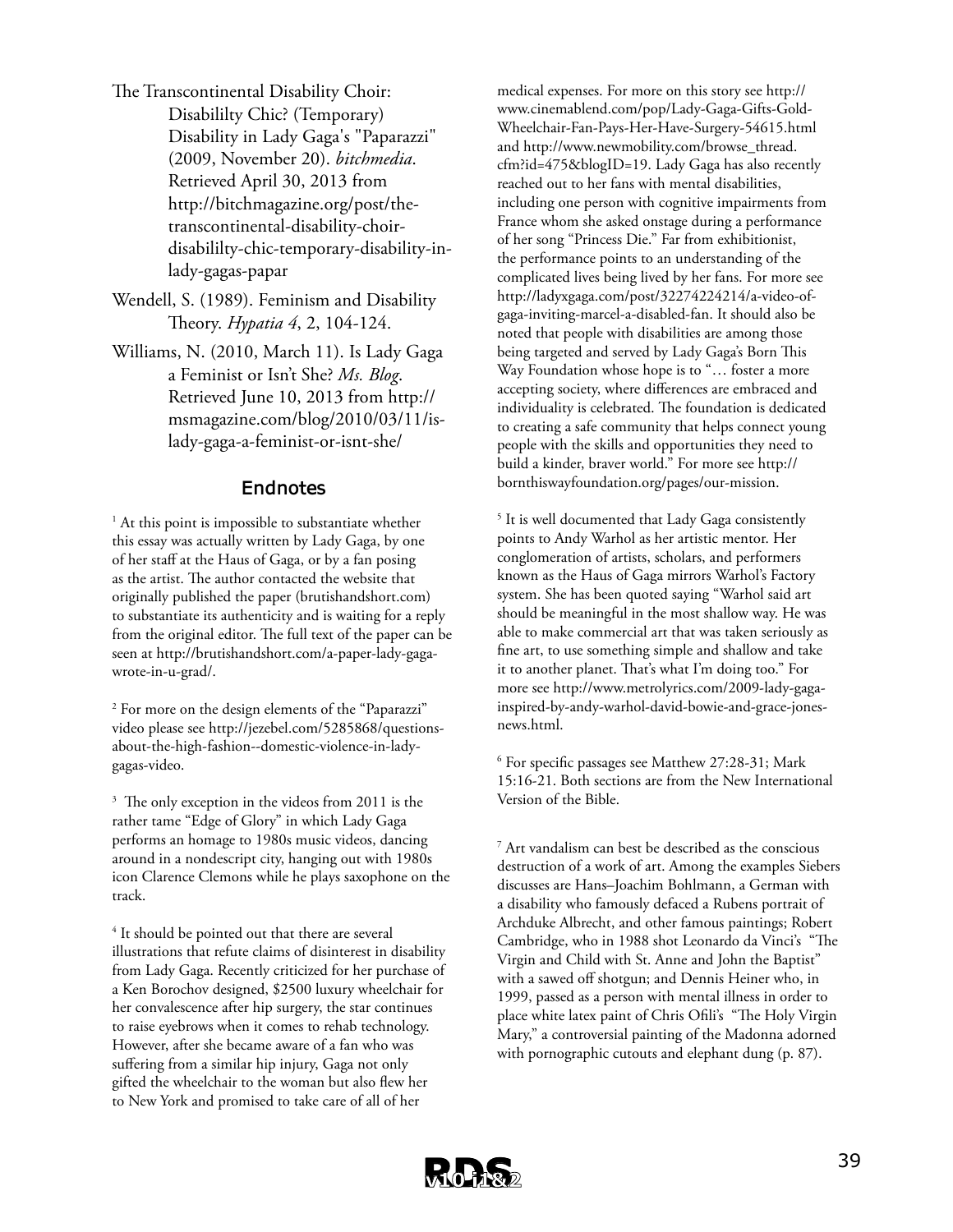The Transcontinental Disability Choir: Disabililty Chic? (Temporary) Disability in Lady Gaga's "Paparazzi" (2009, November 20). *bitchmedia*. Retrieved April 30, 2013 from http://bitchmagazine.org/post/the-transcontinental-disability-choir-disabililty-chic-temporary-disability-in-lady-gagas-papar

Wendell, S. (1989). Feminism and Disability Theory. *Hypatia 4*, 2, 104-124.

Williams, N. (2010, March 11). Is Lady Gaga a Feminist or Isn't She? *Ms. Blog*. Retrieved June 10, 2013 from http://msmagazine.com/blog/2010/03/11/is-lady-gaga-a-feminist-or-isnt-she/

## Endnotes

[1] At this point is impossible to substantiate whether this essay was actually written by Lady Gaga, by one of her staff at the Haus of Gaga, or by a fan posing as the artist. The author contacted the website that originally published the paper (brutishandshort.com) to substantiate its authenticity and is waiting for a reply from the original editor. The full text of the paper can be seen at http://brutishandshort.com/a-paper-lady-gaga-wrote-in-u-grad/.

[2] For more on the design elements of the "Paparazzi" video please see http://jezebel.com/5285868/questions-about-the-high-fashion--domestic-violence-in-lady-gagas-video.

[3] The only exception in the videos from 2011 is the rather tame "Edge of Glory" in which Lady Gaga performs an homage to 1980s music videos, dancing around in a nondescript city, hanging out with 1980s icon Clarence Clemons while he plays saxophone on the track.

[4] It should be pointed out that there are several illustrations that refute claims of disinterest in disability from Lady Gaga. Recently criticized for her purchase of a Ken Borochov designed, $2500 luxury wheelchair for her convalescence after hip surgery, the star continues to raise eyebrows when it comes to rehab technology. However, after she became aware of a fan who was suffering from a similar hip injury, Gaga not only gifted the wheelchair to the woman but also flew her to New York and promised to take care of all of her medical expenses. For more on this story see http://www.cinemablend.com/pop/Lady-Gaga-Gifts-Gold-Wheelchair-Fan-Pays-Her-Have-Surgery-54615.html and http://www.newmobility.com/browse_thread.cfm?id=475&blogID=19. Lady Gaga has also recently reached out to her fans with mental disabilities, including one person with cognitive impairments from France whom she asked onstage during a performance of her song "Princess Die." Far from exhibitionist, the performance points to an understanding of the complicated lives being lived by her fans. For more see http://ladyxgaga.com/post/32274224214/a-video-of-gaga-inviting-marcel-a-disabled-fan. It should also be noted that people with disabilities are among those being targeted and served by Lady Gaga's Born This Way Foundation whose hope is to "… foster a more accepting society, where differences are embraced and individuality is celebrated. The foundation is dedicated to creating a safe community that helps connect young people with the skills and opportunities they need to build a kinder, braver world." For more see http://bornthiswayfoundation.org/pages/our-mission.

[5] It is well documented that Lady Gaga consistently points to Andy Warhol as her artistic mentor. Her conglomeration of artists, scholars, and performers known as the Haus of Gaga mirrors Warhol's Factory system. She has been quoted saying "Warhol said art should be meaningful in the most shallow way. He was able to make commercial art that was taken seriously as fine art, to use something simple and shallow and take it to another planet. That's what I'm doing too." For more see http://www.metrolyrics.com/2009-lady-gaga-inspired-by-andy-warhol-david-bowie-and-grace-jones-news.html.

[6] For specific passages see Matthew 27:28-31; Mark 15:16-21. Both sections are from the New International Version of the Bible.

[7] Art vandalism can best be described as the conscious destruction of a work of art. Among the examples Siebers discusses are Hans–Joachim Bohlmann, a German with a disability who famously defaced a Rubens portrait of Archduke Albrecht, and other famous paintings; Robert Cambridge, who in 1988 shot Leonardo da Vinci's "The Virgin and Child with St. Anne and John the Baptist" with a sawed off shotgun; and Dennis Heiner who, in 1999, passed as a person with mental illness in order to place white latex paint of Chris Ofili's "The Holy Virgin Mary," a controversial painting of the Madonna adorned with pornographic cutouts and elephant dung (p. 87).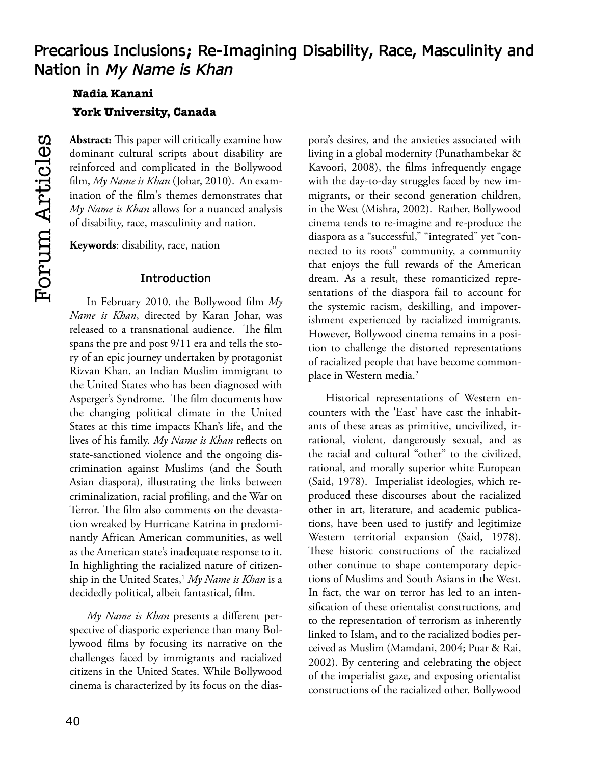# Precarious Inclusions; Re-Imagining Disability, Race, Masculinity and Nation in *My Name is Khan*

**Nadia Kanani**

**York University, Canada**

**Abstract:** This paper will critically examine how dominant cultural scripts about disability are reinforced and complicated in the Bollywood film, *My Name is Khan* (Johar, 2010). An examination of the film's themes demonstrates that *My Name is Khan* allows for a nuanced analysis of disability, race, masculinity and nation.

**Keywords**: disability, race, nation

## Introduction

In February 2010, the Bollywood film *My Name is Khan*, directed by Karan Johar, was released to a transnational audience. The film spans the pre and post 9/11 era and tells the story of an epic journey undertaken by protagonist Rizvan Khan, an Indian Muslim immigrant to the United States who has been diagnosed with Asperger's Syndrome. The film documents how the changing political climate in the United States at this time impacts Khan's life, and the lives of his family. *My Name is Khan* reflects on state-sanctioned violence and the ongoing discrimination against Muslims (and the South Asian diaspora), illustrating the links between criminalization, racial profiling, and the War on Terror. The film also comments on the devastation wreaked by Hurricane Katrina in predominantly African American communities, as well as the American state's inadequate response to it. In highlighting the racialized nature of citizenship in the United States,[1] *My Name is Khan* is a decidedly political, albeit fantastical, film.

*My Name is Khan* presents a different perspective of diasporic experience than many Bollywood films by focusing its narrative on the challenges faced by immigrants and racialized citizens in the United States. While Bollywood cinema is characterized by its focus on the diaspora's desires, and the anxieties associated with living in a global modernity (Punathambekar & Kavoori, 2008), the films infrequently engage with the day-to-day struggles faced by new immigrants, or their second generation children, in the West (Mishra, 2002). Rather, Bollywood cinema tends to re-imagine and re-produce the diaspora as a "successful," "integrated" yet "connected to its roots" community, a community that enjoys the full rewards of the American dream. As a result, these romanticized representations of the diaspora fail to account for the systemic racism, deskilling, and impoverishment experienced by racialized immigrants. However, Bollywood cinema remains in a position to challenge the distorted representations of racialized people that have become commonplace in Western media.[2]

Historical representations of Western encounters with the 'East' have cast the inhabitants of these areas as primitive, uncivilized, irrational, violent, dangerously sexual, and as the racial and cultural "other" to the civilized, rational, and morally superior white European (Said, 1978). Imperialist ideologies, which reproduced these discourses about the racialized other in art, literature, and academic publications, have been used to justify and legitimize Western territorial expansion (Said, 1978). These historic constructions of the racialized other continue to shape contemporary depictions of Muslims and South Asians in the West. In fact, the war on terror has led to an intensification of these orientalist constructions, and to the representation of terrorism as inherently linked to Islam, and to the racialized bodies perceived as Muslim (Mamdani, 2004; Puar & Rai, 2002). By centering and celebrating the object of the imperialist gaze, and exposing orientalist constructions of the racialized other, Bollywood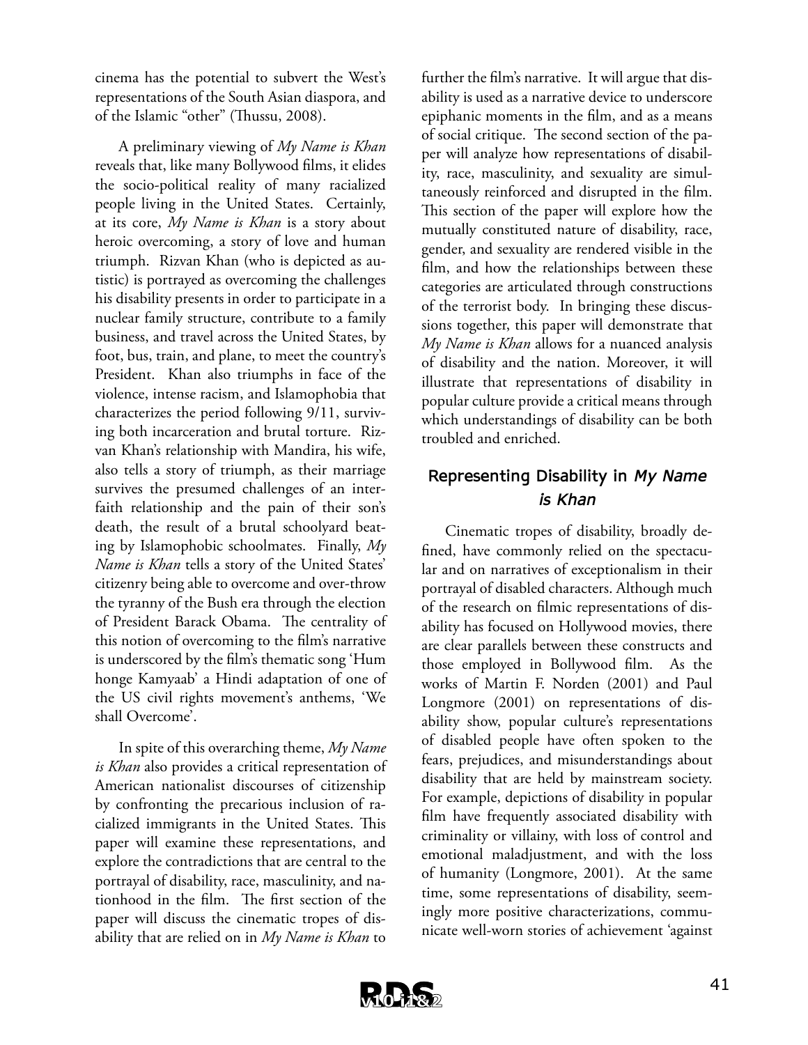cinema has the potential to subvert the West's representations of the South Asian diaspora, and of the Islamic "other" (Thussu, 2008).

A preliminary viewing of *My Name is Khan* reveals that, like many Bollywood films, it elides the socio-political reality of many racialized people living in the United States. Certainly, at its core, *My Name is Khan* is a story about heroic overcoming, a story of love and human triumph. Rizvan Khan (who is depicted as autistic) is portrayed as overcoming the challenges his disability presents in order to participate in a nuclear family structure, contribute to a family business, and travel across the United States, by foot, bus, train, and plane, to meet the country's President. Khan also triumphs in face of the violence, intense racism, and Islamophobia that characterizes the period following 9/11, surviving both incarceration and brutal torture. Rizvan Khan's relationship with Mandira, his wife, also tells a story of triumph, as their marriage survives the presumed challenges of an interfaith relationship and the pain of their son's death, the result of a brutal schoolyard beating by Islamophobic schoolmates. Finally, *My Name is Khan* tells a story of the United States' citizenry being able to overcome and over-throw the tyranny of the Bush era through the election of President Barack Obama. The centrality of this notion of overcoming to the film's narrative is underscored by the film's thematic song 'Hum honge Kamyaab' a Hindi adaptation of one of the US civil rights movement's anthems, 'We shall Overcome'.

In spite of this overarching theme, *My Name is Khan* also provides a critical representation of American nationalist discourses of citizenship by confronting the precarious inclusion of racialized immigrants in the United States. This paper will examine these representations, and explore the contradictions that are central to the portrayal of disability, race, masculinity, and nationhood in the film. The first section of the paper will discuss the cinematic tropes of disability that are relied on in *My Name is Khan* to further the film's narrative. It will argue that disability is used as a narrative device to underscore epiphanic moments in the film, and as a means of social critique. The second section of the paper will analyze how representations of disability, race, masculinity, and sexuality are simultaneously reinforced and disrupted in the film. This section of the paper will explore how the mutually constituted nature of disability, race, gender, and sexuality are rendered visible in the film, and how the relationships between these categories are articulated through constructions of the terrorist body. In bringing these discussions together, this paper will demonstrate that *My Name is Khan* allows for a nuanced analysis of disability and the nation. Moreover, it will illustrate that representations of disability in popular culture provide a critical means through which understandings of disability can be both troubled and enriched.

## Representing Disability in *My Name is Khan*

Cinematic tropes of disability, broadly defined, have commonly relied on the spectacular and on narratives of exceptionalism in their portrayal of disabled characters. Although much of the research on filmic representations of disability has focused on Hollywood movies, there are clear parallels between these constructs and those employed in Bollywood film. As the works of Martin F. Norden (2001) and Paul Longmore (2001) on representations of disability show, popular culture's representations of disabled people have often spoken to the fears, prejudices, and misunderstandings about disability that are held by mainstream society. For example, depictions of disability in popular film have frequently associated disability with criminality or villainy, with loss of control and emotional maladjustment, and with the loss of humanity (Longmore, 2001). At the same time, some representations of disability, seemingly more positive characterizations, communicate well-worn stories of achievement 'against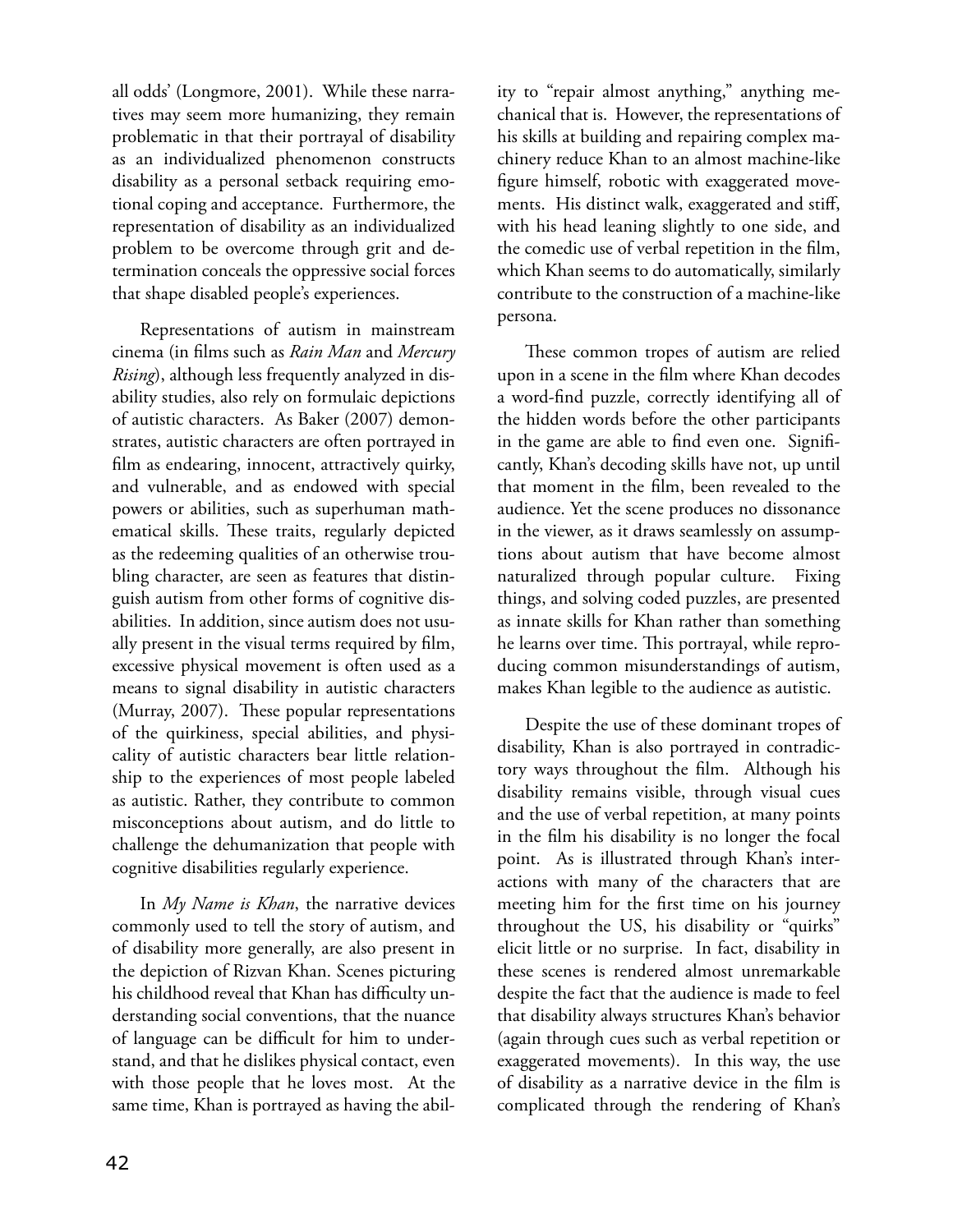all odds' (Longmore, 2001). While these narratives may seem more humanizing, they remain problematic in that their portrayal of disability as an individualized phenomenon constructs disability as a personal setback requiring emotional coping and acceptance. Furthermore, the representation of disability as an individualized problem to be overcome through grit and determination conceals the oppressive social forces that shape disabled people's experiences.

Representations of autism in mainstream cinema (in films such as *Rain Man* and *Mercury Rising*), although less frequently analyzed in disability studies, also rely on formulaic depictions of autistic characters. As Baker (2007) demonstrates, autistic characters are often portrayed in film as endearing, innocent, attractively quirky, and vulnerable, and as endowed with special powers or abilities, such as superhuman mathematical skills. These traits, regularly depicted as the redeeming qualities of an otherwise troubling character, are seen as features that distinguish autism from other forms of cognitive disabilities. In addition, since autism does not usually present in the visual terms required by film, excessive physical movement is often used as a means to signal disability in autistic characters (Murray, 2007). These popular representations of the quirkiness, special abilities, and physicality of autistic characters bear little relationship to the experiences of most people labeled as autistic. Rather, they contribute to common misconceptions about autism, and do little to challenge the dehumanization that people with cognitive disabilities regularly experience.

In *My Name is Khan*, the narrative devices commonly used to tell the story of autism, and of disability more generally, are also present in the depiction of Rizvan Khan. Scenes picturing his childhood reveal that Khan has difficulty understanding social conventions, that the nuance of language can be difficult for him to understand, and that he dislikes physical contact, even with those people that he loves most. At the same time, Khan is portrayed as having the ability to "repair almost anything," anything mechanical that is. However, the representations of his skills at building and repairing complex machinery reduce Khan to an almost machine-like figure himself, robotic with exaggerated movements. His distinct walk, exaggerated and stiff, with his head leaning slightly to one side, and the comedic use of verbal repetition in the film, which Khan seems to do automatically, similarly contribute to the construction of a machine-like persona.

These common tropes of autism are relied upon in a scene in the film where Khan decodes a word-find puzzle, correctly identifying all of the hidden words before the other participants in the game are able to find even one. Significantly, Khan's decoding skills have not, up until that moment in the film, been revealed to the audience. Yet the scene produces no dissonance in the viewer, as it draws seamlessly on assumptions about autism that have become almost naturalized through popular culture. Fixing things, and solving coded puzzles, are presented as innate skills for Khan rather than something he learns over time. This portrayal, while reproducing common misunderstandings of autism, makes Khan legible to the audience as autistic.

Despite the use of these dominant tropes of disability, Khan is also portrayed in contradictory ways throughout the film. Although his disability remains visible, through visual cues and the use of verbal repetition, at many points in the film his disability is no longer the focal point. As is illustrated through Khan's interactions with many of the characters that are meeting him for the first time on his journey throughout the US, his disability or "quirks" elicit little or no surprise. In fact, disability in these scenes is rendered almost unremarkable despite the fact that the audience is made to feel that disability always structures Khan's behavior (again through cues such as verbal repetition or exaggerated movements). In this way, the use of disability as a narrative device in the film is complicated through the rendering of Khan's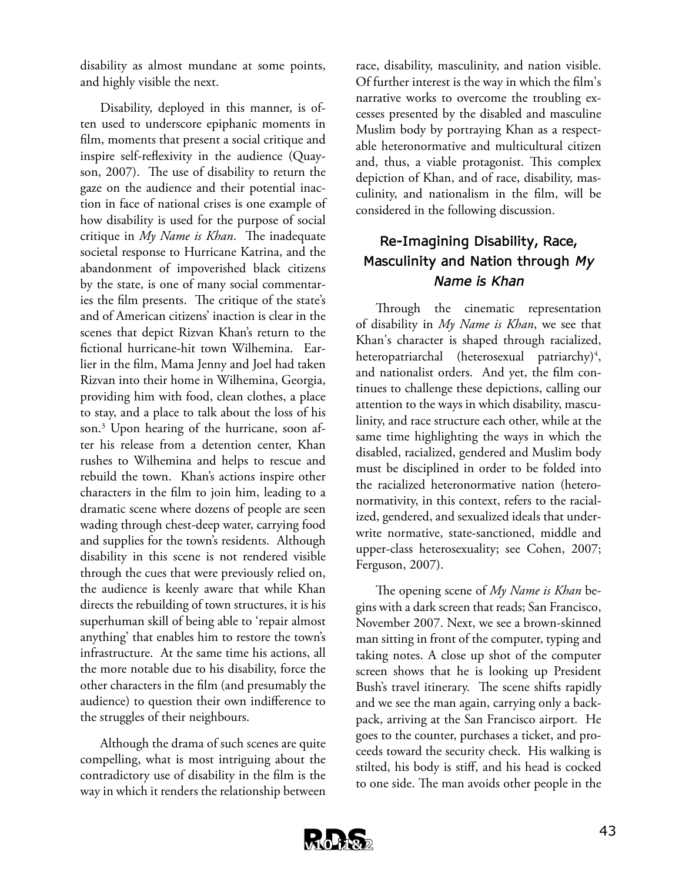disability as almost mundane at some points, and highly visible the next.

Disability, deployed in this manner, is often used to underscore epiphanic moments in film, moments that present a social critique and inspire self-reflexivity in the audience (Quayson, 2007). The use of disability to return the gaze on the audience and their potential inaction in face of national crises is one example of how disability is used for the purpose of social critique in *My Name is Khan*. The inadequate societal response to Hurricane Katrina, and the abandonment of impoverished black citizens by the state, is one of many social commentaries the film presents. The critique of the state's and of American citizens' inaction is clear in the scenes that depict Rizvan Khan's return to the fictional hurricane-hit town Wilhemina. Earlier in the film, Mama Jenny and Joel had taken Rizvan into their home in Wilhemina, Georgia, providing him with food, clean clothes, a place to stay, and a place to talk about the loss of his son.[3] Upon hearing of the hurricane, soon after his release from a detention center, Khan rushes to Wilhemina and helps to rescue and rebuild the town. Khan's actions inspire other characters in the film to join him, leading to a dramatic scene where dozens of people are seen wading through chest-deep water, carrying food and supplies for the town's residents. Although disability in this scene is not rendered visible through the cues that were previously relied on, the audience is keenly aware that while Khan directs the rebuilding of town structures, it is his superhuman skill of being able to 'repair almost anything' that enables him to restore the town's infrastructure. At the same time his actions, all the more notable due to his disability, force the other characters in the film (and presumably the audience) to question their own indifference to the struggles of their neighbours.

Although the drama of such scenes are quite compelling, what is most intriguing about the contradictory use of disability in the film is the way in which it renders the relationship between race, disability, masculinity, and nation visible. Of further interest is the way in which the film's narrative works to overcome the troubling excesses presented by the disabled and masculine Muslim body by portraying Khan as a respectable heteronormative and multicultural citizen and, thus, a viable protagonist. This complex depiction of Khan, and of race, disability, masculinity, and nationalism in the film, will be considered in the following discussion.

## Re-Imagining Disability, Race, Masculinity and Nation through *My Name is Khan*

Through the cinematic representation of disability in *My Name is Khan*, we see that Khan's character is shaped through racialized, heteropatriarchal (heterosexual patriarchy)[4], and nationalist orders. And yet, the film continues to challenge these depictions, calling our attention to the ways in which disability, masculinity, and race structure each other, while at the same time highlighting the ways in which the disabled, racialized, gendered and Muslim body must be disciplined in order to be folded into the racialized heteronormative nation (heteronormativity, in this context, refers to the racialized, gendered, and sexualized ideals that underwrite normative, state-sanctioned, middle and upper-class heterosexuality; see Cohen, 2007; Ferguson, 2007).

The opening scene of *My Name is Khan* begins with a dark screen that reads; San Francisco, November 2007. Next, we see a brown-skinned man sitting in front of the computer, typing and taking notes. A close up shot of the computer screen shows that he is looking up President Bush's travel itinerary. The scene shifts rapidly and we see the man again, carrying only a backpack, arriving at the San Francisco airport. He goes to the counter, purchases a ticket, and proceeds toward the security check. His walking is stilted, his body is stiff, and his head is cocked to one side. The man avoids other people in the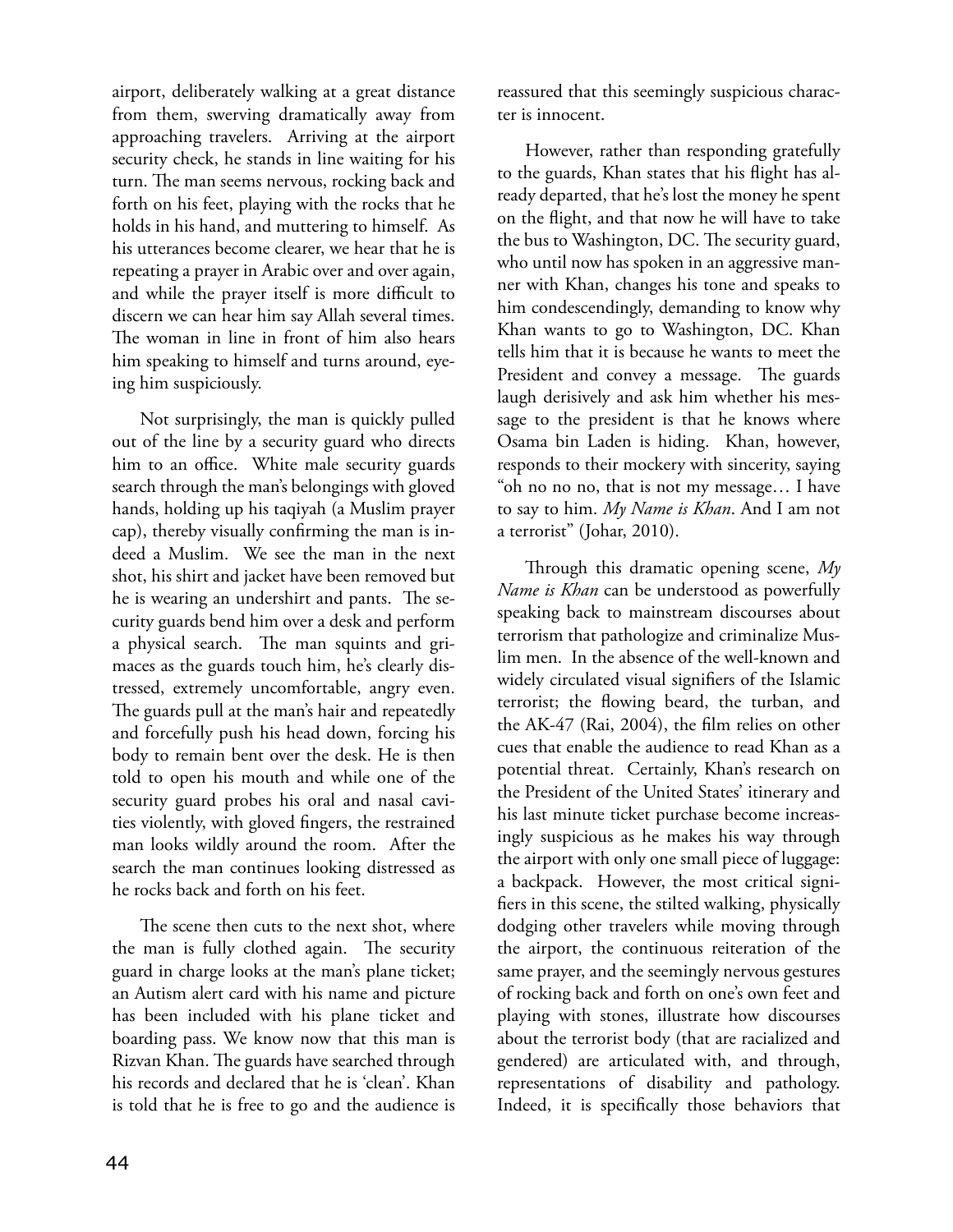airport, deliberately walking at a great distance from them, swerving dramatically away from approaching travelers. Arriving at the airport security check, he stands in line waiting for his turn. The man seems nervous, rocking back and forth on his feet, playing with the rocks that he holds in his hand, and muttering to himself. As his utterances become clearer, we hear that he is repeating a prayer in Arabic over and over again, and while the prayer itself is more difficult to discern we can hear him say Allah several times. The woman in line in front of him also hears him speaking to himself and turns around, eyeing him suspiciously.

Not surprisingly, the man is quickly pulled out of the line by a security guard who directs him to an office. White male security guards search through the man's belongings with gloved hands, holding up his taqiyah (a Muslim prayer cap), thereby visually confirming the man is indeed a Muslim. We see the man in the next shot, his shirt and jacket have been removed but he is wearing an undershirt and pants. The security guards bend him over a desk and perform a physical search. The man squints and grimaces as the guards touch him, he's clearly distressed, extremely uncomfortable, angry even. The guards pull at the man's hair and repeatedly and forcefully push his head down, forcing his body to remain bent over the desk. He is then told to open his mouth and while one of the security guard probes his oral and nasal cavities violently, with gloved fingers, the restrained man looks wildly around the room. After the search the man continues looking distressed as he rocks back and forth on his feet.

The scene then cuts to the next shot, where the man is fully clothed again. The security guard in charge looks at the man's plane ticket; an Autism alert card with his name and picture has been included with his plane ticket and boarding pass. We know now that this man is Rizvan Khan. The guards have searched through his records and declared that he is 'clean'. Khan is told that he is free to go and the audience is reassured that this seemingly suspicious character is innocent.

However, rather than responding gratefully to the guards, Khan states that his flight has already departed, that he's lost the money he spent on the flight, and that now he will have to take the bus to Washington, DC. The security guard, who until now has spoken in an aggressive manner with Khan, changes his tone and speaks to him condescendingly, demanding to know why Khan wants to go to Washington, DC. Khan tells him that it is because he wants to meet the President and convey a message. The guards laugh derisively and ask him whether his message to the president is that he knows where Osama bin Laden is hiding. Khan, however, responds to their mockery with sincerity, saying "oh no no no, that is not my message… I have to say to him. *My Name is Khan*. And I am not a terrorist" (Johar, 2010).

Through this dramatic opening scene, *My Name is Khan* can be understood as powerfully speaking back to mainstream discourses about terrorism that pathologize and criminalize Muslim men. In the absence of the well-known and widely circulated visual signifiers of the Islamic terrorist; the flowing beard, the turban, and the AK-47 (Rai, 2004), the film relies on other cues that enable the audience to read Khan as a potential threat. Certainly, Khan's research on the President of the United States' itinerary and his last minute ticket purchase become increasingly suspicious as he makes his way through the airport with only one small piece of luggage: a backpack. However, the most critical signifiers in this scene, the stilted walking, physically dodging other travelers while moving through the airport, the continuous reiteration of the same prayer, and the seemingly nervous gestures of rocking back and forth on one's own feet and playing with stones, illustrate how discourses about the terrorist body (that are racialized and gendered) are articulated with, and through, representations of disability and pathology. Indeed, it is specifically those behaviors that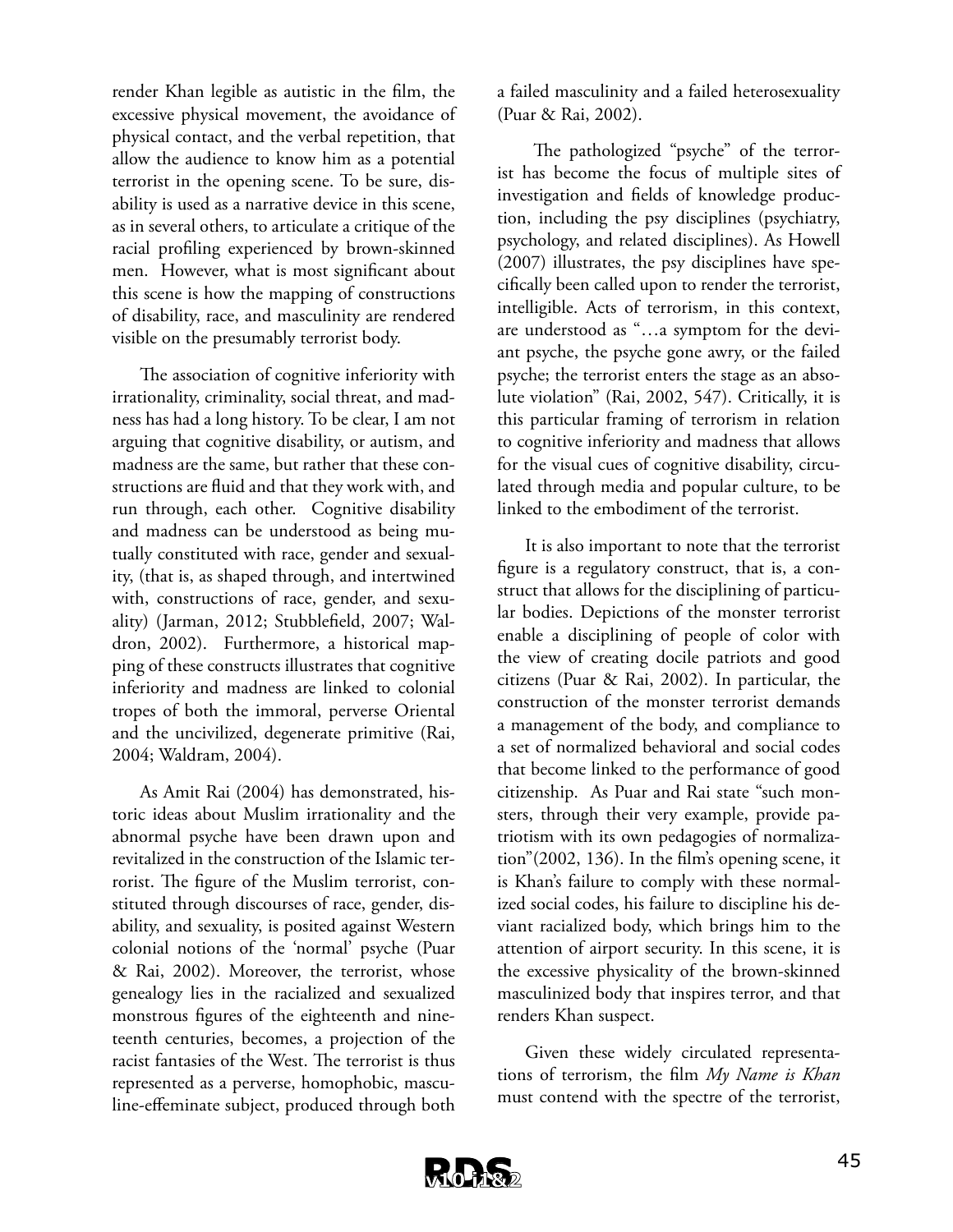render Khan legible as autistic in the film, the excessive physical movement, the avoidance of physical contact, and the verbal repetition, that allow the audience to know him as a potential terrorist in the opening scene. To be sure, disability is used as a narrative device in this scene, as in several others, to articulate a critique of the racial profiling experienced by brown-skinned men. However, what is most significant about this scene is how the mapping of constructions of disability, race, and masculinity are rendered visible on the presumably terrorist body.

The association of cognitive inferiority with irrationality, criminality, social threat, and madness has had a long history. To be clear, I am not arguing that cognitive disability, or autism, and madness are the same, but rather that these constructions are fluid and that they work with, and run through, each other. Cognitive disability and madness can be understood as being mutually constituted with race, gender and sexuality, (that is, as shaped through, and intertwined with, constructions of race, gender, and sexuality) (Jarman, 2012; Stubblefield, 2007; Waldron, 2002). Furthermore, a historical mapping of these constructs illustrates that cognitive inferiority and madness are linked to colonial tropes of both the immoral, perverse Oriental and the uncivilized, degenerate primitive (Rai, 2004; Waldram, 2004).

As Amit Rai (2004) has demonstrated, historic ideas about Muslim irrationality and the abnormal psyche have been drawn upon and revitalized in the construction of the Islamic terrorist. The figure of the Muslim terrorist, constituted through discourses of race, gender, disability, and sexuality, is posited against Western colonial notions of the 'normal' psyche (Puar & Rai, 2002). Moreover, the terrorist, whose genealogy lies in the racialized and sexualized monstrous figures of the eighteenth and nineteenth centuries, becomes, a projection of the racist fantasies of the West. The terrorist is thus represented as a perverse, homophobic, masculine-effeminate subject, produced through both a failed masculinity and a failed heterosexuality (Puar & Rai, 2002).

The pathologized "psyche" of the terrorist has become the focus of multiple sites of investigation and fields of knowledge production, including the psy disciplines (psychiatry, psychology, and related disciplines). As Howell (2007) illustrates, the psy disciplines have specifically been called upon to render the terrorist, intelligible. Acts of terrorism, in this context, are understood as "…a symptom for the deviant psyche, the psyche gone awry, or the failed psyche; the terrorist enters the stage as an absolute violation" (Rai, 2002, 547). Critically, it is this particular framing of terrorism in relation to cognitive inferiority and madness that allows for the visual cues of cognitive disability, circulated through media and popular culture, to be linked to the embodiment of the terrorist.

It is also important to note that the terrorist figure is a regulatory construct, that is, a construct that allows for the disciplining of particular bodies. Depictions of the monster terrorist enable a disciplining of people of color with the view of creating docile patriots and good citizens (Puar & Rai, 2002). In particular, the construction of the monster terrorist demands a management of the body, and compliance to a set of normalized behavioral and social codes that become linked to the performance of good citizenship. As Puar and Rai state "such monsters, through their very example, provide patriotism with its own pedagogies of normalization"(2002, 136). In the film's opening scene, it is Khan's failure to comply with these normalized social codes, his failure to discipline his deviant racialized body, which brings him to the attention of airport security. In this scene, it is the excessive physicality of the brown-skinned masculinized body that inspires terror, and that renders Khan suspect.

Given these widely circulated representations of terrorism, the film *My Name is Khan* must contend with the spectre of the terrorist,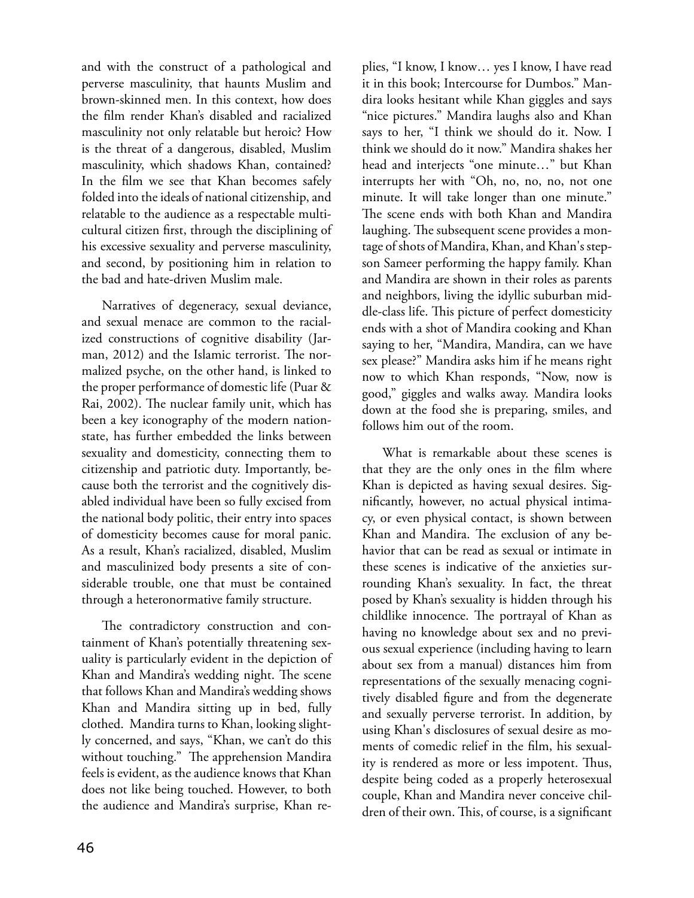and with the construct of a pathological and perverse masculinity, that haunts Muslim and brown-skinned men. In this context, how does the film render Khan's disabled and racialized masculinity not only relatable but heroic? How is the threat of a dangerous, disabled, Muslim masculinity, which shadows Khan, contained? In the film we see that Khan becomes safely folded into the ideals of national citizenship, and relatable to the audience as a respectable multicultural citizen first, through the disciplining of his excessive sexuality and perverse masculinity, and second, by positioning him in relation to the bad and hate-driven Muslim male.

Narratives of degeneracy, sexual deviance, and sexual menace are common to the racialized constructions of cognitive disability (Jarman, 2012) and the Islamic terrorist. The normalized psyche, on the other hand, is linked to the proper performance of domestic life (Puar & Rai, 2002). The nuclear family unit, which has been a key iconography of the modern nation-state, has further embedded the links between sexuality and domesticity, connecting them to citizenship and patriotic duty. Importantly, because both the terrorist and the cognitively disabled individual have been so fully excised from the national body politic, their entry into spaces of domesticity becomes cause for moral panic. As a result, Khan's racialized, disabled, Muslim and masculinized body presents a site of considerable trouble, one that must be contained through a heteronormative family structure.

The contradictory construction and containment of Khan's potentially threatening sexuality is particularly evident in the depiction of Khan and Mandira's wedding night. The scene that follows Khan and Mandira's wedding shows Khan and Mandira sitting up in bed, fully clothed. Mandira turns to Khan, looking slightly concerned, and says, "Khan, we can't do this without touching." The apprehension Mandira feels is evident, as the audience knows that Khan does not like being touched. However, to both the audience and Mandira's surprise, Khan replies, "I know, I know… yes I know, I have read it in this book; Intercourse for Dumbos." Mandira looks hesitant while Khan giggles and says "nice pictures." Mandira laughs also and Khan says to her, "I think we should do it. Now. I think we should do it now." Mandira shakes her head and interjects "one minute…" but Khan interrupts her with "Oh, no, no, no, not one minute. It will take longer than one minute." The scene ends with both Khan and Mandira laughing. The subsequent scene provides a montage of shots of Mandira, Khan, and Khan's stepson Sameer performing the happy family. Khan and Mandira are shown in their roles as parents and neighbors, living the idyllic suburban middle-class life. This picture of perfect domesticity ends with a shot of Mandira cooking and Khan saying to her, "Mandira, Mandira, can we have sex please?" Mandira asks him if he means right now to which Khan responds, "Now, now is good," giggles and walks away. Mandira looks down at the food she is preparing, smiles, and follows him out of the room.

What is remarkable about these scenes is that they are the only ones in the film where Khan is depicted as having sexual desires. Significantly, however, no actual physical intimacy, or even physical contact, is shown between Khan and Mandira. The exclusion of any behavior that can be read as sexual or intimate in these scenes is indicative of the anxieties surrounding Khan's sexuality. In fact, the threat posed by Khan's sexuality is hidden through his childlike innocence. The portrayal of Khan as having no knowledge about sex and no previous sexual experience (including having to learn about sex from a manual) distances him from representations of the sexually menacing cognitively disabled figure and from the degenerate and sexually perverse terrorist. In addition, by using Khan's disclosures of sexual desire as moments of comedic relief in the film, his sexuality is rendered as more or less impotent. Thus, despite being coded as a properly heterosexual couple, Khan and Mandira never conceive children of their own. This, of course, is a significant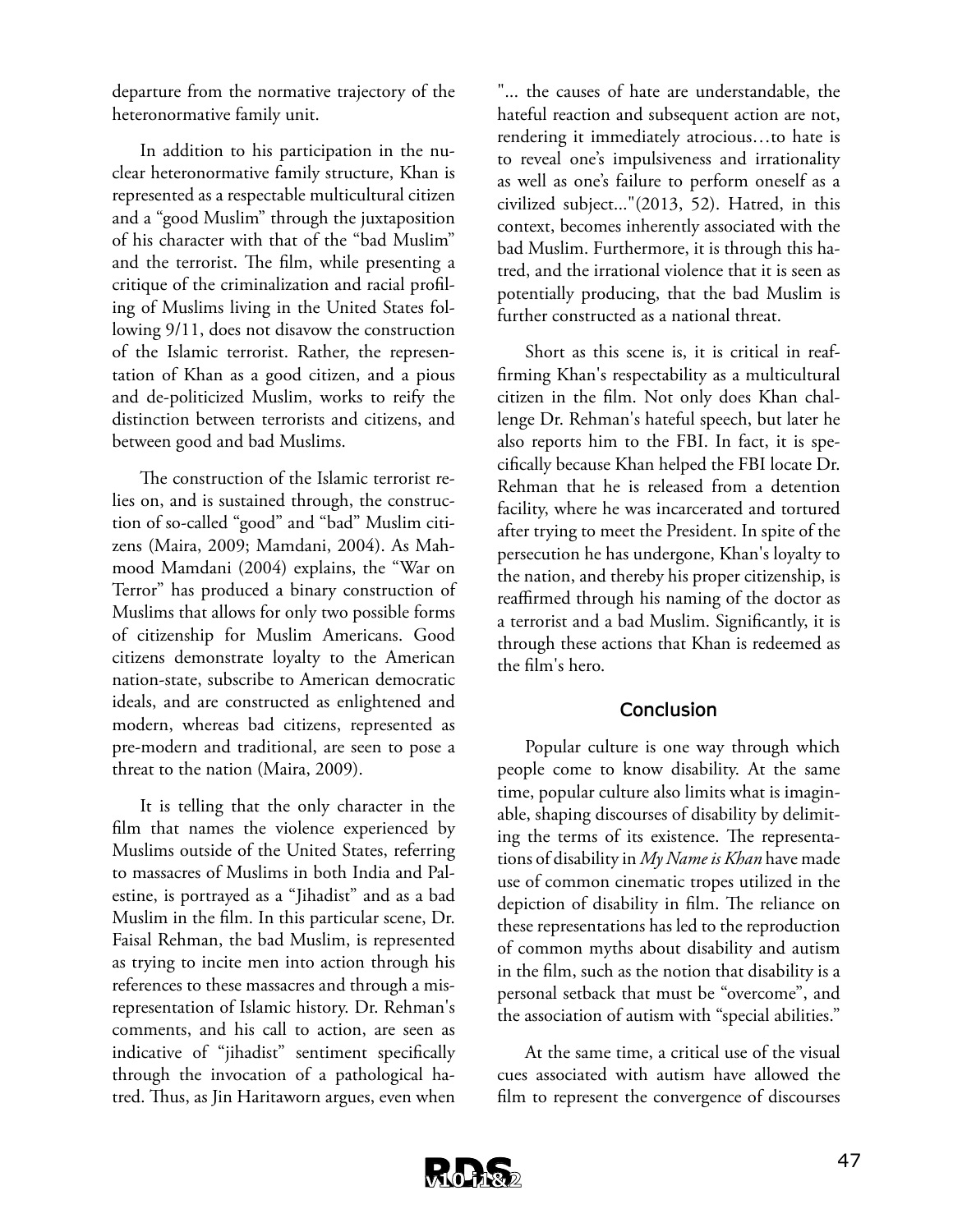departure from the normative trajectory of the heteronormative family unit.

In addition to his participation in the nuclear heteronormative family structure, Khan is represented as a respectable multicultural citizen and a "good Muslim" through the juxtaposition of his character with that of the "bad Muslim" and the terrorist. The film, while presenting a critique of the criminalization and racial profiling of Muslims living in the United States following 9/11, does not disavow the construction of the Islamic terrorist. Rather, the representation of Khan as a good citizen, and a pious and de-politicized Muslim, works to reify the distinction between terrorists and citizens, and between good and bad Muslims.

The construction of the Islamic terrorist relies on, and is sustained through, the construction of so-called "good" and "bad" Muslim citizens (Maira, 2009; Mamdani, 2004). As Mahmood Mamdani (2004) explains, the "War on Terror" has produced a binary construction of Muslims that allows for only two possible forms of citizenship for Muslim Americans. Good citizens demonstrate loyalty to the American nation-state, subscribe to American democratic ideals, and are constructed as enlightened and modern, whereas bad citizens, represented as pre-modern and traditional, are seen to pose a threat to the nation (Maira, 2009).

It is telling that the only character in the film that names the violence experienced by Muslims outside of the United States, referring to massacres of Muslims in both India and Palestine, is portrayed as a "Jihadist" and as a bad Muslim in the film. In this particular scene, Dr. Faisal Rehman, the bad Muslim, is represented as trying to incite men into action through his references to these massacres and through a misrepresentation of Islamic history. Dr. Rehman's comments, and his call to action, are seen as indicative of "jihadist" sentiment specifically through the invocation of a pathological hatred. Thus, as Jin Haritaworn argues, even when "... the causes of hate are understandable, the hateful reaction and subsequent action are not, rendering it immediately atrocious…to hate is to reveal one's impulsiveness and irrationality as well as one's failure to perform oneself as a civilized subject..."(2013, 52). Hatred, in this context, becomes inherently associated with the bad Muslim. Furthermore, it is through this hatred, and the irrational violence that it is seen as potentially producing, that the bad Muslim is further constructed as a national threat.

Short as this scene is, it is critical in reaffirming Khan's respectability as a multicultural citizen in the film. Not only does Khan challenge Dr. Rehman's hateful speech, but later he also reports him to the FBI. In fact, it is specifically because Khan helped the FBI locate Dr. Rehman that he is released from a detention facility, where he was incarcerated and tortured after trying to meet the President. In spite of the persecution he has undergone, Khan's loyalty to the nation, and thereby his proper citizenship, is reaffirmed through his naming of the doctor as a terrorist and a bad Muslim. Significantly, it is through these actions that Khan is redeemed as the film's hero.

## Conclusion

Popular culture is one way through which people come to know disability. At the same time, popular culture also limits what is imaginable, shaping discourses of disability by delimiting the terms of its existence. The representations of disability in *My Name is Khan* have made use of common cinematic tropes utilized in the depiction of disability in film. The reliance on these representations has led to the reproduction of common myths about disability and autism in the film, such as the notion that disability is a personal setback that must be "overcome", and the association of autism with "special abilities."

At the same time, a critical use of the visual cues associated with autism have allowed the film to represent the convergence of discourses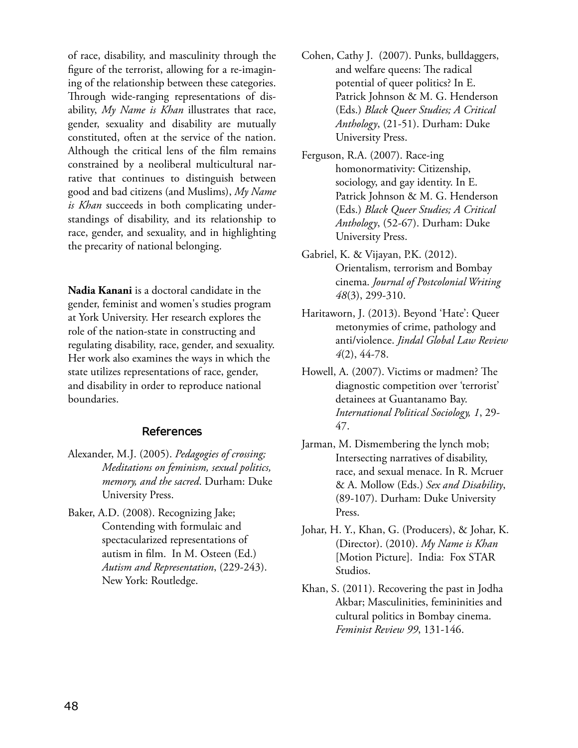of race, disability, and masculinity through the figure of the terrorist, allowing for a re-imagining of the relationship between these categories. Through wide-ranging representations of disability, *My Name is Khan* illustrates that race, gender, sexuality and disability are mutually constituted, often at the service of the nation. Although the critical lens of the film remains constrained by a neoliberal multicultural narrative that continues to distinguish between good and bad citizens (and Muslims), *My Name is Khan* succeeds in both complicating understandings of disability, and its relationship to race, gender, and sexuality, and in highlighting the precarity of national belonging.

**Nadia Kanani** is a doctoral candidate in the gender, feminist and women's studies program at York University. Her research explores the role of the nation-state in constructing and regulating disability, race, gender, and sexuality. Her work also examines the ways in which the state utilizes representations of race, gender, and disability in order to reproduce national boundaries.

## References

Alexander, M.J. (2005). *Pedagogies of crossing; Meditations on feminism, sexual politics, memory, and the sacred*. Durham: Duke University Press.

Baker, A.D. (2008). Recognizing Jake; Contending with formulaic and spectacularized representations of autism in film. In M. Osteen (Ed.) *Autism and Representation*, (229-243). New York: Routledge.

Cohen, Cathy J. (2007). Punks, bulldaggers, and welfare queens: The radical potential of queer politics? In E. Patrick Johnson & M. G. Henderson (Eds.) *Black Queer Studies; A Critical Anthology*, (21-51). Durham: Duke University Press.

Ferguson, R.A. (2007). Race-ing homonormativity: Citizenship, sociology, and gay identity. In E. Patrick Johnson & M. G. Henderson (Eds.) *Black Queer Studies; A Critical Anthology*, (52-67). Durham: Duke University Press.

Gabriel, K. & Vijayan, P.K. (2012). Orientalism, terrorism and Bombay cinema. *Journal of Postcolonial Writing 48*(3), 299-310.

Haritaworn, J. (2013). Beyond 'Hate': Queer metonymies of crime, pathology and anti/violence. *Jindal Global Law Review 4*(2), 44-78.

Howell, A. (2007). Victims or madmen? The diagnostic competition over 'terrorist' detainees at Guantanamo Bay. *International Political Sociology, 1*, 29-47.

Jarman, M. Dismembering the lynch mob; Intersecting narratives of disability, race, and sexual menace. In R. Mcruer & A. Mollow (Eds.) *Sex and Disability*, (89-107). Durham: Duke University Press.

Johar, H. Y., Khan, G. (Producers), & Johar, K. (Director). (2010). *My Name is Khan* [Motion Picture]. India: Fox STAR Studios.

Khan, S. (2011). Recovering the past in Jodha Akbar; Masculinities, femininities and cultural politics in Bombay cinema. *Feminist Review 99*, 131-146.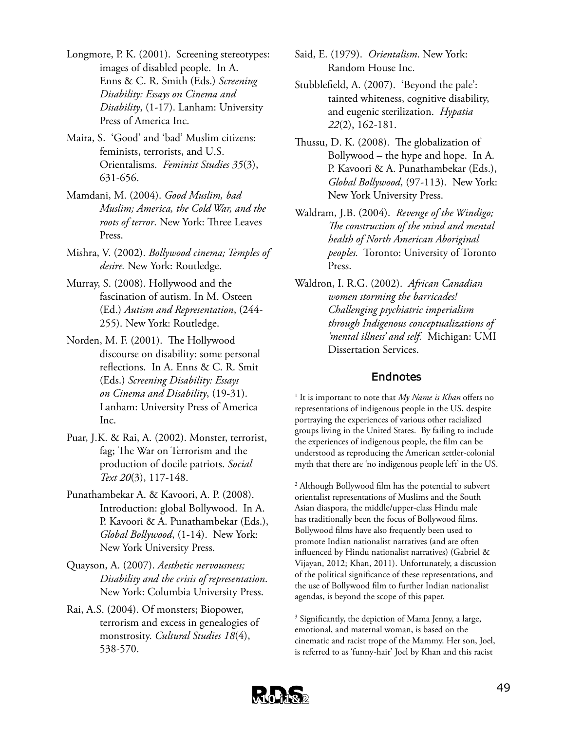Longmore, P. K. (2001). Screening stereotypes: images of disabled people. In A. Enns & C. R. Smith (Eds.) *Screening Disability: Essays on Cinema and Disability*, (1-17). Lanham: University Press of America Inc.

Maira, S. 'Good' and 'bad' Muslim citizens: feminists, terrorists, and U.S. Orientalisms. *Feminist Studies 35*(3), 631-656.

Mamdani, M. (2004). *Good Muslim, bad Muslim; America, the Cold War, and the roots of terror*. New York: Three Leaves Press.

Mishra, V. (2002). *Bollywood cinema; Temples of desire.* New York: Routledge.

Murray, S. (2008). Hollywood and the fascination of autism. In M. Osteen (Ed.) *Autism and Representation*, (244-255). New York: Routledge.

Norden, M. F. (2001). The Hollywood discourse on disability: some personal reflections. In A. Enns & C. R. Smit (Eds.) *Screening Disability: Essays on Cinema and Disability*, (19-31). Lanham: University Press of America Inc.

Puar, J.K. & Rai, A. (2002). Monster, terrorist, fag; The War on Terrorism and the production of docile patriots. *Social Text 20*(3), 117-148.

Punathambekar A. & Kavoori, A. P. (2008). Introduction: global Bollywood. In A. P. Kavoori & A. Punathambekar (Eds.), *Global Bollywood*, (1-14). New York: New York University Press.

Quayson, A. (2007). *Aesthetic nervousness; Disability and the crisis of representation*. New York: Columbia University Press.

Rai, A.S. (2004). Of monsters; Biopower, terrorism and excess in genealogies of monstrosity. *Cultural Studies 18*(4), 538-570.

Said, E. (1979). *Orientalism*. New York: Random House Inc.

Stubblefield, A. (2007). 'Beyond the pale': tainted whiteness, cognitive disability, and eugenic sterilization. *Hypatia 22*(2), 162-181.

Thussu, D. K. (2008). The globalization of Bollywood – the hype and hope. In A. P. Kavoori & A. Punathambekar (Eds.), *Global Bollywood*, (97-113). New York: New York University Press.

Waldram, J.B. (2004). *Revenge of the Windigo; The construction of the mind and mental health of North American Aboriginal peoples.* Toronto: University of Toronto Press.

Waldron, I. R.G. (2002). *African Canadian women storming the barricades! Challenging psychiatric imperialism through Indigenous conceptualizations of 'mental illness' and self.* Michigan: UMI Dissertation Services.

## Endnotes

[1] It is important to note that *My Name is Khan* offers no representations of indigenous people in the US, despite portraying the experiences of various other racialized groups living in the United States. By failing to include the experiences of indigenous people, the film can be understood as reproducing the American settler-colonial myth that there are 'no indigenous people left' in the US.

[2] Although Bollywood film has the potential to subvert orientalist representations of Muslims and the South Asian diaspora, the middle/upper-class Hindu male has traditionally been the focus of Bollywood films. Bollywood films have also frequently been used to promote Indian nationalist narratives (and are often influenced by Hindu nationalist narratives) (Gabriel & Vijayan, 2012; Khan, 2011). Unfortunately, a discussion of the political significance of these representations, and the use of Bollywood film to further Indian nationalist agendas, is beyond the scope of this paper.

[3] Significantly, the depiction of Mama Jenny, a large, emotional, and maternal woman, is based on the cinematic and racist trope of the Mammy. Her son, Joel, is referred to as 'funny-hair' Joel by Khan and this racist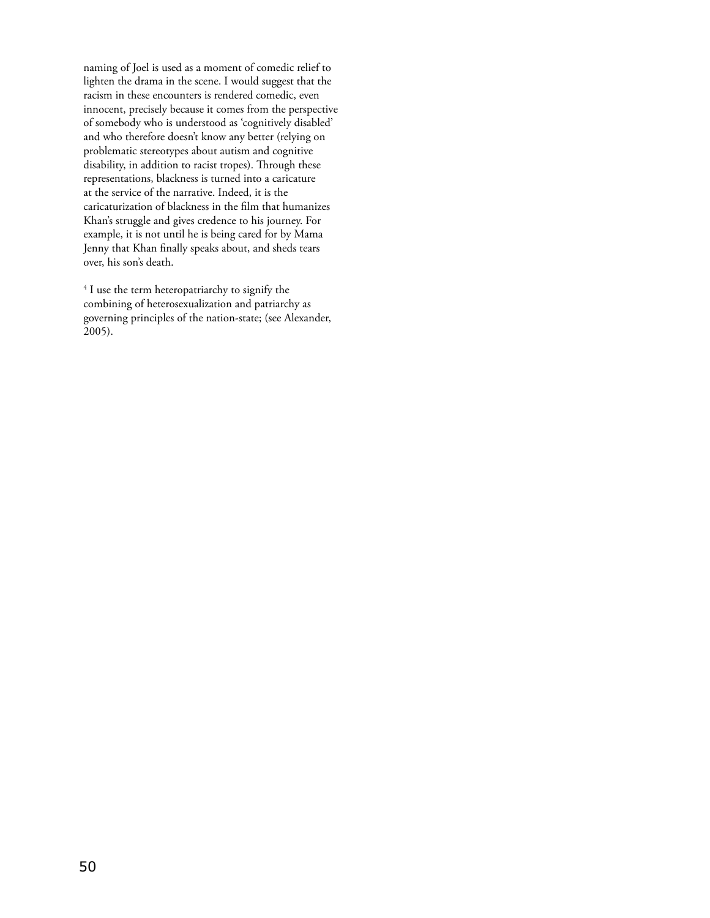naming of Joel is used as a moment of comedic relief to lighten the drama in the scene. I would suggest that the racism in these encounters is rendered comedic, even innocent, precisely because it comes from the perspective of somebody who is understood as 'cognitively disabled' and who therefore doesn't know any better (relying on problematic stereotypes about autism and cognitive disability, in addition to racist tropes). Through these representations, blackness is turned into a caricature at the service of the narrative. Indeed, it is the caricaturization of blackness in the film that humanizes Khan's struggle and gives credence to his journey. For example, it is not until he is being cared for by Mama Jenny that Khan finally speaks about, and sheds tears over, his son's death.

[4] I use the term heteropatriarchy to signify the combining of heterosexualization and patriarchy as governing principles of the nation-state; (see Alexander, 2005).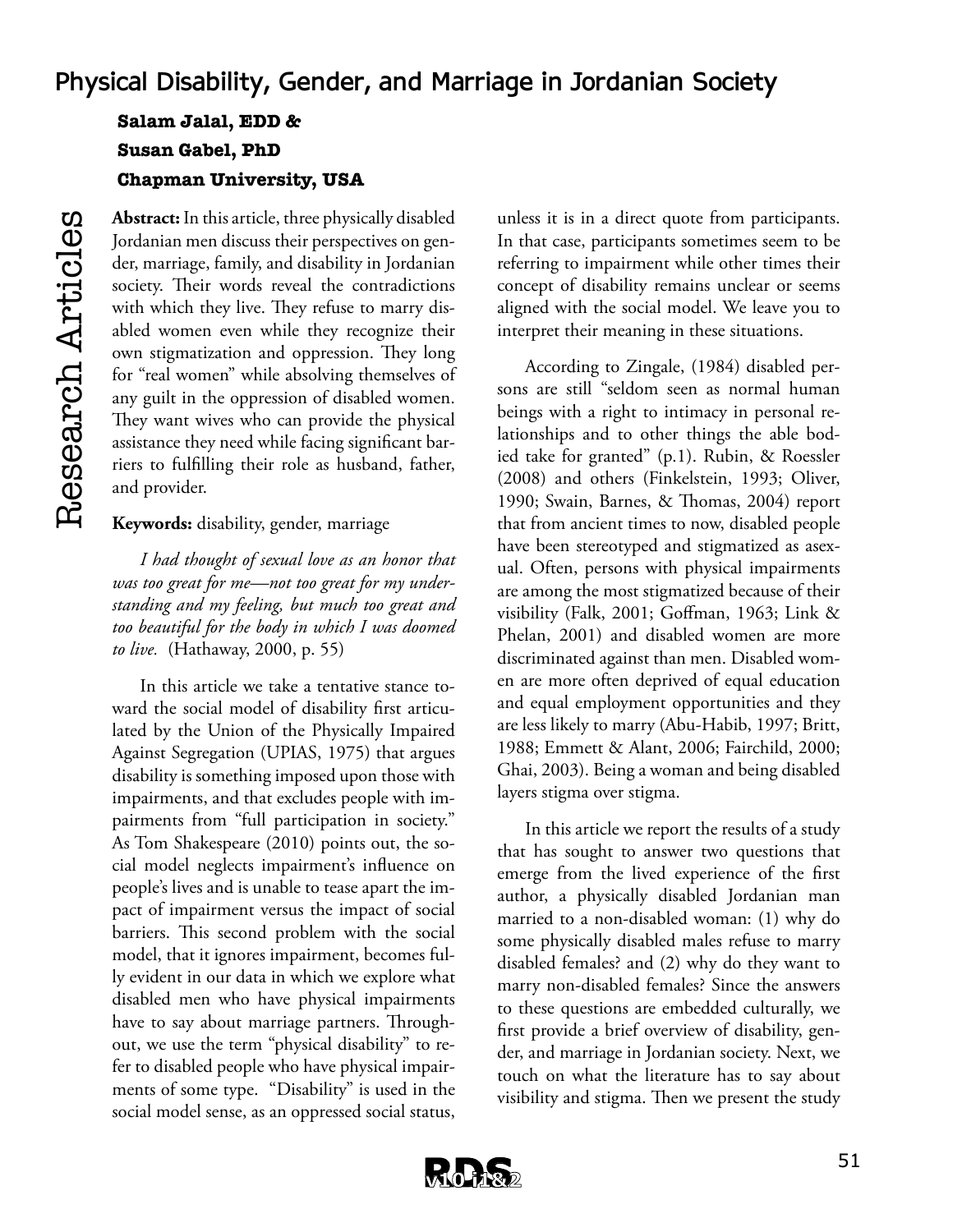# Physical Disability, Gender, and Marriage in Jordanian Society

**Salam Jalal, EDD &**
**Susan Gabel, PhD**
**Chapman University, USA**

**Abstract:** In this article, three physically disabled Jordanian men discuss their perspectives on gender, marriage, family, and disability in Jordanian society. Their words reveal the contradictions with which they live. They refuse to marry disabled women even while they recognize their own stigmatization and oppression. They long for "real women" while absolving themselves of any guilt in the oppression of disabled women. They want wives who can provide the physical assistance they need while facing significant barriers to fulfilling their role as husband, father, and provider.

**Keywords:** disability, gender, marriage

*I had thought of sexual love as an honor that was too great for me—not too great for my understanding and my feeling, but much too great and too beautiful for the body in which I was doomed to live.* (Hathaway, 2000, p. 55)

In this article we take a tentative stance toward the social model of disability first articulated by the Union of the Physically Impaired Against Segregation (UPIAS, 1975) that argues disability is something imposed upon those with impairments, and that excludes people with impairments from "full participation in society." As Tom Shakespeare (2010) points out, the social model neglects impairment's influence on people's lives and is unable to tease apart the impact of impairment versus the impact of social barriers. This second problem with the social model, that it ignores impairment, becomes fully evident in our data in which we explore what disabled men who have physical impairments have to say about marriage partners. Throughout, we use the term "physical disability" to refer to disabled people who have physical impairments of some type. "Disability" is used in the social model sense, as an oppressed social status, unless it is in a direct quote from participants. In that case, participants sometimes seem to be referring to impairment while other times their concept of disability remains unclear or seems aligned with the social model. We leave you to interpret their meaning in these situations.

According to Zingale, (1984) disabled persons are still "seldom seen as normal human beings with a right to intimacy in personal relationships and to other things the able bodied take for granted" (p.1). Rubin, & Roessler (2008) and others (Finkelstein, 1993; Oliver, 1990; Swain, Barnes, & Thomas, 2004) report that from ancient times to now, disabled people have been stereotyped and stigmatized as asexual. Often, persons with physical impairments are among the most stigmatized because of their visibility (Falk, 2001; Goffman, 1963; Link & Phelan, 2001) and disabled women are more discriminated against than men. Disabled women are more often deprived of equal education and equal employment opportunities and they are less likely to marry (Abu-Habib, 1997; Britt, 1988; Emmett & Alant, 2006; Fairchild, 2000; Ghai, 2003). Being a woman and being disabled layers stigma over stigma.

In this article we report the results of a study that has sought to answer two questions that emerge from the lived experience of the first author, a physically disabled Jordanian man married to a non-disabled woman: (1) why do some physically disabled males refuse to marry disabled females? and (2) why do they want to marry non-disabled females? Since the answers to these questions are embedded culturally, we first provide a brief overview of disability, gender, and marriage in Jordanian society. Next, we touch on what the literature has to say about visibility and stigma. Then we present the study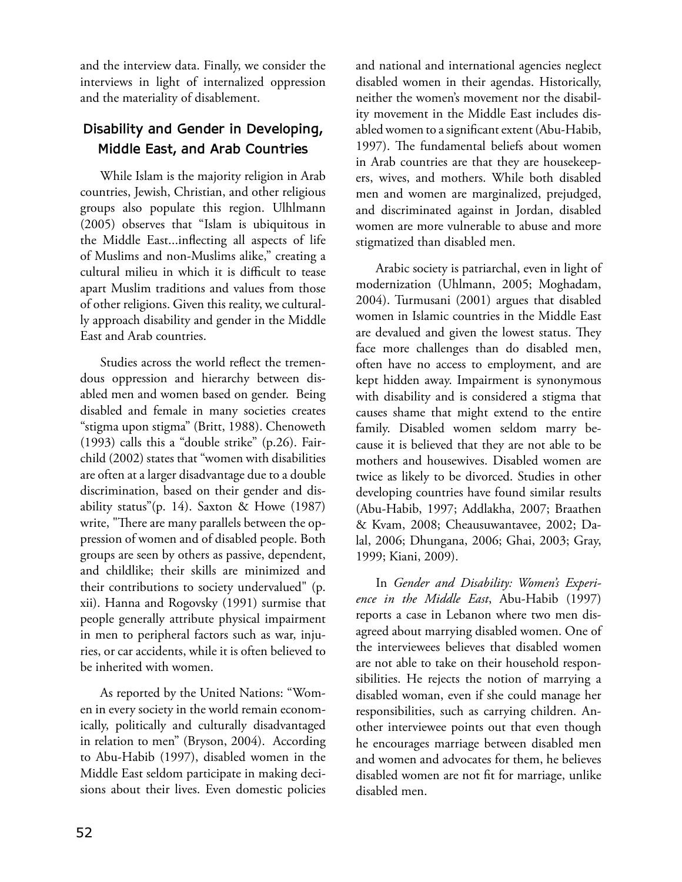and the interview data. Finally, we consider the interviews in light of internalized oppression and the materiality of disablement.

## Disability and Gender in Developing, Middle East, and Arab Countries

While Islam is the majority religion in Arab countries, Jewish, Christian, and other religious groups also populate this region. Ulhlmann (2005) observes that "Islam is ubiquitous in the Middle East...inflecting all aspects of life of Muslims and non-Muslims alike," creating a cultural milieu in which it is difficult to tease apart Muslim traditions and values from those of other religions. Given this reality, we culturally approach disability and gender in the Middle East and Arab countries.

Studies across the world reflect the tremendous oppression and hierarchy between disabled men and women based on gender. Being disabled and female in many societies creates "stigma upon stigma" (Britt, 1988). Chenoweth (1993) calls this a "double strike" (p.26). Fairchild (2002) states that "women with disabilities are often at a larger disadvantage due to a double discrimination, based on their gender and disability status"(p. 14). Saxton & Howe (1987) write, "There are many parallels between the oppression of women and of disabled people. Both groups are seen by others as passive, dependent, and childlike; their skills are minimized and their contributions to society undervalued" (p. xii). Hanna and Rogovsky (1991) surmise that people generally attribute physical impairment in men to peripheral factors such as war, injuries, or car accidents, while it is often believed to be inherited with women.

As reported by the United Nations: "Women in every society in the world remain economically, politically and culturally disadvantaged in relation to men" (Bryson, 2004). According to Abu-Habib (1997), disabled women in the Middle East seldom participate in making decisions about their lives. Even domestic policies and national and international agencies neglect disabled women in their agendas. Historically, neither the women's movement nor the disability movement in the Middle East includes disabled women to a significant extent (Abu-Habib, 1997). The fundamental beliefs about women in Arab countries are that they are housekeepers, wives, and mothers. While both disabled men and women are marginalized, prejudged, and discriminated against in Jordan, disabled women are more vulnerable to abuse and more stigmatized than disabled men.

Arabic society is patriarchal, even in light of modernization (Uhlmann, 2005; Moghadam, 2004). Turmusani (2001) argues that disabled women in Islamic countries in the Middle East are devalued and given the lowest status. They face more challenges than do disabled men, often have no access to employment, and are kept hidden away. Impairment is synonymous with disability and is considered a stigma that causes shame that might extend to the entire family. Disabled women seldom marry because it is believed that they are not able to be mothers and housewives. Disabled women are twice as likely to be divorced. Studies in other developing countries have found similar results (Abu-Habib, 1997; Addlakha, 2007; Braathen & Kvam, 2008; Cheausuwantavee, 2002; Dalal, 2006; Dhungana, 2006; Ghai, 2003; Gray, 1999; Kiani, 2009).

In *Gender and Disability: Women's Experience in the Middle East*, Abu-Habib (1997) reports a case in Lebanon where two men disagreed about marrying disabled women. One of the interviewees believes that disabled women are not able to take on their household responsibilities. He rejects the notion of marrying a disabled woman, even if she could manage her responsibilities, such as carrying children. Another interviewee points out that even though he encourages marriage between disabled men and women and advocates for them, he believes disabled women are not fit for marriage, unlike disabled men.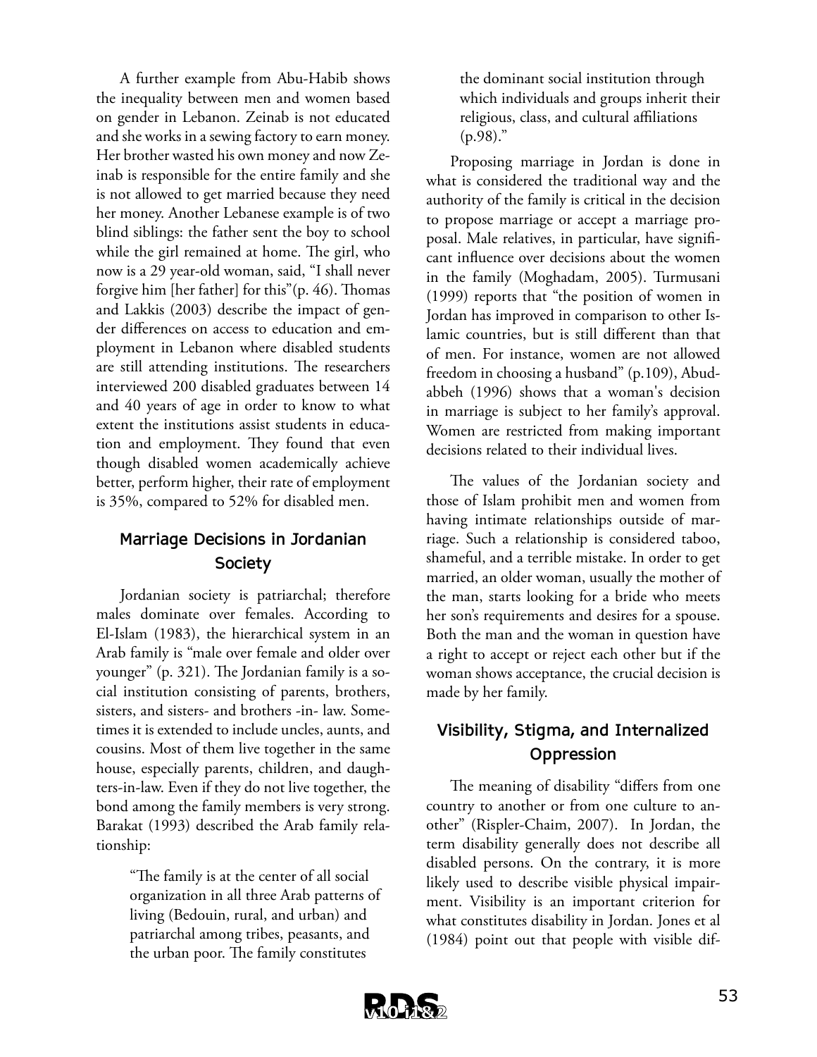A further example from Abu-Habib shows the inequality between men and women based on gender in Lebanon. Zeinab is not educated and she works in a sewing factory to earn money. Her brother wasted his own money and now Zeinab is responsible for the entire family and she is not allowed to get married because they need her money. Another Lebanese example is of two blind siblings: the father sent the boy to school while the girl remained at home. The girl, who now is a 29 year-old woman, said, "I shall never forgive him [her father] for this"(p. 46). Thomas and Lakkis (2003) describe the impact of gender differences on access to education and employment in Lebanon where disabled students are still attending institutions. The researchers interviewed 200 disabled graduates between 14 and 40 years of age in order to know to what extent the institutions assist students in education and employment. They found that even though disabled women academically achieve better, perform higher, their rate of employment is 35%, compared to 52% for disabled men.

## Marriage Decisions in Jordanian Society

Jordanian society is patriarchal; therefore males dominate over females. According to El-Islam (1983), the hierarchical system in an Arab family is "male over female and older over younger" (p. 321). The Jordanian family is a social institution consisting of parents, brothers, sisters, and sisters- and brothers -in- law. Sometimes it is extended to include uncles, aunts, and cousins. Most of them live together in the same house, especially parents, children, and daughters-in-law. Even if they do not live together, the bond among the family members is very strong. Barakat (1993) described the Arab family relationship:

> "The family is at the center of all social organization in all three Arab patterns of living (Bedouin, rural, and urban) and patriarchal among tribes, peasants, and the urban poor. The family constitutes the dominant social institution through which individuals and groups inherit their religious, class, and cultural affiliations (p.98)."

Proposing marriage in Jordan is done in what is considered the traditional way and the authority of the family is critical in the decision to propose marriage or accept a marriage proposal. Male relatives, in particular, have significant influence over decisions about the women in the family (Moghadam, 2005). Turmusani (1999) reports that "the position of women in Jordan has improved in comparison to other Islamic countries, but is still different than that of men. For instance, women are not allowed freedom in choosing a husband" (p.109), Abudabbeh (1996) shows that a woman's decision in marriage is subject to her family's approval. Women are restricted from making important decisions related to their individual lives.

The values of the Jordanian society and those of Islam prohibit men and women from having intimate relationships outside of marriage. Such a relationship is considered taboo, shameful, and a terrible mistake. In order to get married, an older woman, usually the mother of the man, starts looking for a bride who meets her son's requirements and desires for a spouse. Both the man and the woman in question have a right to accept or reject each other but if the woman shows acceptance, the crucial decision is made by her family.

## Visibility, Stigma, and Internalized Oppression

The meaning of disability "differs from one country to another or from one culture to another" (Rispler-Chaim, 2007). In Jordan, the term disability generally does not describe all disabled persons. On the contrary, it is more likely used to describe visible physical impairment. Visibility is an important criterion for what constitutes disability in Jordan. Jones et al (1984) point out that people with visible dif-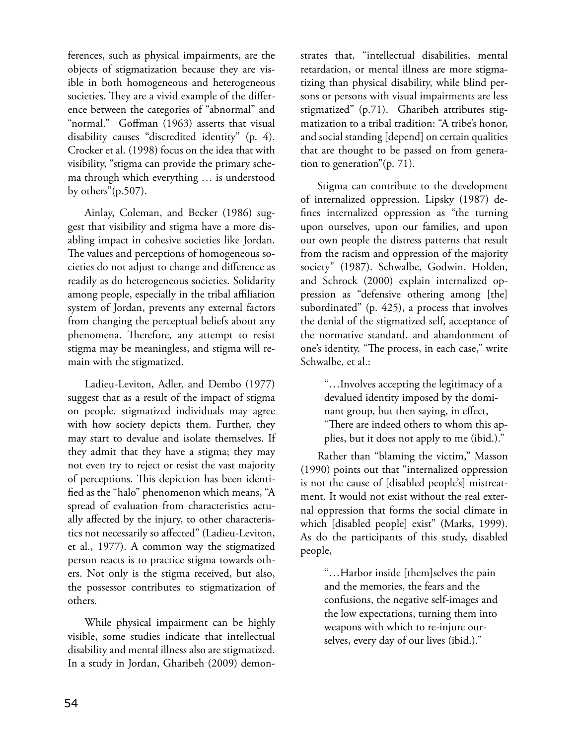ferences, such as physical impairments, are the objects of stigmatization because they are visible in both homogeneous and heterogeneous societies. They are a vivid example of the difference between the categories of "abnormal" and "normal." Goffman (1963) asserts that visual disability causes "discredited identity" (p. 4). Crocker et al. (1998) focus on the idea that with visibility, "stigma can provide the primary schema through which everything … is understood by others"(p.507).

Ainlay, Coleman, and Becker (1986) suggest that visibility and stigma have a more disabling impact in cohesive societies like Jordan. The values and perceptions of homogeneous societies do not adjust to change and difference as readily as do heterogeneous societies. Solidarity among people, especially in the tribal affiliation system of Jordan, prevents any external factors from changing the perceptual beliefs about any phenomena. Therefore, any attempt to resist stigma may be meaningless, and stigma will remain with the stigmatized.

Ladieu-Leviton, Adler, and Dembo (1977) suggest that as a result of the impact of stigma on people, stigmatized individuals may agree with how society depicts them. Further, they may start to devalue and isolate themselves. If they admit that they have a stigma; they may not even try to reject or resist the vast majority of perceptions. This depiction has been identified as the "halo" phenomenon which means, "A spread of evaluation from characteristics actually affected by the injury, to other characteristics not necessarily so affected" (Ladieu-Leviton, et al., 1977). A common way the stigmatized person reacts is to practice stigma towards others. Not only is the stigma received, but also, the possessor contributes to stigmatization of others.

While physical impairment can be highly visible, some studies indicate that intellectual disability and mental illness also are stigmatized. In a study in Jordan, Gharibeh (2009) demonstrates that, "intellectual disabilities, mental retardation, or mental illness are more stigmatizing than physical disability, while blind persons or persons with visual impairments are less stigmatized" (p.71). Gharibeh attributes stigmatization to a tribal tradition: "A tribe's honor, and social standing [depend] on certain qualities that are thought to be passed on from generation to generation"(p. 71).

Stigma can contribute to the development of internalized oppression. Lipsky (1987) defines internalized oppression as "the turning upon ourselves, upon our families, and upon our own people the distress patterns that result from the racism and oppression of the majority society" (1987). Schwalbe, Godwin, Holden, and Schrock (2000) explain internalized oppression as "defensive othering among [the] subordinated" (p. 425), a process that involves the denial of the stigmatized self, acceptance of the normative standard, and abandonment of one's identity. "The process, in each case," write Schwalbe, et al.:

> "…Involves accepting the legitimacy of a devalued identity imposed by the dominant group, but then saying, in effect, "There are indeed others to whom this applies, but it does not apply to me (ibid.)."

Rather than "blaming the victim," Masson (1990) points out that "internalized oppression is not the cause of [disabled people's] mistreatment. It would not exist without the real external oppression that forms the social climate in which [disabled people] exist" (Marks, 1999). As do the participants of this study, disabled people,

> "…Harbor inside [them]selves the pain and the memories, the fears and the confusions, the negative self-images and the low expectations, turning them into weapons with which to re-injure ourselves, every day of our lives (ibid.)."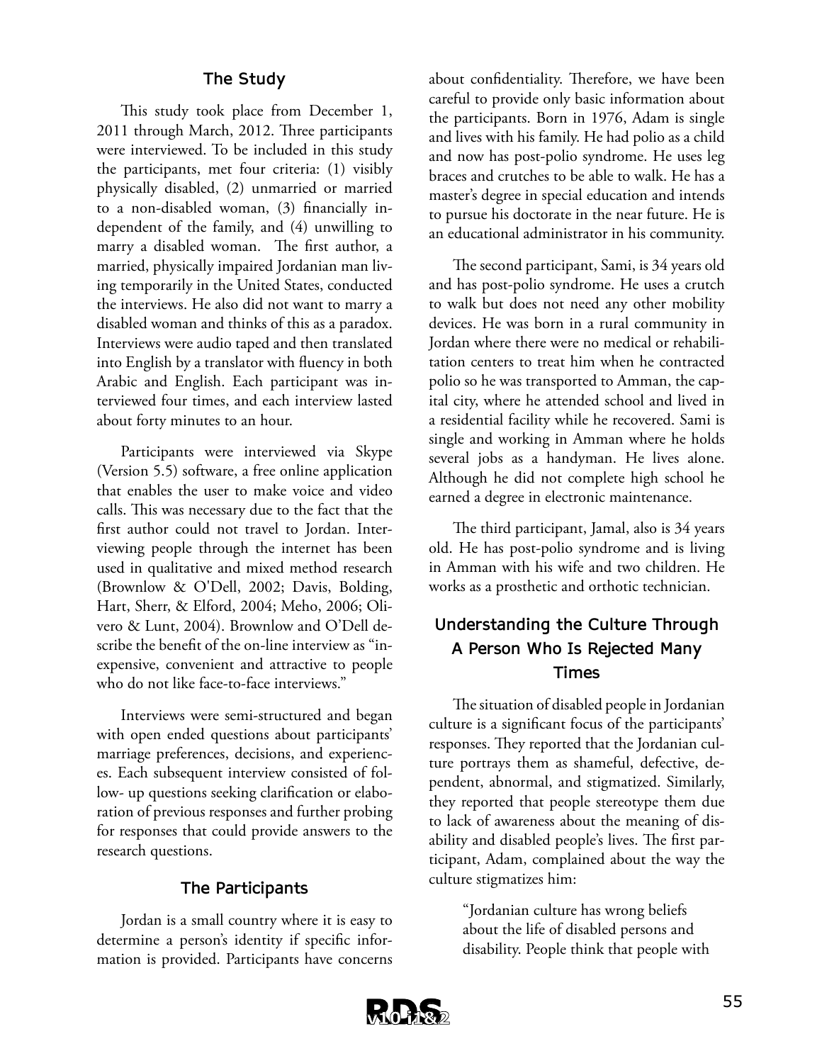## The Study

This study took place from December 1, 2011 through March, 2012. Three participants were interviewed. To be included in this study the participants, met four criteria: (1) visibly physically disabled, (2) unmarried or married to a non-disabled woman, (3) financially independent of the family, and (4) unwilling to marry a disabled woman. The first author, a married, physically impaired Jordanian man living temporarily in the United States, conducted the interviews. He also did not want to marry a disabled woman and thinks of this as a paradox. Interviews were audio taped and then translated into English by a translator with fluency in both Arabic and English. Each participant was interviewed four times, and each interview lasted about forty minutes to an hour.

Participants were interviewed via Skype (Version 5.5) software, a free online application that enables the user to make voice and video calls. This was necessary due to the fact that the first author could not travel to Jordan. Interviewing people through the internet has been used in qualitative and mixed method research (Brownlow & O'Dell, 2002; Davis, Bolding, Hart, Sherr, & Elford, 2004; Meho, 2006; Olivero & Lunt, 2004). Brownlow and O'Dell describe the benefit of the on-line interview as "inexpensive, convenient and attractive to people who do not like face-to-face interviews."

Interviews were semi-structured and began with open ended questions about participants' marriage preferences, decisions, and experiences. Each subsequent interview consisted of follow- up questions seeking clarification or elaboration of previous responses and further probing for responses that could provide answers to the research questions.

## The Participants

Jordan is a small country where it is easy to determine a person's identity if specific information is provided. Participants have concerns about confidentiality. Therefore, we have been careful to provide only basic information about the participants. Born in 1976, Adam is single and lives with his family. He had polio as a child and now has post-polio syndrome. He uses leg braces and crutches to be able to walk. He has a master's degree in special education and intends to pursue his doctorate in the near future. He is an educational administrator in his community.

The second participant, Sami, is 34 years old and has post-polio syndrome. He uses a crutch to walk but does not need any other mobility devices. He was born in a rural community in Jordan where there were no medical or rehabilitation centers to treat him when he contracted polio so he was transported to Amman, the capital city, where he attended school and lived in a residential facility while he recovered. Sami is single and working in Amman where he holds several jobs as a handyman. He lives alone. Although he did not complete high school he earned a degree in electronic maintenance.

The third participant, Jamal, also is 34 years old. He has post-polio syndrome and is living in Amman with his wife and two children. He works as a prosthetic and orthotic technician.

## Understanding the Culture Through A Person Who Is Rejected Many Times

The situation of disabled people in Jordanian culture is a significant focus of the participants' responses. They reported that the Jordanian culture portrays them as shameful, defective, dependent, abnormal, and stigmatized. Similarly, they reported that people stereotype them due to lack of awareness about the meaning of disability and disabled people's lives. The first participant, Adam, complained about the way the culture stigmatizes him:

> "Jordanian culture has wrong beliefs about the life of disabled persons and disability. People think that people with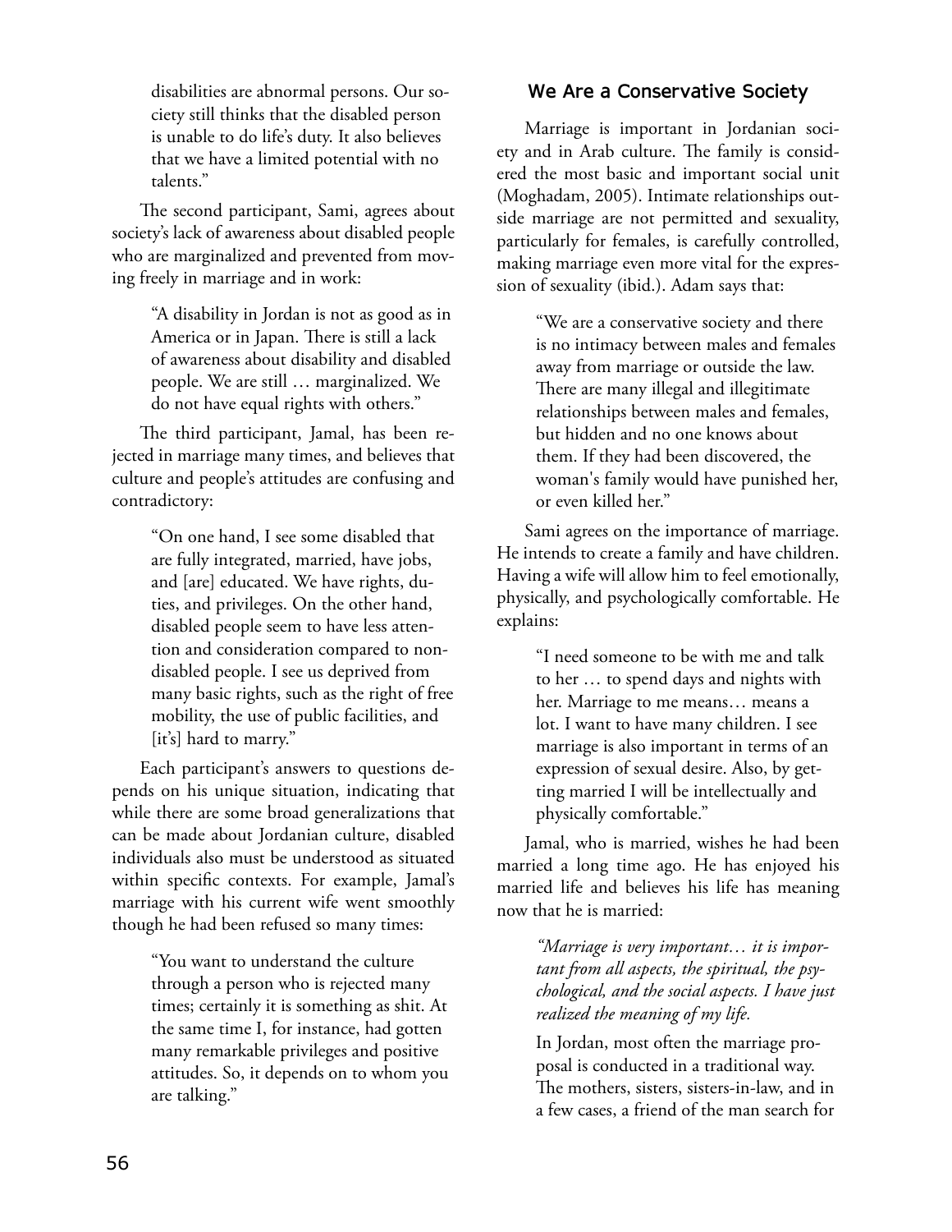> disabilities are abnormal persons. Our society still thinks that the disabled person is unable to do life's duty. It also believes that we have a limited potential with no talents."

The second participant, Sami, agrees about society's lack of awareness about disabled people who are marginalized and prevented from moving freely in marriage and in work:

> "A disability in Jordan is not as good as in America or in Japan. There is still a lack of awareness about disability and disabled people. We are still … marginalized. We do not have equal rights with others."

The third participant, Jamal, has been rejected in marriage many times, and believes that culture and people's attitudes are confusing and contradictory:

> "On one hand, I see some disabled that are fully integrated, married, have jobs, and [are] educated. We have rights, duties, and privileges. On the other hand, disabled people seem to have less attention and consideration compared to non-disabled people. I see us deprived from many basic rights, such as the right of free mobility, the use of public facilities, and [it's] hard to marry."

Each participant's answers to questions depends on his unique situation, indicating that while there are some broad generalizations that can be made about Jordanian culture, disabled individuals also must be understood as situated within specific contexts. For example, Jamal's marriage with his current wife went smoothly though he had been refused so many times:

> "You want to understand the culture through a person who is rejected many times; certainly it is something as shit. At the same time I, for instance, had gotten many remarkable privileges and positive attitudes. So, it depends on to whom you are talking."

## We Are a Conservative Society

Marriage is important in Jordanian society and in Arab culture. The family is considered the most basic and important social unit (Moghadam, 2005). Intimate relationships outside marriage are not permitted and sexuality, particularly for females, is carefully controlled, making marriage even more vital for the expression of sexuality (ibid.). Adam says that:

> "We are a conservative society and there is no intimacy between males and females away from marriage or outside the law. There are many illegal and illegitimate relationships between males and females, but hidden and no one knows about them. If they had been discovered, the woman's family would have punished her, or even killed her."

Sami agrees on the importance of marriage. He intends to create a family and have children. Having a wife will allow him to feel emotionally, physically, and psychologically comfortable. He explains:

> "I need someone to be with me and talk to her … to spend days and nights with her. Marriage to me means… means a lot. I want to have many children. I see marriage is also important in terms of an expression of sexual desire. Also, by getting married I will be intellectually and physically comfortable."

Jamal, who is married, wishes he had been married a long time ago. He has enjoyed his married life and believes his life has meaning now that he is married:

> *"Marriage is very important… it is important from all aspects, the spiritual, the psychological, and the social aspects. I have just realized the meaning of my life.*
>
> In Jordan, most often the marriage proposal is conducted in a traditional way. The mothers, sisters, sisters-in-law, and in a few cases, a friend of the man search for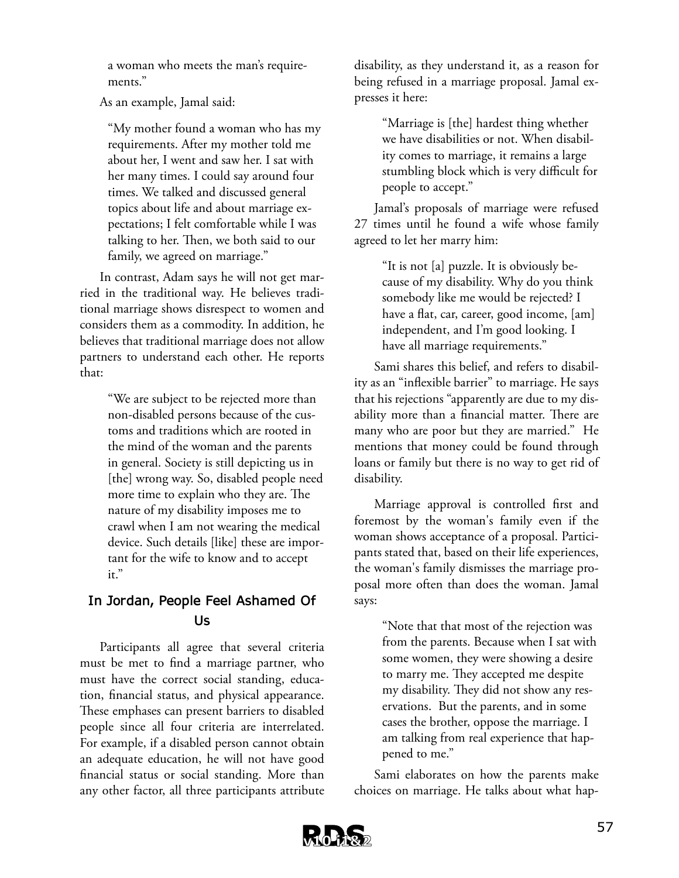a woman who meets the man's requirements."

As an example, Jamal said:

> "My mother found a woman who has my requirements. After my mother told me about her, I went and saw her. I sat with her many times. I could say around four times. We talked and discussed general topics about life and about marriage expectations; I felt comfortable while I was talking to her. Then, we both said to our family, we agreed on marriage."

In contrast, Adam says he will not get married in the traditional way. He believes traditional marriage shows disrespect to women and considers them as a commodity. In addition, he believes that traditional marriage does not allow partners to understand each other. He reports that:

> "We are subject to be rejected more than non-disabled persons because of the customs and traditions which are rooted in the mind of the woman and the parents in general. Society is still depicting us in [the] wrong way. So, disabled people need more time to explain who they are. The nature of my disability imposes me to crawl when I am not wearing the medical device. Such details [like] these are important for the wife to know and to accept it."

## In Jordan, People Feel Ashamed Of Us

Participants all agree that several criteria must be met to find a marriage partner, who must have the correct social standing, education, financial status, and physical appearance. These emphases can present barriers to disabled people since all four criteria are interrelated. For example, if a disabled person cannot obtain an adequate education, he will not have good financial status or social standing. More than any other factor, all three participants attribute disability, as they understand it, as a reason for being refused in a marriage proposal. Jamal expresses it here:

> "Marriage is [the] hardest thing whether we have disabilities or not. When disability comes to marriage, it remains a large stumbling block which is very difficult for people to accept."

Jamal's proposals of marriage were refused 27 times until he found a wife whose family agreed to let her marry him:

> "It is not [a] puzzle. It is obviously because of my disability. Why do you think somebody like me would be rejected? I have a flat, car, career, good income, [am] independent, and I'm good looking. I have all marriage requirements."

Sami shares this belief, and refers to disability as an "inflexible barrier" to marriage. He says that his rejections "apparently are due to my disability more than a financial matter. There are many who are poor but they are married." He mentions that money could be found through loans or family but there is no way to get rid of disability.

Marriage approval is controlled first and foremost by the woman's family even if the woman shows acceptance of a proposal. Participants stated that, based on their life experiences, the woman's family dismisses the marriage proposal more often than does the woman. Jamal says:

> "Note that that most of the rejection was from the parents. Because when I sat with some women, they were showing a desire to marry me. They accepted me despite my disability. They did not show any reservations. But the parents, and in some cases the brother, oppose the marriage. I am talking from real experience that happened to me."

Sami elaborates on how the parents make choices on marriage. He talks about what hap-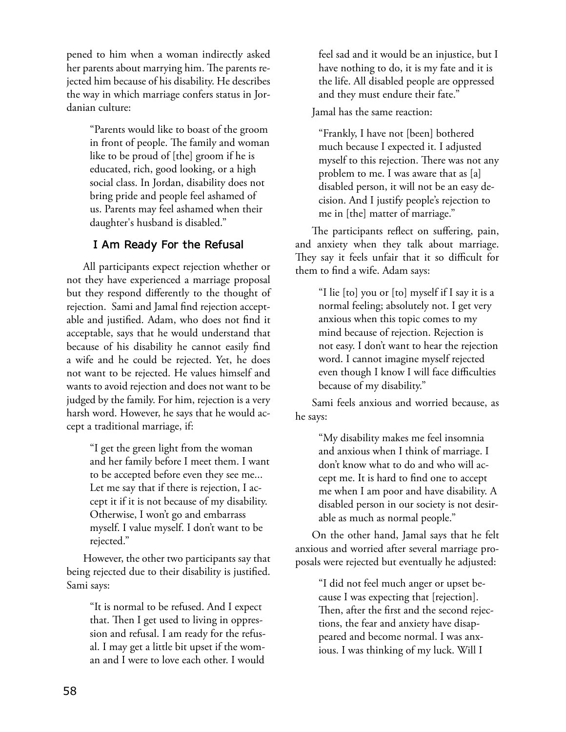pened to him when a woman indirectly asked her parents about marrying him. The parents rejected him because of his disability. He describes the way in which marriage confers status in Jordanian culture:

> "Parents would like to boast of the groom in front of people. The family and woman like to be proud of [the] groom if he is educated, rich, good looking, or a high social class. In Jordan, disability does not bring pride and people feel ashamed of us. Parents may feel ashamed when their daughter's husband is disabled."

### I Am Ready For the Refusal

All participants expect rejection whether or not they have experienced a marriage proposal but they respond differently to the thought of rejection. Sami and Jamal find rejection acceptable and justified. Adam, who does not find it acceptable, says that he would understand that because of his disability he cannot easily find a wife and he could be rejected. Yet, he does not want to be rejected. He values himself and wants to avoid rejection and does not want to be judged by the family. For him, rejection is a very harsh word. However, he says that he would accept a traditional marriage, if:

> "I get the green light from the woman and her family before I meet them. I want to be accepted before even they see me... Let me say that if there is rejection, I accept it if it is not because of my disability. Otherwise, I won't go and embarrass myself. I value myself. I don't want to be rejected."

However, the other two participants say that being rejected due to their disability is justified. Sami says:

> "It is normal to be refused. And I expect that. Then I get used to living in oppression and refusal. I am ready for the refusal. I may get a little bit upset if the woman and I were to love each other. I would feel sad and it would be an injustice, but I have nothing to do, it is my fate and it is the life. All disabled people are oppressed and they must endure their fate."

Jamal has the same reaction:

> "Frankly, I have not [been] bothered much because I expected it. I adjusted myself to this rejection. There was not any problem to me. I was aware that as [a] disabled person, it will not be an easy decision. And I justify people's rejection to me in [the] matter of marriage."

The participants reflect on suffering, pain, and anxiety when they talk about marriage. They say it feels unfair that it so difficult for them to find a wife. Adam says:

> "I lie [to] you or [to] myself if I say it is a normal feeling; absolutely not. I get very anxious when this topic comes to my mind because of rejection. Rejection is not easy. I don't want to hear the rejection word. I cannot imagine myself rejected even though I know I will face difficulties because of my disability."

Sami feels anxious and worried because, as he says:

> "My disability makes me feel insomnia and anxious when I think of marriage. I don't know what to do and who will accept me. It is hard to find one to accept me when I am poor and have disability. A disabled person in our society is not desirable as much as normal people."

On the other hand, Jamal says that he felt anxious and worried after several marriage proposals were rejected but eventually he adjusted:

> "I did not feel much anger or upset because I was expecting that [rejection]. Then, after the first and the second rejections, the fear and anxiety have disappeared and become normal. I was anxious. I was thinking of my luck. Will I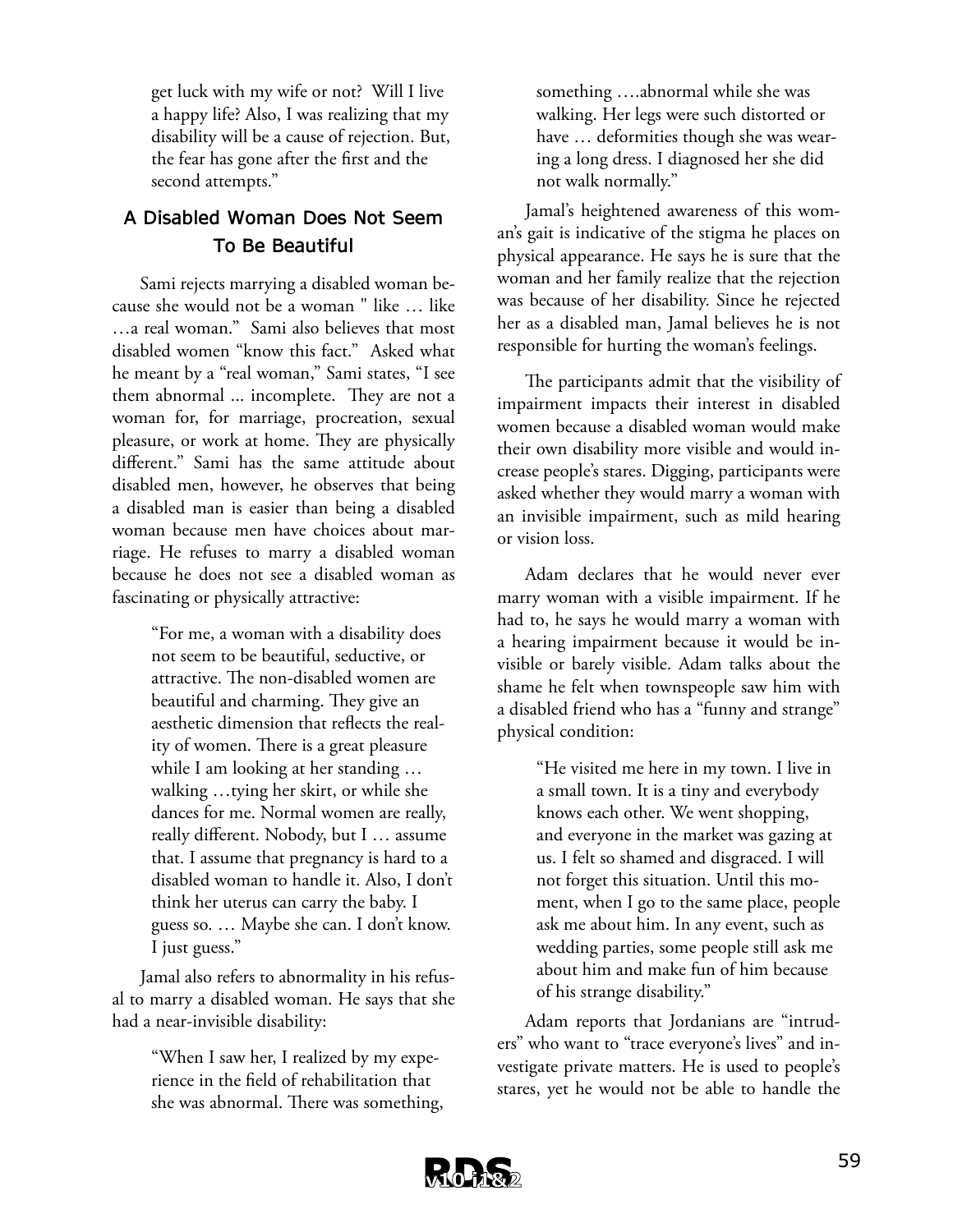get luck with my wife or not? Will I live a happy life? Also, I was realizing that my disability will be a cause of rejection. But, the fear has gone after the first and the second attempts."

## A Disabled Woman Does Not Seem To Be Beautiful

Sami rejects marrying a disabled woman because she would not be a woman " like … like …a real woman." Sami also believes that most disabled women "know this fact." Asked what he meant by a "real woman," Sami states, "I see them abnormal ... incomplete. They are not a woman for, for marriage, procreation, sexual pleasure, or work at home. They are physically different." Sami has the same attitude about disabled men, however, he observes that being a disabled man is easier than being a disabled woman because men have choices about marriage. He refuses to marry a disabled woman because he does not see a disabled woman as fascinating or physically attractive:

> "For me, a woman with a disability does not seem to be beautiful, seductive, or attractive. The non-disabled women are beautiful and charming. They give an aesthetic dimension that reflects the reality of women. There is a great pleasure while I am looking at her standing … walking …tying her skirt, or while she dances for me. Normal women are really, really different. Nobody, but I … assume that. I assume that pregnancy is hard to a disabled woman to handle it. Also, I don't think her uterus can carry the baby. I guess so. … Maybe she can. I don't know. I just guess."

Jamal also refers to abnormality in his refusal to marry a disabled woman. He says that she had a near-invisible disability:

> "When I saw her, I realized by my experience in the field of rehabilitation that she was abnormal. There was something, something ….abnormal while she was walking. Her legs were such distorted or have … deformities though she was wearing a long dress. I diagnosed her she did not walk normally."

Jamal's heightened awareness of this woman's gait is indicative of the stigma he places on physical appearance. He says he is sure that the woman and her family realize that the rejection was because of her disability. Since he rejected her as a disabled man, Jamal believes he is not responsible for hurting the woman's feelings.

The participants admit that the visibility of impairment impacts their interest in disabled women because a disabled woman would make their own disability more visible and would increase people's stares. Digging, participants were asked whether they would marry a woman with an invisible impairment, such as mild hearing or vision loss.

Adam declares that he would never ever marry woman with a visible impairment. If he had to, he says he would marry a woman with a hearing impairment because it would be invisible or barely visible. Adam talks about the shame he felt when townspeople saw him with a disabled friend who has a "funny and strange" physical condition:

> "He visited me here in my town. I live in a small town. It is a tiny and everybody knows each other. We went shopping, and everyone in the market was gazing at us. I felt so shamed and disgraced. I will not forget this situation. Until this moment, when I go to the same place, people ask me about him. In any event, such as wedding parties, some people still ask me about him and make fun of him because of his strange disability."

Adam reports that Jordanians are "intruders" who want to "trace everyone's lives" and investigate private matters. He is used to people's stares, yet he would not be able to handle the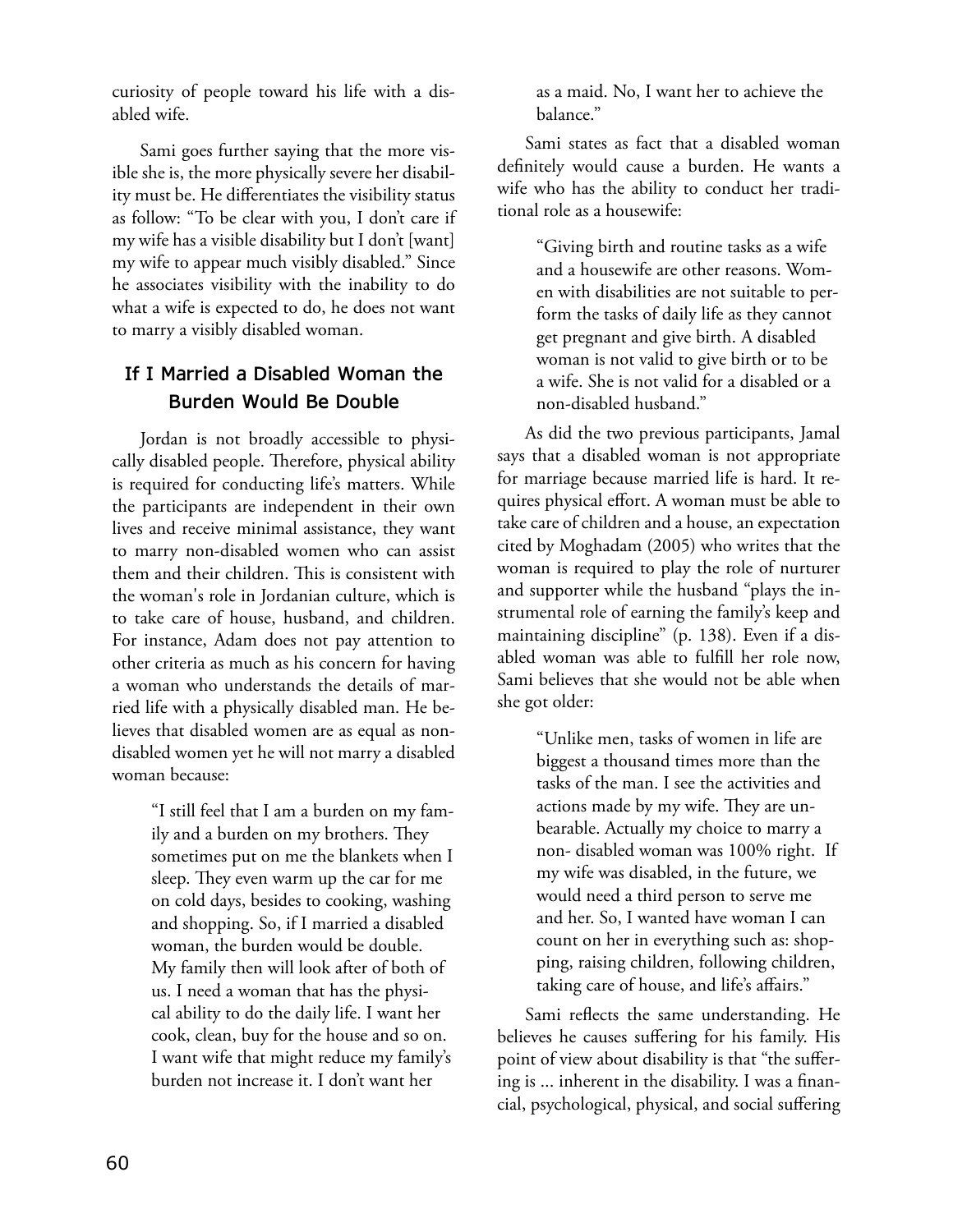curiosity of people toward his life with a disabled wife.

Sami goes further saying that the more visible she is, the more physically severe her disability must be. He differentiates the visibility status as follow: "To be clear with you, I don't care if my wife has a visible disability but I don't [want] my wife to appear much visibly disabled." Since he associates visibility with the inability to do what a wife is expected to do, he does not want to marry a visibly disabled woman.

## If I Married a Disabled Woman the Burden Would Be Double

Jordan is not broadly accessible to physically disabled people. Therefore, physical ability is required for conducting life's matters. While the participants are independent in their own lives and receive minimal assistance, they want to marry non-disabled women who can assist them and their children. This is consistent with the woman's role in Jordanian culture, which is to take care of house, husband, and children. For instance, Adam does not pay attention to other criteria as much as his concern for having a woman who understands the details of married life with a physically disabled man. He believes that disabled women are as equal as non-disabled women yet he will not marry a disabled woman because:

> "I still feel that I am a burden on my family and a burden on my brothers. They sometimes put on me the blankets when I sleep. They even warm up the car for me on cold days, besides to cooking, washing and shopping. So, if I married a disabled woman, the burden would be double. My family then will look after of both of us. I need a woman that has the physical ability to do the daily life. I want her cook, clean, buy for the house and so on. I want wife that might reduce my family's burden not increase it. I don't want her as a maid. No, I want her to achieve the balance."

Sami states as fact that a disabled woman definitely would cause a burden. He wants a wife who has the ability to conduct her traditional role as a housewife:

> "Giving birth and routine tasks as a wife and a housewife are other reasons. Women with disabilities are not suitable to perform the tasks of daily life as they cannot get pregnant and give birth. A disabled woman is not valid to give birth or to be a wife. She is not valid for a disabled or a non-disabled husband."

As did the two previous participants, Jamal says that a disabled woman is not appropriate for marriage because married life is hard. It requires physical effort. A woman must be able to take care of children and a house, an expectation cited by Moghadam (2005) who writes that the woman is required to play the role of nurturer and supporter while the husband "plays the instrumental role of earning the family's keep and maintaining discipline" (p. 138). Even if a disabled woman was able to fulfill her role now, Sami believes that she would not be able when she got older:

> "Unlike men, tasks of women in life are biggest a thousand times more than the tasks of the man. I see the activities and actions made by my wife. They are unbearable. Actually my choice to marry a non- disabled woman was 100% right. If my wife was disabled, in the future, we would need a third person to serve me and her. So, I wanted have woman I can count on her in everything such as: shopping, raising children, following children, taking care of house, and life's affairs."

Sami reflects the same understanding. He believes he causes suffering for his family. His point of view about disability is that "the suffering is ... inherent in the disability. I was a financial, psychological, physical, and social suffering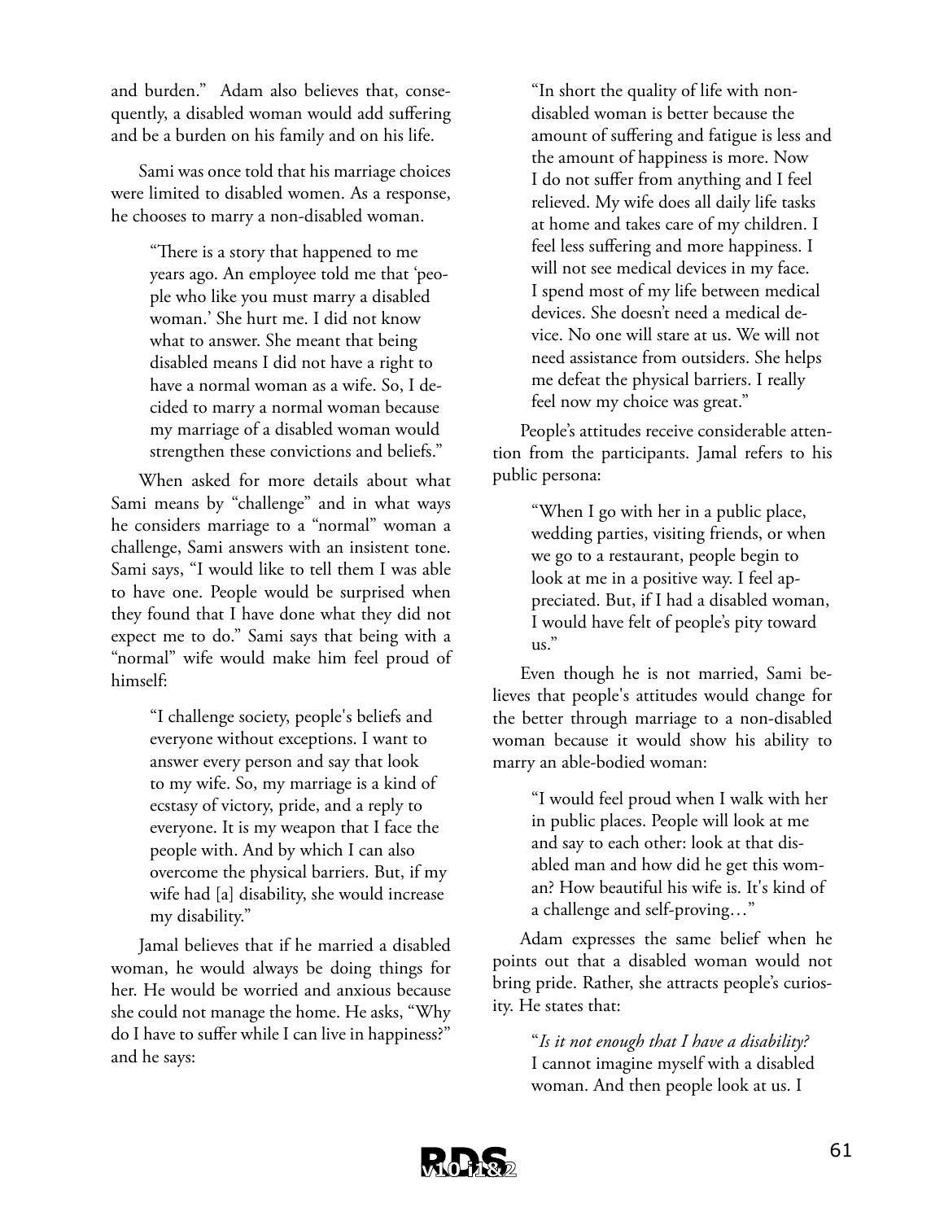and burden." Adam also believes that, consequently, a disabled woman would add suffering and be a burden on his family and on his life.

Sami was once told that his marriage choices were limited to disabled women. As a response, he chooses to marry a non-disabled woman.

> "There is a story that happened to me years ago. An employee told me that 'people who like you must marry a disabled woman.' She hurt me. I did not know what to answer. She meant that being disabled means I did not have a right to have a normal woman as a wife. So, I decided to marry a normal woman because my marriage of a disabled woman would strengthen these convictions and beliefs."

When asked for more details about what Sami means by "challenge" and in what ways he considers marriage to a "normal" woman a challenge, Sami answers with an insistent tone. Sami says, "I would like to tell them I was able to have one. People would be surprised when they found that I have done what they did not expect me to do." Sami says that being with a "normal" wife would make him feel proud of himself:

> "I challenge society, people's beliefs and everyone without exceptions. I want to answer every person and say that look to my wife. So, my marriage is a kind of ecstasy of victory, pride, and a reply to everyone. It is my weapon that I face the people with. And by which I can also overcome the physical barriers. But, if my wife had [a] disability, she would increase my disability."

Jamal believes that if he married a disabled woman, he would always be doing things for her. He would be worried and anxious because she could not manage the home. He asks, "Why do I have to suffer while I can live in happiness?" and he says:

> "In short the quality of life with non-disabled woman is better because the amount of suffering and fatigue is less and the amount of happiness is more. Now I do not suffer from anything and I feel relieved. My wife does all daily life tasks at home and takes care of my children. I feel less suffering and more happiness. I will not see medical devices in my face. I spend most of my life between medical devices. She doesn't need a medical device. No one will stare at us. We will not need assistance from outsiders. She helps me defeat the physical barriers. I really feel now my choice was great."

People's attitudes receive considerable attention from the participants. Jamal refers to his public persona:

> "When I go with her in a public place, wedding parties, visiting friends, or when we go to a restaurant, people begin to look at me in a positive way. I feel appreciated. But, if I had a disabled woman, I would have felt of people's pity toward us."

Even though he is not married, Sami believes that people's attitudes would change for the better through marriage to a non-disabled woman because it would show his ability to marry an able-bodied woman:

> "I would feel proud when I walk with her in public places. People will look at me and say to each other: look at that disabled man and how did he get this woman? How beautiful his wife is. It's kind of a challenge and self-proving…"

Adam expresses the same belief when he points out that a disabled woman would not bring pride. Rather, she attracts people's curiosity. He states that:

> "*Is it not enough that I have a disability?* I cannot imagine myself with a disabled woman. And then people look at us. I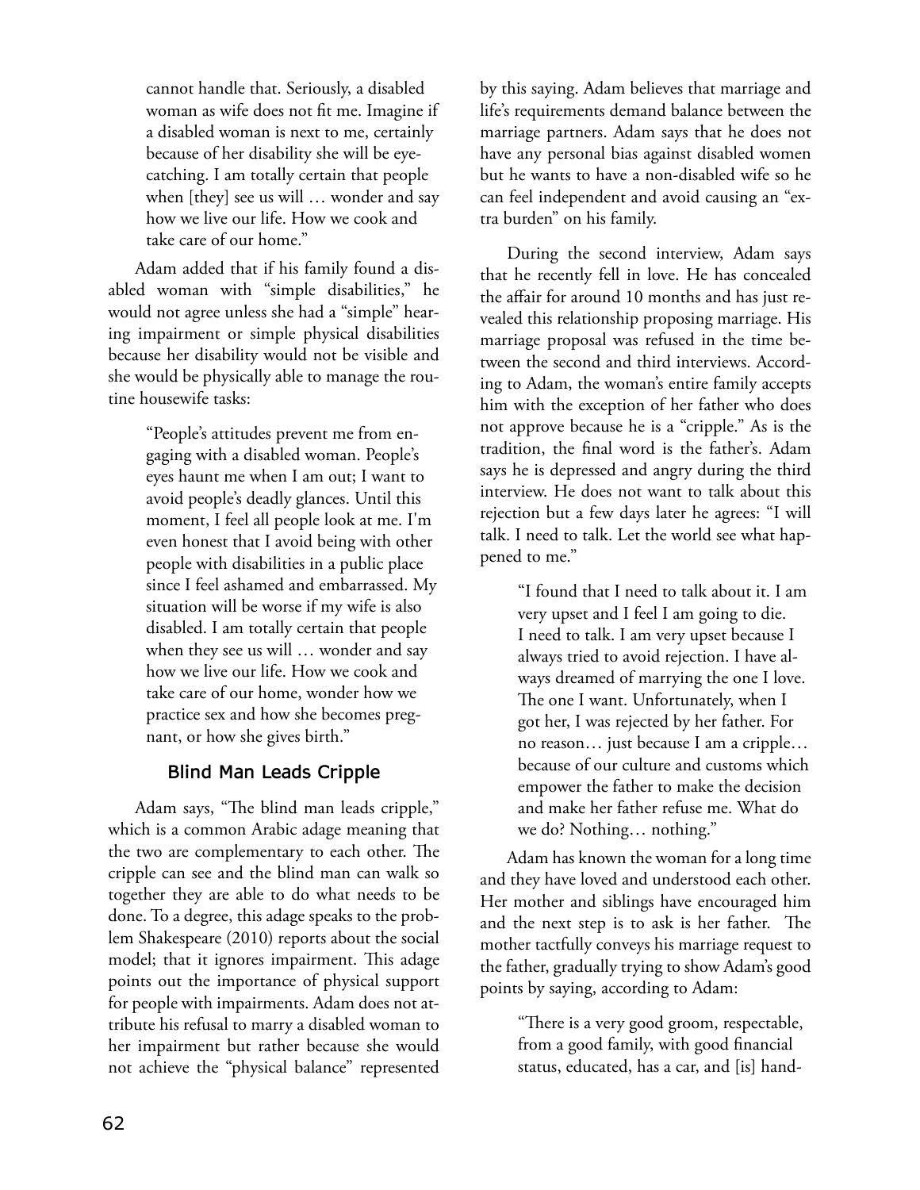cannot handle that. Seriously, a disabled woman as wife does not fit me. Imagine if a disabled woman is next to me, certainly because of her disability she will be eye-catching. I am totally certain that people when [they] see us will … wonder and say how we live our life. How we cook and take care of our home."

Adam added that if his family found a disabled woman with "simple disabilities," he would not agree unless she had a "simple" hearing impairment or simple physical disabilities because her disability would not be visible and she would be physically able to manage the routine housewife tasks:

> "People's attitudes prevent me from engaging with a disabled woman. People's eyes haunt me when I am out; I want to avoid people's deadly glances. Until this moment, I feel all people look at me. I'm even honest that I avoid being with other people with disabilities in a public place since I feel ashamed and embarrassed. My situation will be worse if my wife is also disabled. I am totally certain that people when they see us will … wonder and say how we live our life. How we cook and take care of our home, wonder how we practice sex and how she becomes pregnant, or how she gives birth."

### Blind Man Leads Cripple

Adam says, "The blind man leads cripple," which is a common Arabic adage meaning that the two are complementary to each other. The cripple can see and the blind man can walk so together they are able to do what needs to be done. To a degree, this adage speaks to the problem Shakespeare (2010) reports about the social model; that it ignores impairment. This adage points out the importance of physical support for people with impairments. Adam does not attribute his refusal to marry a disabled woman to her impairment but rather because she would not achieve the "physical balance" represented by this saying. Adam believes that marriage and life's requirements demand balance between the marriage partners. Adam says that he does not have any personal bias against disabled women but he wants to have a non-disabled wife so he can feel independent and avoid causing an "extra burden" on his family.

During the second interview, Adam says that he recently fell in love. He has concealed the affair for around 10 months and has just revealed this relationship proposing marriage. His marriage proposal was refused in the time between the second and third interviews. According to Adam, the woman's entire family accepts him with the exception of her father who does not approve because he is a "cripple." As is the tradition, the final word is the father's. Adam says he is depressed and angry during the third interview. He does not want to talk about this rejection but a few days later he agrees: "I will talk. I need to talk. Let the world see what happened to me."

> "I found that I need to talk about it. I am very upset and I feel I am going to die. I need to talk. I am very upset because I always tried to avoid rejection. I have always dreamed of marrying the one I love. The one I want. Unfortunately, when I got her, I was rejected by her father. For no reason… just because I am a cripple… because of our culture and customs which empower the father to make the decision and make her father refuse me. What do we do? Nothing… nothing."

Adam has known the woman for a long time and they have loved and understood each other. Her mother and siblings have encouraged him and the next step is to ask is her father. The mother tactfully conveys his marriage request to the father, gradually trying to show Adam's good points by saying, according to Adam:

> "There is a very good groom, respectable, from a good family, with good financial status, educated, has a car, and [is] hand-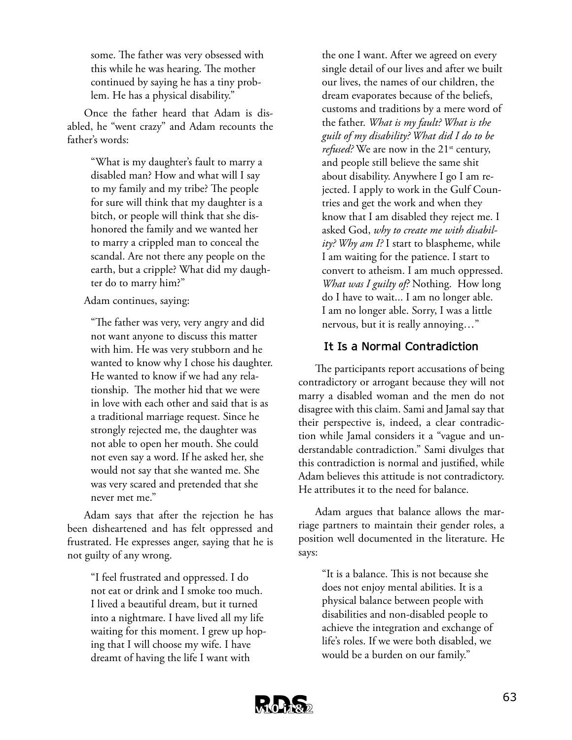some. The father was very obsessed with this while he was hearing. The mother continued by saying he has a tiny problem. He has a physical disability."

Once the father heard that Adam is disabled, he "went crazy" and Adam recounts the father's words:

> "What is my daughter's fault to marry a disabled man? How and what will I say to my family and my tribe? The people for sure will think that my daughter is a bitch, or people will think that she dishonored the family and we wanted her to marry a crippled man to conceal the scandal. Are not there any people on the earth, but a cripple? What did my daughter do to marry him?"

Adam continues, saying:

> "The father was very, very angry and did not want anyone to discuss this matter with him. He was very stubborn and he wanted to know why I chose his daughter. He wanted to know if we had any relationship. The mother hid that we were in love with each other and said that is as a traditional marriage request. Since he strongly rejected me, the daughter was not able to open her mouth. She could not even say a word. If he asked her, she would not say that she wanted me. She was very scared and pretended that she never met me."

Adam says that after the rejection he has been disheartened and has felt oppressed and frustrated. He expresses anger, saying that he is not guilty of any wrong.

> "I feel frustrated and oppressed. I do not eat or drink and I smoke too much. I lived a beautiful dream, but it turned into a nightmare. I have lived all my life waiting for this moment. I grew up hoping that I will choose my wife. I have dreamt of having the life I want with the one I want. After we agreed on every single detail of our lives and after we built our lives, the names of our children, the dream evaporates because of the beliefs, customs and traditions by a mere word of the father. *What is my fault? What is the guilt of my disability? What did I do to be refused?* We are now in the 21st century, and people still believe the same shit about disability. Anywhere I go I am rejected. I apply to work in the Gulf Countries and get the work and when they know that I am disabled they reject me. I asked God, *why to create me with disability? Why am I?* I start to blaspheme, while I am waiting for the patience. I start to convert to atheism. I am much oppressed. *What was I guilty of?* Nothing. How long do I have to wait... I am no longer able. I am no longer able. Sorry, I was a little nervous, but it is really annoying…"

### It Is a Normal Contradiction

The participants report accusations of being contradictory or arrogant because they will not marry a disabled woman and the men do not disagree with this claim. Sami and Jamal say that their perspective is, indeed, a clear contradiction while Jamal considers it a "vague and understandable contradiction." Sami divulges that this contradiction is normal and justified, while Adam believes this attitude is not contradictory. He attributes it to the need for balance.

Adam argues that balance allows the marriage partners to maintain their gender roles, a position well documented in the literature. He says:

> "It is a balance. This is not because she does not enjoy mental abilities. It is a physical balance between people with disabilities and non-disabled people to achieve the integration and exchange of life's roles. If we were both disabled, we would be a burden on our family."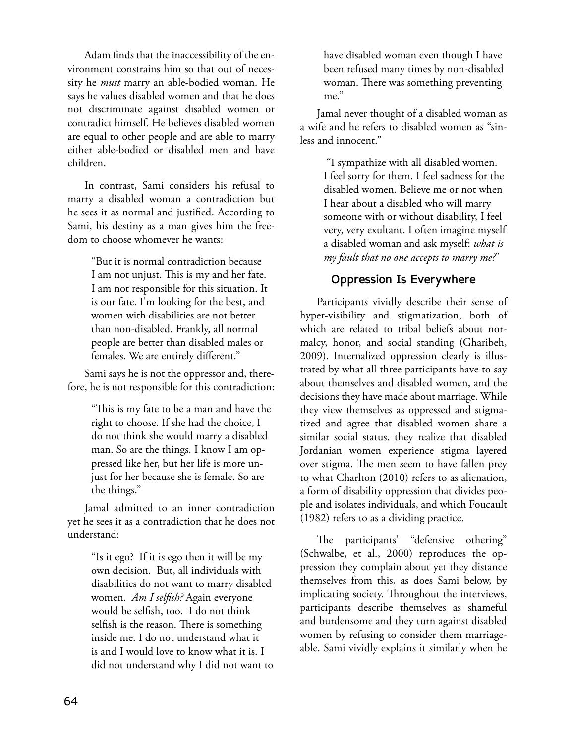Adam finds that the inaccessibility of the environment constrains him so that out of necessity he *must* marry an able-bodied woman. He says he values disabled women and that he does not discriminate against disabled women or contradict himself. He believes disabled women are equal to other people and are able to marry either able-bodied or disabled men and have children.

In contrast, Sami considers his refusal to marry a disabled woman a contradiction but he sees it as normal and justified. According to Sami, his destiny as a man gives him the freedom to choose whomever he wants:

> "But it is normal contradiction because I am not unjust. This is my and her fate. I am not responsible for this situation. It is our fate. I'm looking for the best, and women with disabilities are not better than non-disabled. Frankly, all normal people are better than disabled males or females. We are entirely different."

Sami says he is not the oppressor and, therefore, he is not responsible for this contradiction:

> "This is my fate to be a man and have the right to choose. If she had the choice, I do not think she would marry a disabled man. So are the things. I know I am oppressed like her, but her life is more unjust for her because she is female. So are the things."

Jamal admitted to an inner contradiction yet he sees it as a contradiction that he does not understand:

> "Is it ego? If it is ego then it will be my own decision. But, all individuals with disabilities do not want to marry disabled women. *Am I selfish?* Again everyone would be selfish, too. I do not think selfish is the reason. There is something inside me. I do not understand what it is and I would love to know what it is. I did not understand why I did not want to have disabled woman even though I have been refused many times by non-disabled woman. There was something preventing me."

Jamal never thought of a disabled woman as a wife and he refers to disabled women as "sinless and innocent."

> "I sympathize with all disabled women. I feel sorry for them. I feel sadness for the disabled women. Believe me or not when I hear about a disabled who will marry someone with or without disability, I feel very, very exultant. I often imagine myself a disabled woman and ask myself: *what is my fault that no one accepts to marry me?*"

## Oppression Is Everywhere

Participants vividly describe their sense of hyper-visibility and stigmatization, both of which are related to tribal beliefs about normalcy, honor, and social standing (Gharibeh, 2009). Internalized oppression clearly is illustrated by what all three participants have to say about themselves and disabled women, and the decisions they have made about marriage. While they view themselves as oppressed and stigmatized and agree that disabled women share a similar social status, they realize that disabled Jordanian women experience stigma layered over stigma. The men seem to have fallen prey to what Charlton (2010) refers to as alienation, a form of disability oppression that divides people and isolates individuals, and which Foucault (1982) refers to as a dividing practice.

The participants' "defensive othering" (Schwalbe, et al., 2000) reproduces the oppression they complain about yet they distance themselves from this, as does Sami below, by implicating society. Throughout the interviews, participants describe themselves as shameful and burdensome and they turn against disabled women by refusing to consider them marriageable. Sami vividly explains it similarly when he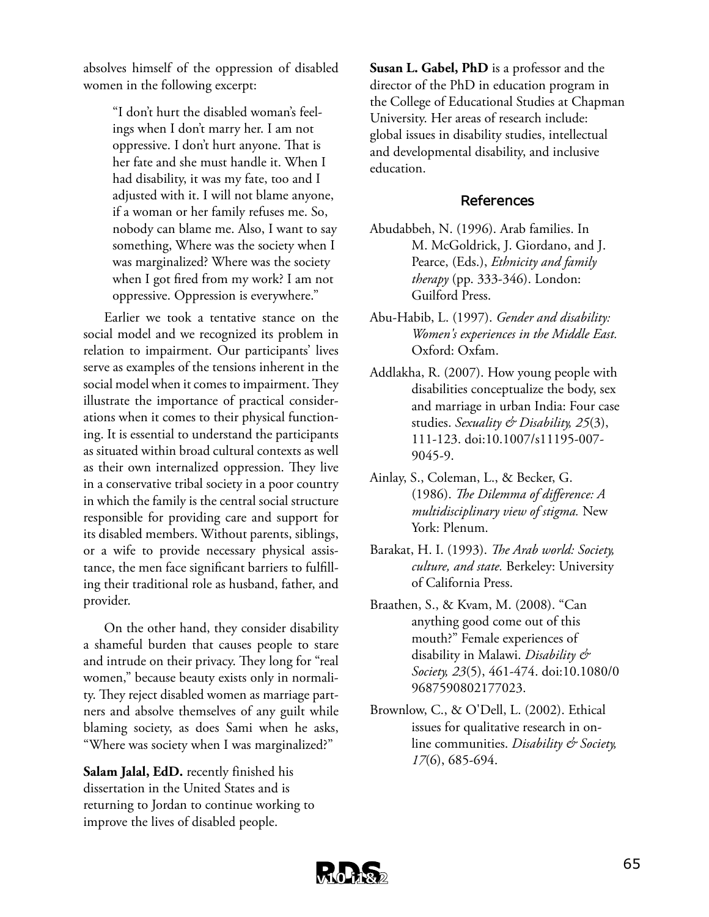absolves himself of the oppression of disabled women in the following excerpt:

> "I don't hurt the disabled woman's feelings when I don't marry her. I am not oppressive. I don't hurt anyone. That is her fate and she must handle it. When I had disability, it was my fate, too and I adjusted with it. I will not blame anyone, if a woman or her family refuses me. So, nobody can blame me. Also, I want to say something, Where was the society when I was marginalized? Where was the society when I got fired from my work? I am not oppressive. Oppression is everywhere."

Earlier we took a tentative stance on the social model and we recognized its problem in relation to impairment. Our participants' lives serve as examples of the tensions inherent in the social model when it comes to impairment. They illustrate the importance of practical considerations when it comes to their physical functioning. It is essential to understand the participants as situated within broad cultural contexts as well as their own internalized oppression. They live in a conservative tribal society in a poor country in which the family is the central social structure responsible for providing care and support for its disabled members. Without parents, siblings, or a wife to provide necessary physical assistance, the men face significant barriers to fulfilling their traditional role as husband, father, and provider.

On the other hand, they consider disability a shameful burden that causes people to stare and intrude on their privacy. They long for "real women," because beauty exists only in normality. They reject disabled women as marriage partners and absolve themselves of any guilt while blaming society, as does Sami when he asks, "Where was society when I was marginalized?"

**Salam Jalal, EdD.** recently finished his dissertation in the United States and is returning to Jordan to continue working to improve the lives of disabled people.

**Susan L. Gabel, PhD** is a professor and the director of the PhD in education program in the College of Educational Studies at Chapman University. Her areas of research include: global issues in disability studies, intellectual and developmental disability, and inclusive education.

## References

Abudabbeh, N. (1996). Arab families. In M. McGoldrick, J. Giordano, and J. Pearce, (Eds.), *Ethnicity and family therapy* (pp. 333-346). London: Guilford Press.

Abu-Habib, L. (1997). *Gender and disability: Women's experiences in the Middle East.* Oxford: Oxfam.

Addlakha, R. (2007). How young people with disabilities conceptualize the body, sex and marriage in urban India: Four case studies. *Sexuality & Disability, 25*(3), 111-123. doi:10.1007/s11195-007-9045-9.

Ainlay, S., Coleman, L., & Becker, G. (1986). *The Dilemma of difference: A multidisciplinary view of stigma.* New York: Plenum.

Barakat, H. I. (1993). *The Arab world: Society, culture, and state.* Berkeley: University of California Press.

Braathen, S., & Kvam, M. (2008). "Can anything good come out of this mouth?" Female experiences of disability in Malawi. *Disability & Society, 23*(5), 461-474. doi:10.1080/09687590802177023.

Brownlow, C., & O'Dell, L. (2002). Ethical issues for qualitative research in on-line communities. *Disability & Society, 17*(6), 685-694.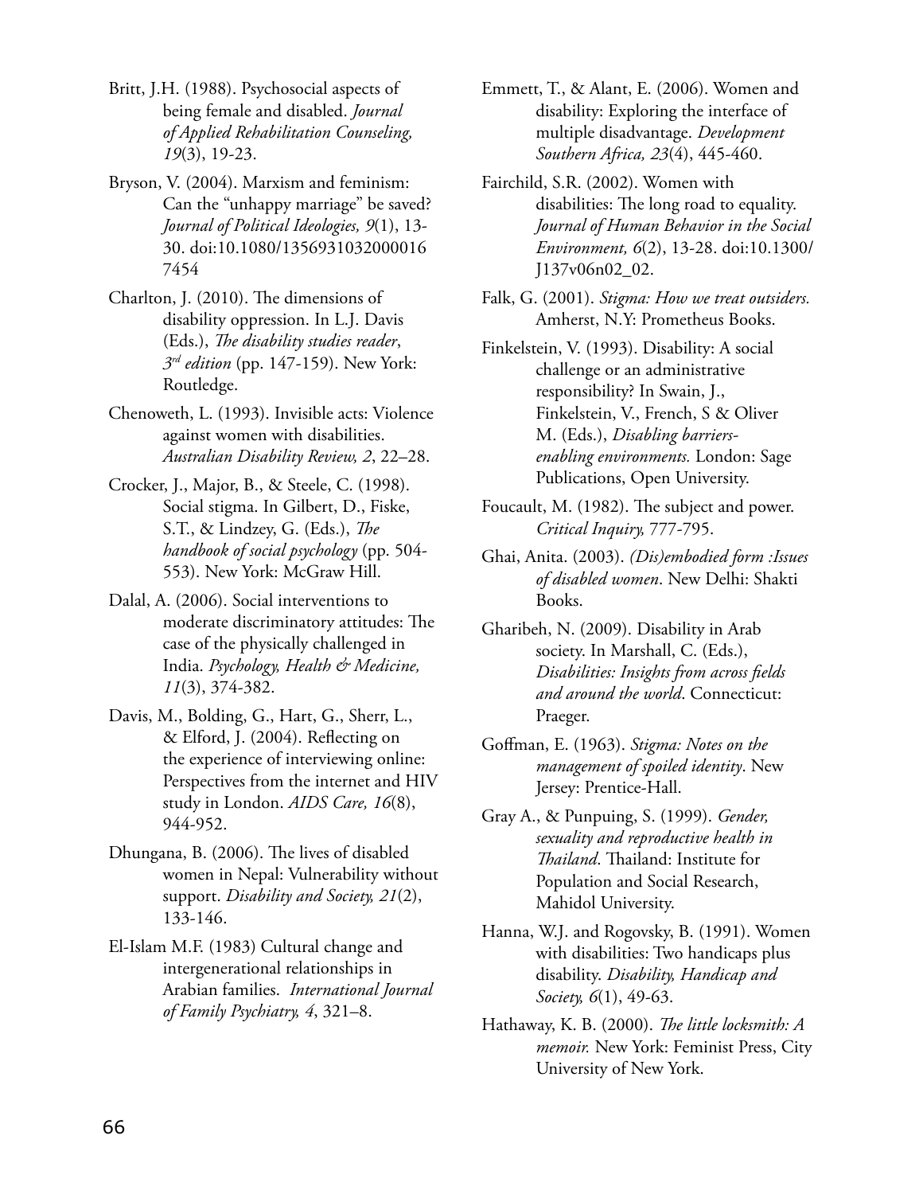Britt, J.H. (1988). Psychosocial aspects of being female and disabled. *Journal of Applied Rehabilitation Counseling, 19*(3), 19-23.

Bryson, V. (2004). Marxism and feminism: Can the "unhappy marriage" be saved? *Journal of Political Ideologies, 9*(1), 13-30. doi:10.1080/13569310320000167454

Charlton, J. (2010). The dimensions of disability oppression. In L.J. Davis (Eds.), *The disability studies reader*, *3rd edition* (pp. 147-159). New York: Routledge.

Chenoweth, L. (1993). Invisible acts: Violence against women with disabilities. *Australian Disability Review, 2*, 22–28.

Crocker, J., Major, B., & Steele, C. (1998). Social stigma. In Gilbert, D., Fiske, S.T., & Lindzey, G. (Eds.), *The handbook of social psychology* (pp. 504-553). New York: McGraw Hill.

Dalal, A. (2006). Social interventions to moderate discriminatory attitudes: The case of the physically challenged in India. *Psychology, Health & Medicine, 11*(3), 374-382.

Davis, M., Bolding, G., Hart, G., Sherr, L., & Elford, J. (2004). Reflecting on the experience of interviewing online: Perspectives from the internet and HIV study in London. *AIDS Care, 16*(8), 944-952.

Dhungana, B. (2006). The lives of disabled women in Nepal: Vulnerability without support. *Disability and Society, 21*(2), 133-146.

El-Islam M.F. (1983) Cultural change and intergenerational relationships in Arabian families. *International Journal of Family Psychiatry, 4*, 321–8.

Emmett, T., & Alant, E. (2006). Women and disability: Exploring the interface of multiple disadvantage. *Development Southern Africa, 23*(4), 445-460.

Fairchild, S.R. (2002). Women with disabilities: The long road to equality. *Journal of Human Behavior in the Social Environment, 6*(2), 13-28. doi:10.1300/J137v06n02_02.

Falk, G. (2001). *Stigma: How we treat outsiders.* Amherst, N.Y: Prometheus Books.

Finkelstein, V. (1993). Disability: A social challenge or an administrative responsibility? In Swain, J., Finkelstein, V., French, S & Oliver M. (Eds.), *Disabling barriers-enabling environments.* London: Sage Publications, Open University.

Foucault, M. (1982). The subject and power. *Critical Inquiry,* 777-795.

Ghai, Anita. (2003). *(Dis)embodied form :Issues of disabled women*. New Delhi: Shakti Books.

Gharibeh, N. (2009). Disability in Arab society. In Marshall, C. (Eds.), *Disabilities: Insights from across fields and around the world*. Connecticut: Praeger.

Goffman, E. (1963). *Stigma: Notes on the management of spoiled identity*. New Jersey: Prentice-Hall.

Gray A., & Punpuing, S. (1999). *Gender, sexuality and reproductive health in Thailand*. Thailand: Institute for Population and Social Research, Mahidol University.

Hanna, W.J. and Rogovsky, B. (1991). Women with disabilities: Two handicaps plus disability. *Disability, Handicap and Society, 6*(1), 49-63.

Hathaway, K. B. (2000). *The little locksmith: A memoir.* New York: Feminist Press, City University of New York.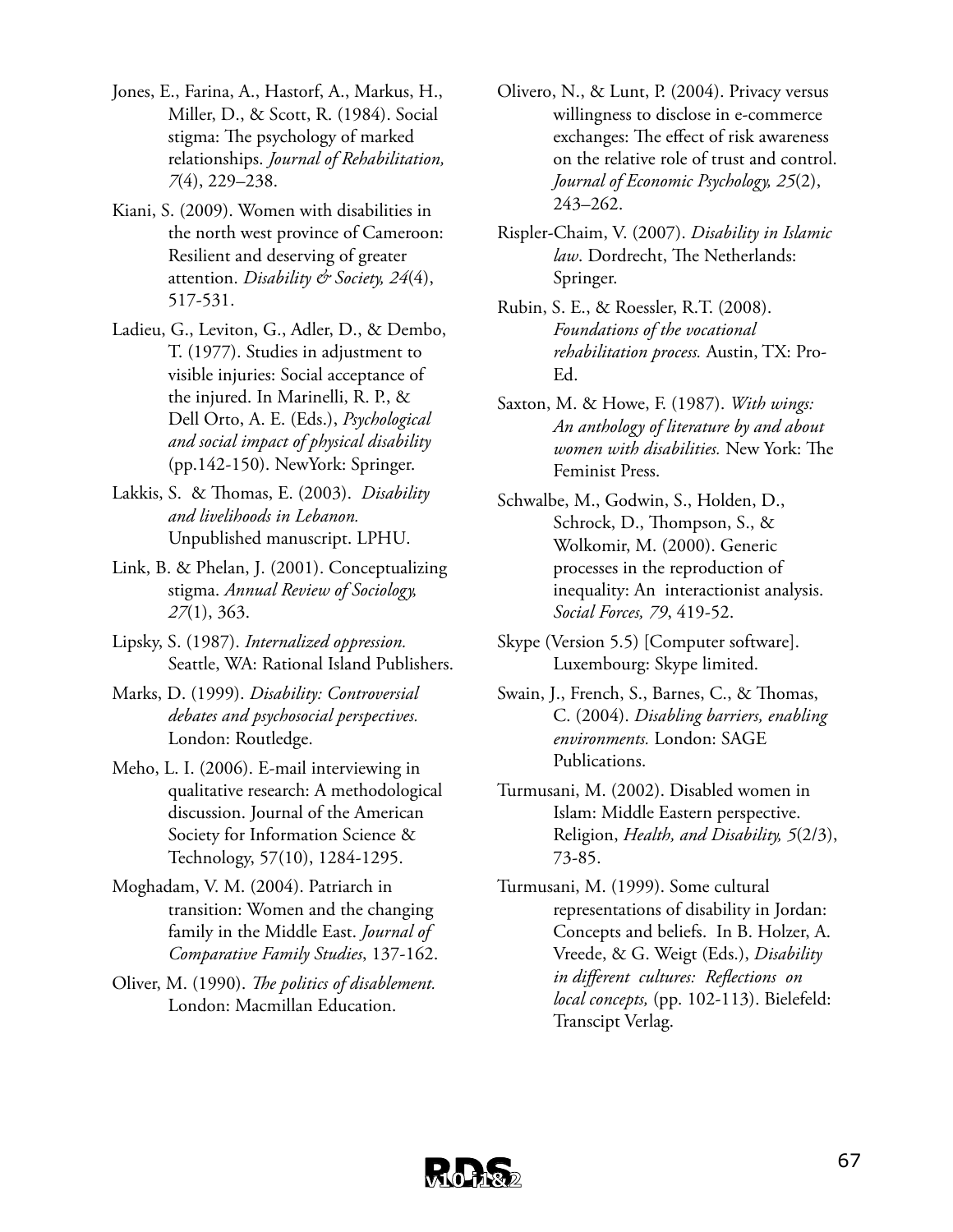Jones, E., Farina, A., Hastorf, A., Markus, H., Miller, D., & Scott, R. (1984). Social stigma: The psychology of marked relationships. *Journal of Rehabilitation, 7*(4), 229–238.

Kiani, S. (2009). Women with disabilities in the north west province of Cameroon: Resilient and deserving of greater attention. *Disability & Society, 24*(4), 517-531.

Ladieu, G., Leviton, G., Adler, D., & Dembo, T. (1977). Studies in adjustment to visible injuries: Social acceptance of the injured. In Marinelli, R. P., & Dell Orto, A. E. (Eds.), *Psychological and social impact of physical disability* (pp.142-150). NewYork: Springer.

Lakkis, S. & Thomas, E. (2003). *Disability and livelihoods in Lebanon.* Unpublished manuscript. LPHU.

Link, B. & Phelan, J. (2001). Conceptualizing stigma. *Annual Review of Sociology, 27*(1), 363.

Lipsky, S. (1987). *Internalized oppression.* Seattle, WA: Rational Island Publishers.

Marks, D. (1999). *Disability: Controversial debates and psychosocial perspectives.* London: Routledge.

Meho, L. I. (2006). E-mail interviewing in qualitative research: A methodological discussion. Journal of the American Society for Information Science & Technology, 57(10), 1284-1295.

Moghadam, V. M. (2004). Patriarch in transition: Women and the changing family in the Middle East. *Journal of Comparative Family Studies*, 137-162.

Oliver, M. (1990). *The politics of disablement.* London: Macmillan Education.

Olivero, N., & Lunt, P. (2004). Privacy versus willingness to disclose in e-commerce exchanges: The effect of risk awareness on the relative role of trust and control. *Journal of Economic Psychology, 25*(2), 243–262.

Rispler-Chaim, V. (2007). *Disability in Islamic law*. Dordrecht, The Netherlands: Springer.

Rubin, S. E., & Roessler, R.T. (2008). *Foundations of the vocational rehabilitation process.* Austin, TX: Pro-Ed.

Saxton, M. & Howe, F. (1987). *With wings: An anthology of literature by and about women with disabilities.* New York: The Feminist Press.

Schwalbe, M., Godwin, S., Holden, D., Schrock, D., Thompson, S., & Wolkomir, M. (2000). Generic processes in the reproduction of inequality: An interactionist analysis. *Social Forces, 79*, 419-52.

Skype (Version 5.5) [Computer software]. Luxembourg: Skype limited.

Swain, J., French, S., Barnes, C., & Thomas, C. (2004). *Disabling barriers, enabling environments.* London: SAGE Publications.

Turmusani, M. (2002). Disabled women in Islam: Middle Eastern perspective. Religion, *Health, and Disability, 5*(2/3), 73-85.

Turmusani, M. (1999). Some cultural representations of disability in Jordan: Concepts and beliefs. In B. Holzer, A. Vreede, & G. Weigt (Eds.), *Disability in different cultures: Reflections on local concepts,* (pp. 102-113). Bielefeld: Transcipt Verlag.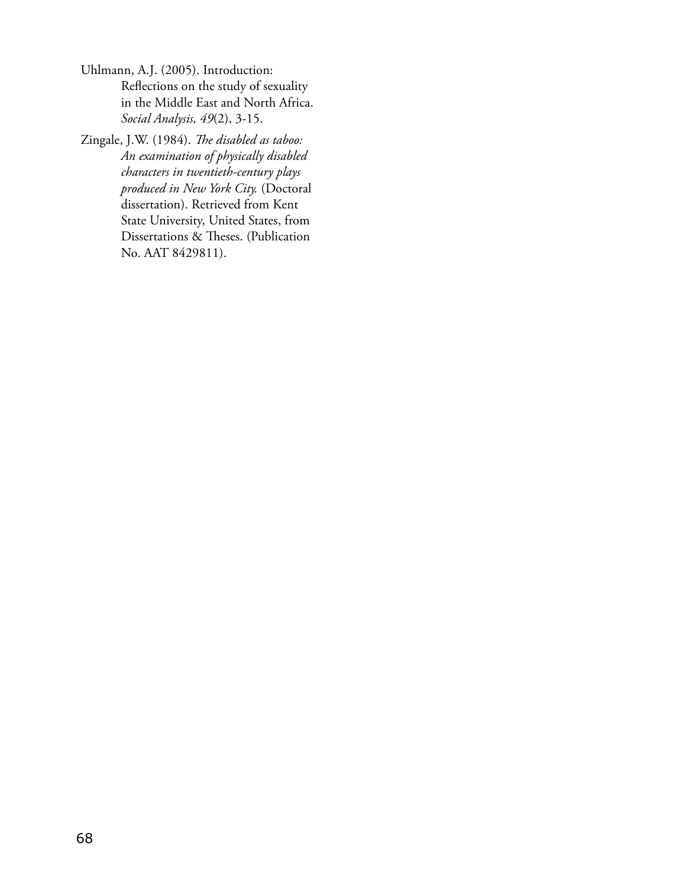Uhlmann, A.J. (2005). Introduction: Reflections on the study of sexuality in the Middle East and North Africa. *Social Analysis, 49*(2), 3-15.

Zingale, J.W. (1984). *The disabled as taboo: An examination of physically disabled characters in twentieth-century plays produced in New York City.* (Doctoral dissertation). Retrieved from Kent State University, United States, from Dissertations & Theses. (Publication No. AAT 8429811).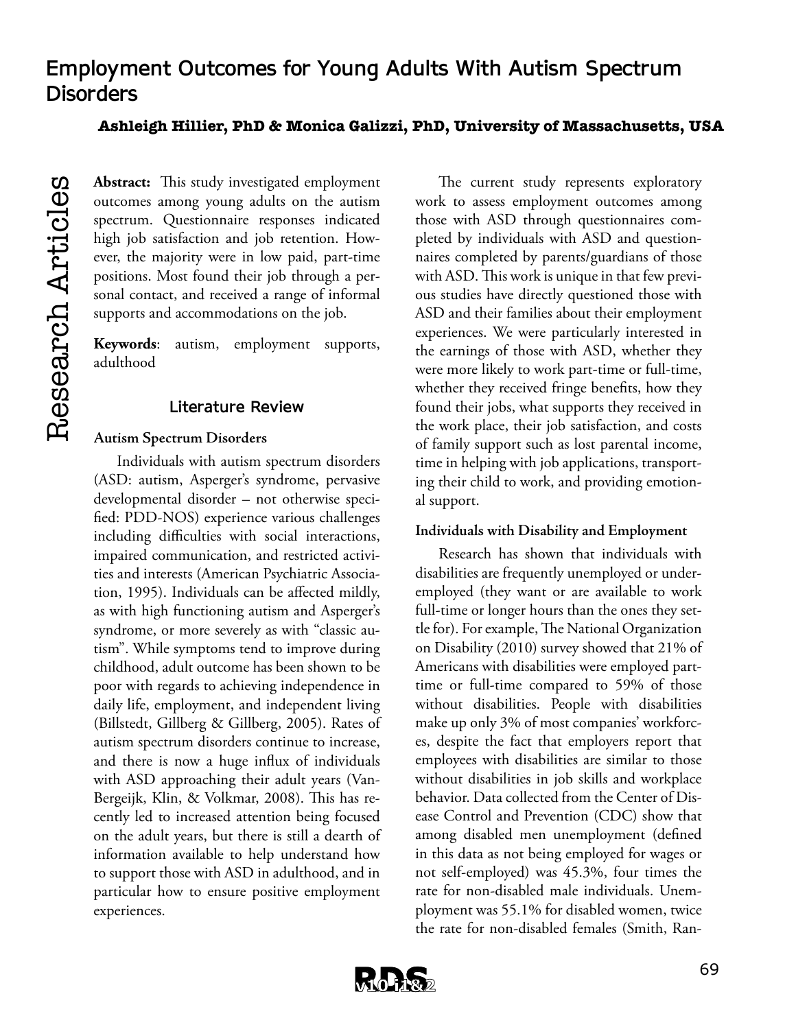# Employment Outcomes for Young Adults With Autism Spectrum Disorders

**Ashleigh Hillier, PhD & Monica Galizzi, PhD, University of Massachusetts, USA**

**Abstract:** This study investigated employment outcomes among young adults on the autism spectrum. Questionnaire responses indicated high job satisfaction and job retention. However, the majority were in low paid, part-time positions. Most found their job through a personal contact, and received a range of informal supports and accommodations on the job.

**Keywords**: autism, employment supports, adulthood

## Literature Review

### Autism Spectrum Disorders

Individuals with autism spectrum disorders (ASD: autism, Asperger's syndrome, pervasive developmental disorder – not otherwise specified: PDD-NOS) experience various challenges including difficulties with social interactions, impaired communication, and restricted activities and interests (American Psychiatric Association, 1995). Individuals can be affected mildly, as with high functioning autism and Asperger's syndrome, or more severely as with "classic autism". While symptoms tend to improve during childhood, adult outcome has been shown to be poor with regards to achieving independence in daily life, employment, and independent living (Billstedt, Gillberg & Gillberg, 2005). Rates of autism spectrum disorders continue to increase, and there is now a huge influx of individuals with ASD approaching their adult years (Van-Bergeijk, Klin, & Volkmar, 2008). This has recently led to increased attention being focused on the adult years, but there is still a dearth of information available to help understand how to support those with ASD in adulthood, and in particular how to ensure positive employment experiences.

The current study represents exploratory work to assess employment outcomes among those with ASD through questionnaires completed by individuals with ASD and questionnaires completed by parents/guardians of those with ASD. This work is unique in that few previous studies have directly questioned those with ASD and their families about their employment experiences. We were particularly interested in the earnings of those with ASD, whether they were more likely to work part-time or full-time, whether they received fringe benefits, how they found their jobs, what supports they received in the work place, their job satisfaction, and costs of family support such as lost parental income, time in helping with job applications, transporting their child to work, and providing emotional support.

### Individuals with Disability and Employment

Research has shown that individuals with disabilities are frequently unemployed or underemployed (they want or are available to work full-time or longer hours than the ones they settle for). For example, The National Organization on Disability (2010) survey showed that 21% of Americans with disabilities were employed part-time or full-time compared to 59% of those without disabilities. People with disabilities make up only 3% of most companies' workforces, despite the fact that employers report that employees with disabilities are similar to those without disabilities in job skills and workplace behavior. Data collected from the Center of Disease Control and Prevention (CDC) show that among disabled men unemployment (defined in this data as not being employed for wages or not self-employed) was 45.3%, four times the rate for non-disabled male individuals. Unemployment was 55.1% for disabled women, twice the rate for non-disabled females (Smith, Ran-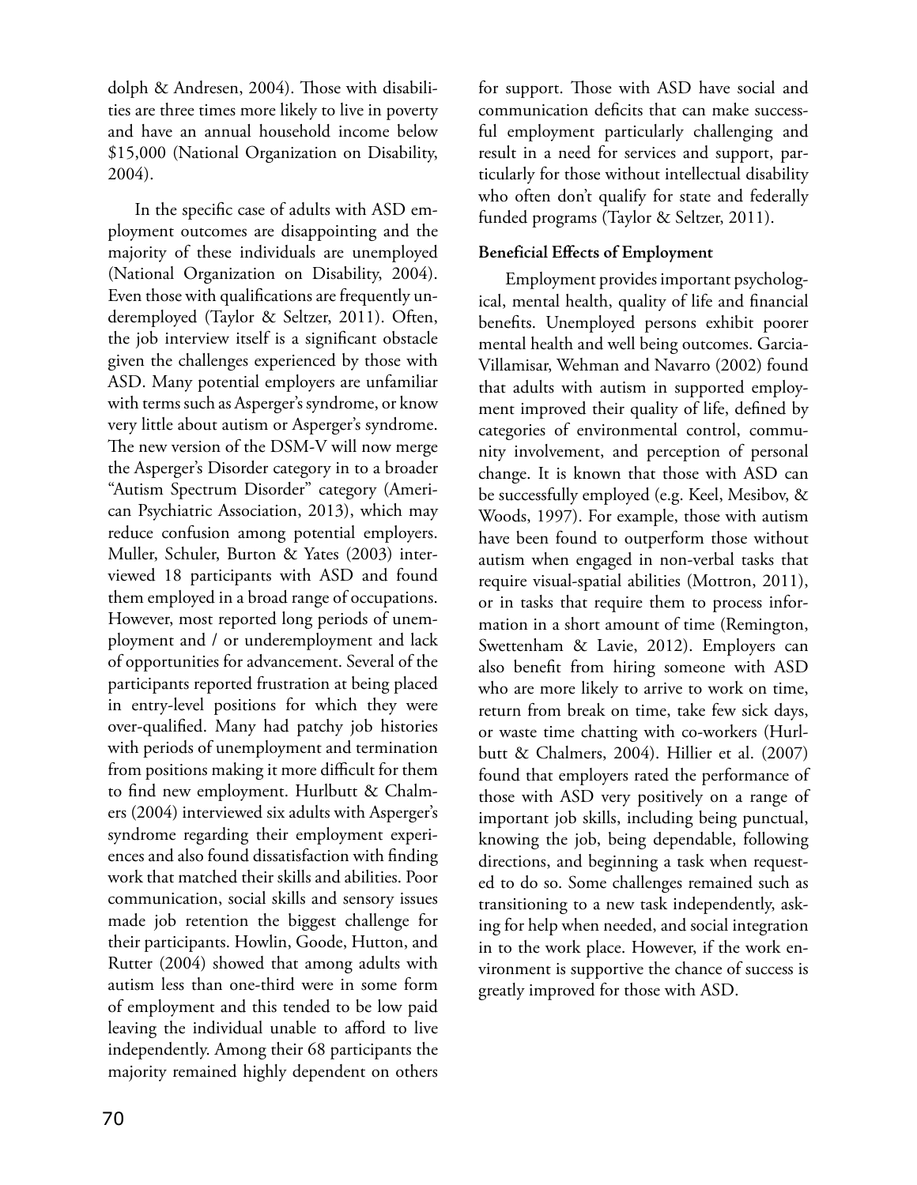dolph & Andresen, 2004). Those with disabilities are three times more likely to live in poverty and have an annual household income below $15,000 (National Organization on Disability, 2004).

In the specific case of adults with ASD employment outcomes are disappointing and the majority of these individuals are unemployed (National Organization on Disability, 2004). Even those with qualifications are frequently underemployed (Taylor & Seltzer, 2011). Often, the job interview itself is a significant obstacle given the challenges experienced by those with ASD. Many potential employers are unfamiliar with terms such as Asperger's syndrome, or know very little about autism or Asperger's syndrome. The new version of the DSM-V will now merge the Asperger's Disorder category in to a broader "Autism Spectrum Disorder" category (American Psychiatric Association, 2013), which may reduce confusion among potential employers. Muller, Schuler, Burton & Yates (2003) interviewed 18 participants with ASD and found them employed in a broad range of occupations. However, most reported long periods of unemployment and / or underemployment and lack of opportunities for advancement. Several of the participants reported frustration at being placed in entry-level positions for which they were over-qualified. Many had patchy job histories with periods of unemployment and termination from positions making it more difficult for them to find new employment. Hurlbutt & Chalmers (2004) interviewed six adults with Asperger's syndrome regarding their employment experiences and also found dissatisfaction with finding work that matched their skills and abilities. Poor communication, social skills and sensory issues made job retention the biggest challenge for their participants. Howlin, Goode, Hutton, and Rutter (2004) showed that among adults with autism less than one-third were in some form of employment and this tended to be low paid leaving the individual unable to afford to live independently. Among their 68 participants the majority remained highly dependent on others for support. Those with ASD have social and communication deficits that can make successful employment particularly challenging and result in a need for services and support, particularly for those without intellectual disability who often don't qualify for state and federally funded programs (Taylor & Seltzer, 2011).

**Beneficial Effects of Employment**

Employment provides important psychological, mental health, quality of life and financial benefits. Unemployed persons exhibit poorer mental health and well being outcomes. Garcia-Villamisar, Wehman and Navarro (2002) found that adults with autism in supported employment improved their quality of life, defined by categories of environmental control, community involvement, and perception of personal change. It is known that those with ASD can be successfully employed (e.g. Keel, Mesibov, & Woods, 1997). For example, those with autism have been found to outperform those without autism when engaged in non-verbal tasks that require visual-spatial abilities (Mottron, 2011), or in tasks that require them to process information in a short amount of time (Remington, Swettenham & Lavie, 2012). Employers can also benefit from hiring someone with ASD who are more likely to arrive to work on time, return from break on time, take few sick days, or waste time chatting with co-workers (Hurlbutt & Chalmers, 2004). Hillier et al. (2007) found that employers rated the performance of those with ASD very positively on a range of important job skills, including being punctual, knowing the job, being dependable, following directions, and beginning a task when requested to do so. Some challenges remained such as transitioning to a new task independently, asking for help when needed, and social integration in to the work place. However, if the work environment is supportive the chance of success is greatly improved for those with ASD.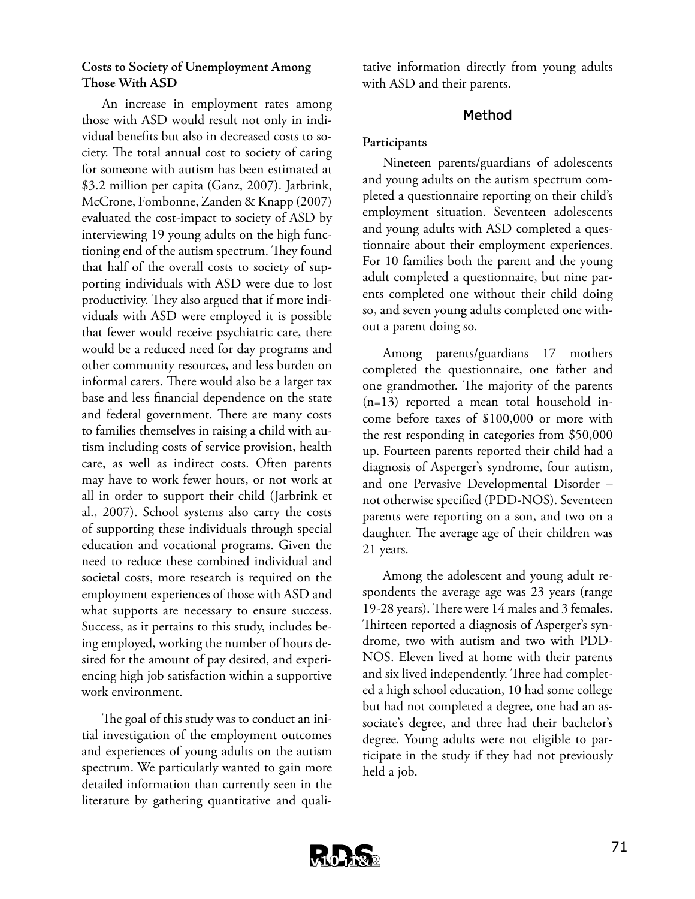### Costs to Society of Unemployment Among Those With ASD

An increase in employment rates among those with ASD would result not only in individual benefits but also in decreased costs to society. The total annual cost to society of caring for someone with autism has been estimated at $3.2 million per capita (Ganz, 2007). Jarbrink, McCrone, Fombonne, Zanden & Knapp (2007) evaluated the cost-impact to society of ASD by interviewing 19 young adults on the high functioning end of the autism spectrum. They found that half of the overall costs to society of supporting individuals with ASD were due to lost productivity. They also argued that if more individuals with ASD were employed it is possible that fewer would receive psychiatric care, there would be a reduced need for day programs and other community resources, and less burden on informal carers. There would also be a larger tax base and less financial dependence on the state and federal government. There are many costs to families themselves in raising a child with autism including costs of service provision, health care, as well as indirect costs. Often parents may have to work fewer hours, or not work at all in order to support their child (Jarbrink et al., 2007). School systems also carry the costs of supporting these individuals through special education and vocational programs. Given the need to reduce these combined individual and societal costs, more research is required on the employment experiences of those with ASD and what supports are necessary to ensure success. Success, as it pertains to this study, includes being employed, working the number of hours desired for the amount of pay desired, and experiencing high job satisfaction within a supportive work environment.

The goal of this study was to conduct an initial investigation of the employment outcomes and experiences of young adults on the autism spectrum. We particularly wanted to gain more detailed information than currently seen in the literature by gathering quantitative and qualitative information directly from young adults with ASD and their parents.

## Method

### Participants

Nineteen parents/guardians of adolescents and young adults on the autism spectrum completed a questionnaire reporting on their child's employment situation. Seventeen adolescents and young adults with ASD completed a questionnaire about their employment experiences. For 10 families both the parent and the young adult completed a questionnaire, but nine parents completed one without their child doing so, and seven young adults completed one without a parent doing so.

Among parents/guardians 17 mothers completed the questionnaire, one father and one grandmother. The majority of the parents (n=13) reported a mean total household income before taxes of $100,000 or more with the rest responding in categories from $50,000 up. Fourteen parents reported their child had a diagnosis of Asperger's syndrome, four autism, and one Pervasive Developmental Disorder – not otherwise specified (PDD-NOS). Seventeen parents were reporting on a son, and two on a daughter. The average age of their children was 21 years.

Among the adolescent and young adult respondents the average age was 23 years (range 19-28 years). There were 14 males and 3 females. Thirteen reported a diagnosis of Asperger's syndrome, two with autism and two with PDD-NOS. Eleven lived at home with their parents and six lived independently. Three had completed a high school education, 10 had some college but had not completed a degree, one had an associate's degree, and three had their bachelor's degree. Young adults were not eligible to participate in the study if they had not previously held a job.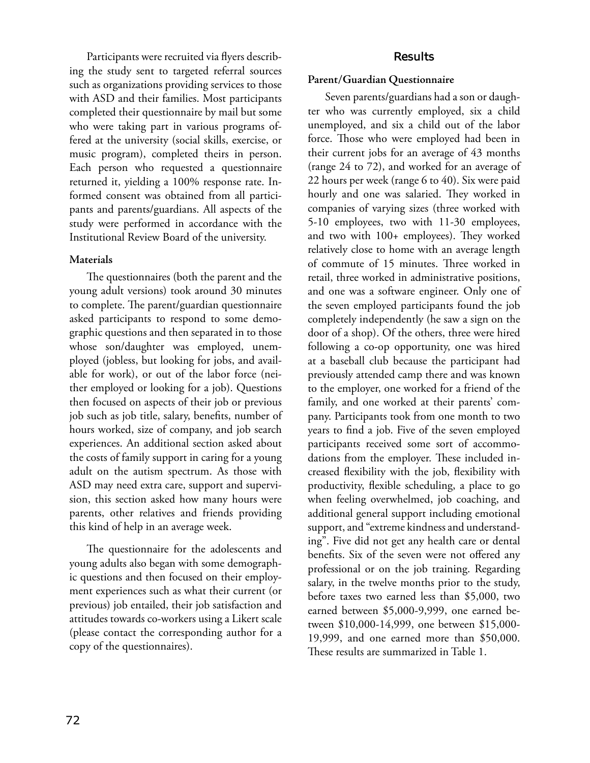Participants were recruited via flyers describing the study sent to targeted referral sources such as organizations providing services to those with ASD and their families. Most participants completed their questionnaire by mail but some who were taking part in various programs offered at the university (social skills, exercise, or music program), completed theirs in person. Each person who requested a questionnaire returned it, yielding a 100% response rate. Informed consent was obtained from all participants and parents/guardians. All aspects of the study were performed in accordance with the Institutional Review Board of the university.

### Materials

The questionnaires (both the parent and the young adult versions) took around 30 minutes to complete. The parent/guardian questionnaire asked participants to respond to some demographic questions and then separated in to those whose son/daughter was employed, unemployed (jobless, but looking for jobs, and available for work), or out of the labor force (neither employed or looking for a job). Questions then focused on aspects of their job or previous job such as job title, salary, benefits, number of hours worked, size of company, and job search experiences. An additional section asked about the costs of family support in caring for a young adult on the autism spectrum. As those with ASD may need extra care, support and supervision, this section asked how many hours were parents, other relatives and friends providing this kind of help in an average week.

The questionnaire for the adolescents and young adults also began with some demographic questions and then focused on their employment experiences such as what their current (or previous) job entailed, their job satisfaction and attitudes towards co-workers using a Likert scale (please contact the corresponding author for a copy of the questionnaires).

## Results

### Parent/Guardian Questionnaire

Seven parents/guardians had a son or daughter who was currently employed, six a child unemployed, and six a child out of the labor force. Those who were employed had been in their current jobs for an average of 43 months (range 24 to 72), and worked for an average of 22 hours per week (range 6 to 40). Six were paid hourly and one was salaried. They worked in companies of varying sizes (three worked with 5-10 employees, two with 11-30 employees, and two with 100+ employees). They worked relatively close to home with an average length of commute of 15 minutes. Three worked in retail, three worked in administrative positions, and one was a software engineer. Only one of the seven employed participants found the job completely independently (he saw a sign on the door of a shop). Of the others, three were hired following a co-op opportunity, one was hired at a baseball club because the participant had previously attended camp there and was known to the employer, one worked for a friend of the family, and one worked at their parents' company. Participants took from one month to two years to find a job. Five of the seven employed participants received some sort of accommodations from the employer. These included increased flexibility with the job, flexibility with productivity, flexible scheduling, a place to go when feeling overwhelmed, job coaching, and additional general support including emotional support, and "extreme kindness and understanding". Five did not get any health care or dental benefits. Six of the seven were not offered any professional or on the job training. Regarding salary, in the twelve months prior to the study, before taxes two earned less than \$5,000, two earned between \$5,000-9,999, one earned between \$10,000-14,999, one between \$15,000-19,999, and one earned more than \$50,000. These results are summarized in Table 1.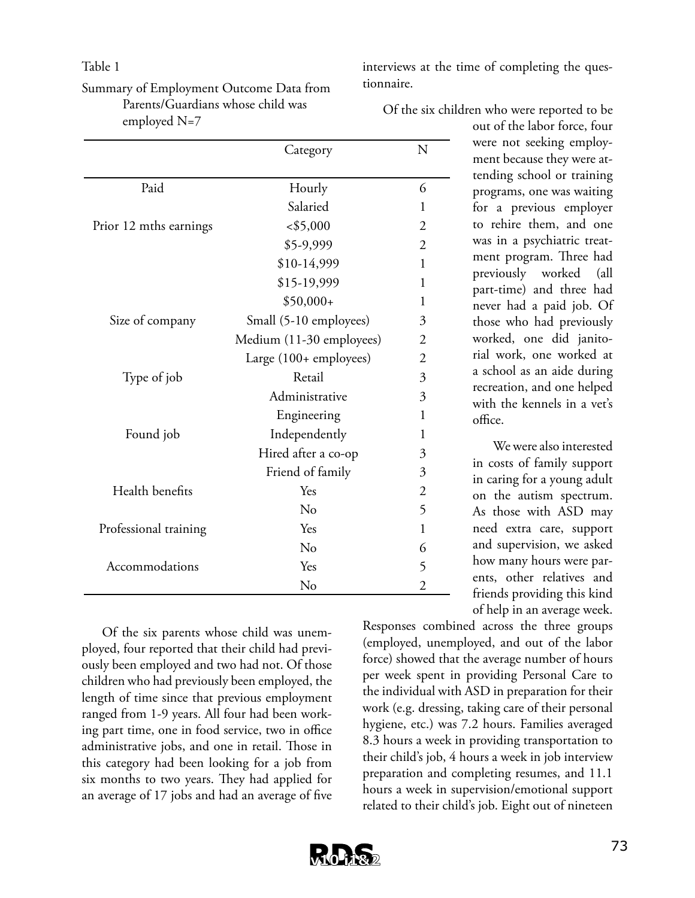Table 1

Summary of Employment Outcome Data from Parents/Guardians whose child was employed N=7

| | Category | N |
|---|---|---|
| Paid | Hourly | 6 |
| | Salaried | 1 |
| Prior 12 mths earnings | <$5,000 | 2 |
| | $5-9,999 | 2 |
| | $10-14,999 | 1 |
| | $15-19,999 | 1 |
| | $50,000+ | 1 |
| Size of company | Small (5-10 employees) | 3 |
| | Medium (11-30 employees) | 2 |
| | Large (100+ employees) | 2 |
| Type of job | Retail | 3 |
| | Administrative | 3 |
| | Engineering | 1 |
| Found job | Independently | 1 |
| | Hired after a co-op | 3 |
| | Friend of family | 3 |
| Health benefits | Yes | 2 |
| | No | 5 |
| Professional training | Yes | 1 |
| | No | 6 |
| Accommodations | Yes | 5 |
| | No | 2 |

Of the six parents whose child was unemployed, four reported that their child had previously been employed and two had not. Of those children who had previously been employed, the length of time since that previous employment ranged from 1-9 years. All four had been working part time, one in food service, two in office administrative jobs, and one in retail. Those in this category had been looking for a job from six months to two years. They had applied for an average of 17 jobs and had an average of five interviews at the time of completing the questionnaire.

Of the six children who were reported to be out of the labor force, four were not seeking employment because they were attending school or training programs, one was waiting for a previous employer to rehire them, and one was in a psychiatric treatment program. Three had previously worked (all part-time) and three had never had a paid job. Of those who had previously worked, one did janitorial work, one worked at a school as an aide during recreation, and one helped with the kennels in a vet's office.

We were also interested in costs of family support in caring for a young adult on the autism spectrum. As those with ASD may need extra care, support and supervision, we asked how many hours were parents, other relatives and friends providing this kind of help in an average week. Responses combined across the three groups (employed, unemployed, and out of the labor force) showed that the average number of hours per week spent in providing Personal Care to the individual with ASD in preparation for their work (e.g. dressing, taking care of their personal hygiene, etc.) was 7.2 hours. Families averaged 8.3 hours a week in providing transportation to their child's job, 4 hours a week in job interview preparation and completing resumes, and 11.1 hours a week in supervision/emotional support related to their child's job. Eight out of nineteen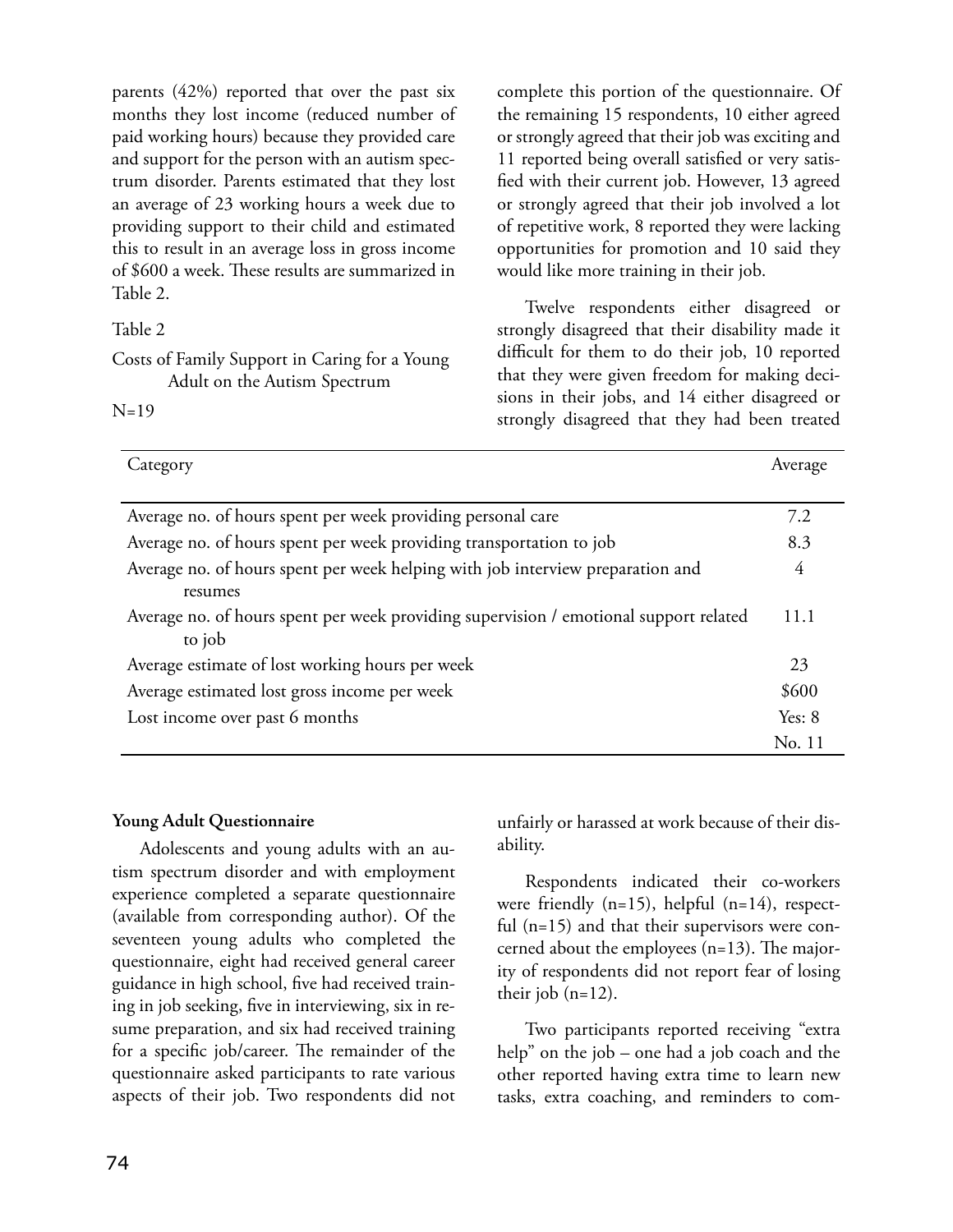parents (42%) reported that over the past six months they lost income (reduced number of paid working hours) because they provided care and support for the person with an autism spectrum disorder. Parents estimated that they lost an average of 23 working hours a week due to providing support to their child and estimated this to result in an average loss in gross income of $600 a week. These results are summarized in Table 2.

Table 2

Costs of Family Support in Caring for a Young Adult on the Autism Spectrum

N=19

| Category | Average |
|---|---|
| Average no. of hours spent per week providing personal care | 7.2 |
| Average no. of hours spent per week providing transportation to job | 8.3 |
| Average no. of hours spent per week helping with job interview preparation and resumes | 4 |
| Average no. of hours spent per week providing supervision / emotional support related to job | 11.1 |
| Average estimate of lost working hours per week | 23 |
| Average estimated lost gross income per week | $600 |
| Lost income over past 6 months | Yes: 8<br>No. 11 |

**Young Adult Questionnaire**

Adolescents and young adults with an autism spectrum disorder and with employment experience completed a separate questionnaire (available from corresponding author). Of the seventeen young adults who completed the questionnaire, eight had received general career guidance in high school, five had received training in job seeking, five in interviewing, six in resume preparation, and six had received training for a specific job/career. The remainder of the questionnaire asked participants to rate various aspects of their job. Two respondents did not complete this portion of the questionnaire. Of the remaining 15 respondents, 10 either agreed or strongly agreed that their job was exciting and 11 reported being overall satisfied or very satisfied with their current job. However, 13 agreed or strongly agreed that their job involved a lot of repetitive work, 8 reported they were lacking opportunities for promotion and 10 said they would like more training in their job.

Twelve respondents either disagreed or strongly disagreed that their disability made it difficult for them to do their job, 10 reported that they were given freedom for making decisions in their jobs, and 14 either disagreed or strongly disagreed that they had been treated unfairly or harassed at work because of their disability.

Respondents indicated their co-workers were friendly (n=15), helpful (n=14), respectful (n=15) and that their supervisors were concerned about the employees (n=13). The majority of respondents did not report fear of losing their job (n=12).

Two participants reported receiving "extra help" on the job – one had a job coach and the other reported having extra time to learn new tasks, extra coaching, and reminders to com-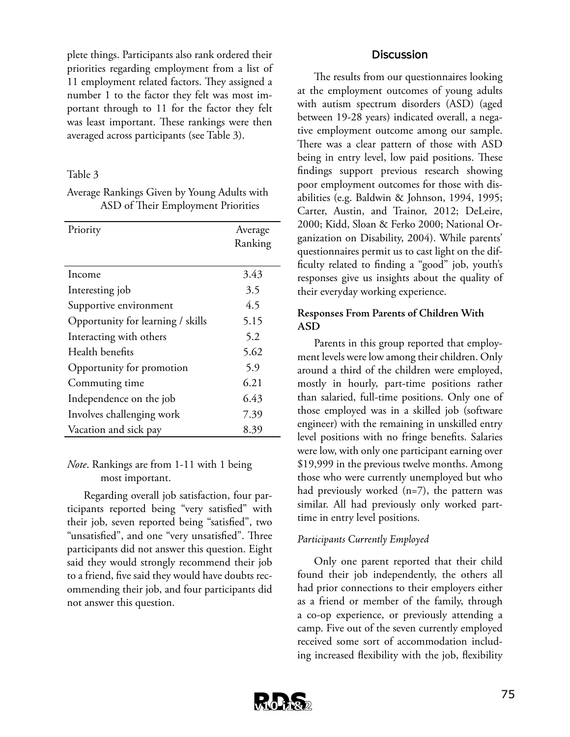plete things. Participants also rank ordered their priorities regarding employment from a list of 11 employment related factors. They assigned a number 1 to the factor they felt was most important through to 11 for the factor they felt was least important. These rankings were then averaged across participants (see Table 3).

Table 3

Average Rankings Given by Young Adults with ASD of Their Employment Priorities

| Priority | Average Ranking |
|---|---|
| Income | 3.43 |
| Interesting job | 3.5 |
| Supportive environment | 4.5 |
| Opportunity for learning / skills | 5.15 |
| Interacting with others | 5.2 |
| Health benefits | 5.62 |
| Opportunity for promotion | 5.9 |
| Commuting time | 6.21 |
| Independence on the job | 6.43 |
| Involves challenging work | 7.39 |
| Vacation and sick pay | 8.39 |

*Note*. Rankings are from 1-11 with 1 being most important.

Regarding overall job satisfaction, four participants reported being "very satisfied" with their job, seven reported being "satisfied", two "unsatisfied", and one "very unsatisfied". Three participants did not answer this question. Eight said they would strongly recommend their job to a friend, five said they would have doubts recommending their job, and four participants did not answer this question.

## Discussion

The results from our questionnaires looking at the employment outcomes of young adults with autism spectrum disorders (ASD) (aged between 19-28 years) indicated overall, a negative employment outcome among our sample. There was a clear pattern of those with ASD being in entry level, low paid positions. These findings support previous research showing poor employment outcomes for those with disabilities (e.g. Baldwin & Johnson, 1994, 1995; Carter, Austin, and Trainor, 2012; DeLeire, 2000; Kidd, Sloan & Ferko 2000; National Organization on Disability, 2004). While parents' questionnaires permit us to cast light on the difficulty related to finding a "good" job, youth's responses give us insights about the quality of their everyday working experience.

### Responses From Parents of Children With ASD

Parents in this group reported that employment levels were low among their children. Only around a third of the children were employed, mostly in hourly, part-time positions rather than salaried, full-time positions. Only one of those employed was in a skilled job (software engineer) with the remaining in unskilled entry level positions with no fringe benefits. Salaries were low, with only one participant earning over $19,999 in the previous twelve months. Among those who were currently unemployed but who had previously worked (n=7), the pattern was similar. All had previously only worked part-time in entry level positions.

#### *Participants Currently Employed*

Only one parent reported that their child found their job independently, the others all had prior connections to their employers either as a friend or member of the family, through a co-op experience, or previously attending a camp. Five out of the seven currently employed received some sort of accommodation including increased flexibility with the job, flexibility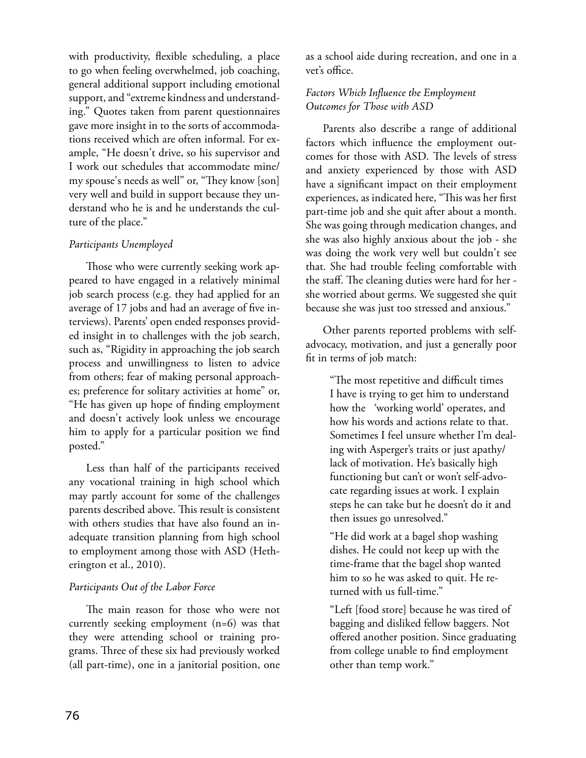with productivity, flexible scheduling, a place to go when feeling overwhelmed, job coaching, general additional support including emotional support, and "extreme kindness and understanding." Quotes taken from parent questionnaires gave more insight in to the sorts of accommodations received which are often informal. For example, "He doesn't drive, so his supervisor and I work out schedules that accommodate mine/ my spouse's needs as well" or, "They know [son] very well and build in support because they understand who he is and he understands the culture of the place."

### *Participants Unemployed*

Those who were currently seeking work appeared to have engaged in a relatively minimal job search process (e.g. they had applied for an average of 17 jobs and had an average of five interviews). Parents' open ended responses provided insight in to challenges with the job search, such as, "Rigidity in approaching the job search process and unwillingness to listen to advice from others; fear of making personal approaches; preference for solitary activities at home" or, "He has given up hope of finding employment and doesn't actively look unless we encourage him to apply for a particular position we find posted."

Less than half of the participants received any vocational training in high school which may partly account for some of the challenges parents described above. This result is consistent with others studies that have also found an inadequate transition planning from high school to employment among those with ASD (Hetherington et al., 2010).

### *Participants Out of the Labor Force*

The main reason for those who were not currently seeking employment (n=6) was that they were attending school or training programs. Three of these six had previously worked (all part-time), one in a janitorial position, one as a school aide during recreation, and one in a vet's office.

### *Factors Which Influence the Employment Outcomes for Those with ASD*

Parents also describe a range of additional factors which influence the employment outcomes for those with ASD. The levels of stress and anxiety experienced by those with ASD have a significant impact on their employment experiences, as indicated here, "This was her first part-time job and she quit after about a month. She was going through medication changes, and she was also highly anxious about the job - she was doing the work very well but couldn't see that. She had trouble feeling comfortable with the staff. The cleaning duties were hard for her - she worried about germs. We suggested she quit because she was just too stressed and anxious."

Other parents reported problems with self-advocacy, motivation, and just a generally poor fit in terms of job match:

> "The most repetitive and difficult times I have is trying to get him to understand how the 'working world' operates, and how his words and actions relate to that. Sometimes I feel unsure whether I'm dealing with Asperger's traits or just apathy/ lack of motivation. He's basically high functioning but can't or won't self-advocate regarding issues at work. I explain steps he can take but he doesn't do it and then issues go unresolved."
>
> "He did work at a bagel shop washing dishes. He could not keep up with the time-frame that the bagel shop wanted him to so he was asked to quit. He returned with us full-time."
>
> "Left [food store] because he was tired of bagging and disliked fellow baggers. Not offered another position. Since graduating from college unable to find employment other than temp work."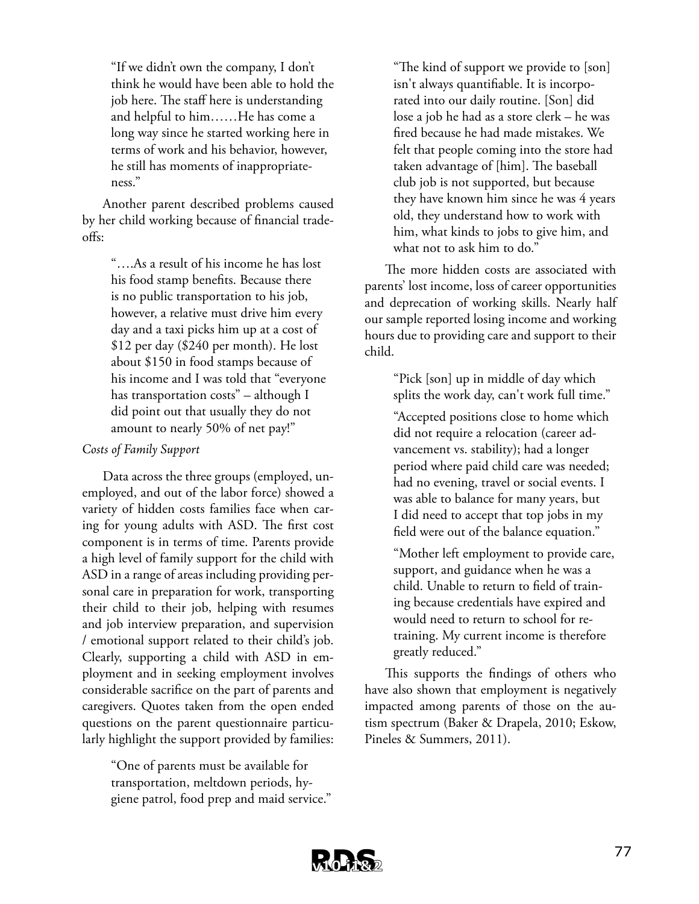> "If we didn't own the company, I don't think he would have been able to hold the job here. The staff here is understanding and helpful to him……He has come a long way since he started working here in terms of work and his behavior, however, he still has moments of inappropriateness."

Another parent described problems caused by her child working because of financial tradeoffs:

> "….As a result of his income he has lost his food stamp benefits. Because there is no public transportation to his job, however, a relative must drive him every day and a taxi picks him up at a cost of $12 per day ($240 per month). He lost about $150 in food stamps because of his income and I was told that "everyone has transportation costs" – although I did point out that usually they do not amount to nearly 50% of net pay!"

*Costs of Family Support*

Data across the three groups (employed, unemployed, and out of the labor force) showed a variety of hidden costs families face when caring for young adults with ASD. The first cost component is in terms of time. Parents provide a high level of family support for the child with ASD in a range of areas including providing personal care in preparation for work, transporting their child to their job, helping with resumes and job interview preparation, and supervision / emotional support related to their child's job. Clearly, supporting a child with ASD in employment and in seeking employment involves considerable sacrifice on the part of parents and caregivers. Quotes taken from the open ended questions on the parent questionnaire particularly highlight the support provided by families:

> "One of parents must be available for transportation, meltdown periods, hygiene patrol, food prep and maid service."

> "The kind of support we provide to [son] isn't always quantifiable. It is incorporated into our daily routine. [Son] did lose a job he had as a store clerk – he was fired because he had made mistakes. We felt that people coming into the store had taken advantage of [him]. The baseball club job is not supported, but because they have known him since he was 4 years old, they understand how to work with him, what kinds to jobs to give him, and what not to ask him to do."

The more hidden costs are associated with parents' lost income, loss of career opportunities and deprecation of working skills. Nearly half our sample reported losing income and working hours due to providing care and support to their child.

> "Pick [son] up in middle of day which splits the work day, can't work full time."

> "Accepted positions close to home which did not require a relocation (career advancement vs. stability); had a longer period where paid child care was needed; had no evening, travel or social events. I was able to balance for many years, but I did need to accept that top jobs in my field were out of the balance equation."

> "Mother left employment to provide care, support, and guidance when he was a child. Unable to return to field of training because credentials have expired and would need to return to school for retraining. My current income is therefore greatly reduced."

This supports the findings of others who have also shown that employment is negatively impacted among parents of those on the autism spectrum (Baker & Drapela, 2010; Eskow, Pineles & Summers, 2011).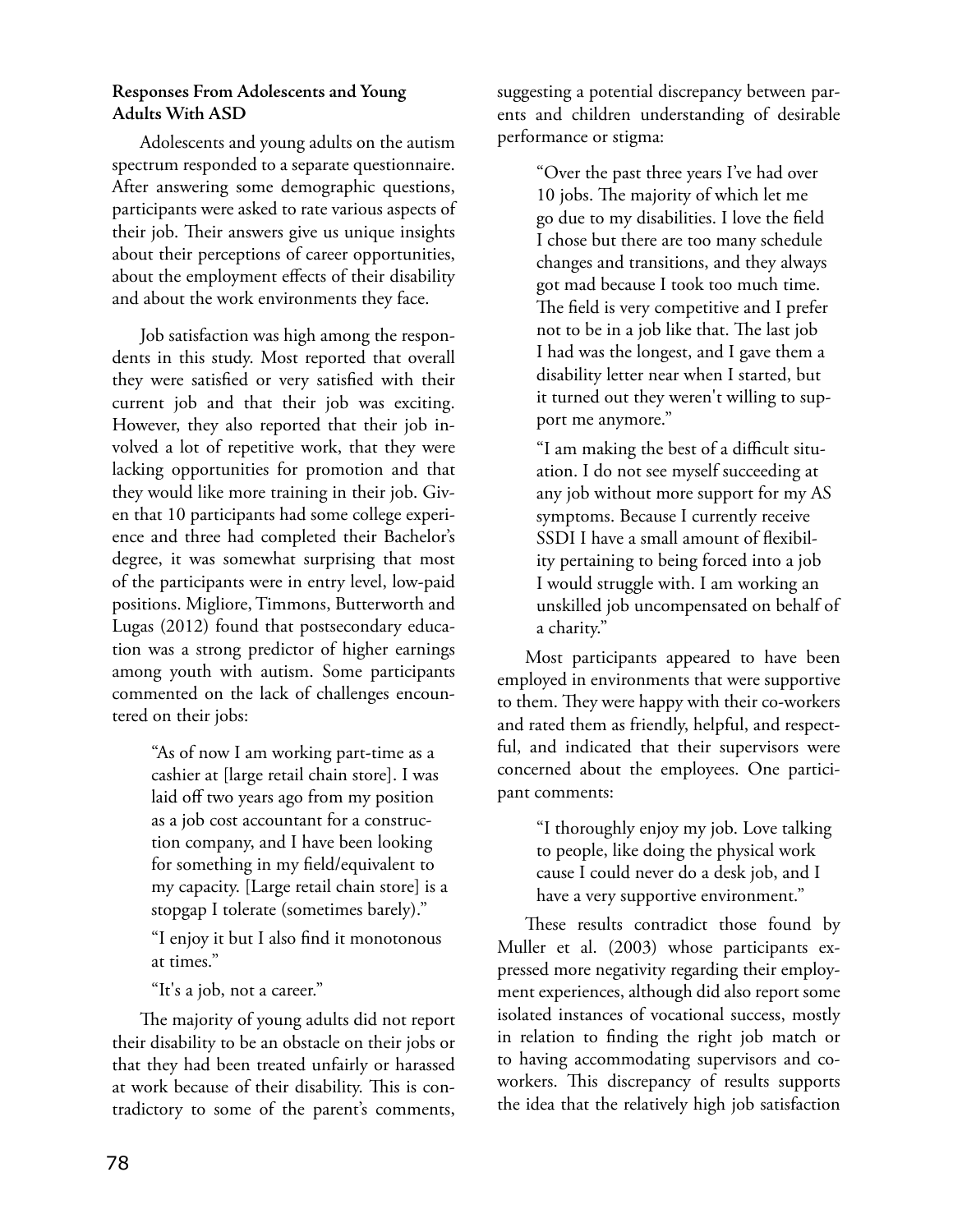### Responses From Adolescents and Young Adults With ASD

Adolescents and young adults on the autism spectrum responded to a separate questionnaire. After answering some demographic questions, participants were asked to rate various aspects of their job. Their answers give us unique insights about their perceptions of career opportunities, about the employment effects of their disability and about the work environments they face.

Job satisfaction was high among the respondents in this study. Most reported that overall they were satisfied or very satisfied with their current job and that their job was exciting. However, they also reported that their job involved a lot of repetitive work, that they were lacking opportunities for promotion and that they would like more training in their job. Given that 10 participants had some college experience and three had completed their Bachelor's degree, it was somewhat surprising that most of the participants were in entry level, low-paid positions. Migliore, Timmons, Butterworth and Lugas (2012) found that postsecondary education was a strong predictor of higher earnings among youth with autism. Some participants commented on the lack of challenges encountered on their jobs:

> "As of now I am working part-time as a cashier at [large retail chain store]. I was laid off two years ago from my position as a job cost accountant for a construction company, and I have been looking for something in my field/equivalent to my capacity. [Large retail chain store] is a stopgap I tolerate (sometimes barely)."
>
> "I enjoy it but I also find it monotonous at times."
>
> "It's a job, not a career."

The majority of young adults did not report their disability to be an obstacle on their jobs or that they had been treated unfairly or harassed at work because of their disability. This is contradictory to some of the parent's comments, suggesting a potential discrepancy between parents and children understanding of desirable performance or stigma:

> "Over the past three years I've had over 10 jobs. The majority of which let me go due to my disabilities. I love the field I chose but there are too many schedule changes and transitions, and they always got mad because I took too much time. The field is very competitive and I prefer not to be in a job like that. The last job I had was the longest, and I gave them a disability letter near when I started, but it turned out they weren't willing to support me anymore."
>
> "I am making the best of a difficult situation. I do not see myself succeeding at any job without more support for my AS symptoms. Because I currently receive SSDI I have a small amount of flexibility pertaining to being forced into a job I would struggle with. I am working an unskilled job uncompensated on behalf of a charity."

Most participants appeared to have been employed in environments that were supportive to them. They were happy with their co-workers and rated them as friendly, helpful, and respectful, and indicated that their supervisors were concerned about the employees. One participant comments:

> "I thoroughly enjoy my job. Love talking to people, like doing the physical work cause I could never do a desk job, and I have a very supportive environment."

These results contradict those found by Muller et al. (2003) whose participants expressed more negativity regarding their employment experiences, although did also report some isolated instances of vocational success, mostly in relation to finding the right job match or to having accommodating supervisors and coworkers. This discrepancy of results supports the idea that the relatively high job satisfaction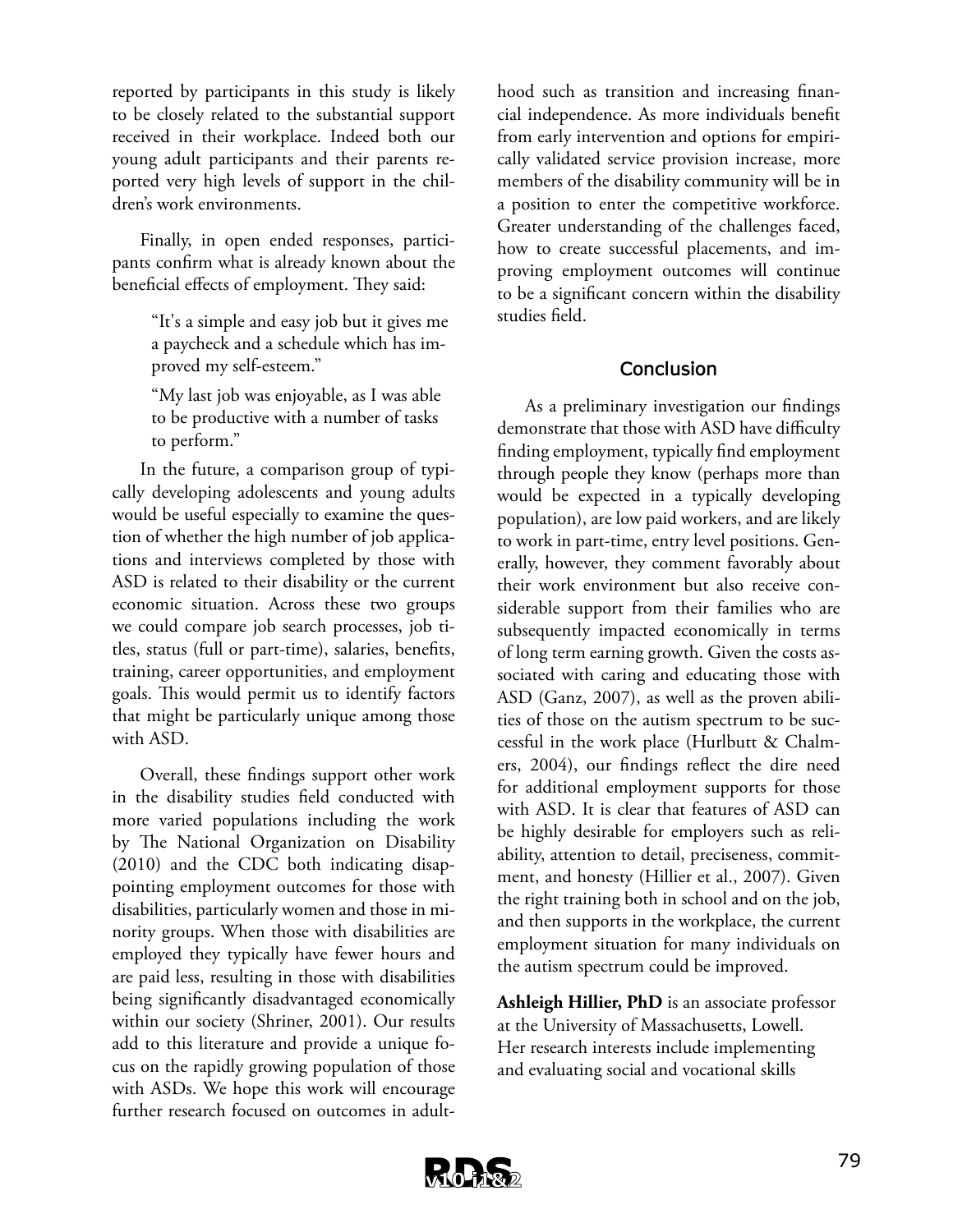reported by participants in this study is likely to be closely related to the substantial support received in their workplace. Indeed both our young adult participants and their parents reported very high levels of support in the children's work environments.

Finally, in open ended responses, participants confirm what is already known about the beneficial effects of employment. They said:

> "It's a simple and easy job but it gives me a paycheck and a schedule which has improved my self-esteem."
>
> "My last job was enjoyable, as I was able to be productive with a number of tasks to perform."

In the future, a comparison group of typically developing adolescents and young adults would be useful especially to examine the question of whether the high number of job applications and interviews completed by those with ASD is related to their disability or the current economic situation. Across these two groups we could compare job search processes, job titles, status (full or part-time), salaries, benefits, training, career opportunities, and employment goals. This would permit us to identify factors that might be particularly unique among those with ASD.

Overall, these findings support other work in the disability studies field conducted with more varied populations including the work by The National Organization on Disability (2010) and the CDC both indicating disappointing employment outcomes for those with disabilities, particularly women and those in minority groups. When those with disabilities are employed they typically have fewer hours and are paid less, resulting in those with disabilities being significantly disadvantaged economically within our society (Shriner, 2001). Our results add to this literature and provide a unique focus on the rapidly growing population of those with ASDs. We hope this work will encourage further research focused on outcomes in adulthood such as transition and increasing financial independence. As more individuals benefit from early intervention and options for empirically validated service provision increase, more members of the disability community will be in a position to enter the competitive workforce. Greater understanding of the challenges faced, how to create successful placements, and improving employment outcomes will continue to be a significant concern within the disability studies field.

## Conclusion

As a preliminary investigation our findings demonstrate that those with ASD have difficulty finding employment, typically find employment through people they know (perhaps more than would be expected in a typically developing population), are low paid workers, and are likely to work in part-time, entry level positions. Generally, however, they comment favorably about their work environment but also receive considerable support from their families who are subsequently impacted economically in terms of long term earning growth. Given the costs associated with caring and educating those with ASD (Ganz, 2007), as well as the proven abilities of those on the autism spectrum to be successful in the work place (Hurlbutt & Chalmers, 2004), our findings reflect the dire need for additional employment supports for those with ASD. It is clear that features of ASD can be highly desirable for employers such as reliability, attention to detail, preciseness, commitment, and honesty (Hillier et al., 2007). Given the right training both in school and on the job, and then supports in the workplace, the current employment situation for many individuals on the autism spectrum could be improved.

**Ashleigh Hillier, PhD** is an associate professor at the University of Massachusetts, Lowell. Her research interests include implementing and evaluating social and vocational skills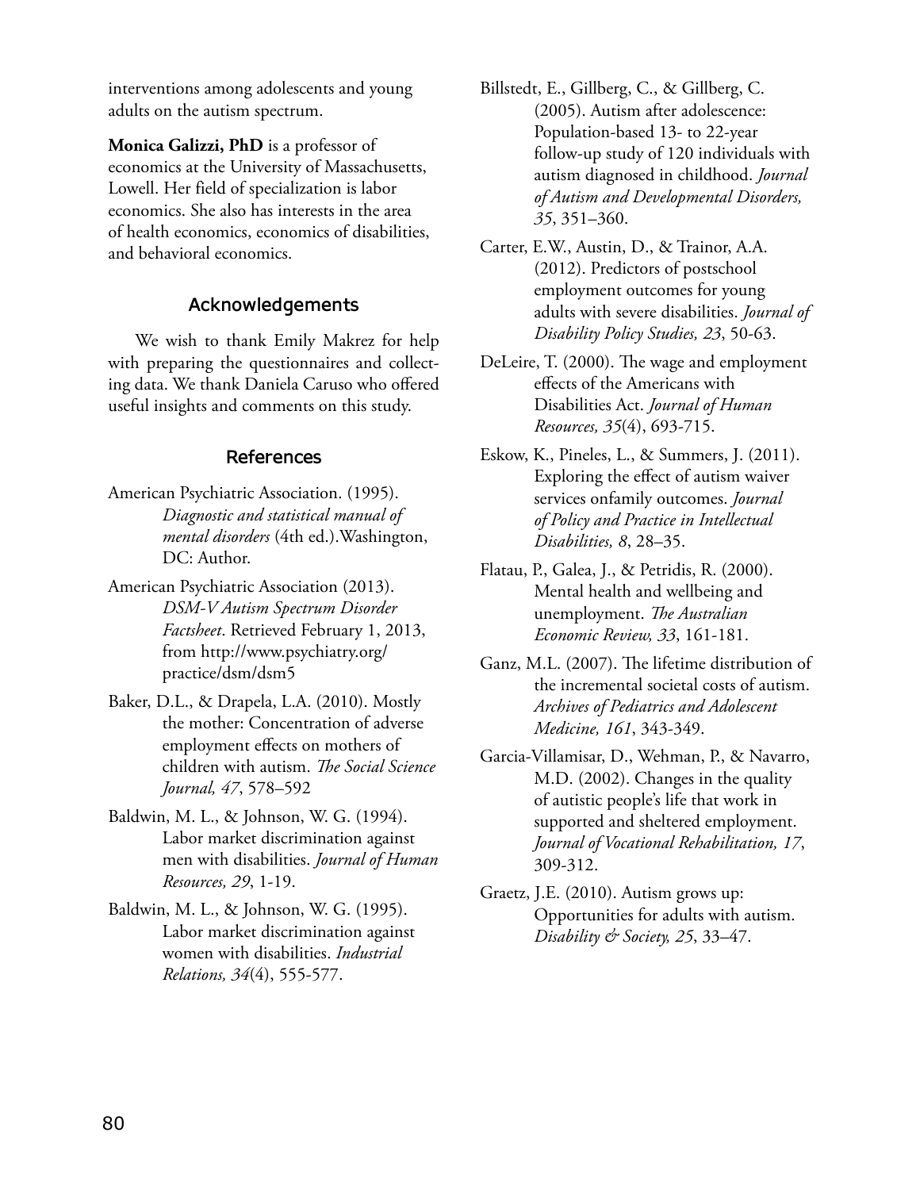interventions among adolescents and young adults on the autism spectrum.

**Monica Galizzi, PhD** is a professor of economics at the University of Massachusetts, Lowell. Her field of specialization is labor economics. She also has interests in the area of health economics, economics of disabilities, and behavioral economics.

## Acknowledgements

We wish to thank Emily Makrez for help with preparing the questionnaires and collecting data. We thank Daniela Caruso who offered useful insights and comments on this study.

## References

American Psychiatric Association. (1995). *Diagnostic and statistical manual of mental disorders* (4th ed.).Washington, DC: Author.

American Psychiatric Association (2013). *DSM-V Autism Spectrum Disorder Factsheet*. Retrieved February 1, 2013, from http://www.psychiatry.org/practice/dsm/dsm5

Baker, D.L., & Drapela, L.A. (2010). Mostly the mother: Concentration of adverse employment effects on mothers of children with autism. *The Social Science Journal, 47*, 578–592

Baldwin, M. L., & Johnson, W. G. (1994). Labor market discrimination against men with disabilities. *Journal of Human Resources, 29*, 1-19.

Baldwin, M. L., & Johnson, W. G. (1995). Labor market discrimination against women with disabilities. *Industrial Relations, 34*(4), 555-577.

Billstedt, E., Gillberg, C., & Gillberg, C. (2005). Autism after adolescence: Population-based 13- to 22-year follow-up study of 120 individuals with autism diagnosed in childhood. *Journal of Autism and Developmental Disorders, 35*, 351–360.

Carter, E.W., Austin, D., & Trainor, A.A. (2012). Predictors of postschool employment outcomes for young adults with severe disabilities. *Journal of Disability Policy Studies, 23*, 50-63.

DeLeire, T. (2000). The wage and employment effects of the Americans with Disabilities Act. *Journal of Human Resources, 35*(4), 693-715.

Eskow, K., Pineles, L., & Summers, J. (2011). Exploring the effect of autism waiver services onfamily outcomes. *Journal of Policy and Practice in Intellectual Disabilities, 8*, 28–35.

Flatau, P., Galea, J., & Petridis, R. (2000). Mental health and wellbeing and unemployment. *The Australian Economic Review, 33*, 161-181.

Ganz, M.L. (2007). The lifetime distribution of the incremental societal costs of autism. *Archives of Pediatrics and Adolescent Medicine, 161*, 343-349.

Garcia-Villamisar, D., Wehman, P., & Navarro, M.D. (2002). Changes in the quality of autistic people's life that work in supported and sheltered employment. *Journal of Vocational Rehabilitation, 17*, 309-312.

Graetz, J.E. (2010). Autism grows up: Opportunities for adults with autism. *Disability & Society, 25*, 33–47.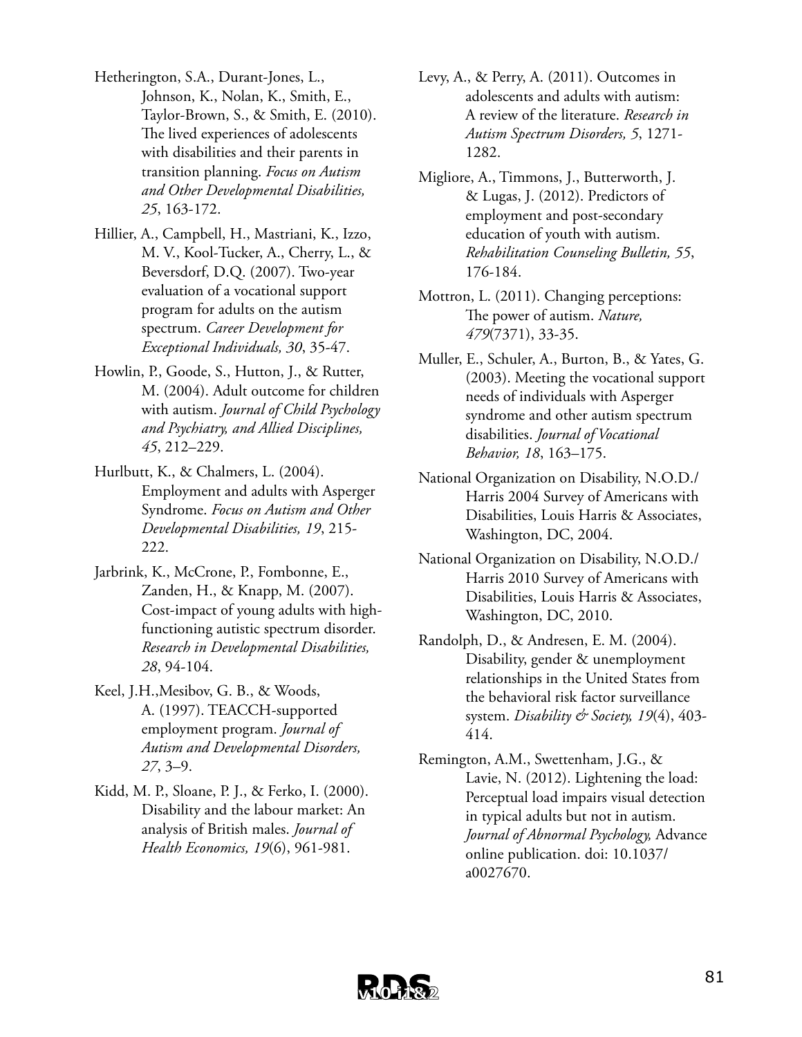Hetherington, S.A., Durant-Jones, L., Johnson, K., Nolan, K., Smith, E., Taylor-Brown, S., & Smith, E. (2010). The lived experiences of adolescents with disabilities and their parents in transition planning. *Focus on Autism and Other Developmental Disabilities, 25*, 163-172.

Hillier, A., Campbell, H., Mastriani, K., Izzo, M. V., Kool-Tucker, A., Cherry, L., & Beversdorf, D.Q. (2007). Two-year evaluation of a vocational support program for adults on the autism spectrum. *Career Development for Exceptional Individuals, 30*, 35-47.

Howlin, P., Goode, S., Hutton, J., & Rutter, M. (2004). Adult outcome for children with autism. *Journal of Child Psychology and Psychiatry, and Allied Disciplines, 45*, 212–229.

Hurlbutt, K., & Chalmers, L. (2004). Employment and adults with Asperger Syndrome. *Focus on Autism and Other Developmental Disabilities, 19*, 215-222.

Jarbrink, K., McCrone, P., Fombonne, E., Zanden, H., & Knapp, M. (2007). Cost-impact of young adults with high-functioning autistic spectrum disorder. *Research in Developmental Disabilities, 28*, 94-104.

Keel, J.H.,Mesibov, G. B., & Woods, A. (1997). TEACCH-supported employment program. *Journal of Autism and Developmental Disorders, 27*, 3–9.

Kidd, M. P., Sloane, P. J., & Ferko, I. (2000). Disability and the labour market: An analysis of British males. *Journal of Health Economics, 19*(6), 961-981.

Levy, A., & Perry, A. (2011). Outcomes in adolescents and adults with autism: A review of the literature. *Research in Autism Spectrum Disorders, 5*, 1271-1282.

Migliore, A., Timmons, J., Butterworth, J. & Lugas, J. (2012). Predictors of employment and post-secondary education of youth with autism. *Rehabilitation Counseling Bulletin, 55*, 176-184.

Mottron, L. (2011). Changing perceptions: The power of autism. *Nature, 479*(7371), 33-35.

Muller, E., Schuler, A., Burton, B., & Yates, G. (2003). Meeting the vocational support needs of individuals with Asperger syndrome and other autism spectrum disabilities. *Journal of Vocational Behavior, 18*, 163–175.

National Organization on Disability, N.O.D./ Harris 2004 Survey of Americans with Disabilities, Louis Harris & Associates, Washington, DC, 2004.

National Organization on Disability, N.O.D./ Harris 2010 Survey of Americans with Disabilities, Louis Harris & Associates, Washington, DC, 2010.

Randolph, D., & Andresen, E. M. (2004). Disability, gender & unemployment relationships in the United States from the behavioral risk factor surveillance system. *Disability & Society, 19*(4), 403-414.

Remington, A.M., Swettenham, J.G., & Lavie, N. (2012). Lightening the load: Perceptual load impairs visual detection in typical adults but not in autism. *Journal of Abnormal Psychology,* Advance online publication. doi: 10.1037/a0027670.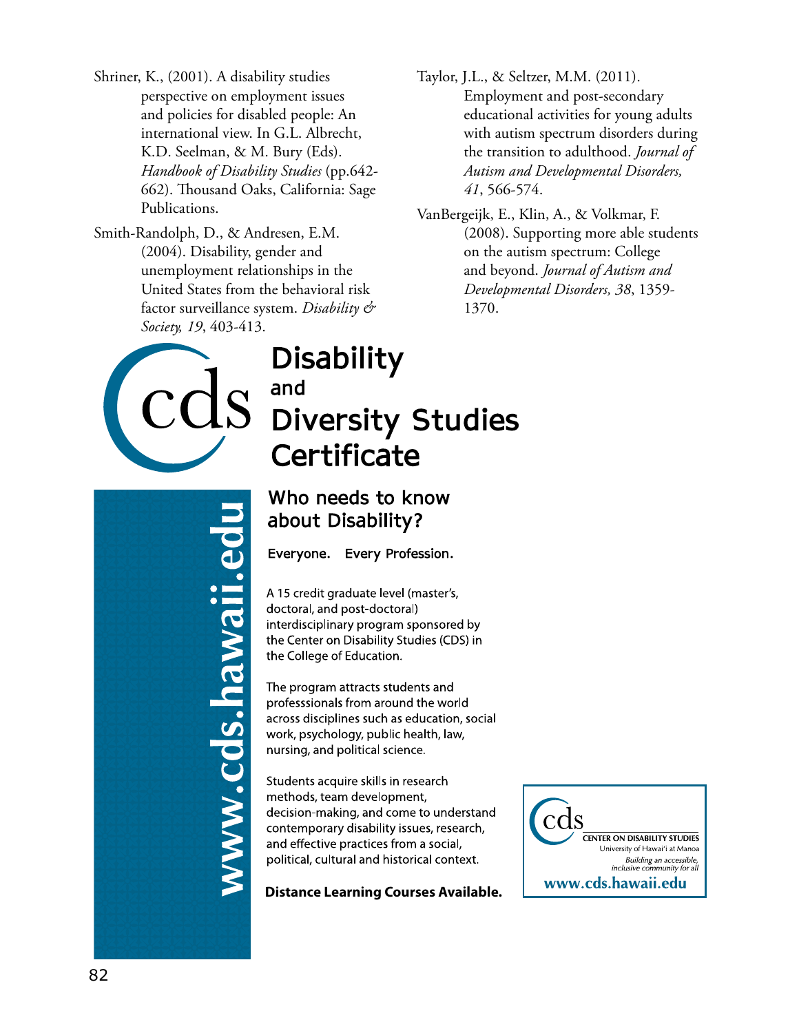Shriner, K., (2001). A disability studies perspective on employment issues and policies for disabled people: An international view. In G.L. Albrecht, K.D. Seelman, & M. Bury (Eds). *Handbook of Disability Studies* (pp.642-662). Thousand Oaks, California: Sage Publications.

Smith-Randolph, D., & Andresen, E.M. (2004). Disability, gender and unemployment relationships in the United States from the behavioral risk factor surveillance system. *Disability & Society, 19*, 403-413.

Taylor, J.L., & Seltzer, M.M. (2011). Employment and post-secondary educational activities for young adults with autism spectrum disorders during the transition to adulthood. *Journal of Autism and Developmental Disorders, 41*, 566-574.

VanBergeijk, E., Klin, A., & Volkmar, F. (2008). Supporting more able students on the autism spectrum: College and beyond. *Journal of Autism and Developmental Disorders, 38*, 1359-1370.

cds

# Disability and Diversity Studies Certificate

www.cds.hawaii.edu

## Who needs to know about Disability?

Everyone. Every Profession.

A 15 credit graduate level (master's, doctoral, and post-doctoral) interdisciplinary program sponsored by the Center on Disability Studies (CDS) in the College of Education.

The program attracts students and professsionals from around the world across disciplines such as education, social work, psychology, public health, law, nursing, and political science.

Students acquire skills in research methods, team development, decision-making, and come to understand contemporary disability issues, research, and effective practices from a social, political, cultural and historical context.

**Distance Learning Courses Available.**

cds
CENTER ON DISABILITY STUDIES
University of Hawai'i at Manoa
*Building an accessible, inclusive community for all*
**www.cds.hawaii.edu**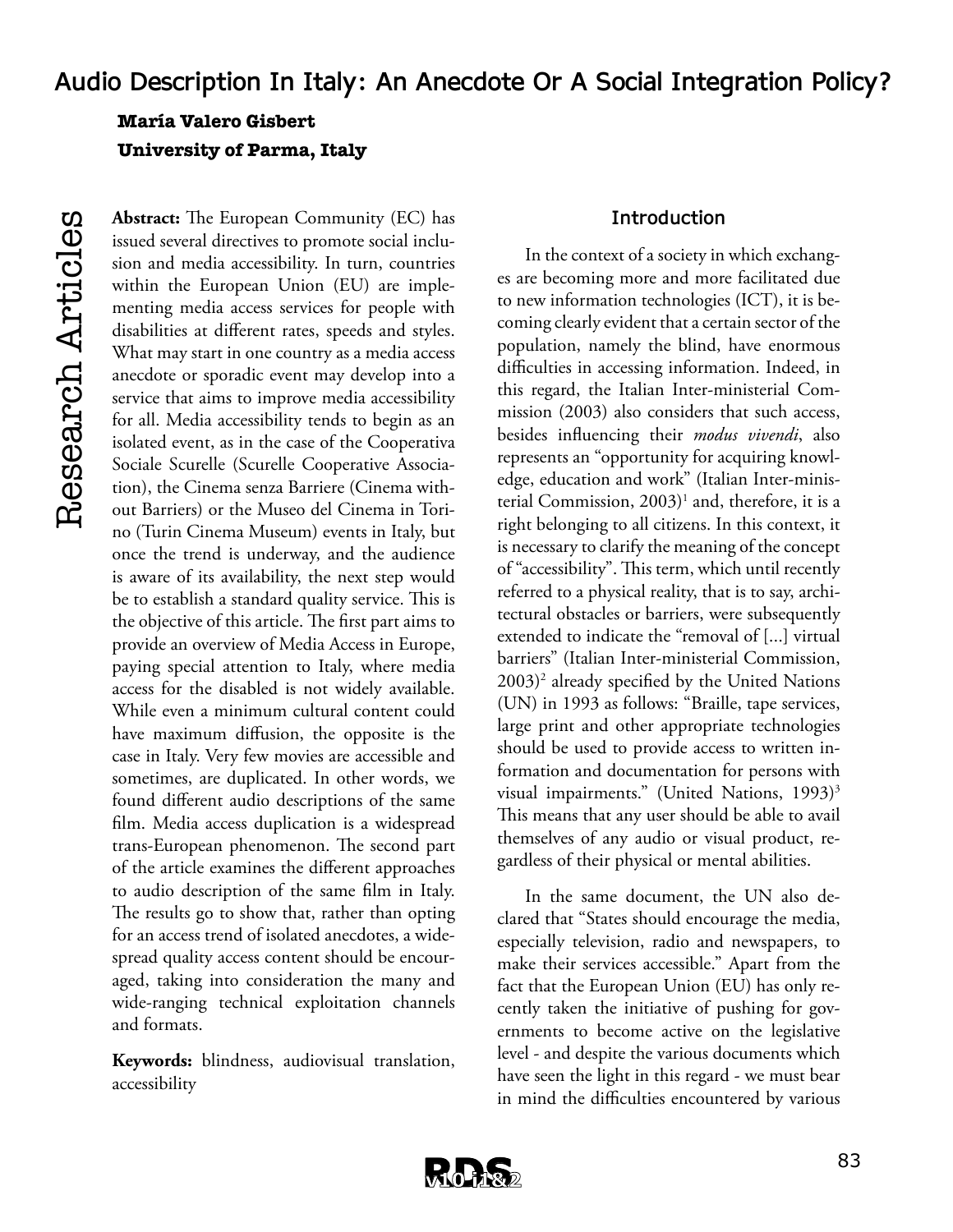# Audio Description In Italy: An Anecdote Or A Social Integration Policy?

**María Valero Gisbert**
**University of Parma, Italy**

**Abstract:** The European Community (EC) has issued several directives to promote social inclusion and media accessibility. In turn, countries within the European Union (EU) are implementing media access services for people with disabilities at different rates, speeds and styles. What may start in one country as a media access anecdote or sporadic event may develop into a service that aims to improve media accessibility for all. Media accessibility tends to begin as an isolated event, as in the case of the Cooperativa Sociale Scurelle (Scurelle Cooperative Association), the Cinema senza Barriere (Cinema without Barriers) or the Museo del Cinema in Torino (Turin Cinema Museum) events in Italy, but once the trend is underway, and the audience is aware of its availability, the next step would be to establish a standard quality service. This is the objective of this article. The first part aims to provide an overview of Media Access in Europe, paying special attention to Italy, where media access for the disabled is not widely available. While even a minimum cultural content could have maximum diffusion, the opposite is the case in Italy. Very few movies are accessible and sometimes, are duplicated. In other words, we found different audio descriptions of the same film. Media access duplication is a widespread trans-European phenomenon. The second part of the article examines the different approaches to audio description of the same film in Italy. The results go to show that, rather than opting for an access trend of isolated anecdotes, a widespread quality access content should be encouraged, taking into consideration the many and wide-ranging technical exploitation channels and formats.

**Keywords:** blindness, audiovisual translation, accessibility

## Introduction

In the context of a society in which exchanges are becoming more and more facilitated due to new information technologies (ICT), it is becoming clearly evident that a certain sector of the population, namely the blind, have enormous difficulties in accessing information. Indeed, in this regard, the Italian Inter-ministerial Commission (2003) also considers that such access, besides influencing their *modus vivendi*, also represents an "opportunity for acquiring knowledge, education and work" (Italian Inter-ministerial Commission, 2003)[1] and, therefore, it is a right belonging to all citizens. In this context, it is necessary to clarify the meaning of the concept of "accessibility". This term, which until recently referred to a physical reality, that is to say, architectural obstacles or barriers, were subsequently extended to indicate the "removal of [...] virtual barriers" (Italian Inter-ministerial Commission, 2003)[2] already specified by the United Nations (UN) in 1993 as follows: "Braille, tape services, large print and other appropriate technologies should be used to provide access to written information and documentation for persons with visual impairments." (United Nations, 1993)[3] This means that any user should be able to avail themselves of any audio or visual product, regardless of their physical or mental abilities.

In the same document, the UN also declared that "States should encourage the media, especially television, radio and newspapers, to make their services accessible." Apart from the fact that the European Union (EU) has only recently taken the initiative of pushing for governments to become active on the legislative level - and despite the various documents which have seen the light in this regard - we must bear in mind the difficulties encountered by various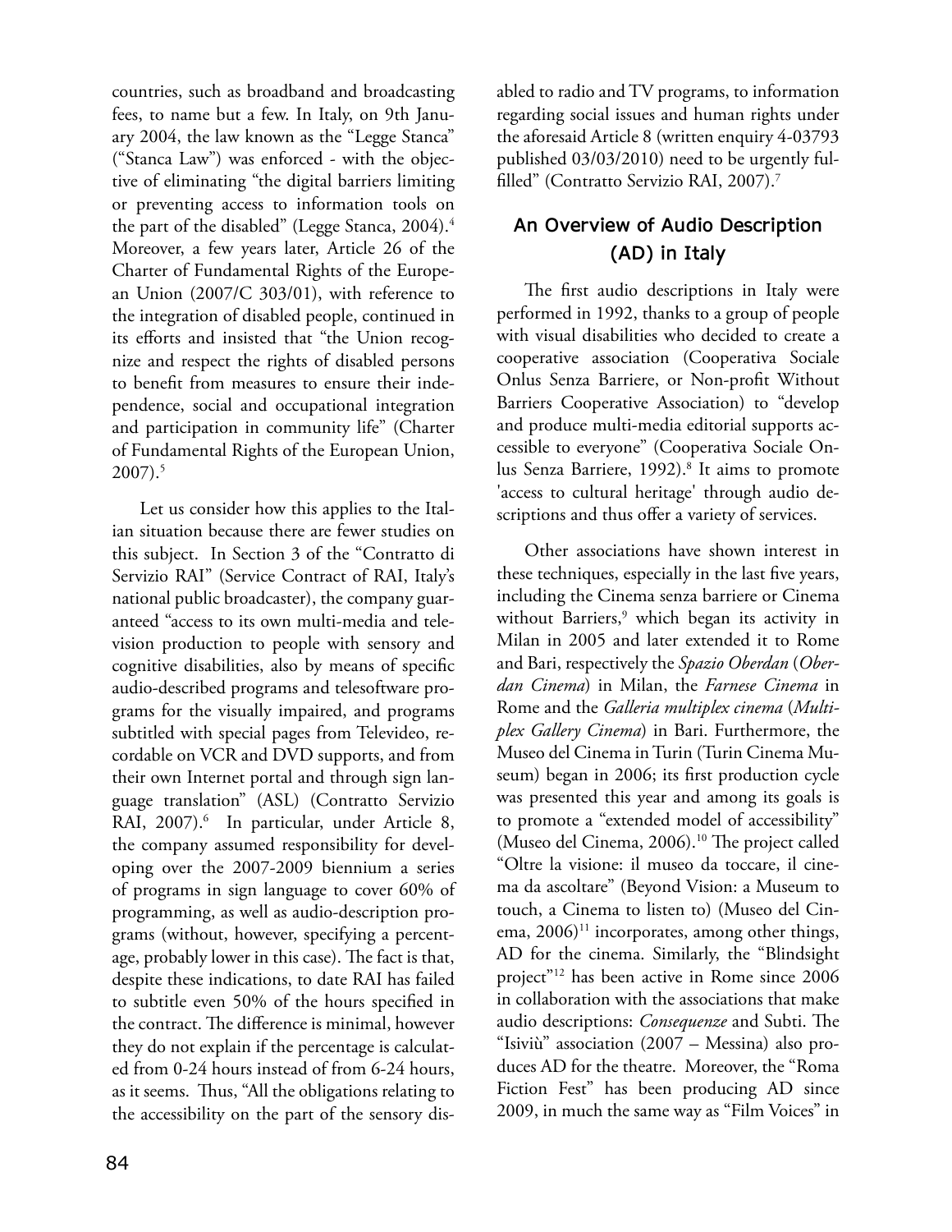countries, such as broadband and broadcasting fees, to name but a few. In Italy, on 9th January 2004, the law known as the "Legge Stanca" ("Stanca Law") was enforced - with the objective of eliminating "the digital barriers limiting or preventing access to information tools on the part of the disabled" (Legge Stanca, 2004).[4] Moreover, a few years later, Article 26 of the Charter of Fundamental Rights of the European Union (2007/C 303/01), with reference to the integration of disabled people, continued in its efforts and insisted that "the Union recognize and respect the rights of disabled persons to benefit from measures to ensure their independence, social and occupational integration and participation in community life" (Charter of Fundamental Rights of the European Union, 2007).[5]

Let us consider how this applies to the Italian situation because there are fewer studies on this subject. In Section 3 of the "Contratto di Servizio RAI" (Service Contract of RAI, Italy's national public broadcaster), the company guaranteed "access to its own multi-media and television production to people with sensory and cognitive disabilities, also by means of specific audio-described programs and telesoftware programs for the visually impaired, and programs subtitled with special pages from Televideo, recordable on VCR and DVD supports, and from their own Internet portal and through sign language translation" (ASL) (Contratto Servizio RAI, 2007).[6] In particular, under Article 8, the company assumed responsibility for developing over the 2007-2009 biennium a series of programs in sign language to cover 60% of programming, as well as audio-description programs (without, however, specifying a percentage, probably lower in this case). The fact is that, despite these indications, to date RAI has failed to subtitle even 50% of the hours specified in the contract. The difference is minimal, however they do not explain if the percentage is calculated from 0-24 hours instead of from 6-24 hours, as it seems. Thus, "All the obligations relating to the accessibility on the part of the sensory disabled to radio and TV programs, to information regarding social issues and human rights under the aforesaid Article 8 (written enquiry 4-03793 published 03/03/2010) need to be urgently fulfilled" (Contratto Servizio RAI, 2007).[7]

## An Overview of Audio Description (AD) in Italy

The first audio descriptions in Italy were performed in 1992, thanks to a group of people with visual disabilities who decided to create a cooperative association (Cooperativa Sociale Onlus Senza Barriere, or Non-profit Without Barriers Cooperative Association) to "develop and produce multi-media editorial supports accessible to everyone" (Cooperativa Sociale Onlus Senza Barriere, 1992).[8] It aims to promote 'access to cultural heritage' through audio descriptions and thus offer a variety of services.

Other associations have shown interest in these techniques, especially in the last five years, including the Cinema senza barriere or Cinema without Barriers,[9] which began its activity in Milan in 2005 and later extended it to Rome and Bari, respectively the *Spazio Oberdan* (*Oberdan Cinema*) in Milan, the *Farnese Cinema* in Rome and the *Galleria multiplex cinema* (*Multiplex Gallery Cinema*) in Bari. Furthermore, the Museo del Cinema in Turin (Turin Cinema Museum) began in 2006; its first production cycle was presented this year and among its goals is to promote a "extended model of accessibility" (Museo del Cinema, 2006).[10] The project called "Oltre la visione: il museo da toccare, il cinema da ascoltare" (Beyond Vision: a Museum to touch, a Cinema to listen to) (Museo del Cinema, 2006)[11] incorporates, among other things, AD for the cinema. Similarly, the "Blindsight project"[12] has been active in Rome since 2006 in collaboration with the associations that make audio descriptions: *Consequenze* and Subti. The "Isiviù" association (2007 – Messina) also produces AD for the theatre. Moreover, the "Roma Fiction Fest" has been producing AD since 2009, in much the same way as "Film Voices" in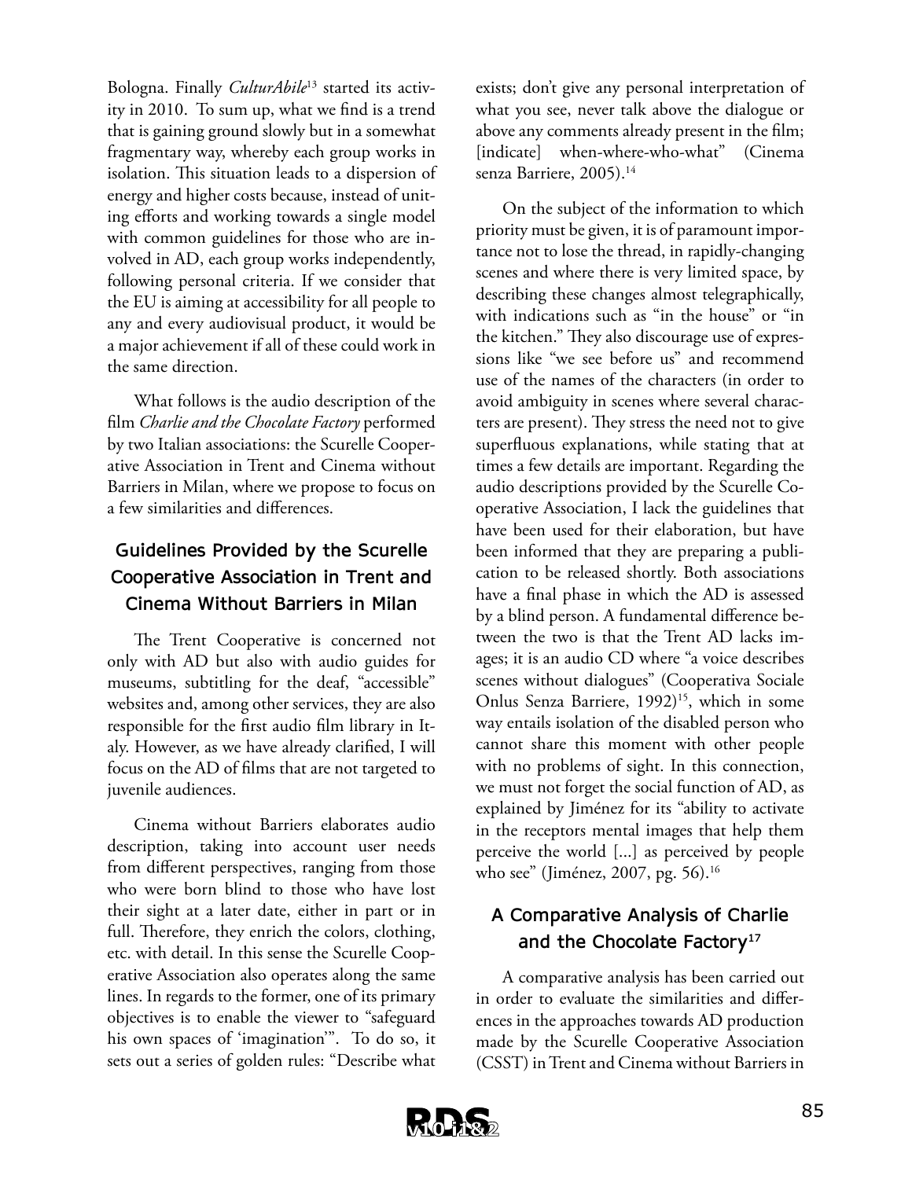Bologna. Finally *CulturAbile*[13] started its activity in 2010. To sum up, what we find is a trend that is gaining ground slowly but in a somewhat fragmentary way, whereby each group works in isolation. This situation leads to a dispersion of energy and higher costs because, instead of uniting efforts and working towards a single model with common guidelines for those who are involved in AD, each group works independently, following personal criteria. If we consider that the EU is aiming at accessibility for all people to any and every audiovisual product, it would be a major achievement if all of these could work in the same direction.

What follows is the audio description of the film *Charlie and the Chocolate Factory* performed by two Italian associations: the Scurelle Cooperative Association in Trent and Cinema without Barriers in Milan, where we propose to focus on a few similarities and differences.

## Guidelines Provided by the Scurelle Cooperative Association in Trent and Cinema Without Barriers in Milan

The Trent Cooperative is concerned not only with AD but also with audio guides for museums, subtitling for the deaf, "accessible" websites and, among other services, they are also responsible for the first audio film library in Italy. However, as we have already clarified, I will focus on the AD of films that are not targeted to juvenile audiences.

Cinema without Barriers elaborates audio description, taking into account user needs from different perspectives, ranging from those who were born blind to those who have lost their sight at a later date, either in part or in full. Therefore, they enrich the colors, clothing, etc. with detail. In this sense the Scurelle Cooperative Association also operates along the same lines. In regards to the former, one of its primary objectives is to enable the viewer to "safeguard his own spaces of 'imagination'". To do so, it sets out a series of golden rules: "Describe what exists; don't give any personal interpretation of what you see, never talk above the dialogue or above any comments already present in the film; [indicate] when-where-who-what" (Cinema senza Barriere, 2005).[14]

On the subject of the information to which priority must be given, it is of paramount importance not to lose the thread, in rapidly-changing scenes and where there is very limited space, by describing these changes almost telegraphically, with indications such as "in the house" or "in the kitchen." They also discourage use of expressions like "we see before us" and recommend use of the names of the characters (in order to avoid ambiguity in scenes where several characters are present). They stress the need not to give superfluous explanations, while stating that at times a few details are important. Regarding the audio descriptions provided by the Scurelle Cooperative Association, I lack the guidelines that have been used for their elaboration, but have been informed that they are preparing a publication to be released shortly. Both associations have a final phase in which the AD is assessed by a blind person. A fundamental difference between the two is that the Trent AD lacks images; it is an audio CD where "a voice describes scenes without dialogues" (Cooperativa Sociale Onlus Senza Barriere, 1992)[15], which in some way entails isolation of the disabled person who cannot share this moment with other people with no problems of sight. In this connection, we must not forget the social function of AD, as explained by Jiménez for its "ability to activate in the receptors mental images that help them perceive the world [...] as perceived by people who see" (Jiménez, 2007, pg. 56).[16]

## A Comparative Analysis of Charlie and the Chocolate Factory[17]

A comparative analysis has been carried out in order to evaluate the similarities and differences in the approaches towards AD production made by the Scurelle Cooperative Association (CSST) in Trent and Cinema without Barriers in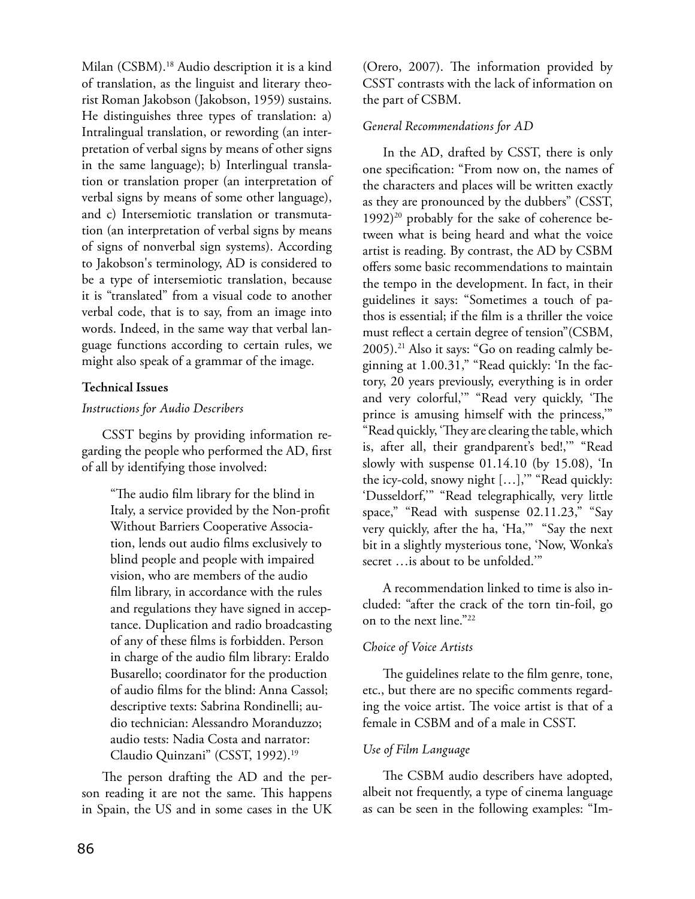Milan (CSBM).[18] Audio description it is a kind of translation, as the linguist and literary theorist Roman Jakobson (Jakobson, 1959) sustains. He distinguishes three types of translation: a) Intralingual translation, or rewording (an interpretation of verbal signs by means of other signs in the same language); b) Interlingual translation or translation proper (an interpretation of verbal signs by means of some other language), and c) Intersemiotic translation or transmutation (an interpretation of verbal signs by means of signs of nonverbal sign systems). According to Jakobson's terminology, AD is considered to be a type of intersemiotic translation, because it is "translated" from a visual code to another verbal code, that is to say, from an image into words. Indeed, in the same way that verbal language functions according to certain rules, we might also speak of a grammar of the image.

**Technical Issues**

*Instructions for Audio Describers*

CSST begins by providing information regarding the people who performed the AD, first of all by identifying those involved:

> "The audio film library for the blind in Italy, a service provided by the Non-profit Without Barriers Cooperative Association, lends out audio films exclusively to blind people and people with impaired vision, who are members of the audio film library, in accordance with the rules and regulations they have signed in acceptance. Duplication and radio broadcasting of any of these films is forbidden. Person in charge of the audio film library: Eraldo Busarello; coordinator for the production of audio films for the blind: Anna Cassol; descriptive texts: Sabrina Rondinelli; audio technician: Alessandro Moranduzzo; audio tests: Nadia Costa and narrator: Claudio Quinzani" (CSST, 1992).[19]

The person drafting the AD and the person reading it are not the same. This happens in Spain, the US and in some cases in the UK (Orero, 2007). The information provided by CSST contrasts with the lack of information on the part of CSBM.

*General Recommendations for AD*

In the AD, drafted by CSST, there is only one specification: "From now on, the names of the characters and places will be written exactly as they are pronounced by the dubbers" (CSST, 1992)[20] probably for the sake of coherence between what is being heard and what the voice artist is reading. By contrast, the AD by CSBM offers some basic recommendations to maintain the tempo in the development. In fact, in their guidelines it says: "Sometimes a touch of pathos is essential; if the film is a thriller the voice must reflect a certain degree of tension"(CSBM, 2005).[21] Also it says: "Go on reading calmly beginning at 1.00.31," "Read quickly: 'In the factory, 20 years previously, everything is in order and very colorful,'" "Read very quickly, 'The prince is amusing himself with the princess,'" "Read quickly, 'They are clearing the table, which is, after all, their grandparent's bed!,'" "Read slowly with suspense 01.14.10 (by 15.08), 'In the icy-cold, snowy night […],'" "Read quickly: 'Dusseldorf,'" "Read telegraphically, very little space," "Read with suspense 02.11.23," "Say very quickly, after the ha, 'Ha,'" "Say the next bit in a slightly mysterious tone, 'Now, Wonka's secret …is about to be unfolded.'"

A recommendation linked to time is also included: "after the crack of the torn tin-foil, go on to the next line."[22]

*Choice of Voice Artists*

The guidelines relate to the film genre, tone, etc., but there are no specific comments regarding the voice artist. The voice artist is that of a female in CSBM and of a male in CSST.

*Use of Film Language*

The CSBM audio describers have adopted, albeit not frequently, a type of cinema language as can be seen in the following examples: "Im-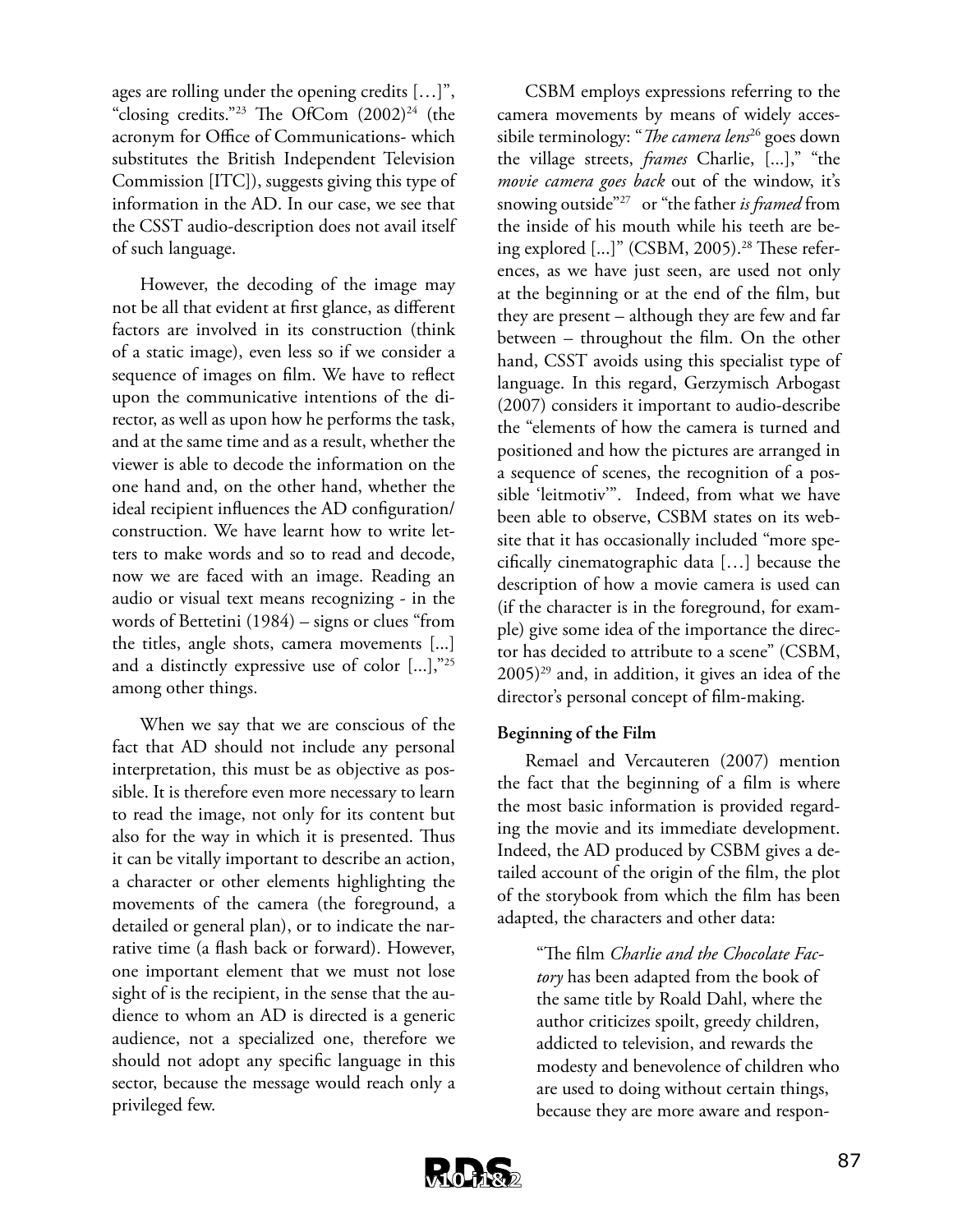ages are rolling under the opening credits […]", "closing credits."[23] The OfCom (2002)[24] (the acronym for Office of Communications- which substitutes the British Independent Television Commission [ITC]), suggests giving this type of information in the AD. In our case, we see that the CSST audio-description does not avail itself of such language.

However, the decoding of the image may not be all that evident at first glance, as different factors are involved in its construction (think of a static image), even less so if we consider a sequence of images on film. We have to reflect upon the communicative intentions of the director, as well as upon how he performs the task, and at the same time and as a result, whether the viewer is able to decode the information on the one hand and, on the other hand, whether the ideal recipient influences the AD configuration/ construction. We have learnt how to write letters to make words and so to read and decode, now we are faced with an image. Reading an audio or visual text means recognizing - in the words of Bettetini (1984) – signs or clues "from the titles, angle shots, camera movements [...] and a distinctly expressive use of color [...],"[25] among other things.

When we say that we are conscious of the fact that AD should not include any personal interpretation, this must be as objective as possible. It is therefore even more necessary to learn to read the image, not only for its content but also for the way in which it is presented. Thus it can be vitally important to describe an action, a character or other elements highlighting the movements of the camera (the foreground, a detailed or general plan), or to indicate the narrative time (a flash back or forward). However, one important element that we must not lose sight of is the recipient, in the sense that the audience to whom an AD is directed is a generic audience, not a specialized one, therefore we should not adopt any specific language in this sector, because the message would reach only a privileged few.

CSBM employs expressions referring to the camera movements by means of widely accessibile terminology: "*The camera lens*[26] goes down the village streets, *frames* Charlie, [...]," "the *movie camera goes back* out of the window, it's snowing outside"[27] or "the father *is framed* from the inside of his mouth while his teeth are being explored [...]" (CSBM, 2005).[28] These references, as we have just seen, are used not only at the beginning or at the end of the film, but they are present – although they are few and far between – throughout the film. On the other hand, CSST avoids using this specialist type of language. In this regard, Gerzymisch Arbogast (2007) considers it important to audio-describe the "elements of how the camera is turned and positioned and how the pictures are arranged in a sequence of scenes, the recognition of a possible 'leitmotiv'". Indeed, from what we have been able to observe, CSBM states on its website that it has occasionally included "more specifically cinematographic data […] because the description of how a movie camera is used can (if the character is in the foreground, for example) give some idea of the importance the director has decided to attribute to a scene" (CSBM, 2005)[29] and, in addition, it gives an idea of the director's personal concept of film-making.

**Beginning of the Film**

Remael and Vercauteren (2007) mention the fact that the beginning of a film is where the most basic information is provided regarding the movie and its immediate development. Indeed, the AD produced by CSBM gives a detailed account of the origin of the film, the plot of the storybook from which the film has been adapted, the characters and other data:

> "The film *Charlie and the Chocolate Factory* has been adapted from the book of the same title by Roald Dahl, where the author criticizes spoilt, greedy children, addicted to television, and rewards the modesty and benevolence of children who are used to doing without certain things, because they are more aware and respon-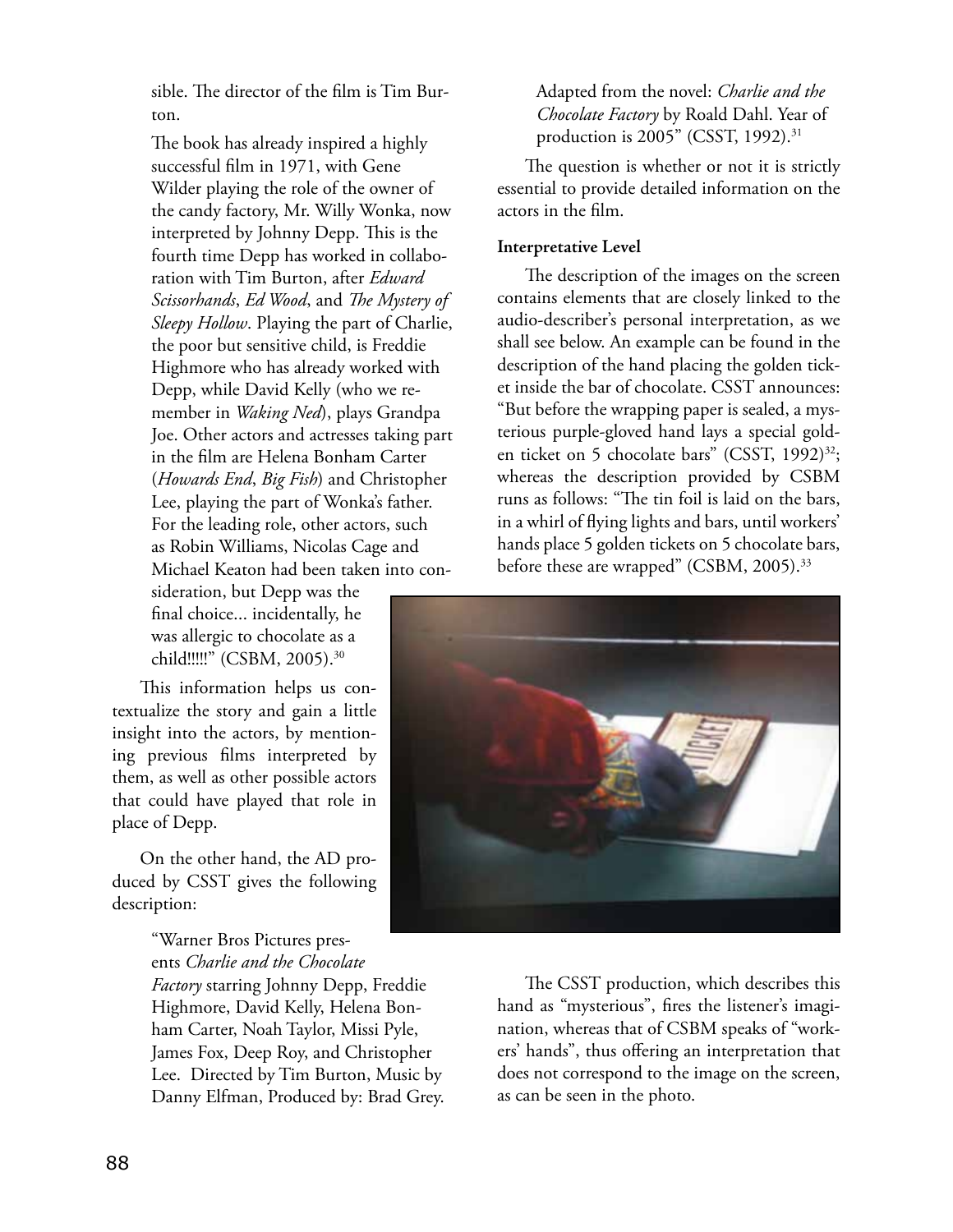sible. The director of the film is Tim Burton.

The book has already inspired a highly successful film in 1971, with Gene Wilder playing the role of the owner of the candy factory, Mr. Willy Wonka, now interpreted by Johnny Depp. This is the fourth time Depp has worked in collaboration with Tim Burton, after *Edward Scissorhands*, *Ed Wood*, and *The Mystery of Sleepy Hollow*. Playing the part of Charlie, the poor but sensitive child, is Freddie Highmore who has already worked with Depp, while David Kelly (who we remember in *Waking Ned*), plays Grandpa Joe. Other actors and actresses taking part in the film are Helena Bonham Carter (*Howards End*, *Big Fish*) and Christopher Lee, playing the part of Wonka's father. For the leading role, other actors, such as Robin Williams, Nicolas Cage and Michael Keaton had been taken into consideration, but Depp was the final choice... incidentally, he was allergic to chocolate as a child!!!!!" (CSBM, 2005).[30]

This information helps us contextualize the story and gain a little insight into the actors, by mentioning previous films interpreted by them, as well as other possible actors that could have played that role in place of Depp.

On the other hand, the AD produced by CSST gives the following description:

> "Warner Bros Pictures presents *Charlie and the Chocolate Factory* starring Johnny Depp, Freddie Highmore, David Kelly, Helena Bonham Carter, Noah Taylor, Missi Pyle, James Fox, Deep Roy, and Christopher Lee. Directed by Tim Burton, Music by Danny Elfman, Produced by: Brad Grey. Adapted from the novel: *Charlie and the Chocolate Factory* by Roald Dahl. Year of production is 2005" (CSST, 1992).[31]

The question is whether or not it is strictly essential to provide detailed information on the actors in the film.

**Interpretative Level**

The description of the images on the screen contains elements that are closely linked to the audio-describer's personal interpretation, as we shall see below. An example can be found in the description of the hand placing the golden ticket inside the bar of chocolate. CSST announces: "But before the wrapping paper is sealed, a mysterious purple-gloved hand lays a special golden ticket on 5 chocolate bars" (CSST, 1992)[32]; whereas the description provided by CSBM runs as follows: "The tin foil is laid on the bars, in a whirl of flying lights and bars, until workers' hands place 5 golden tickets on 5 chocolate bars, before these are wrapped" (CSBM, 2005).[33]

The CSST production, which describes this hand as "mysterious", fires the listener's imagination, whereas that of CSBM speaks of "workers' hands", thus offering an interpretation that does not correspond to the image on the screen, as can be seen in the photo.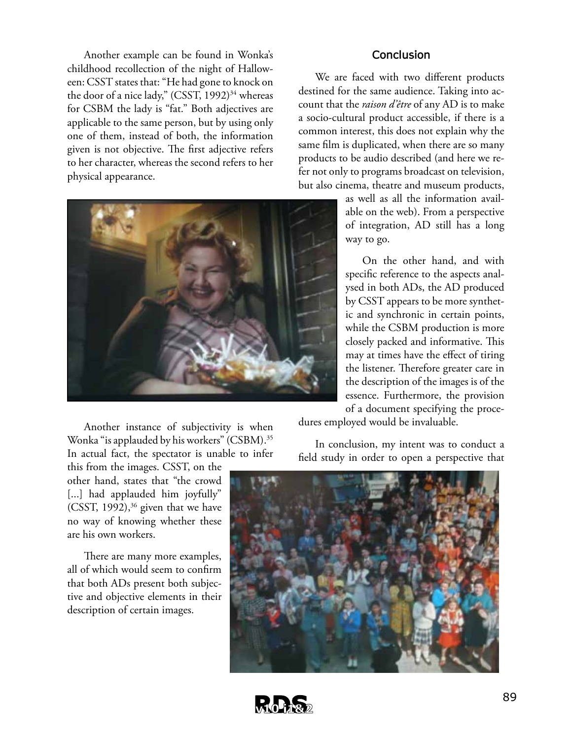Another example can be found in Wonka's childhood recollection of the night of Halloween: CSST states that: "He had gone to knock on the door of a nice lady," (CSST, 1992)[34] whereas for CSBM the lady is "fat." Both adjectives are applicable to the same person, but by using only one of them, instead of both, the information given is not objective. The first adjective refers to her character, whereas the second refers to her physical appearance.

Another instance of subjectivity is when Wonka "is applauded by his workers" (CSBM).[35] In actual fact, the spectator is unable to infer this from the images. CSST, on the other hand, states that "the crowd [...] had applauded him joyfully" (CSST, 1992),[36] given that we have no way of knowing whether these are his own workers.

There are many more examples, all of which would seem to confirm that both ADs present both subjective and objective elements in their description of certain images.

## Conclusion

We are faced with two different products destined for the same audience. Taking into account that the *raison d'être* of any AD is to make a socio-cultural product accessible, if there is a common interest, this does not explain why the same film is duplicated, when there are so many products to be audio described (and here we refer not only to programs broadcast on television, but also cinema, theatre and museum products, as well as all the information available on the web). From a perspective of integration, AD still has a long way to go.

On the other hand, and with specific reference to the aspects analysed in both ADs, the AD produced by CSST appears to be more synthetic and synchronic in certain points, while the CSBM production is more closely packed and informative. This may at times have the effect of tiring the listener. Therefore greater care in the description of the images is of the essence. Furthermore, the provision of a document specifying the procedures employed would be invaluable.

In conclusion, my intent was to conduct a field study in order to open a perspective that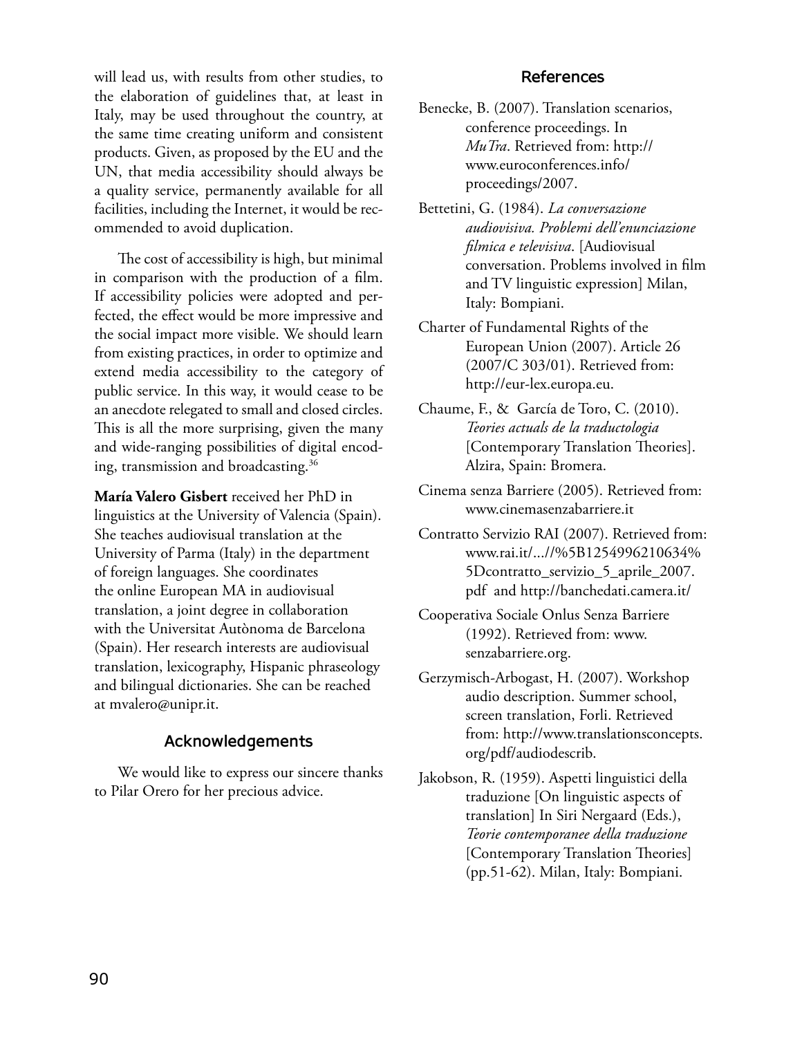will lead us, with results from other studies, to the elaboration of guidelines that, at least in Italy, may be used throughout the country, at the same time creating uniform and consistent products. Given, as proposed by the EU and the UN, that media accessibility should always be a quality service, permanently available for all facilities, including the Internet, it would be recommended to avoid duplication.

The cost of accessibility is high, but minimal in comparison with the production of a film. If accessibility policies were adopted and perfected, the effect would be more impressive and the social impact more visible. We should learn from existing practices, in order to optimize and extend media accessibility to the category of public service. In this way, it would cease to be an anecdote relegated to small and closed circles. This is all the more surprising, given the many and wide-ranging possibilities of digital encoding, transmission and broadcasting.[36]

**María Valero Gisbert** received her PhD in linguistics at the University of Valencia (Spain). She teaches audiovisual translation at the University of Parma (Italy) in the department of foreign languages. She coordinates the online European MA in audiovisual translation, a joint degree in collaboration with the Universitat Autònoma de Barcelona (Spain). Her research interests are audiovisual translation, lexicography, Hispanic phraseology and bilingual dictionaries. She can be reached at mvalero@unipr.it.

## Acknowledgements

We would like to express our sincere thanks to Pilar Orero for her precious advice.

## References

Benecke, B. (2007). Translation scenarios, conference proceedings. In *MuTra*. Retrieved from: http://www.euroconferences.info/proceedings/2007.

Bettetini, G. (1984). *La conversazione audiovisiva. Problemi dell'enunciazione filmica e televisiva*. [Audiovisual conversation. Problems involved in film and TV linguistic expression] Milan, Italy: Bompiani.

Charter of Fundamental Rights of the European Union (2007). Article 26 (2007/C 303/01). Retrieved from: http://eur-lex.europa.eu.

Chaume, F., & García de Toro, C. (2010). *Teories actuals de la traductologia* [Contemporary Translation Theories]. Alzira, Spain: Bromera.

Cinema senza Barriere (2005). Retrieved from: www.cinemasenzabarriere.it

Contratto Servizio RAI (2007). Retrieved from: www.rai.it/...//%5B1254996210634%5Dcontratto_servizio_5_aprile_2007.pdf and http://banchedati.camera.it/

Cooperativa Sociale Onlus Senza Barriere (1992). Retrieved from: www.senzabarriere.org.

Gerzymisch-Arbogast, H. (2007). Workshop audio description. Summer school, screen translation, Forli. Retrieved from: http://www.translationsconcepts.org/pdf/audiodescrib.

Jakobson, R. (1959). Aspetti linguistici della traduzione [On linguistic aspects of translation] In Siri Nergaard (Eds.), *Teorie contemporanee della traduzione* [Contemporary Translation Theories] (pp.51-62). Milan, Italy: Bompiani.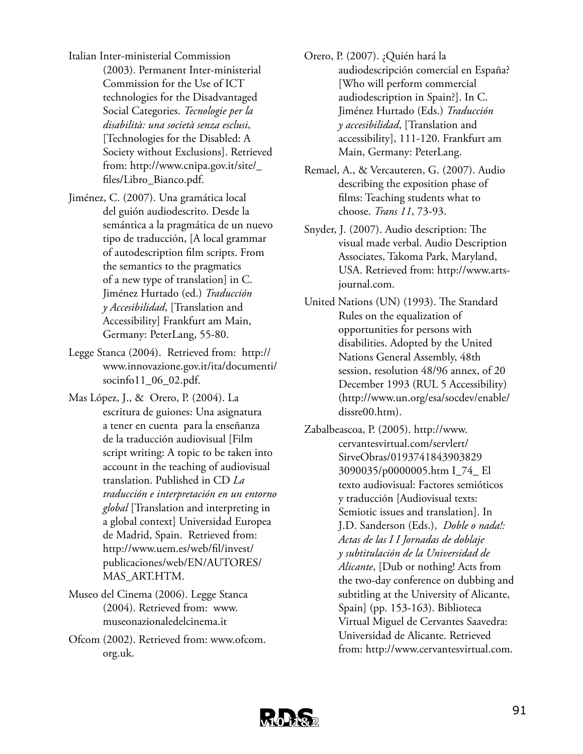Italian Inter-ministerial Commission (2003). Permanent Inter-ministerial Commission for the Use of ICT technologies for the Disadvantaged Social Categories. *Tecnologie per la disabilità: una società senza esclusi*, [Technologies for the Disabled: A Society without Exclusions]. Retrieved from: http://www.cnipa.gov.it/site/_files/Libro_Bianco.pdf.

Jiménez, C. (2007). Una gramática local del guión audiodescrito. Desde la semántica a la pragmática de un nuevo tipo de traducción, [A local grammar of autodescription film scripts. From the semantics to the pragmatics of a new type of translation] in C. Jiménez Hurtado (ed.) *Traducción y Accesibilidad*, [Translation and Accessibility] Frankfurt am Main, Germany: PeterLang, 55-80.

Legge Stanca (2004). Retrieved from: http://www.innovazione.gov.it/ita/documenti/socinfo11_06_02.pdf.

Mas López, J., & Orero, P. (2004). La escritura de guiones: Una asignatura a tener en cuenta para la enseñanza de la traducción audiovisual [Film script writing: A topic to be taken into account in the teaching of audiovisual translation. Published in CD *La traducción e interpretación en un entorno global* [Translation and interpreting in a global context] Universidad Europea de Madrid, Spain. Retrieved from: http://www.uem.es/web/fil/invest/publicaciones/web/EN/AUTORES/MAS_ART.HTM.

Museo del Cinema (2006). Legge Stanca (2004). Retrieved from: www.museonazionaledelcinema.it

Ofcom (2002). Retrieved from: www.ofcom.org.uk.

Orero, P. (2007). ¿Quién hará la audiodescripción comercial en España? [Who will perform commercial audiodescription in Spain?]. In C. Jiménez Hurtado (Eds.) *Traducción y accesibilidad*, [Translation and accessibility], 111-120. Frankfurt am Main, Germany: PeterLang.

Remael, A., & Vercauteren, G. (2007). Audio describing the exposition phase of films: Teaching students what to choose. *Trans 11*, 73-93.

Snyder, J. (2007). Audio description: The visual made verbal. Audio Description Associates, Takoma Park, Maryland, USA. Retrieved from: http://www.arts-journal.com.

United Nations (UN) (1993). The Standard Rules on the equalization of opportunities for persons with disabilities. Adopted by the United Nations General Assembly, 48th session, resolution 48/96 annex, of 20 December 1993 (RUL 5 Accessibility) (http://www.un.org/esa/socdev/enable/dissre00.htm).

Zabalbeascoa, P. (2005). http://www.cervantesvirtual.com/servlert/SirveObras/01937418439038293090035/p0000005.htm I_74_ El texto audiovisual: Factores semióticos y traducción [Audiovisual texts: Semiotic issues and translation]. In J.D. Sanderson (Eds.), *Doble o nada!: Actas de las I I Jornadas de doblaje y subtitulación de la Universidad de Alicante*, [Dub or nothing! Acts from the two-day conference on dubbing and subtitling at the University of Alicante, Spain] (pp. 153-163). Biblioteca Virtual Miguel de Cervantes Saavedra: Universidad de Alicante. Retrieved from: http://www.cervantesvirtual.com.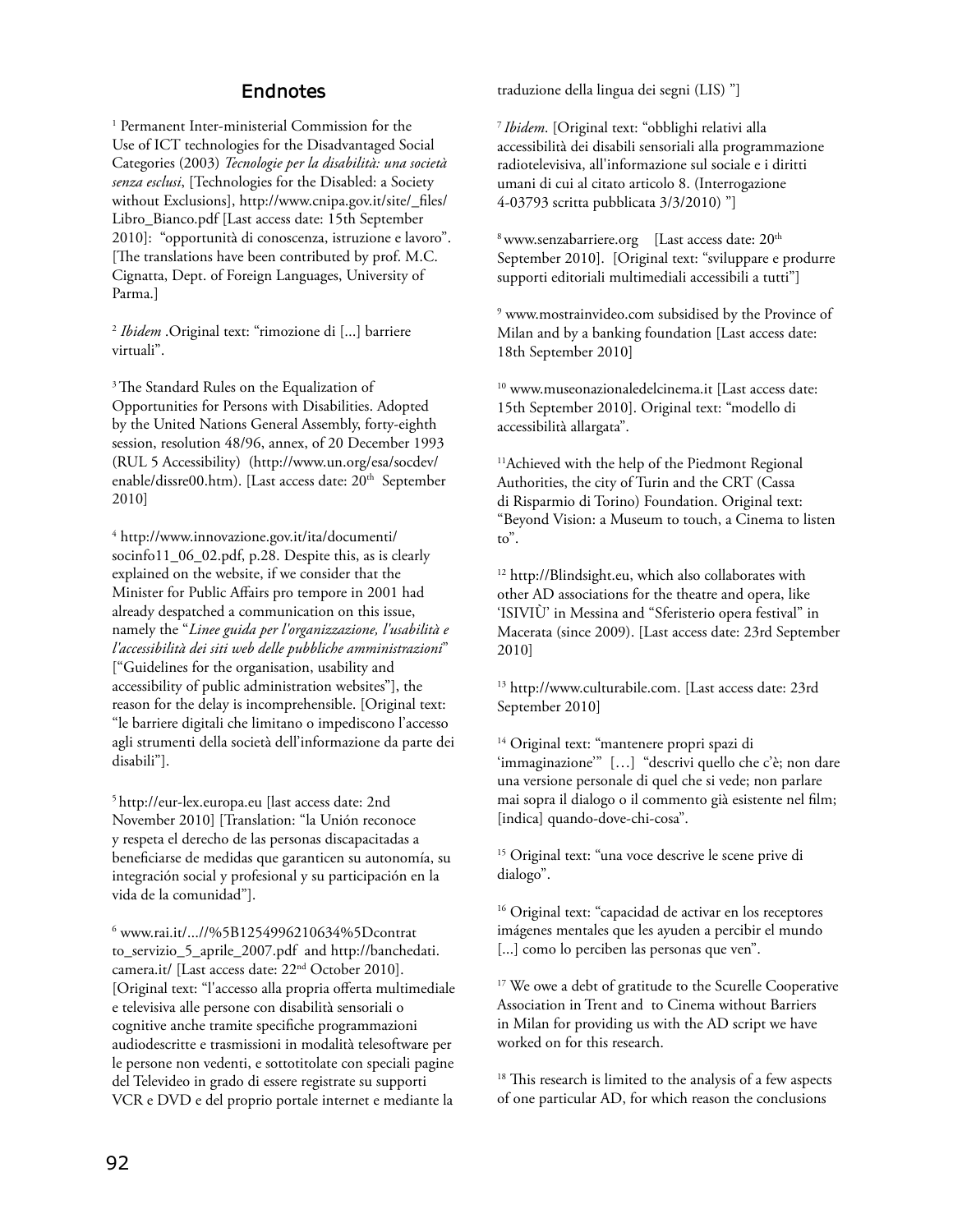## Endnotes

[1] Permanent Inter-ministerial Commission for the Use of ICT technologies for the Disadvantaged Social Categories (2003) *Tecnologie per la disabilità: una società senza esclusi*, [Technologies for the Disabled: a Society without Exclusions], http://www.cnipa.gov.it/site/_files/Libro_Bianco.pdf [Last access date: 15th September 2010]: "opportunità di conoscenza, istruzione e lavoro". [The translations have been contributed by prof. M.C. Cignatta, Dept. of Foreign Languages, University of Parma.]

[2] *Ibidem* .Original text: "rimozione di [...] barriere virtuali".

[3] The Standard Rules on the Equalization of Opportunities for Persons with Disabilities. Adopted by the United Nations General Assembly, forty-eighth session, resolution 48/96, annex, of 20 December 1993 (RUL 5 Accessibility) (http://www.un.org/esa/socdev/enable/dissre00.htm). [Last access date: 20th September 2010]

[4] http://www.innovazione.gov.it/ita/documenti/socinfo11_06_02.pdf, p.28. Despite this, as is clearly explained on the website, if we consider that the Minister for Public Affairs pro tempore in 2001 had already despatched a communication on this issue, namely the "*Linee guida per l'organizzazione, l'usabilità e l'accessibilità dei siti web delle pubbliche amministrazioni*" ["Guidelines for the organisation, usability and accessibility of public administration websites"], the reason for the delay is incomprehensible. [Original text: "le barriere digitali che limitano o impediscono l'accesso agli strumenti della società dell'informazione da parte dei disabili"].

[5] http://eur-lex.europa.eu [last access date: 2nd November 2010] [Translation: "la Unión reconoce y respeta el derecho de las personas discapacitadas a beneficiarse de medidas que garanticen su autonomía, su integración social y profesional y su participación en la vida de la comunidad"].

[6] www.rai.it/...//%5B1254996210634%5Dcontrat to_servizio_5_aprile_2007.pdf and http://banchedati.camera.it/ [Last access date: 22nd October 2010]. [Original text: "l'accesso alla propria offerta multimediale e televisiva alle persone con disabilità sensoriali o cognitive anche tramite specifiche programmazioni audiodescritte e trasmissioni in modalità telesoftware per le persone non vedenti, e sottotitolate con speciali pagine del Televideo in grado di essere registrate su supporti VCR e DVD e del proprio portale internet e mediante la traduzione della lingua dei segni (LIS) "]

[7] *Ibidem*. [Original text: "obblighi relativi alla accessibilità dei disabili sensoriali alla programmazione radiotelevisiva, all'informazione sul sociale e i diritti umani di cui al citato articolo 8. (Interrogazione 4-03793 scritta pubblicata 3/3/2010) "]

[8] www.senzabarriere.org [Last access date: 20th September 2010]. [Original text: "sviluppare e produrre supporti editoriali multimediali accessibili a tutti"]

[9] www.mostrainvideo.com subsidised by the Province of Milan and by a banking foundation [Last access date: 18th September 2010]

[10] www.museonazionaledelcinema.it [Last access date: 15th September 2010]. Original text: "modello di accessibilità allargata".

[11] Achieved with the help of the Piedmont Regional Authorities, the city of Turin and the CRT (Cassa di Risparmio di Torino) Foundation. Original text: "Beyond Vision: a Museum to touch, a Cinema to listen to".

[12] http://Blindsight.eu, which also collaborates with other AD associations for the theatre and opera, like 'ISIVIÙ' in Messina and "Sferisterio opera festival" in Macerata (since 2009). [Last access date: 23rd September 2010]

[13] http://www.culturabile.com. [Last access date: 23rd September 2010]

[14] Original text: "mantenere propri spazi di 'immaginazione'" […] "descrivi quello che c'è; non dare una versione personale di quel che si vede; non parlare mai sopra il dialogo o il commento già esistente nel film; [indica] quando-dove-chi-cosa".

[15] Original text: "una voce descrive le scene prive di dialogo".

[16] Original text: "capacidad de activar en los receptores imágenes mentales que les ayuden a percibir el mundo [...] como lo perciben las personas que ven".

[17] We owe a debt of gratitude to the Scurelle Cooperative Association in Trent and to Cinema without Barriers in Milan for providing us with the AD script we have worked on for this research.

[18] This research is limited to the analysis of a few aspects of one particular AD, for which reason the conclusions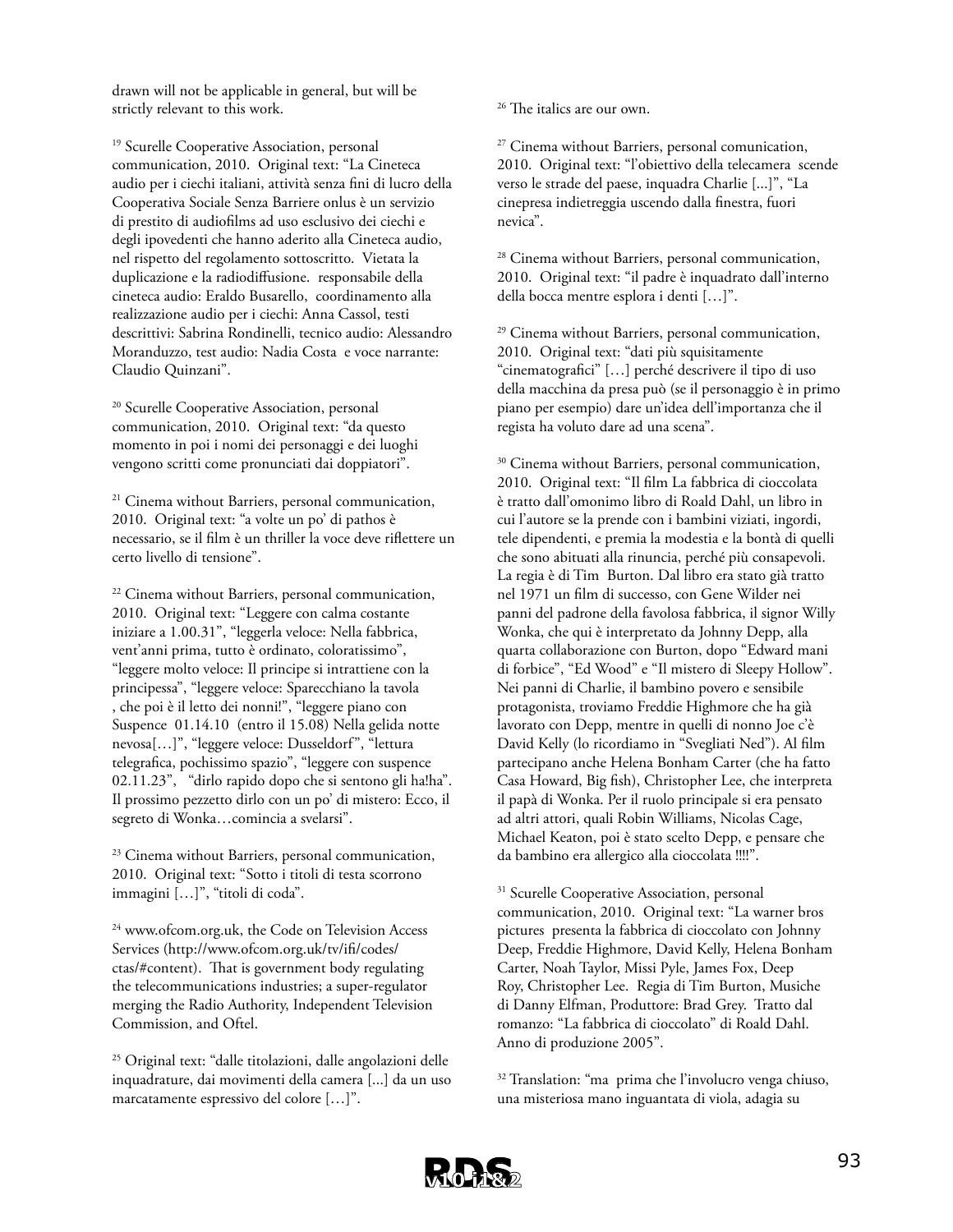drawn will not be applicable in general, but will be strictly relevant to this work.

[19] Scurelle Cooperative Association, personal communication, 2010. Original text: "La Cineteca audio per i ciechi italiani, attività senza fini di lucro della Cooperativa Sociale Senza Barriere onlus è un servizio di prestito di audiofilms ad uso esclusivo dei ciechi e degli ipovedenti che hanno aderito alla Cineteca audio, nel rispetto del regolamento sottoscritto. Vietata la duplicazione e la radiodiffusione. responsabile della cineteca audio: Eraldo Busarello, coordinamento alla realizzazione audio per i ciechi: Anna Cassol, testi descrittivi: Sabrina Rondinelli, tecnico audio: Alessandro Moranduzzo, test audio: Nadia Costa e voce narrante: Claudio Quinzani".

[20] Scurelle Cooperative Association, personal communication, 2010. Original text: "da questo momento in poi i nomi dei personaggi e dei luoghi vengono scritti come pronunciati dai doppiatori".

[21] Cinema without Barriers, personal communication, 2010. Original text: "a volte un po' di pathos è necessario, se il film è un thriller la voce deve riflettere un certo livello di tensione".

[22] Cinema without Barriers, personal communication, 2010. Original text: "Leggere con calma costante iniziare a 1.00.31", "leggerla veloce: Nella fabbrica, vent'anni prima, tutto è ordinato, coloratissimo", "leggere molto veloce: Il principe si intrattiene con la principessa", "leggere veloce: Sparecchiano la tavola , che poi è il letto dei nonni!", "leggere piano con Suspence 01.14.10 (entro il 15.08) Nella gelida notte nevosa[…]", "leggere veloce: Dusseldorf", "lettura telegrafica, pochissimo spazio", "leggere con suspence 02.11.23", "dirlo rapido dopo che si sentono gli ha!ha". Il prossimo pezzetto dirlo con un po' di mistero: Ecco, il segreto di Wonka…comincia a svelarsi".

[23] Cinema without Barriers, personal communication, 2010. Original text: "Sotto i titoli di testa scorrono immagini […]", "titoli di coda".

[24] www.ofcom.org.uk, the Code on Television Access Services (http://www.ofcom.org.uk/tv/ifi/codes/ctas/#content). That is government body regulating the telecommunications industries; a super-regulator merging the Radio Authority, Independent Television Commission, and Oftel.

[25] Original text: "dalle titolazioni, dalle angolazioni delle inquadrature, dai movimenti della camera [...] da un uso marcatamente espressivo del colore […]".

[26] The italics are our own.

[27] Cinema without Barriers, personal comunication, 2010. Original text: "l'obiettivo della telecamera scende verso le strade del paese, inquadra Charlie [...]", "La cinepresa indietreggia uscendo dalla finestra, fuori nevica".

[28] Cinema without Barriers, personal communication, 2010. Original text: "il padre è inquadrato dall'interno della bocca mentre esplora i denti […]".

[29] Cinema without Barriers, personal communication, 2010. Original text: "dati più squisitamente "cinematografici" […] perché descrivere il tipo di uso della macchina da presa può (se il personaggio è in primo piano per esempio) dare un'idea dell'importanza che il regista ha voluto dare ad una scena".

[30] Cinema without Barriers, personal communication, 2010. Original text: "Il film La fabbrica di cioccolata è tratto dall'omonimo libro di Roald Dahl, un libro in cui l'autore se la prende con i bambini viziati, ingordi, tele dipendenti, e premia la modestia e la bontà di quelli che sono abituati alla rinuncia, perché più consapevoli. La regia è di Tim Burton. Dal libro era stato già tratto nel 1971 un film di successo, con Gene Wilder nei panni del padrone della favolosa fabbrica, il signor Willy Wonka, che qui è interpretato da Johnny Depp, alla quarta collaborazione con Burton, dopo "Edward mani di forbice", "Ed Wood" e "Il mistero di Sleepy Hollow". Nei panni di Charlie, il bambino povero e sensibile protagonista, troviamo Freddie Highmore che ha già lavorato con Depp, mentre in quelli di nonno Joe c'è David Kelly (lo ricordiamo in "Svegliati Ned"). Al film partecipano anche Helena Bonham Carter (che ha fatto Casa Howard, Big fish), Christopher Lee, che interpreta il papà di Wonka. Per il ruolo principale si era pensato ad altri attori, quali Robin Williams, Nicolas Cage, Michael Keaton, poi è stato scelto Depp, e pensare che da bambino era allergico alla cioccolata !!!!".

[31] Scurelle Cooperative Association, personal communication, 2010. Original text: "La warner bros pictures presenta la fabbrica di cioccolato con Johnny Deep, Freddie Highmore, David Kelly, Helena Bonham Carter, Noah Taylor, Missi Pyle, James Fox, Deep Roy, Christopher Lee. Regia di Tim Burton, Musiche di Danny Elfman, Produttore: Brad Grey. Tratto dal romanzo: "La fabbrica di cioccolato" di Roald Dahl. Anno di produzione 2005".

[32] Translation: "ma prima che l'involucro venga chiuso, una misteriosa mano inguantata di viola, adagia su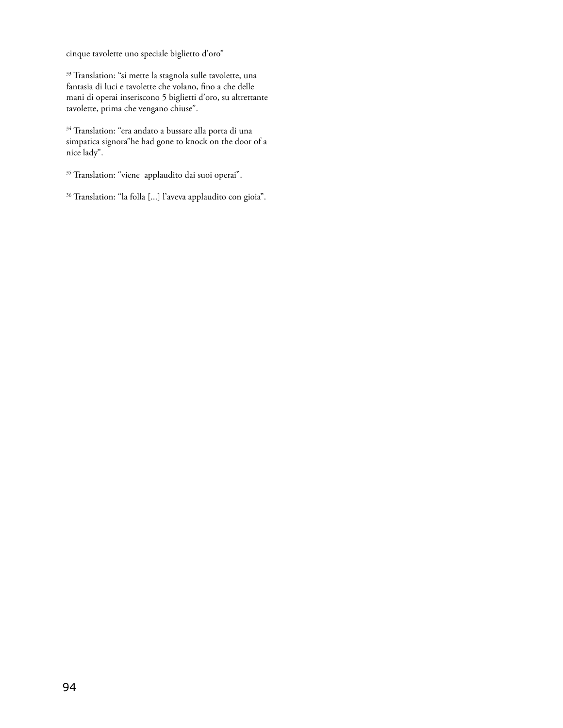cinque tavolette uno speciale biglietto d'oro"

[33] Translation: "si mette la stagnola sulle tavolette, una fantasia di luci e tavolette che volano, fino a che delle mani di operai inseriscono 5 biglietti d'oro, su altrettante tavolette, prima che vengano chiuse".

[34] Translation: "era andato a bussare alla porta di una simpatica signora"he had gone to knock on the door of a nice lady".

[35] Translation: "viene  applaudito dai suoi operai".

[36] Translation: "la folla [...] l'aveva applaudito con gioia".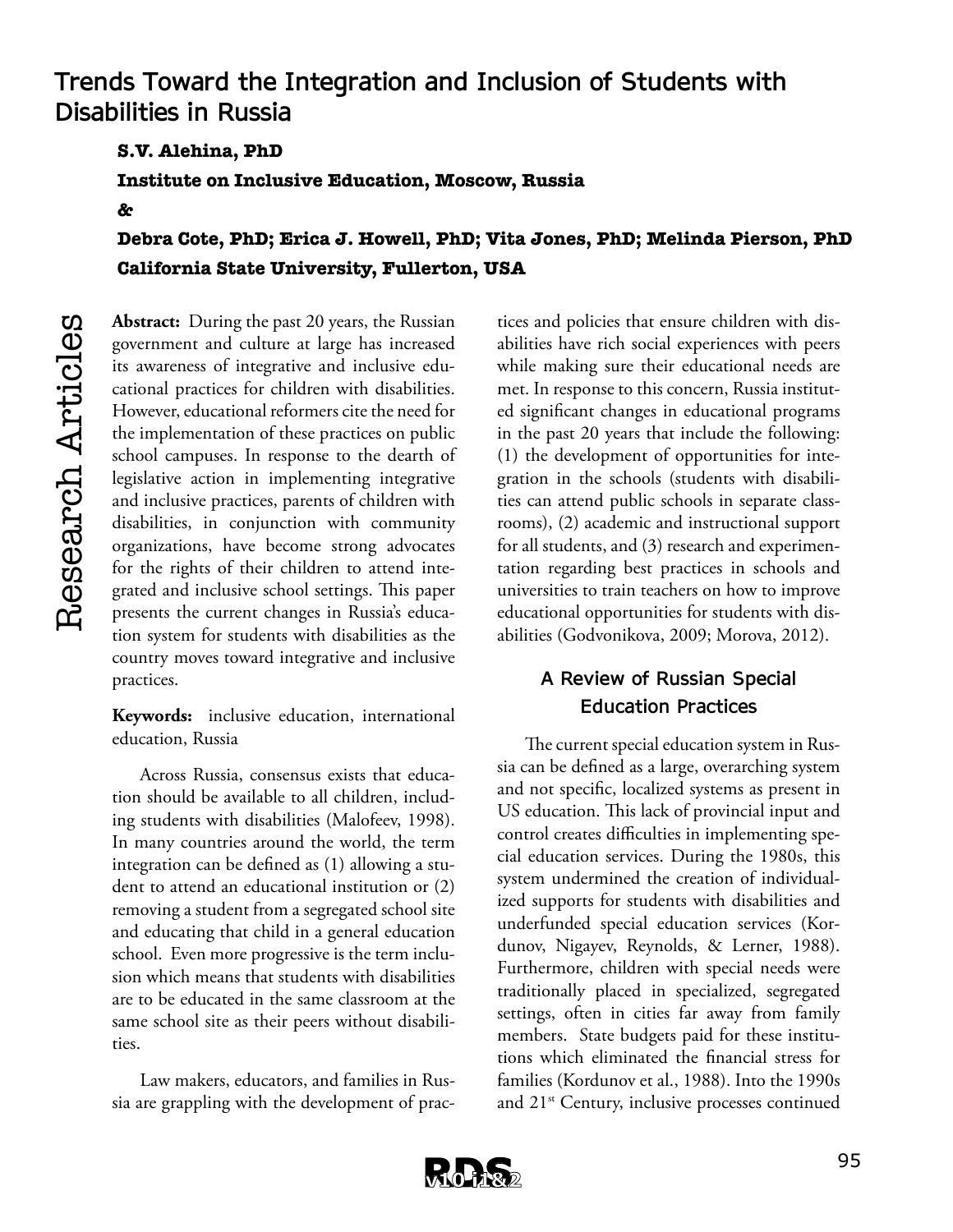# Trends Toward the Integration and Inclusion of Students with Disabilities in Russia

**S.V. Alehina, PhD**

**Institute on Inclusive Education, Moscow, Russia**

**&**

**Debra Cote, PhD; Erica J. Howell, PhD; Vita Jones, PhD; Melinda Pierson, PhD**

**California State University, Fullerton, USA**

**Abstract:** During the past 20 years, the Russian government and culture at large has increased its awareness of integrative and inclusive educational practices for children with disabilities. However, educational reformers cite the need for the implementation of these practices on public school campuses. In response to the dearth of legislative action in implementing integrative and inclusive practices, parents of children with disabilities, in conjunction with community organizations, have become strong advocates for the rights of their children to attend integrated and inclusive school settings. This paper presents the current changes in Russia's education system for students with disabilities as the country moves toward integrative and inclusive practices.

**Keywords:** inclusive education, international education, Russia

Across Russia, consensus exists that education should be available to all children, including students with disabilities (Malofeev, 1998). In many countries around the world, the term integration can be defined as (1) allowing a student to attend an educational institution or (2) removing a student from a segregated school site and educating that child in a general education school. Even more progressive is the term inclusion which means that students with disabilities are to be educated in the same classroom at the same school site as their peers without disabilities.

Law makers, educators, and families in Russia are grappling with the development of practices and policies that ensure children with disabilities have rich social experiences with peers while making sure their educational needs are met. In response to this concern, Russia instituted significant changes in educational programs in the past 20 years that include the following: (1) the development of opportunities for integration in the schools (students with disabilities can attend public schools in separate classrooms), (2) academic and instructional support for all students, and (3) research and experimentation regarding best practices in schools and universities to train teachers on how to improve educational opportunities for students with disabilities (Godvonikova, 2009; Morova, 2012).

## A Review of Russian Special Education Practices

The current special education system in Russia can be defined as a large, overarching system and not specific, localized systems as present in US education. This lack of provincial input and control creates difficulties in implementing special education services. During the 1980s, this system undermined the creation of individualized supports for students with disabilities and underfunded special education services (Kordunov, Nigayev, Reynolds, & Lerner, 1988). Furthermore, children with special needs were traditionally placed in specialized, segregated settings, often in cities far away from family members. State budgets paid for these institutions which eliminated the financial stress for families (Kordunov et al., 1988). Into the 1990s and 21st Century, inclusive processes continued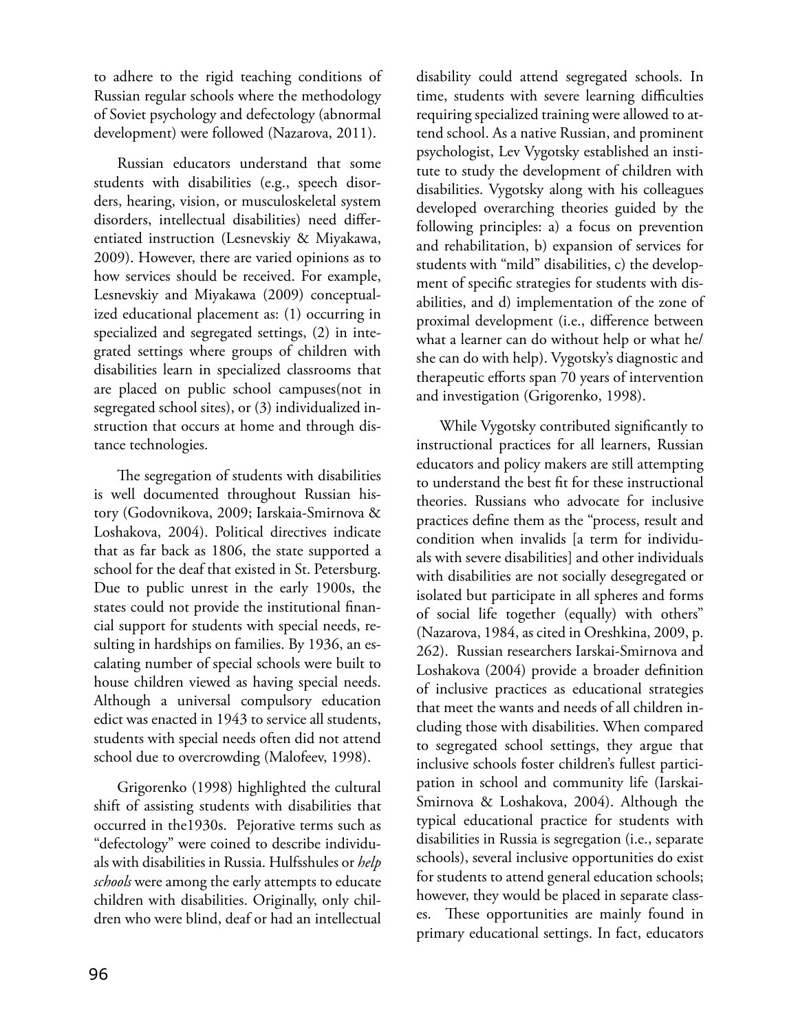to adhere to the rigid teaching conditions of Russian regular schools where the methodology of Soviet psychology and defectology (abnormal development) were followed (Nazarova, 2011).

Russian educators understand that some students with disabilities (e.g., speech disorders, hearing, vision, or musculoskeletal system disorders, intellectual disabilities) need differentiated instruction (Lesnevskiy & Miyakawa, 2009). However, there are varied opinions as to how services should be received. For example, Lesnevskiy and Miyakawa (2009) conceptualized educational placement as: (1) occurring in specialized and segregated settings, (2) in integrated settings where groups of children with disabilities learn in specialized classrooms that are placed on public school campuses(not in segregated school sites), or (3) individualized instruction that occurs at home and through distance technologies.

The segregation of students with disabilities is well documented throughout Russian history (Godovnikova, 2009; Iarskaia-Smirnova & Loshakova, 2004). Political directives indicate that as far back as 1806, the state supported a school for the deaf that existed in St. Petersburg. Due to public unrest in the early 1900s, the states could not provide the institutional financial support for students with special needs, resulting in hardships on families. By 1936, an escalating number of special schools were built to house children viewed as having special needs. Although a universal compulsory education edict was enacted in 1943 to service all students, students with special needs often did not attend school due to overcrowding (Malofeev, 1998).

Grigorenko (1998) highlighted the cultural shift of assisting students with disabilities that occurred in the1930s. Pejorative terms such as "defectology" were coined to describe individuals with disabilities in Russia. Hulfsshules or *help schools* were among the early attempts to educate children with disabilities. Originally, only children who were blind, deaf or had an intellectual disability could attend segregated schools. In time, students with severe learning difficulties requiring specialized training were allowed to attend school. As a native Russian, and prominent psychologist, Lev Vygotsky established an institute to study the development of children with disabilities. Vygotsky along with his colleagues developed overarching theories guided by the following principles: a) a focus on prevention and rehabilitation, b) expansion of services for students with "mild" disabilities, c) the development of specific strategies for students with disabilities, and d) implementation of the zone of proximal development (i.e., difference between what a learner can do without help or what he/she can do with help). Vygotsky's diagnostic and therapeutic efforts span 70 years of intervention and investigation (Grigorenko, 1998).

While Vygotsky contributed significantly to instructional practices for all learners, Russian educators and policy makers are still attempting to understand the best fit for these instructional theories. Russians who advocate for inclusive practices define them as the "process, result and condition when invalids [a term for individuals with severe disabilities] and other individuals with disabilities are not socially desegregated or isolated but participate in all spheres and forms of social life together (equally) with others" (Nazarova, 1984, as cited in Oreshkina, 2009, p. 262). Russian researchers Iarskai-Smirnova and Loshakova (2004) provide a broader definition of inclusive practices as educational strategies that meet the wants and needs of all children including those with disabilities. When compared to segregated school settings, they argue that inclusive schools foster children's fullest participation in school and community life (Iarskai-Smirnova & Loshakova, 2004). Although the typical educational practice for students with disabilities in Russia is segregation (i.e., separate schools), several inclusive opportunities do exist for students to attend general education schools; however, they would be placed in separate classes. These opportunities are mainly found in primary educational settings. In fact, educators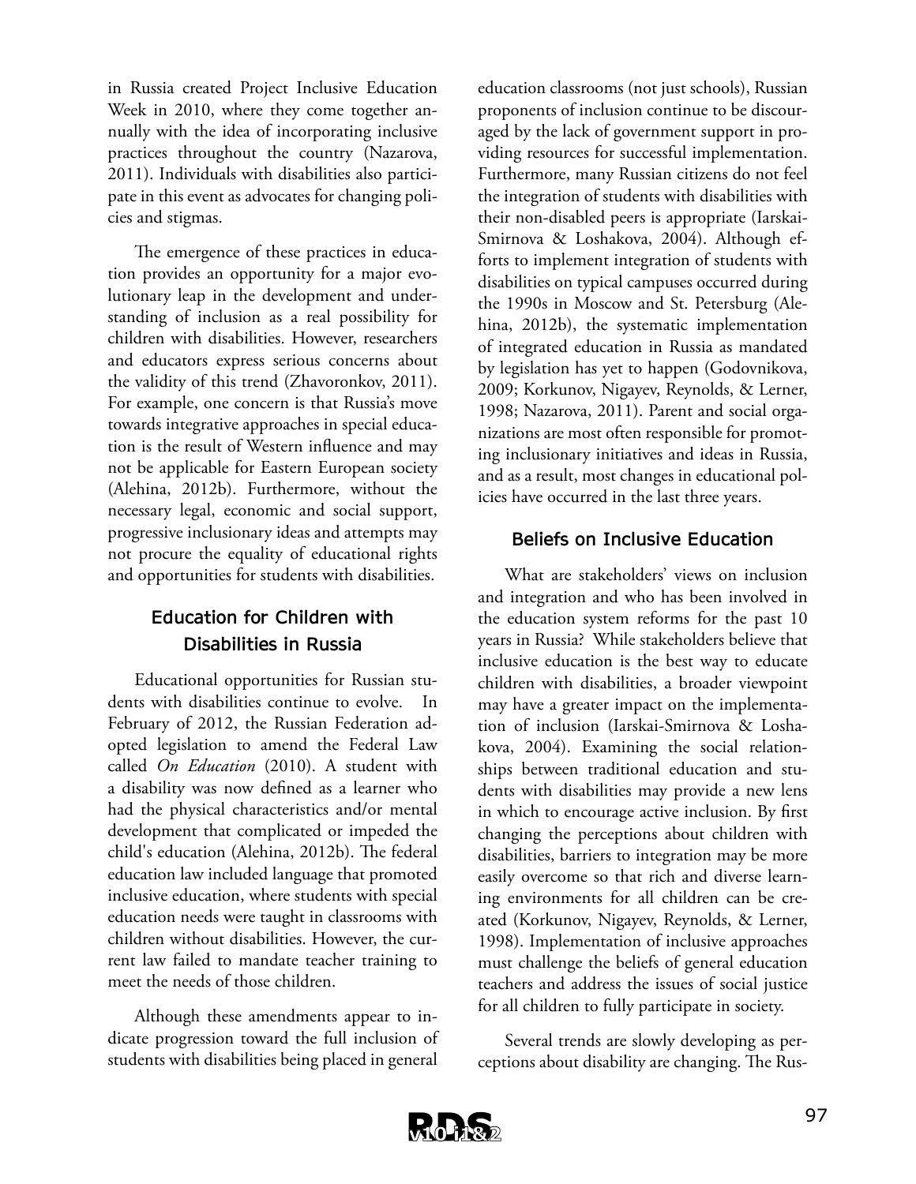in Russia created Project Inclusive Education Week in 2010, where they come together annually with the idea of incorporating inclusive practices throughout the country (Nazarova, 2011). Individuals with disabilities also participate in this event as advocates for changing policies and stigmas.

The emergence of these practices in education provides an opportunity for a major evolutionary leap in the development and understanding of inclusion as a real possibility for children with disabilities. However, researchers and educators express serious concerns about the validity of this trend (Zhavoronkov, 2011). For example, one concern is that Russia's move towards integrative approaches in special education is the result of Western influence and may not be applicable for Eastern European society (Alehina, 2012b). Furthermore, without the necessary legal, economic and social support, progressive inclusionary ideas and attempts may not procure the equality of educational rights and opportunities for students with disabilities.

## Education for Children with Disabilities in Russia

Educational opportunities for Russian students with disabilities continue to evolve. In February of 2012, the Russian Federation adopted legislation to amend the Federal Law called *On Education* (2010). A student with a disability was now defined as a learner who had the physical characteristics and/or mental development that complicated or impeded the child's education (Alehina, 2012b). The federal education law included language that promoted inclusive education, where students with special education needs were taught in classrooms with children without disabilities. However, the current law failed to mandate teacher training to meet the needs of those children.

Although these amendments appear to indicate progression toward the full inclusion of students with disabilities being placed in general education classrooms (not just schools), Russian proponents of inclusion continue to be discouraged by the lack of government support in providing resources for successful implementation. Furthermore, many Russian citizens do not feel the integration of students with disabilities with their non-disabled peers is appropriate (Iarskai-Smirnova & Loshakova, 2004). Although efforts to implement integration of students with disabilities on typical campuses occurred during the 1990s in Moscow and St. Petersburg (Alehina, 2012b), the systematic implementation of integrated education in Russia as mandated by legislation has yet to happen (Godovnikova, 2009; Korkunov, Nigayev, Reynolds, & Lerner, 1998; Nazarova, 2011). Parent and social organizations are most often responsible for promoting inclusionary initiatives and ideas in Russia, and as a result, most changes in educational policies have occurred in the last three years.

## Beliefs on Inclusive Education

What are stakeholders' views on inclusion and integration and who has been involved in the education system reforms for the past 10 years in Russia? While stakeholders believe that inclusive education is the best way to educate children with disabilities, a broader viewpoint may have a greater impact on the implementation of inclusion (Iarskai-Smirnova & Loshakova, 2004). Examining the social relationships between traditional education and students with disabilities may provide a new lens in which to encourage active inclusion. By first changing the perceptions about children with disabilities, barriers to integration may be more easily overcome so that rich and diverse learning environments for all children can be created (Korkunov, Nigayev, Reynolds, & Lerner, 1998). Implementation of inclusive approaches must challenge the beliefs of general education teachers and address the issues of social justice for all children to fully participate in society.

Several trends are slowly developing as perceptions about disability are changing. The Rus-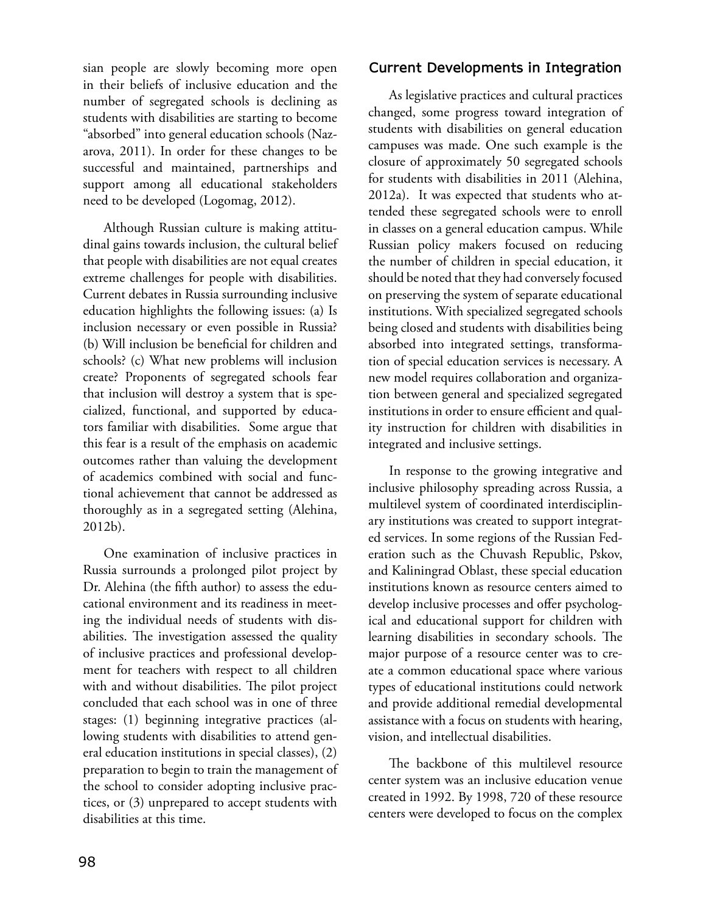sian people are slowly becoming more open in their beliefs of inclusive education and the number of segregated schools is declining as students with disabilities are starting to become "absorbed" into general education schools (Nazarova, 2011). In order for these changes to be successful and maintained, partnerships and support among all educational stakeholders need to be developed (Logomag, 2012).

Although Russian culture is making attitudinal gains towards inclusion, the cultural belief that people with disabilities are not equal creates extreme challenges for people with disabilities. Current debates in Russia surrounding inclusive education highlights the following issues: (a) Is inclusion necessary or even possible in Russia? (b) Will inclusion be beneficial for children and schools? (c) What new problems will inclusion create? Proponents of segregated schools fear that inclusion will destroy a system that is specialized, functional, and supported by educators familiar with disabilities. Some argue that this fear is a result of the emphasis on academic outcomes rather than valuing the development of academics combined with social and functional achievement that cannot be addressed as thoroughly as in a segregated setting (Alehina, 2012b).

One examination of inclusive practices in Russia surrounds a prolonged pilot project by Dr. Alehina (the fifth author) to assess the educational environment and its readiness in meeting the individual needs of students with disabilities. The investigation assessed the quality of inclusive practices and professional development for teachers with respect to all children with and without disabilities. The pilot project concluded that each school was in one of three stages: (1) beginning integrative practices (allowing students with disabilities to attend general education institutions in special classes), (2) preparation to begin to train the management of the school to consider adopting inclusive practices, or (3) unprepared to accept students with disabilities at this time.

## Current Developments in Integration

As legislative practices and cultural practices changed, some progress toward integration of students with disabilities on general education campuses was made. One such example is the closure of approximately 50 segregated schools for students with disabilities in 2011 (Alehina, 2012a). It was expected that students who attended these segregated schools were to enroll in classes on a general education campus. While Russian policy makers focused on reducing the number of children in special education, it should be noted that they had conversely focused on preserving the system of separate educational institutions. With specialized segregated schools being closed and students with disabilities being absorbed into integrated settings, transformation of special education services is necessary. A new model requires collaboration and organization between general and specialized segregated institutions in order to ensure efficient and quality instruction for children with disabilities in integrated and inclusive settings.

In response to the growing integrative and inclusive philosophy spreading across Russia, a multilevel system of coordinated interdisciplinary institutions was created to support integrated services. In some regions of the Russian Federation such as the Chuvash Republic, Pskov, and Kaliningrad Oblast, these special education institutions known as resource centers aimed to develop inclusive processes and offer psychological and educational support for children with learning disabilities in secondary schools. The major purpose of a resource center was to create a common educational space where various types of educational institutions could network and provide additional remedial developmental assistance with a focus on students with hearing, vision, and intellectual disabilities.

The backbone of this multilevel resource center system was an inclusive education venue created in 1992. By 1998, 720 of these resource centers were developed to focus on the complex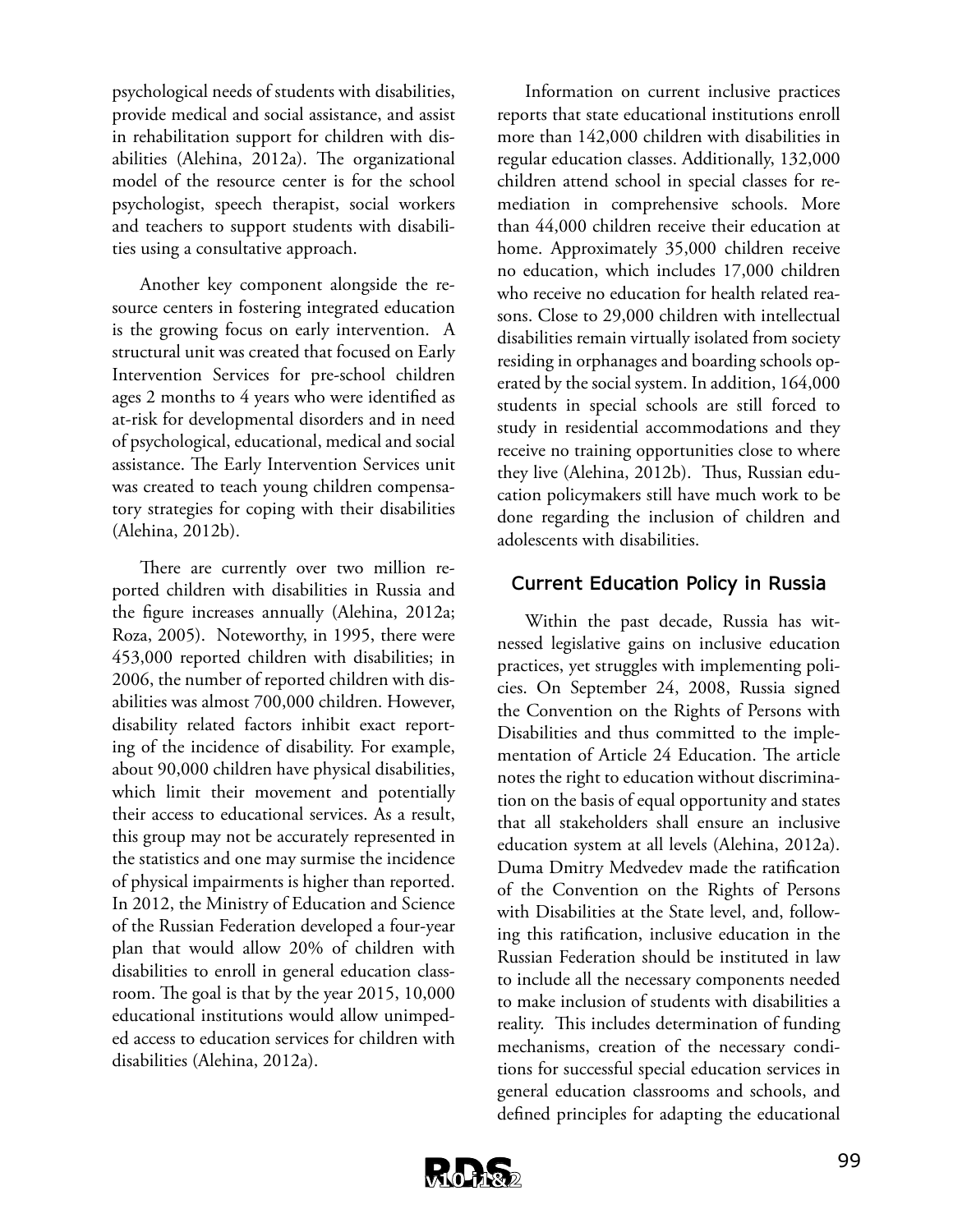psychological needs of students with disabilities, provide medical and social assistance, and assist in rehabilitation support for children with disabilities (Alehina, 2012a). The organizational model of the resource center is for the school psychologist, speech therapist, social workers and teachers to support students with disabilities using a consultative approach.

Another key component alongside the resource centers in fostering integrated education is the growing focus on early intervention. A structural unit was created that focused on Early Intervention Services for pre-school children ages 2 months to 4 years who were identified as at-risk for developmental disorders and in need of psychological, educational, medical and social assistance. The Early Intervention Services unit was created to teach young children compensatory strategies for coping with their disabilities (Alehina, 2012b).

There are currently over two million reported children with disabilities in Russia and the figure increases annually (Alehina, 2012a; Roza, 2005). Noteworthy, in 1995, there were 453,000 reported children with disabilities; in 2006, the number of reported children with disabilities was almost 700,000 children. However, disability related factors inhibit exact reporting of the incidence of disability. For example, about 90,000 children have physical disabilities, which limit their movement and potentially their access to educational services. As a result, this group may not be accurately represented in the statistics and one may surmise the incidence of physical impairments is higher than reported. In 2012, the Ministry of Education and Science of the Russian Federation developed a four-year plan that would allow 20% of children with disabilities to enroll in general education classroom. The goal is that by the year 2015, 10,000 educational institutions would allow unimpeded access to education services for children with disabilities (Alehina, 2012a).

Information on current inclusive practices reports that state educational institutions enroll more than 142,000 children with disabilities in regular education classes. Additionally, 132,000 children attend school in special classes for remediation in comprehensive schools. More than 44,000 children receive their education at home. Approximately 35,000 children receive no education, which includes 17,000 children who receive no education for health related reasons. Close to 29,000 children with intellectual disabilities remain virtually isolated from society residing in orphanages and boarding schools operated by the social system. In addition, 164,000 students in special schools are still forced to study in residential accommodations and they receive no training opportunities close to where they live (Alehina, 2012b). Thus, Russian education policymakers still have much work to be done regarding the inclusion of children and adolescents with disabilities.

## Current Education Policy in Russia

Within the past decade, Russia has witnessed legislative gains on inclusive education practices, yet struggles with implementing policies. On September 24, 2008, Russia signed the Convention on the Rights of Persons with Disabilities and thus committed to the implementation of Article 24 Education. The article notes the right to education without discrimination on the basis of equal opportunity and states that all stakeholders shall ensure an inclusive education system at all levels (Alehina, 2012a). Duma Dmitry Medvedev made the ratification of the Convention on the Rights of Persons with Disabilities at the State level, and, following this ratification, inclusive education in the Russian Federation should be instituted in law to include all the necessary components needed to make inclusion of students with disabilities a reality. This includes determination of funding mechanisms, creation of the necessary conditions for successful special education services in general education classrooms and schools, and defined principles for adapting the educational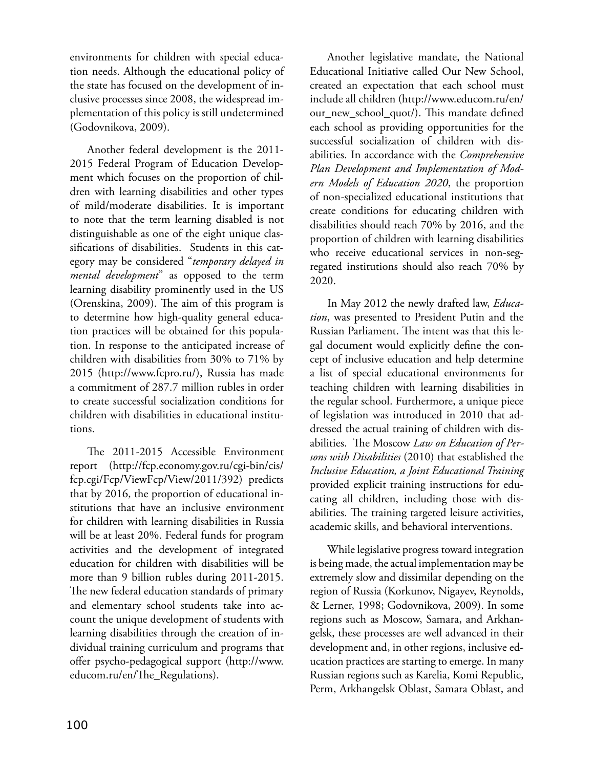environments for children with special education needs. Although the educational policy of the state has focused on the development of inclusive processes since 2008, the widespread implementation of this policy is still undetermined (Godovnikova, 2009).

Another federal development is the 2011-2015 Federal Program of Education Development which focuses on the proportion of children with learning disabilities and other types of mild/moderate disabilities. It is important to note that the term learning disabled is not distinguishable as one of the eight unique classifications of disabilities. Students in this category may be considered "*temporary delayed in mental development*" as opposed to the term learning disability prominently used in the US (Orenskina, 2009). The aim of this program is to determine how high-quality general education practices will be obtained for this population. In response to the anticipated increase of children with disabilities from 30% to 71% by 2015 (http://www.fcpro.ru/), Russia has made a commitment of 287.7 million rubles in order to create successful socialization conditions for children with disabilities in educational institutions.

The 2011-2015 Accessible Environment report (http://fcp.economy.gov.ru/cgi-bin/cis/fcp.cgi/Fcp/ViewFcp/View/2011/392) predicts that by 2016, the proportion of educational institutions that have an inclusive environment for children with learning disabilities in Russia will be at least 20%. Federal funds for program activities and the development of integrated education for children with disabilities will be more than 9 billion rubles during 2011-2015. The new federal education standards of primary and elementary school students take into account the unique development of students with learning disabilities through the creation of individual training curriculum and programs that offer psycho-pedagogical support (http://www.educom.ru/en/The_Regulations).

Another legislative mandate, the National Educational Initiative called Our New School, created an expectation that each school must include all children (http://www.educom.ru/en/our_new_school_quot/). This mandate defined each school as providing opportunities for the successful socialization of children with disabilities. In accordance with the *Comprehensive Plan Development and Implementation of Modern Models of Education 2020*, the proportion of non-specialized educational institutions that create conditions for educating children with disabilities should reach 70% by 2016, and the proportion of children with learning disabilities who receive educational services in non-segregated institutions should also reach 70% by 2020.

In May 2012 the newly drafted law, *Education*, was presented to President Putin and the Russian Parliament. The intent was that this legal document would explicitly define the concept of inclusive education and help determine a list of special educational environments for teaching children with learning disabilities in the regular school. Furthermore, a unique piece of legislation was introduced in 2010 that addressed the actual training of children with disabilities. The Moscow *Law on Education of Persons with Disabilities* (2010) that established the *Inclusive Education, a Joint Educational Training* provided explicit training instructions for educating all children, including those with disabilities. The training targeted leisure activities, academic skills, and behavioral interventions.

While legislative progress toward integration is being made, the actual implementation may be extremely slow and dissimilar depending on the region of Russia (Korkunov, Nigayev, Reynolds, & Lerner, 1998; Godovnikova, 2009). In some regions such as Moscow, Samara, and Arkhangelsk, these processes are well advanced in their development and, in other regions, inclusive education practices are starting to emerge. In many Russian regions such as Karelia, Komi Republic, Perm, Arkhangelsk Oblast, Samara Oblast, and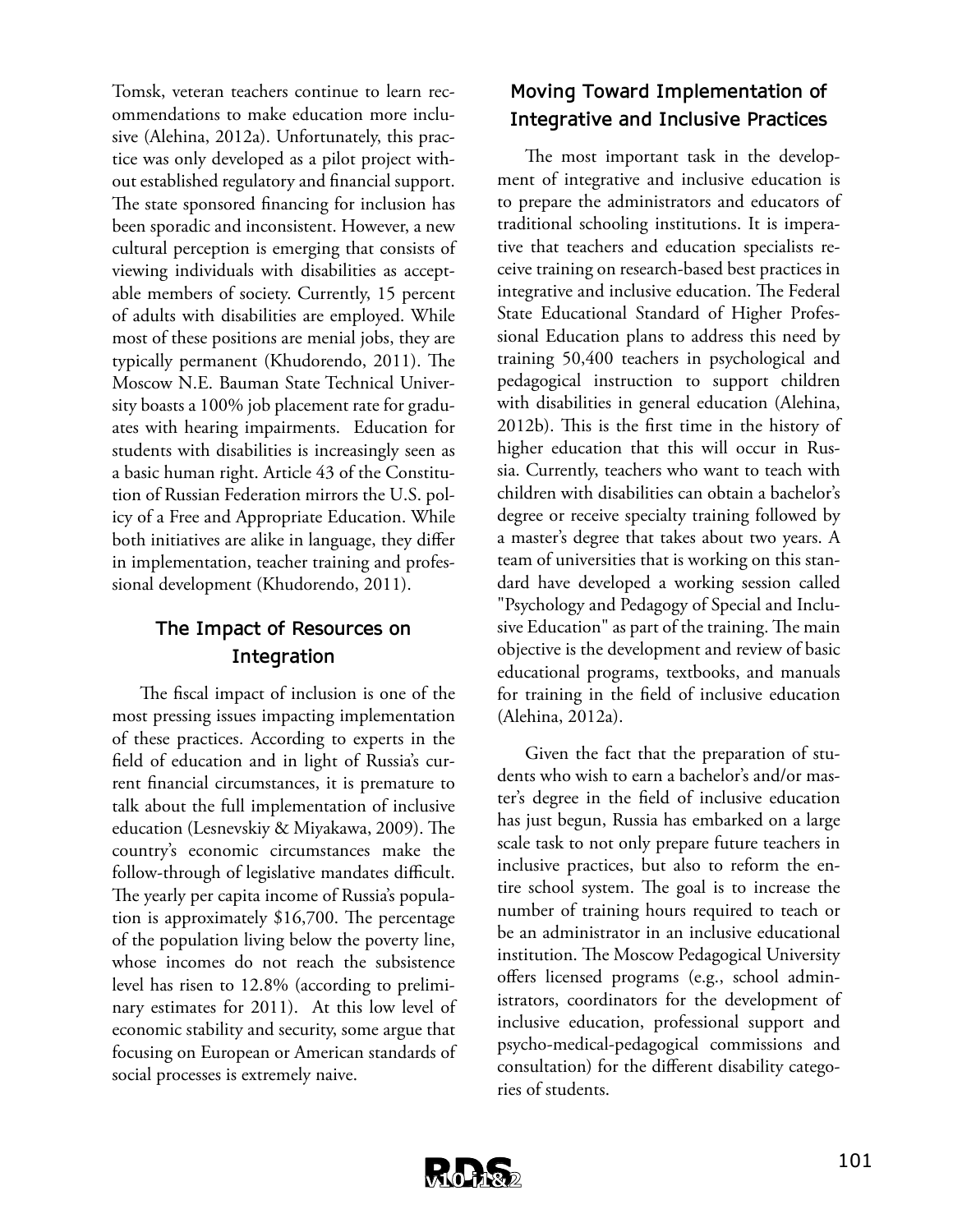Tomsk, veteran teachers continue to learn recommendations to make education more inclusive (Alehina, 2012a). Unfortunately, this practice was only developed as a pilot project without established regulatory and financial support. The state sponsored financing for inclusion has been sporadic and inconsistent. However, a new cultural perception is emerging that consists of viewing individuals with disabilities as acceptable members of society. Currently, 15 percent of adults with disabilities are employed. While most of these positions are menial jobs, they are typically permanent (Khudorendo, 2011). The Moscow N.E. Bauman State Technical University boasts a 100% job placement rate for graduates with hearing impairments. Education for students with disabilities is increasingly seen as a basic human right. Article 43 of the Constitution of Russian Federation mirrors the U.S. policy of a Free and Appropriate Education. While both initiatives are alike in language, they differ in implementation, teacher training and professional development (Khudorendo, 2011).

## The Impact of Resources on Integration

The fiscal impact of inclusion is one of the most pressing issues impacting implementation of these practices. According to experts in the field of education and in light of Russia's current financial circumstances, it is premature to talk about the full implementation of inclusive education (Lesnevskiy & Miyakawa, 2009). The country's economic circumstances make the follow-through of legislative mandates difficult. The yearly per capita income of Russia's population is approximately $16,700. The percentage of the population living below the poverty line, whose incomes do not reach the subsistence level has risen to 12.8% (according to preliminary estimates for 2011). At this low level of economic stability and security, some argue that focusing on European or American standards of social processes is extremely naive.

## Moving Toward Implementation of Integrative and Inclusive Practices

The most important task in the development of integrative and inclusive education is to prepare the administrators and educators of traditional schooling institutions. It is imperative that teachers and education specialists receive training on research-based best practices in integrative and inclusive education. The Federal State Educational Standard of Higher Professional Education plans to address this need by training 50,400 teachers in psychological and pedagogical instruction to support children with disabilities in general education (Alehina, 2012b). This is the first time in the history of higher education that this will occur in Russia. Currently, teachers who want to teach with children with disabilities can obtain a bachelor's degree or receive specialty training followed by a master's degree that takes about two years. A team of universities that is working on this standard have developed a working session called "Psychology and Pedagogy of Special and Inclusive Education" as part of the training. The main objective is the development and review of basic educational programs, textbooks, and manuals for training in the field of inclusive education (Alehina, 2012a).

Given the fact that the preparation of students who wish to earn a bachelor's and/or master's degree in the field of inclusive education has just begun, Russia has embarked on a large scale task to not only prepare future teachers in inclusive practices, but also to reform the entire school system. The goal is to increase the number of training hours required to teach or be an administrator in an inclusive educational institution. The Moscow Pedagogical University offers licensed programs (e.g., school administrators, coordinators for the development of inclusive education, professional support and psycho-medical-pedagogical commissions and consultation) for the different disability categories of students.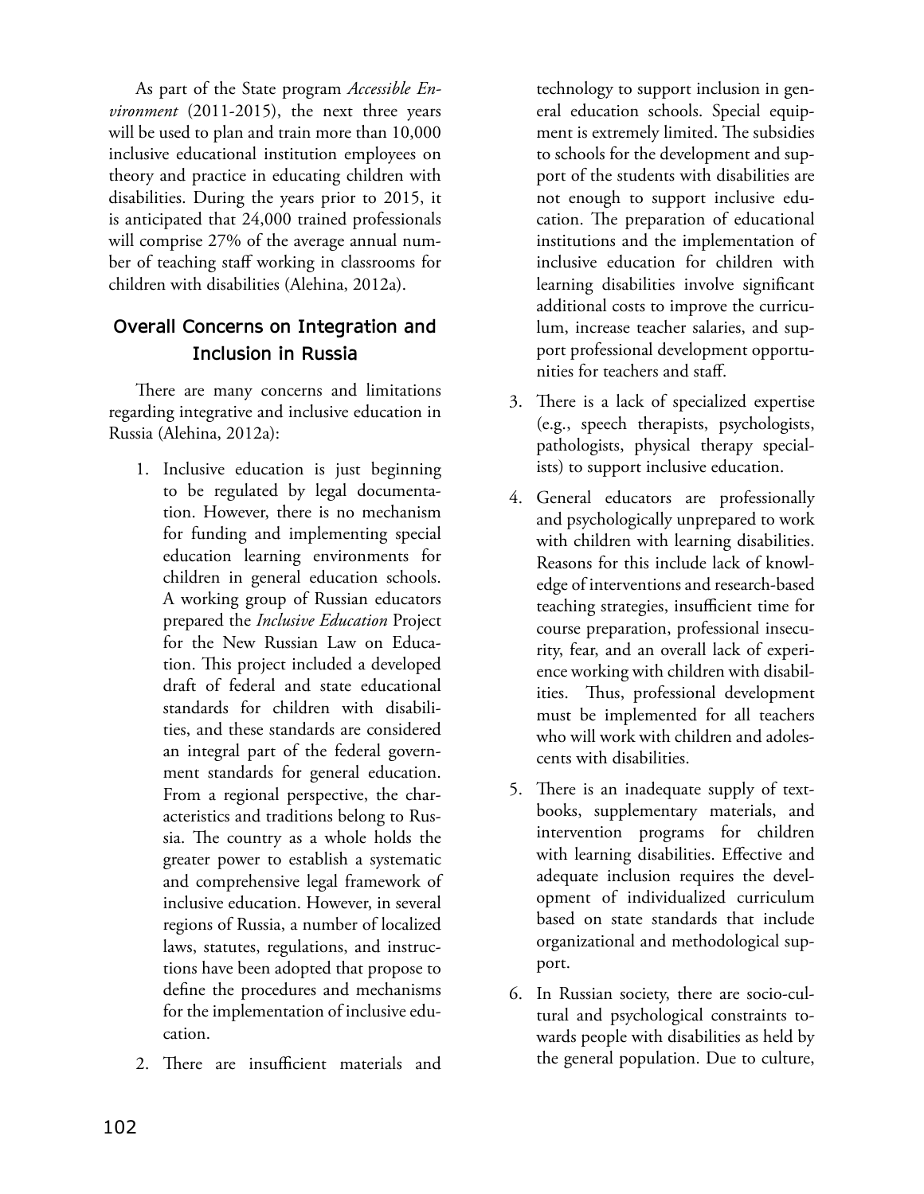As part of the State program *Accessible Environment* (2011-2015), the next three years will be used to plan and train more than 10,000 inclusive educational institution employees on theory and practice in educating children with disabilities. During the years prior to 2015, it is anticipated that 24,000 trained professionals will comprise 27% of the average annual number of teaching staff working in classrooms for children with disabilities (Alehina, 2012a).

## Overall Concerns on Integration and Inclusion in Russia

There are many concerns and limitations regarding integrative and inclusive education in Russia (Alehina, 2012a):

1. Inclusive education is just beginning to be regulated by legal documentation. However, there is no mechanism for funding and implementing special education learning environments for children in general education schools. A working group of Russian educators prepared the *Inclusive Education* Project for the New Russian Law on Education. This project included a developed draft of federal and state educational standards for children with disabilities, and these standards are considered an integral part of the federal government standards for general education. From a regional perspective, the characteristics and traditions belong to Russia. The country as a whole holds the greater power to establish a systematic and comprehensive legal framework of inclusive education. However, in several regions of Russia, a number of localized laws, statutes, regulations, and instructions have been adopted that propose to define the procedures and mechanisms for the implementation of inclusive education.
2. There are insufficient materials and technology to support inclusion in general education schools. Special equipment is extremely limited. The subsidies to schools for the development and support of the students with disabilities are not enough to support inclusive education. The preparation of educational institutions and the implementation of inclusive education for children with learning disabilities involve significant additional costs to improve the curriculum, increase teacher salaries, and support professional development opportunities for teachers and staff.
3. There is a lack of specialized expertise (e.g., speech therapists, psychologists, pathologists, physical therapy specialists) to support inclusive education.
4. General educators are professionally and psychologically unprepared to work with children with learning disabilities. Reasons for this include lack of knowledge of interventions and research-based teaching strategies, insufficient time for course preparation, professional insecurity, fear, and an overall lack of experience working with children with disabilities. Thus, professional development must be implemented for all teachers who will work with children and adolescents with disabilities.
5. There is an inadequate supply of textbooks, supplementary materials, and intervention programs for children with learning disabilities. Effective and adequate inclusion requires the development of individualized curriculum based on state standards that include organizational and methodological support.
6. In Russian society, there are socio-cultural and psychological constraints towards people with disabilities as held by the general population. Due to culture,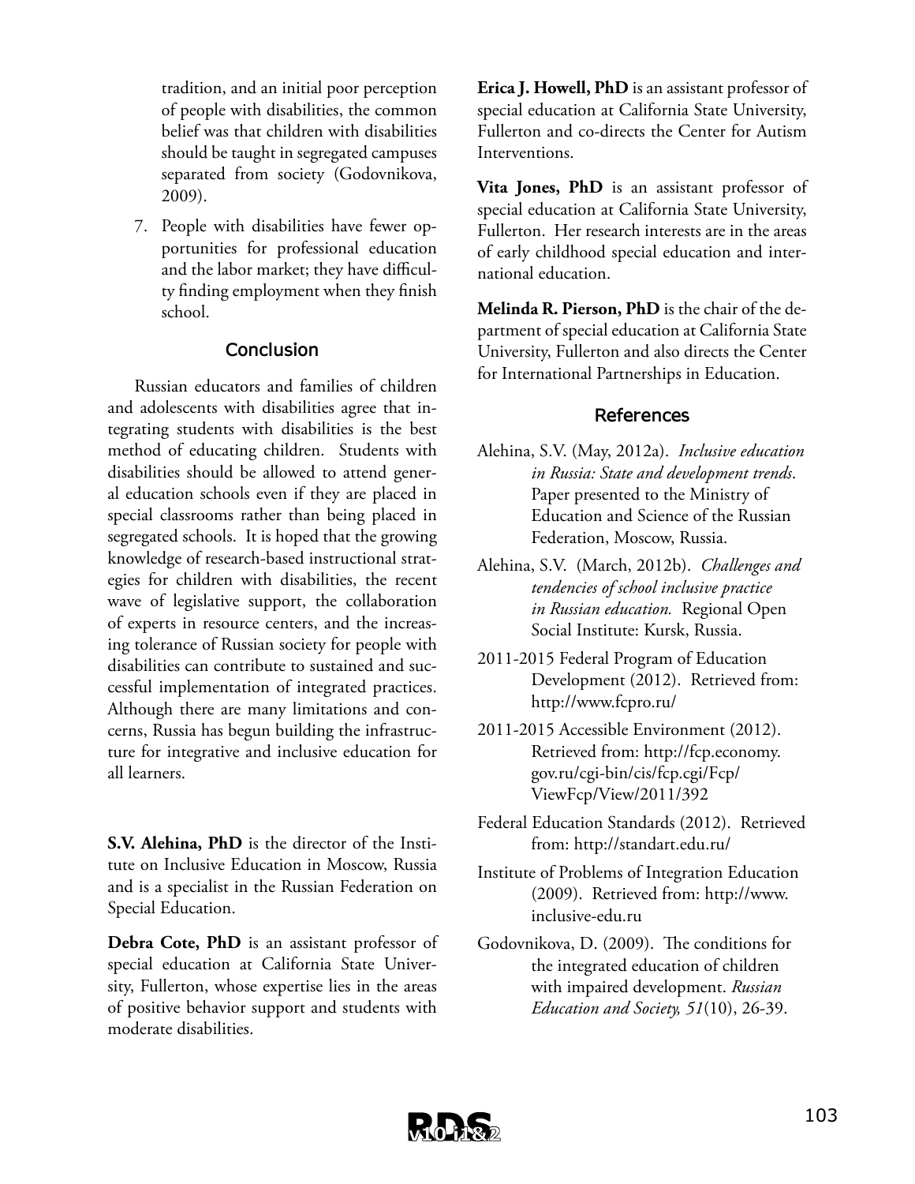tradition, and an initial poor perception of people with disabilities, the common belief was that children with disabilities should be taught in segregated campuses separated from society (Godovnikova, 2009).

7. People with disabilities have fewer opportunities for professional education and the labor market; they have difficulty finding employment when they finish school.

## Conclusion

Russian educators and families of children and adolescents with disabilities agree that integrating students with disabilities is the best method of educating children. Students with disabilities should be allowed to attend general education schools even if they are placed in special classrooms rather than being placed in segregated schools. It is hoped that the growing knowledge of research-based instructional strategies for children with disabilities, the recent wave of legislative support, the collaboration of experts in resource centers, and the increasing tolerance of Russian society for people with disabilities can contribute to sustained and successful implementation of integrated practices. Although there are many limitations and concerns, Russia has begun building the infrastructure for integrative and inclusive education for all learners.

**S.V. Alehina, PhD** is the director of the Institute on Inclusive Education in Moscow, Russia and is a specialist in the Russian Federation on Special Education.

**Debra Cote, PhD** is an assistant professor of special education at California State University, Fullerton, whose expertise lies in the areas of positive behavior support and students with moderate disabilities.

**Erica J. Howell, PhD** is an assistant professor of special education at California State University, Fullerton and co-directs the Center for Autism Interventions.

**Vita Jones, PhD** is an assistant professor of special education at California State University, Fullerton. Her research interests are in the areas of early childhood special education and international education.

**Melinda R. Pierson, PhD** is the chair of the department of special education at California State University, Fullerton and also directs the Center for International Partnerships in Education.

## References

Alehina, S.V. (May, 2012a). *Inclusive education in Russia: State and development trends*. Paper presented to the Ministry of Education and Science of the Russian Federation, Moscow, Russia.

Alehina, S.V. (March, 2012b). *Challenges and tendencies of school inclusive practice in Russian education.* Regional Open Social Institute: Kursk, Russia.

2011-2015 Federal Program of Education Development (2012). Retrieved from: http://www.fcpro.ru/

2011-2015 Accessible Environment (2012). Retrieved from: http://fcp.economy.gov.ru/cgi-bin/cis/fcp.cgi/Fcp/ViewFcp/View/2011/392

Federal Education Standards (2012). Retrieved from: http://standart.edu.ru/

Institute of Problems of Integration Education (2009). Retrieved from: http://www.inclusive-edu.ru

Godovnikova, D. (2009). The conditions for the integrated education of children with impaired development. *Russian Education and Society, 51*(10), 26-39.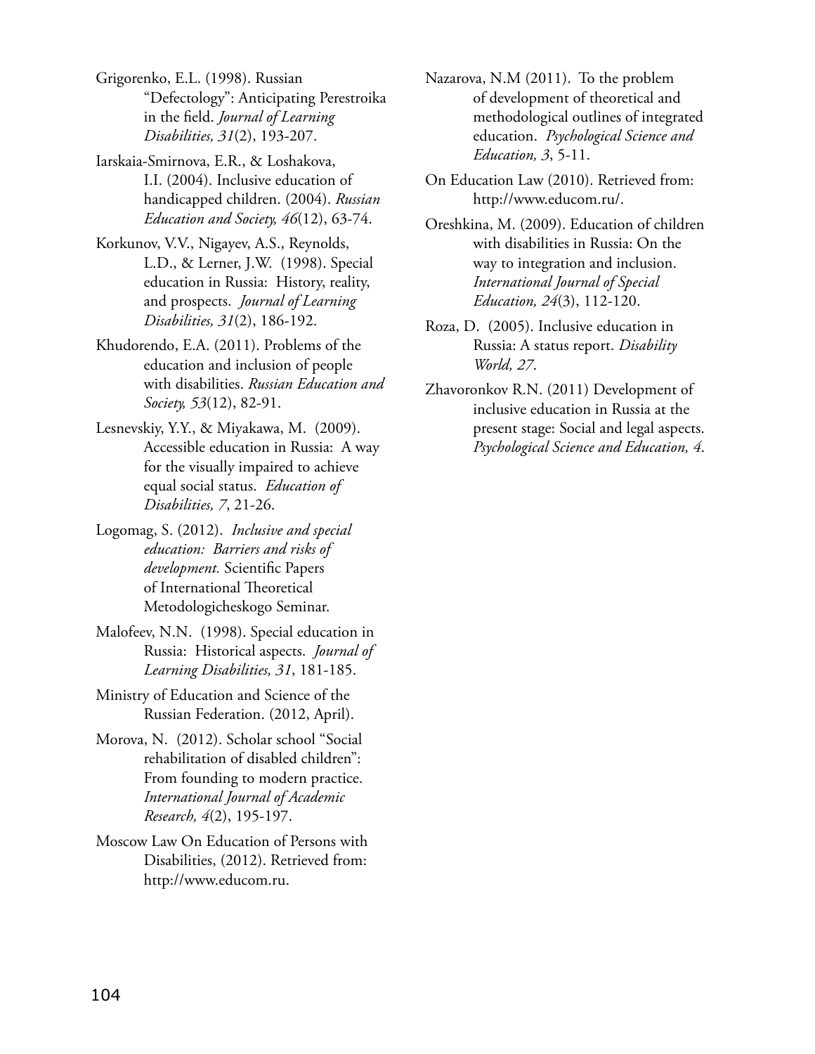Grigorenko, E.L. (1998). Russian "Defectology": Anticipating Perestroika in the field. *Journal of Learning Disabilities, 31*(2), 193-207.

Iarskaia-Smirnova, E.R., & Loshakova, I.I. (2004). Inclusive education of handicapped children. (2004). *Russian Education and Society, 46*(12), 63-74.

Korkunov, V.V., Nigayev, A.S., Reynolds, L.D., & Lerner, J.W. (1998). Special education in Russia: History, reality, and prospects. *Journal of Learning Disabilities, 31*(2), 186-192.

Khudorendo, E.A. (2011). Problems of the education and inclusion of people with disabilities. *Russian Education and Society, 53*(12), 82-91.

Lesnevskiy, Y.Y., & Miyakawa, M. (2009). Accessible education in Russia: A way for the visually impaired to achieve equal social status. *Education of Disabilities, 7*, 21-26.

Logomag, S. (2012). *Inclusive and special education: Barriers and risks of development.* Scientific Papers of International Theoretical Metodologicheskogo Seminar.

Malofeev, N.N. (1998). Special education in Russia: Historical aspects. *Journal of Learning Disabilities, 31*, 181-185.

Ministry of Education and Science of the Russian Federation. (2012, April).

Morova, N. (2012). Scholar school "Social rehabilitation of disabled children": From founding to modern practice. *International Journal of Academic Research, 4*(2), 195-197.

Moscow Law On Education of Persons with Disabilities, (2012). Retrieved from: http://www.educom.ru.

Nazarova, N.M (2011). To the problem of development of theoretical and methodological outlines of integrated education. *Psychological Science and Education, 3*, 5-11.

On Education Law (2010). Retrieved from: http://www.educom.ru/.

Oreshkina, M. (2009). Education of children with disabilities in Russia: On the way to integration and inclusion. *International Journal of Special Education, 24*(3), 112-120.

Roza, D. (2005). Inclusive education in Russia: A status report. *Disability World, 27*.

Zhavoronkov R.N. (2011) Development of inclusive education in Russia at the present stage: Social and legal aspects. *Psychological Science and Education, 4*.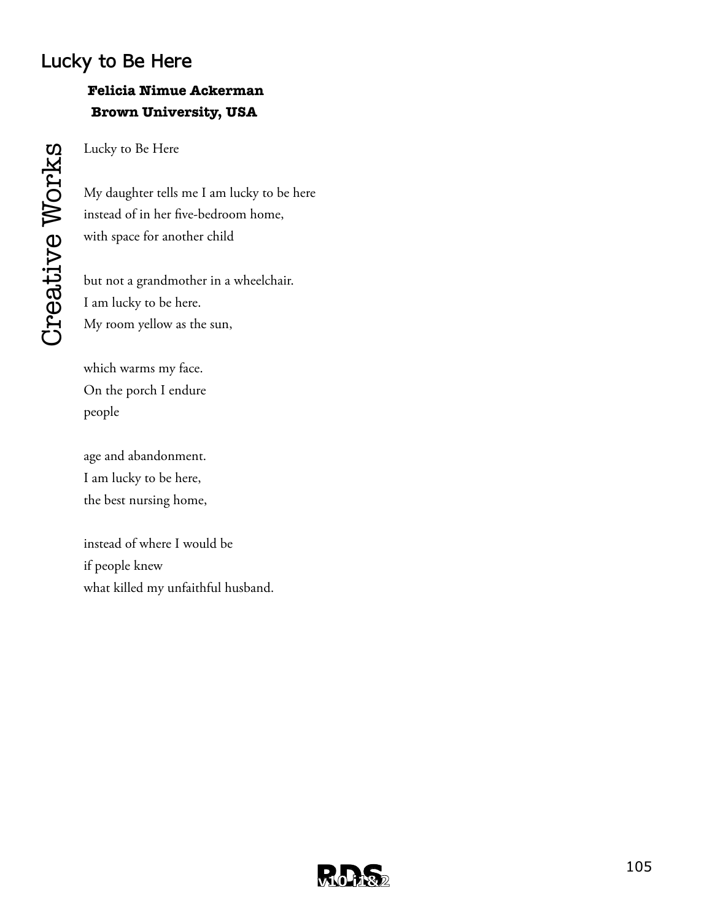## Lucky to Be Here

**Felicia Nimue Ackerman**
**Brown University, USA**

Lucky to Be Here

My daughter tells me I am lucky to be here
instead of in her five-bedroom home,
with space for another child

but not a grandmother in a wheelchair.
I am lucky to be here.
My room yellow as the sun,

which warms my face.
On the porch I endure
people

age and abandonment.
I am lucky to be here,
the best nursing home,

instead of where I would be
if people knew
what killed my unfaithful husband.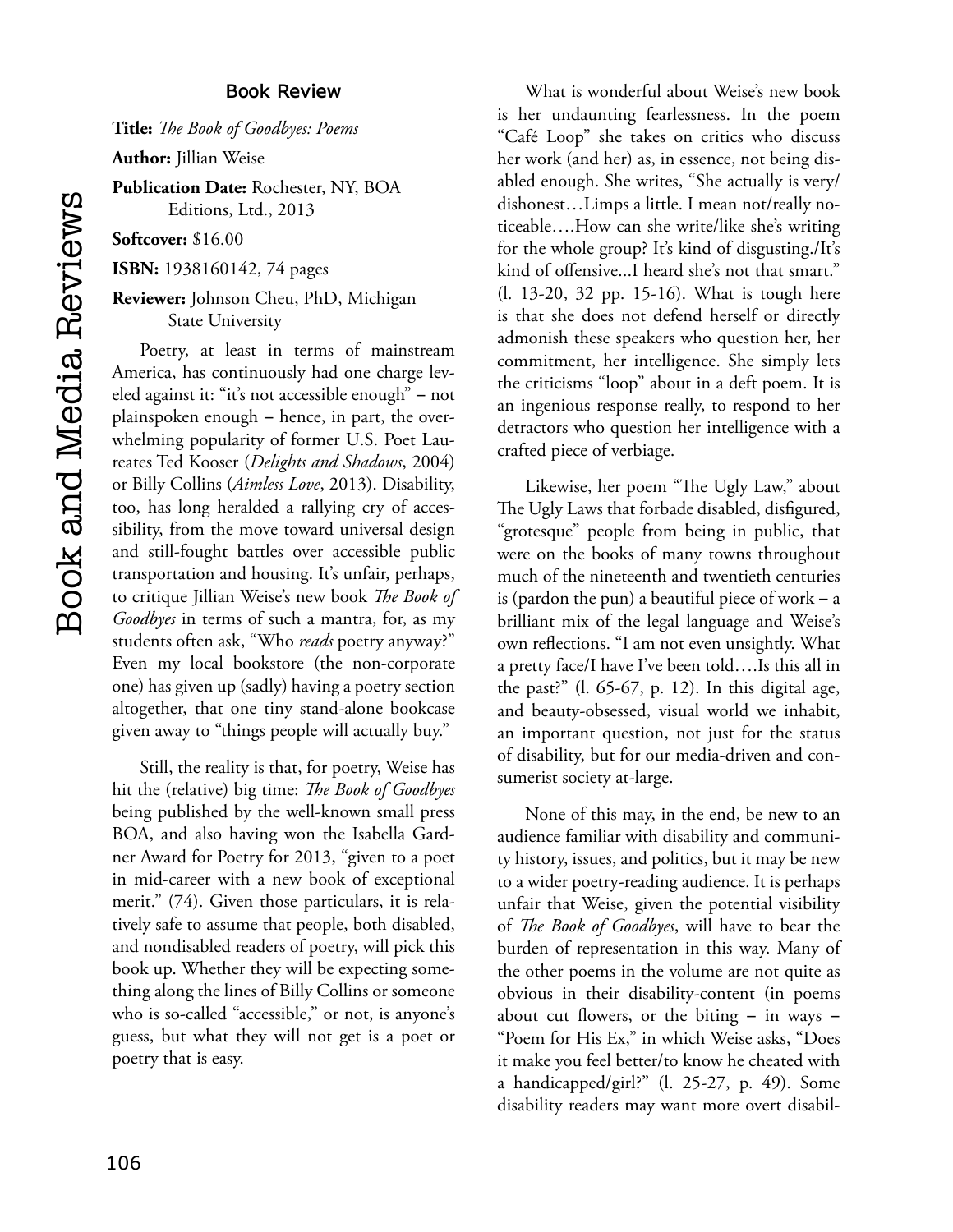## Book Review

**Title:** *The Book of Goodbyes: Poems*

**Author:** Jillian Weise

**Publication Date:** Rochester, NY, BOA Editions, Ltd., 2013

**Softcover:** $16.00

**ISBN:** 1938160142, 74 pages

**Reviewer:** Johnson Cheu, PhD, Michigan State University

Poetry, at least in terms of mainstream America, has continuously had one charge leveled against it: "it's not accessible enough" – not plainspoken enough – hence, in part, the overwhelming popularity of former U.S. Poet Laureates Ted Kooser (*Delights and Shadows*, 2004) or Billy Collins (*Aimless Love*, 2013). Disability, too, has long heralded a rallying cry of accessibility, from the move toward universal design and still-fought battles over accessible public transportation and housing. It's unfair, perhaps, to critique Jillian Weise's new book *The Book of Goodbyes* in terms of such a mantra, for, as my students often ask, "Who *reads* poetry anyway?" Even my local bookstore (the non-corporate one) has given up (sadly) having a poetry section altogether, that one tiny stand-alone bookcase given away to "things people will actually buy."

Still, the reality is that, for poetry, Weise has hit the (relative) big time: *The Book of Goodbyes* being published by the well-known small press BOA, and also having won the Isabella Gardner Award for Poetry for 2013, "given to a poet in mid-career with a new book of exceptional merit." (74). Given those particulars, it is relatively safe to assume that people, both disabled, and nondisabled readers of poetry, will pick this book up. Whether they will be expecting something along the lines of Billy Collins or someone who is so-called "accessible," or not, is anyone's guess, but what they will not get is a poet or poetry that is easy.

What is wonderful about Weise's new book is her undaunting fearlessness. In the poem "Café Loop" she takes on critics who discuss her work (and her) as, in essence, not being disabled enough. She writes, "She actually is very/ dishonest…Limps a little. I mean not/really noticeable….How can she write/like she's writing for the whole group? It's kind of disgusting./It's kind of offensive...I heard she's not that smart." (l. 13-20, 32 pp. 15-16). What is tough here is that she does not defend herself or directly admonish these speakers who question her, her commitment, her intelligence. She simply lets the criticisms "loop" about in a deft poem. It is an ingenious response really, to respond to her detractors who question her intelligence with a crafted piece of verbiage.

Likewise, her poem "The Ugly Law," about The Ugly Laws that forbade disabled, disfigured, "grotesque" people from being in public, that were on the books of many towns throughout much of the nineteenth and twentieth centuries is (pardon the pun) a beautiful piece of work – a brilliant mix of the legal language and Weise's own reflections. "I am not even unsightly. What a pretty face/I have I've been told….Is this all in the past?" (l. 65-67, p. 12). In this digital age, and beauty-obsessed, visual world we inhabit, an important question, not just for the status of disability, but for our media-driven and consumerist society at-large.

None of this may, in the end, be new to an audience familiar with disability and community history, issues, and politics, but it may be new to a wider poetry-reading audience. It is perhaps unfair that Weise, given the potential visibility of *The Book of Goodbyes*, will have to bear the burden of representation in this way. Many of the other poems in the volume are not quite as obvious in their disability-content (in poems about cut flowers, or the biting – in ways – "Poem for His Ex," in which Weise asks, "Does it make you feel better/to know he cheated with a handicapped/girl?" (l. 25-27, p. 49). Some disability readers may want more overt disabil-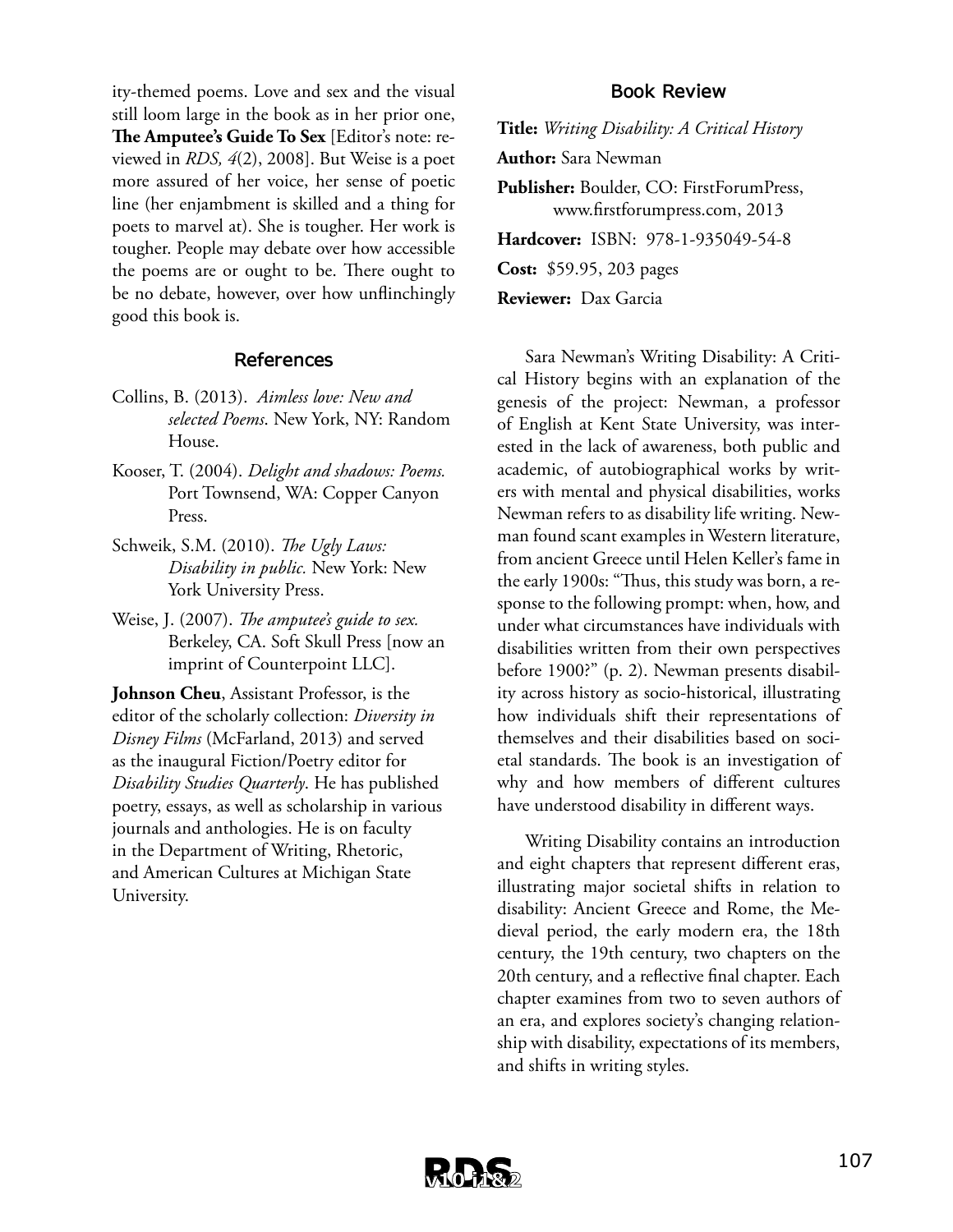ity-themed poems. Love and sex and the visual still loom large in the book as in her prior one, **The Amputee's Guide To Sex** [Editor's note: reviewed in *RDS, 4*(2), 2008]. But Weise is a poet more assured of her voice, her sense of poetic line (her enjambment is skilled and a thing for poets to marvel at). She is tougher. Her work is tougher. People may debate over how accessible the poems are or ought to be. There ought to be no debate, however, over how unflinchingly good this book is.

## References

Collins, B. (2013). *Aimless love: New and selected Poems*. New York, NY: Random House.

Kooser, T. (2004). *Delight and shadows: Poems.* Port Townsend, WA: Copper Canyon Press.

Schweik, S.M. (2010). *The Ugly Laws: Disability in public.* New York: New York University Press.

Weise, J. (2007). *The amputee's guide to sex.* Berkeley, CA. Soft Skull Press [now an imprint of Counterpoint LLC].

**Johnson Cheu**, Assistant Professor, is the editor of the scholarly collection: *Diversity in Disney Films* (McFarland, 2013) and served as the inaugural Fiction/Poetry editor for *Disability Studies Quarterly*. He has published poetry, essays, as well as scholarship in various journals and anthologies. He is on faculty in the Department of Writing, Rhetoric, and American Cultures at Michigan State University.

## Book Review

**Title:** *Writing Disability: A Critical History*

**Author:** Sara Newman

**Publisher:** Boulder, CO: FirstForumPress, www.firstforumpress.com, 2013

**Hardcover:** ISBN: 978-1-935049-54-8

**Cost:** $59.95, 203 pages

**Reviewer:** Dax Garcia

Sara Newman's Writing Disability: A Critical History begins with an explanation of the genesis of the project: Newman, a professor of English at Kent State University, was interested in the lack of awareness, both public and academic, of autobiographical works by writers with mental and physical disabilities, works Newman refers to as disability life writing. Newman found scant examples in Western literature, from ancient Greece until Helen Keller's fame in the early 1900s: "Thus, this study was born, a response to the following prompt: when, how, and under what circumstances have individuals with disabilities written from their own perspectives before 1900?" (p. 2). Newman presents disability across history as socio-historical, illustrating how individuals shift their representations of themselves and their disabilities based on societal standards. The book is an investigation of why and how members of different cultures have understood disability in different ways.

Writing Disability contains an introduction and eight chapters that represent different eras, illustrating major societal shifts in relation to disability: Ancient Greece and Rome, the Medieval period, the early modern era, the 18th century, the 19th century, two chapters on the 20th century, and a reflective final chapter. Each chapter examines from two to seven authors of an era, and explores society's changing relationship with disability, expectations of its members, and shifts in writing styles.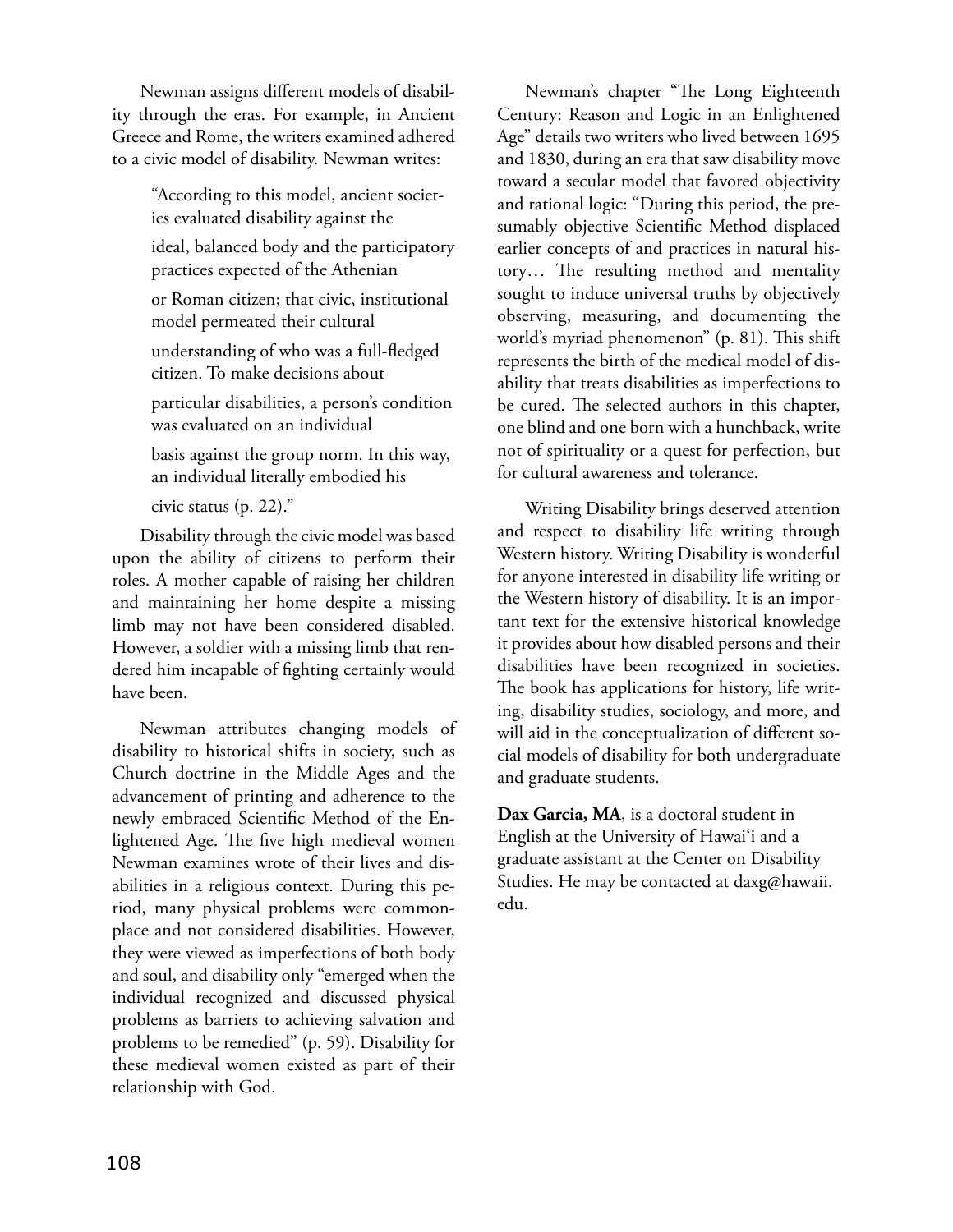Newman assigns different models of disability through the eras. For example, in Ancient Greece and Rome, the writers examined adhered to a civic model of disability. Newman writes:

> "According to this model, ancient societies evaluated disability against the ideal, balanced body and the participatory practices expected of the Athenian or Roman citizen; that civic, institutional model permeated their cultural understanding of who was a full-fledged citizen. To make decisions about particular disabilities, a person's condition was evaluated on an individual basis against the group norm. In this way, an individual literally embodied his civic status (p. 22)."

Disability through the civic model was based upon the ability of citizens to perform their roles. A mother capable of raising her children and maintaining her home despite a missing limb may not have been considered disabled. However, a soldier with a missing limb that rendered him incapable of fighting certainly would have been.

Newman attributes changing models of disability to historical shifts in society, such as Church doctrine in the Middle Ages and the advancement of printing and adherence to the newly embraced Scientific Method of the Enlightened Age. The five high medieval women Newman examines wrote of their lives and disabilities in a religious context. During this period, many physical problems were commonplace and not considered disabilities. However, they were viewed as imperfections of both body and soul, and disability only "emerged when the individual recognized and discussed physical problems as barriers to achieving salvation and problems to be remedied" (p. 59). Disability for these medieval women existed as part of their relationship with God.

Newman's chapter "The Long Eighteenth Century: Reason and Logic in an Enlightened Age" details two writers who lived between 1695 and 1830, during an era that saw disability move toward a secular model that favored objectivity and rational logic: "During this period, the presumably objective Scientific Method displaced earlier concepts of and practices in natural history… The resulting method and mentality sought to induce universal truths by objectively observing, measuring, and documenting the world's myriad phenomenon" (p. 81). This shift represents the birth of the medical model of disability that treats disabilities as imperfections to be cured. The selected authors in this chapter, one blind and one born with a hunchback, write not of spirituality or a quest for perfection, but for cultural awareness and tolerance.

Writing Disability brings deserved attention and respect to disability life writing through Western history. Writing Disability is wonderful for anyone interested in disability life writing or the Western history of disability. It is an important text for the extensive historical knowledge it provides about how disabled persons and their disabilities have been recognized in societies. The book has applications for history, life writing, disability studies, sociology, and more, and will aid in the conceptualization of different social models of disability for both undergraduate and graduate students.

**Dax Garcia, MA**, is a doctoral student in English at the University of Hawai'i and a graduate assistant at the Center on Disability Studies. He may be contacted at daxg@hawaii.edu.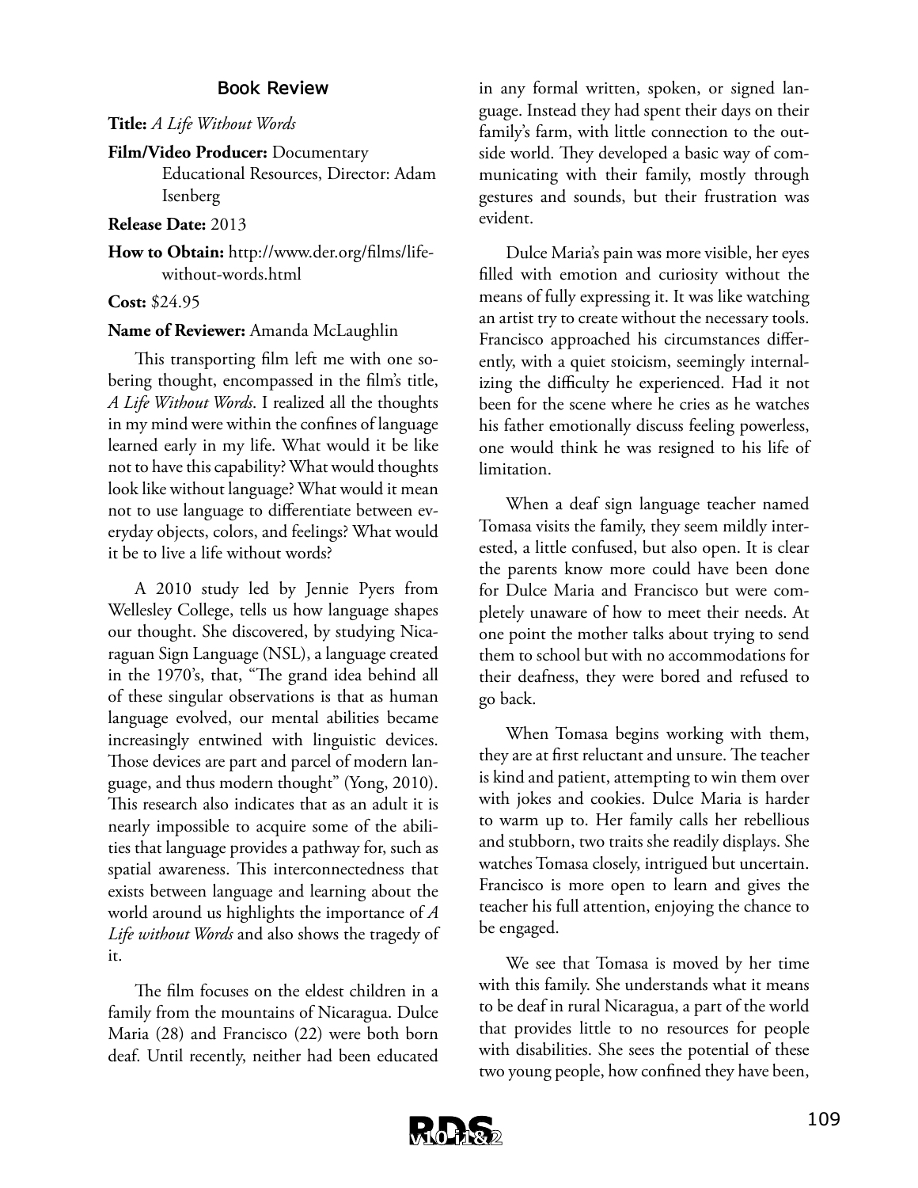## Book Review

**Title:** *A Life Without Words*

**Film/Video Producer:** Documentary Educational Resources, Director: Adam Isenberg

**Release Date:** 2013

**How to Obtain:** http://www.der.org/films/life-without-words.html

**Cost:** $24.95

**Name of Reviewer:** Amanda McLaughlin

This transporting film left me with one sobering thought, encompassed in the film's title, *A Life Without Words*. I realized all the thoughts in my mind were within the confines of language learned early in my life. What would it be like not to have this capability? What would thoughts look like without language? What would it mean not to use language to differentiate between everyday objects, colors, and feelings? What would it be to live a life without words?

A 2010 study led by Jennie Pyers from Wellesley College, tells us how language shapes our thought. She discovered, by studying Nicaraguan Sign Language (NSL), a language created in the 1970's, that, "The grand idea behind all of these singular observations is that as human language evolved, our mental abilities became increasingly entwined with linguistic devices. Those devices are part and parcel of modern language, and thus modern thought" (Yong, 2010). This research also indicates that as an adult it is nearly impossible to acquire some of the abilities that language provides a pathway for, such as spatial awareness. This interconnectedness that exists between language and learning about the world around us highlights the importance of *A Life without Words* and also shows the tragedy of it.

The film focuses on the eldest children in a family from the mountains of Nicaragua. Dulce Maria (28) and Francisco (22) were both born deaf. Until recently, neither had been educated in any formal written, spoken, or signed language. Instead they had spent their days on their family's farm, with little connection to the outside world. They developed a basic way of communicating with their family, mostly through gestures and sounds, but their frustration was evident.

Dulce Maria's pain was more visible, her eyes filled with emotion and curiosity without the means of fully expressing it. It was like watching an artist try to create without the necessary tools. Francisco approached his circumstances differently, with a quiet stoicism, seemingly internalizing the difficulty he experienced. Had it not been for the scene where he cries as he watches his father emotionally discuss feeling powerless, one would think he was resigned to his life of limitation.

When a deaf sign language teacher named Tomasa visits the family, they seem mildly interested, a little confused, but also open. It is clear the parents know more could have been done for Dulce Maria and Francisco but were completely unaware of how to meet their needs. At one point the mother talks about trying to send them to school but with no accommodations for their deafness, they were bored and refused to go back.

When Tomasa begins working with them, they are at first reluctant and unsure. The teacher is kind and patient, attempting to win them over with jokes and cookies. Dulce Maria is harder to warm up to. Her family calls her rebellious and stubborn, two traits she readily displays. She watches Tomasa closely, intrigued but uncertain. Francisco is more open to learn and gives the teacher his full attention, enjoying the chance to be engaged.

We see that Tomasa is moved by her time with this family. She understands what it means to be deaf in rural Nicaragua, a part of the world that provides little to no resources for people with disabilities. She sees the potential of these two young people, how confined they have been,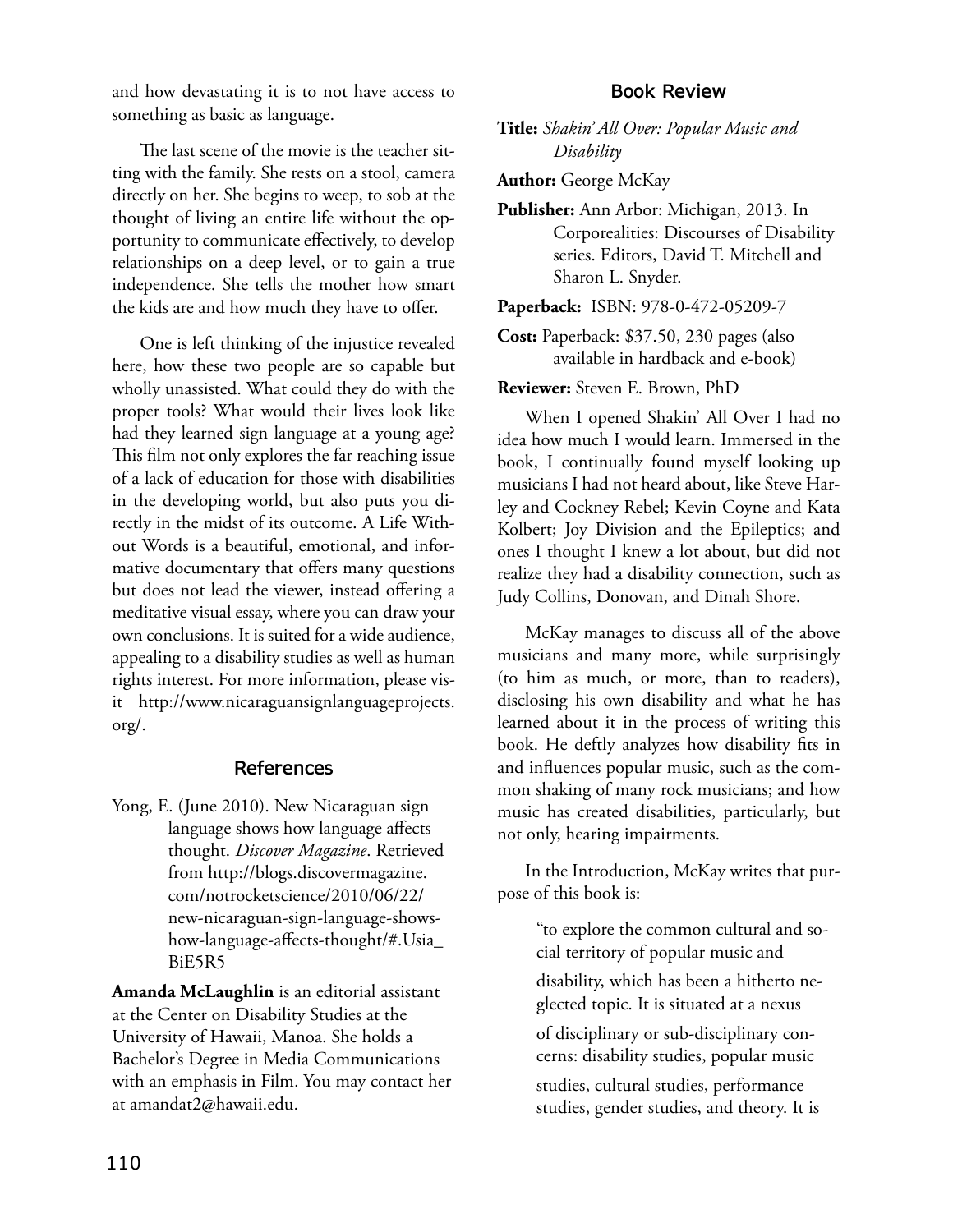and how devastating it is to not have access to something as basic as language.

The last scene of the movie is the teacher sitting with the family. She rests on a stool, camera directly on her. She begins to weep, to sob at the thought of living an entire life without the opportunity to communicate effectively, to develop relationships on a deep level, or to gain a true independence. She tells the mother how smart the kids are and how much they have to offer.

One is left thinking of the injustice revealed here, how these two people are so capable but wholly unassisted. What could they do with the proper tools? What would their lives look like had they learned sign language at a young age? This film not only explores the far reaching issue of a lack of education for those with disabilities in the developing world, but also puts you directly in the midst of its outcome. A Life Without Words is a beautiful, emotional, and informative documentary that offers many questions but does not lead the viewer, instead offering a meditative visual essay, where you can draw your own conclusions. It is suited for a wide audience, appealing to a disability studies as well as human rights interest. For more information, please visit http://www.nicaraguansignlanguageprojects.org/.

## References

Yong, E. (June 2010). New Nicaraguan sign language shows how language affects thought. *Discover Magazine*. Retrieved from http://blogs.discovermagazine.com/notrocketscience/2010/06/22/new-nicaraguan-sign-language-shows-how-language-affects-thought/#.Usia_BiE5R5

**Amanda McLaughlin** is an editorial assistant at the Center on Disability Studies at the University of Hawaii, Manoa. She holds a Bachelor's Degree in Media Communications with an emphasis in Film. You may contact her at amandat2@hawaii.edu.

## Book Review

**Title:** *Shakin' All Over: Popular Music and Disability*

**Author:** George McKay

**Publisher:** Ann Arbor: Michigan, 2013. In Corporealities: Discourses of Disability series. Editors, David T. Mitchell and Sharon L. Snyder.

**Paperback:** ISBN: 978-0-472-05209-7

**Cost:** Paperback: $37.50, 230 pages (also available in hardback and e-book)

**Reviewer:** Steven E. Brown, PhD

When I opened Shakin' All Over I had no idea how much I would learn. Immersed in the book, I continually found myself looking up musicians I had not heard about, like Steve Harley and Cockney Rebel; Kevin Coyne and Kata Kolbert; Joy Division and the Epileptics; and ones I thought I knew a lot about, but did not realize they had a disability connection, such as Judy Collins, Donovan, and Dinah Shore.

McKay manages to discuss all of the above musicians and many more, while surprisingly (to him as much, or more, than to readers), disclosing his own disability and what he has learned about it in the process of writing this book. He deftly analyzes how disability fits in and influences popular music, such as the common shaking of many rock musicians; and how music has created disabilities, particularly, but not only, hearing impairments.

In the Introduction, McKay writes that purpose of this book is:

> "to explore the common cultural and social territory of popular music and disability, which has been a hitherto neglected topic. It is situated at a nexus of disciplinary or sub-disciplinary concerns: disability studies, popular music studies, cultural studies, performance studies, gender studies, and theory. It is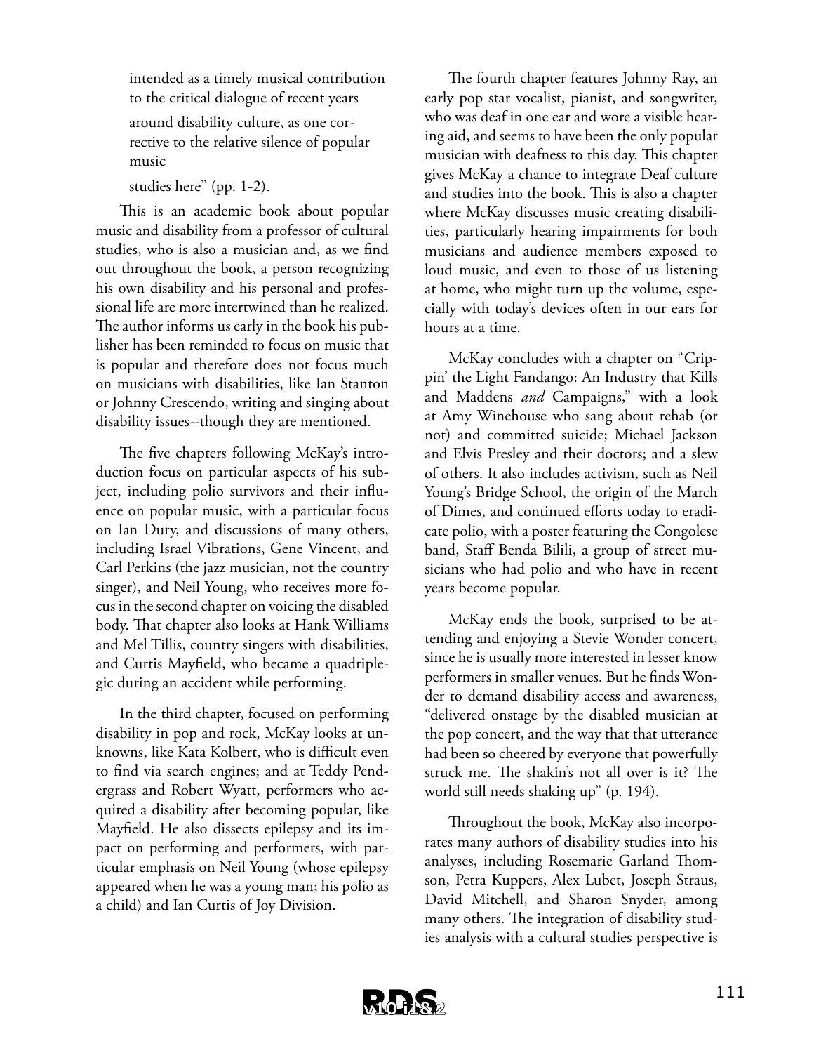intended as a timely musical contribution to the critical dialogue of recent years around disability culture, as one corrective to the relative silence of popular music studies here" (pp. 1-2).

This is an academic book about popular music and disability from a professor of cultural studies, who is also a musician and, as we find out throughout the book, a person recognizing his own disability and his personal and professional life are more intertwined than he realized. The author informs us early in the book his publisher has been reminded to focus on music that is popular and therefore does not focus much on musicians with disabilities, like Ian Stanton or Johnny Crescendo, writing and singing about disability issues--though they are mentioned.

The five chapters following McKay's introduction focus on particular aspects of his subject, including polio survivors and their influence on popular music, with a particular focus on Ian Dury, and discussions of many others, including Israel Vibrations, Gene Vincent, and Carl Perkins (the jazz musician, not the country singer), and Neil Young, who receives more focus in the second chapter on voicing the disabled body. That chapter also looks at Hank Williams and Mel Tillis, country singers with disabilities, and Curtis Mayfield, who became a quadriplegic during an accident while performing.

In the third chapter, focused on performing disability in pop and rock, McKay looks at unknowns, like Kata Kolbert, who is difficult even to find via search engines; and at Teddy Pendergrass and Robert Wyatt, performers who acquired a disability after becoming popular, like Mayfield. He also dissects epilepsy and its impact on performing and performers, with particular emphasis on Neil Young (whose epilepsy appeared when he was a young man; his polio as a child) and Ian Curtis of Joy Division.

The fourth chapter features Johnny Ray, an early pop star vocalist, pianist, and songwriter, who was deaf in one ear and wore a visible hearing aid, and seems to have been the only popular musician with deafness to this day. This chapter gives McKay a chance to integrate Deaf culture and studies into the book. This is also a chapter where McKay discusses music creating disabilities, particularly hearing impairments for both musicians and audience members exposed to loud music, and even to those of us listening at home, who might turn up the volume, especially with today's devices often in our ears for hours at a time.

McKay concludes with a chapter on "Crippin' the Light Fandango: An Industry that Kills and Maddens *and* Campaigns," with a look at Amy Winehouse who sang about rehab (or not) and committed suicide; Michael Jackson and Elvis Presley and their doctors; and a slew of others. It also includes activism, such as Neil Young's Bridge School, the origin of the March of Dimes, and continued efforts today to eradicate polio, with a poster featuring the Congolese band, Staff Benda Bilili, a group of street musicians who had polio and who have in recent years become popular.

McKay ends the book, surprised to be attending and enjoying a Stevie Wonder concert, since he is usually more interested in lesser know performers in smaller venues. But he finds Wonder to demand disability access and awareness, "delivered onstage by the disabled musician at the pop concert, and the way that that utterance had been so cheered by everyone that powerfully struck me. The shakin's not all over is it? The world still needs shaking up" (p. 194).

Throughout the book, McKay also incorporates many authors of disability studies into his analyses, including Rosemarie Garland Thomson, Petra Kuppers, Alex Lubet, Joseph Straus, David Mitchell, and Sharon Snyder, among many others. The integration of disability studies analysis with a cultural studies perspective is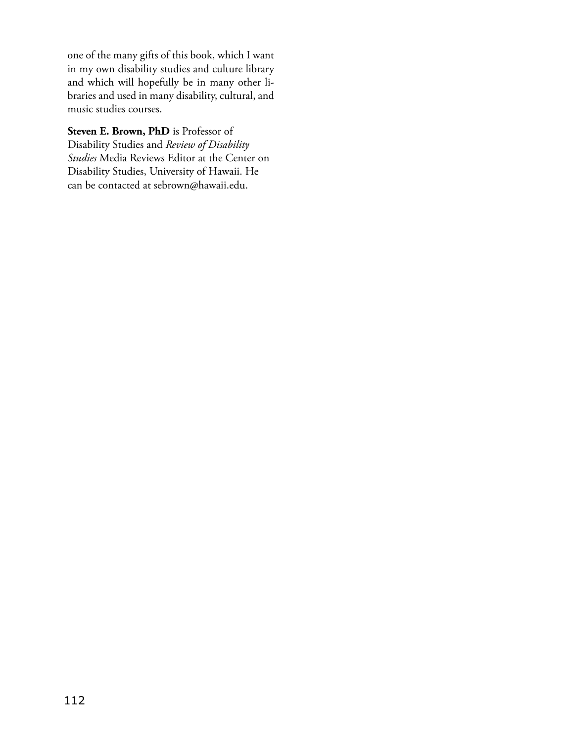one of the many gifts of this book, which I want in my own disability studies and culture library and which will hopefully be in many other libraries and used in many disability, cultural, and music studies courses.

**Steven E. Brown, PhD** is Professor of Disability Studies and *Review of Disability Studies* Media Reviews Editor at the Center on Disability Studies, University of Hawaii. He can be contacted at sebrown@hawaii.edu.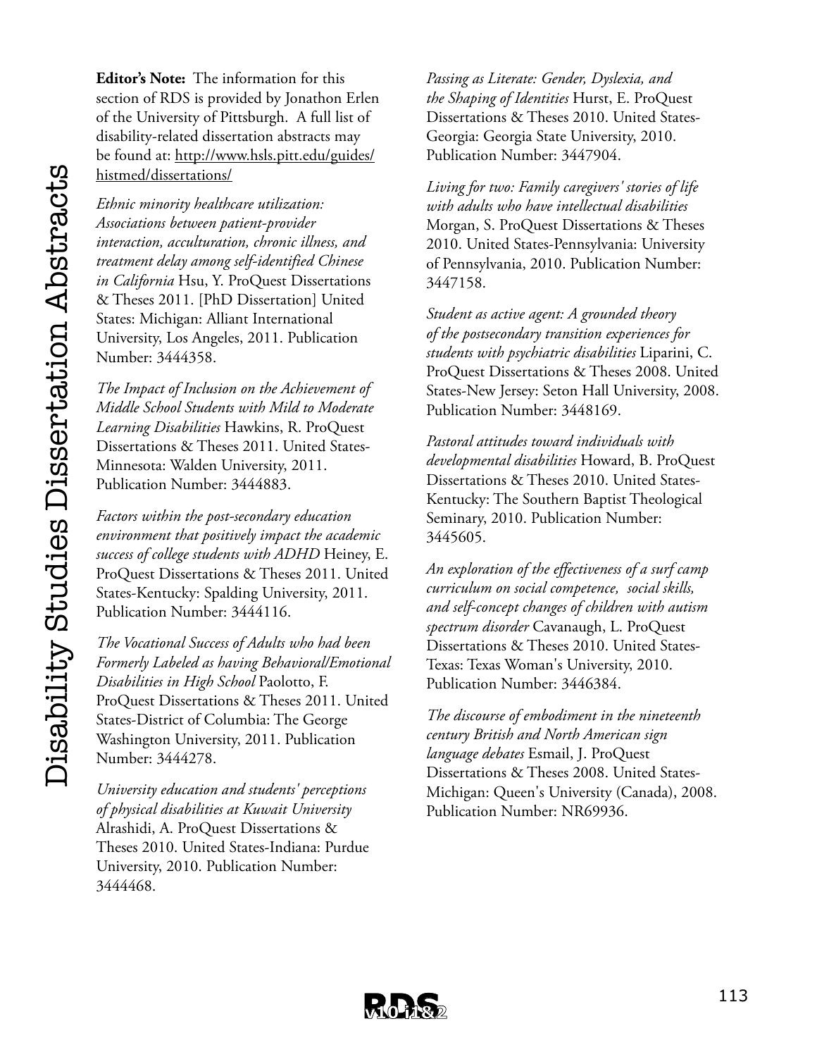**Editor's Note:** The information for this section of RDS is provided by Jonathon Erlen of the University of Pittsburgh. A full list of disability-related dissertation abstracts may be found at: http://www.hsls.pitt.edu/guides/histmed/dissertations/

*Ethnic minority healthcare utilization: Associations between patient-provider interaction, acculturation, chronic illness, and treatment delay among self-identified Chinese in California* Hsu, Y. ProQuest Dissertations & Theses 2011. [PhD Dissertation] United States: Michigan: Alliant International University, Los Angeles, 2011. Publication Number: 3444358.

*The Impact of Inclusion on the Achievement of Middle School Students with Mild to Moderate Learning Disabilities* Hawkins, R. ProQuest Dissertations & Theses 2011. United States-Minnesota: Walden University, 2011. Publication Number: 3444883.

*Factors within the post-secondary education environment that positively impact the academic success of college students with ADHD* Heiney, E. ProQuest Dissertations & Theses 2011. United States-Kentucky: Spalding University, 2011. Publication Number: 3444116.

*The Vocational Success of Adults who had been Formerly Labeled as having Behavioral/Emotional Disabilities in High School* Paolotto, F. ProQuest Dissertations & Theses 2011. United States-District of Columbia: The George Washington University, 2011. Publication Number: 3444278.

*University education and students' perceptions of physical disabilities at Kuwait University* Alrashidi, A. ProQuest Dissertations & Theses 2010. United States-Indiana: Purdue University, 2010. Publication Number: 3444468.

*Passing as Literate: Gender, Dyslexia, and the Shaping of Identities* Hurst, E. ProQuest Dissertations & Theses 2010. United States-Georgia: Georgia State University, 2010. Publication Number: 3447904.

*Living for two: Family caregivers' stories of life with adults who have intellectual disabilities* Morgan, S. ProQuest Dissertations & Theses 2010. United States-Pennsylvania: University of Pennsylvania, 2010. Publication Number: 3447158.

*Student as active agent: A grounded theory of the postsecondary transition experiences for students with psychiatric disabilities* Liparini, C. ProQuest Dissertations & Theses 2008. United States-New Jersey: Seton Hall University, 2008. Publication Number: 3448169.

*Pastoral attitudes toward individuals with developmental disabilities* Howard, B. ProQuest Dissertations & Theses 2010. United States-Kentucky: The Southern Baptist Theological Seminary, 2010. Publication Number: 3445605.

*An exploration of the effectiveness of a surf camp curriculum on social competence, social skills, and self-concept changes of children with autism spectrum disorder* Cavanaugh, L. ProQuest Dissertations & Theses 2010. United States-Texas: Texas Woman's University, 2010. Publication Number: 3446384.

*The discourse of embodiment in the nineteenth century British and North American sign language debates* Esmail, J. ProQuest Dissertations & Theses 2008. United States-Michigan: Queen's University (Canada), 2008. Publication Number: NR69936.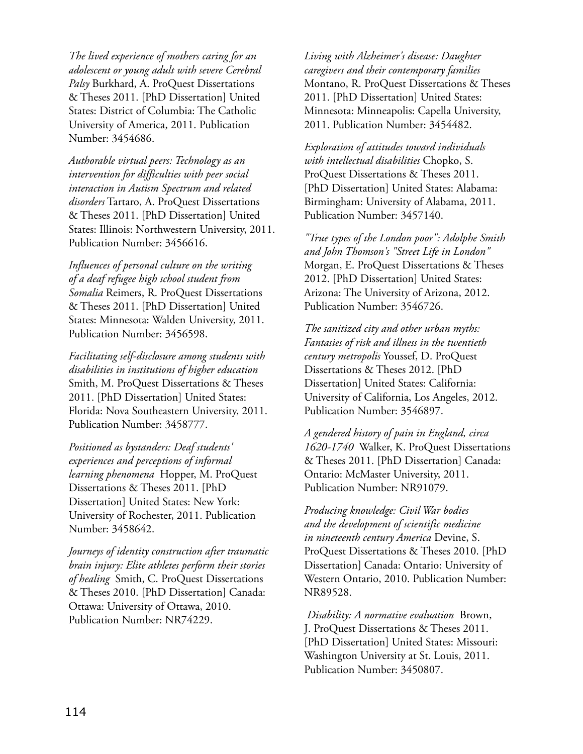*The lived experience of mothers caring for an adolescent or young adult with severe Cerebral Palsy* Burkhard, A. ProQuest Dissertations & Theses 2011. [PhD Dissertation] United States: District of Columbia: The Catholic University of America, 2011. Publication Number: 3454686.

*Authorable virtual peers: Technology as an intervention for difficulties with peer social interaction in Autism Spectrum and related disorders* Tartaro, A. ProQuest Dissertations & Theses 2011. [PhD Dissertation] United States: Illinois: Northwestern University, 2011. Publication Number: 3456616.

*Influences of personal culture on the writing of a deaf refugee high school student from Somalia* Reimers, R. ProQuest Dissertations & Theses 2011. [PhD Dissertation] United States: Minnesota: Walden University, 2011. Publication Number: 3456598.

*Facilitating self-disclosure among students with disabilities in institutions of higher education* Smith, M. ProQuest Dissertations & Theses 2011. [PhD Dissertation] United States: Florida: Nova Southeastern University, 2011. Publication Number: 3458777.

*Positioned as bystanders: Deaf students' experiences and perceptions of informal learning phenomena* Hopper, M. ProQuest Dissertations & Theses 2011. [PhD Dissertation] United States: New York: University of Rochester, 2011. Publication Number: 3458642.

*Journeys of identity construction after traumatic brain injury: Elite athletes perform their stories of healing* Smith, C. ProQuest Dissertations & Theses 2010. [PhD Dissertation] Canada: Ottawa: University of Ottawa, 2010. Publication Number: NR74229.

*Living with Alzheimer's disease: Daughter caregivers and their contemporary families* Montano, R. ProQuest Dissertations & Theses 2011. [PhD Dissertation] United States: Minnesota: Minneapolis: Capella University, 2011. Publication Number: 3454482.

*Exploration of attitudes toward individuals with intellectual disabilities* Chopko, S. ProQuest Dissertations & Theses 2011. [PhD Dissertation] United States: Alabama: Birmingham: University of Alabama, 2011. Publication Number: 3457140.

*"True types of the London poor": Adolphe Smith and John Thomson's "Street Life in London"* Morgan, E. ProQuest Dissertations & Theses 2012. [PhD Dissertation] United States: Arizona: The University of Arizona, 2012. Publication Number: 3546726.

*The sanitized city and other urban myths: Fantasies of risk and illness in the twentieth century metropolis* Youssef, D. ProQuest Dissertations & Theses 2012. [PhD Dissertation] United States: California: University of California, Los Angeles, 2012. Publication Number: 3546897.

*A gendered history of pain in England, circa 1620-1740* Walker, K. ProQuest Dissertations & Theses 2011. [PhD Dissertation] Canada: Ontario: McMaster University, 2011. Publication Number: NR91079.

*Producing knowledge: Civil War bodies and the development of scientific medicine in nineteenth century America* Devine, S. ProQuest Dissertations & Theses 2010. [PhD Dissertation] Canada: Ontario: University of Western Ontario, 2010. Publication Number: NR89528.

*Disability: A normative evaluation* Brown, J. ProQuest Dissertations & Theses 2011. [PhD Dissertation] United States: Missouri: Washington University at St. Louis, 2011. Publication Number: 3450807.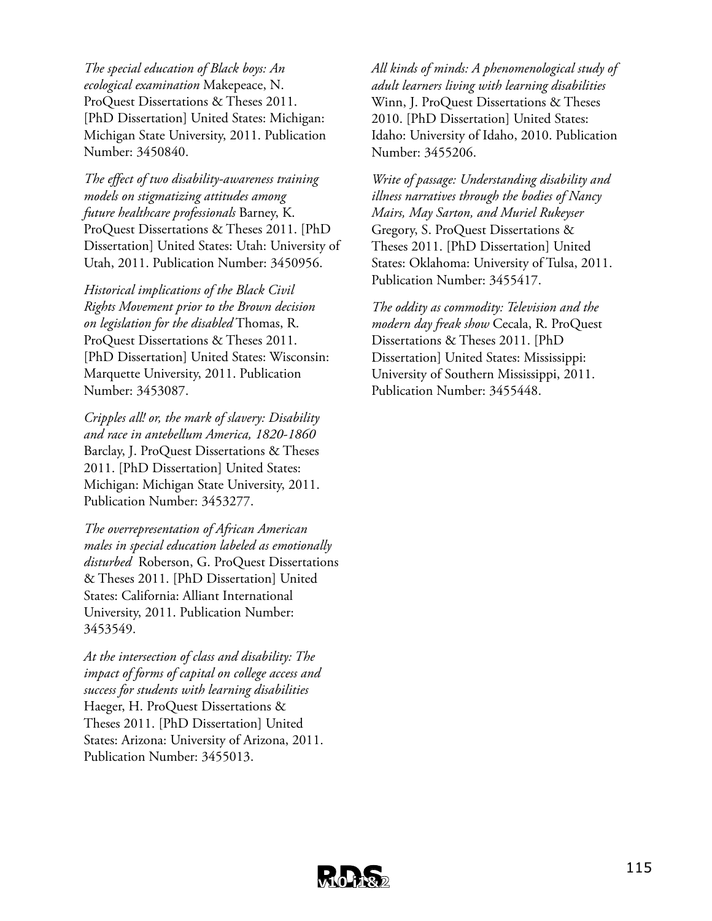*The special education of Black boys: An ecological examination* Makepeace, N. ProQuest Dissertations & Theses 2011. [PhD Dissertation] United States: Michigan: Michigan State University, 2011. Publication Number: 3450840.

*The effect of two disability-awareness training models on stigmatizing attitudes among future healthcare professionals* Barney, K. ProQuest Dissertations & Theses 2011. [PhD Dissertation] United States: Utah: University of Utah, 2011. Publication Number: 3450956.

*Historical implications of the Black Civil Rights Movement prior to the Brown decision on legislation for the disabled* Thomas, R. ProQuest Dissertations & Theses 2011. [PhD Dissertation] United States: Wisconsin: Marquette University, 2011. Publication Number: 3453087.

*Cripples all! or, the mark of slavery: Disability and race in antebellum America, 1820-1860* Barclay, J. ProQuest Dissertations & Theses 2011. [PhD Dissertation] United States: Michigan: Michigan State University, 2011. Publication Number: 3453277.

*The overrepresentation of African American males in special education labeled as emotionally disturbed* Roberson, G. ProQuest Dissertations & Theses 2011. [PhD Dissertation] United States: California: Alliant International University, 2011. Publication Number: 3453549.

*At the intersection of class and disability: The impact of forms of capital on college access and success for students with learning disabilities* Haeger, H. ProQuest Dissertations & Theses 2011. [PhD Dissertation] United States: Arizona: University of Arizona, 2011. Publication Number: 3455013.

*All kinds of minds: A phenomenological study of adult learners living with learning disabilities* Winn, J. ProQuest Dissertations & Theses 2010. [PhD Dissertation] United States: Idaho: University of Idaho, 2010. Publication Number: 3455206.

*Write of passage: Understanding disability and illness narratives through the bodies of Nancy Mairs, May Sarton, and Muriel Rukeyser* Gregory, S. ProQuest Dissertations & Theses 2011. [PhD Dissertation] United States: Oklahoma: University of Tulsa, 2011. Publication Number: 3455417.

*The oddity as commodity: Television and the modern day freak show* Cecala, R. ProQuest Dissertations & Theses 2011. [PhD Dissertation] United States: Mississippi: University of Southern Mississippi, 2011. Publication Number: 3455448.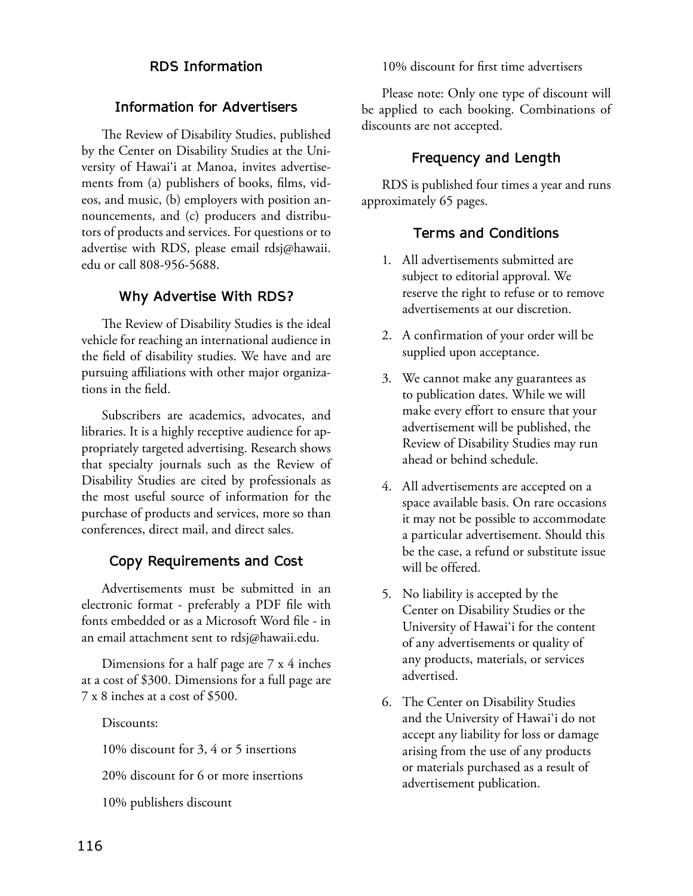## RDS Information

### Information for Advertisers

The Review of Disability Studies, published by the Center on Disability Studies at the University of Hawai'i at Manoa, invites advertisements from (a) publishers of books, films, videos, and music, (b) employers with position announcements, and (c) producers and distributors of products and services. For questions or to advertise with RDS, please email rdsj@hawaii.edu or call 808-956-5688.

### Why Advertise With RDS?

The Review of Disability Studies is the ideal vehicle for reaching an international audience in the field of disability studies. We have and are pursuing affiliations with other major organizations in the field.

Subscribers are academics, advocates, and libraries. It is a highly receptive audience for appropriately targeted advertising. Research shows that specialty journals such as the Review of Disability Studies are cited by professionals as the most useful source of information for the purchase of products and services, more so than conferences, direct mail, and direct sales.

### Copy Requirements and Cost

Advertisements must be submitted in an electronic format - preferably a PDF file with fonts embedded or as a Microsoft Word file - in an email attachment sent to rdsj@hawaii.edu.

Dimensions for a half page are 7 x 4 inches at a cost of $300. Dimensions for a full page are 7 x 8 inches at a cost of $500.

Discounts:

10% discount for 3, 4 or 5 insertions

20% discount for 6 or more insertions

10% publishers discount

10% discount for first time advertisers

Please note: Only one type of discount will be applied to each booking. Combinations of discounts are not accepted.

### Frequency and Length

RDS is published four times a year and runs approximately 65 pages.

### Terms and Conditions

1. All advertisements submitted are subject to editorial approval. We reserve the right to refuse or to remove advertisements at our discretion.
2. A confirmation of your order will be supplied upon acceptance.
3. We cannot make any guarantees as to publication dates. While we will make every effort to ensure that your advertisement will be published, the Review of Disability Studies may run ahead or behind schedule.
4. All advertisements are accepted on a space available basis. On rare occasions it may not be possible to accommodate a particular advertisement. Should this be the case, a refund or substitute issue will be offered.
5. No liability is accepted by the Center on Disability Studies or the University of Hawai'i for the content of any advertisements or quality of any products, materials, or services advertised.
6. The Center on Disability Studies and the University of Hawai'i do not accept any liability for loss or damage arising from the use of any products or materials purchased as a result of advertisement publication.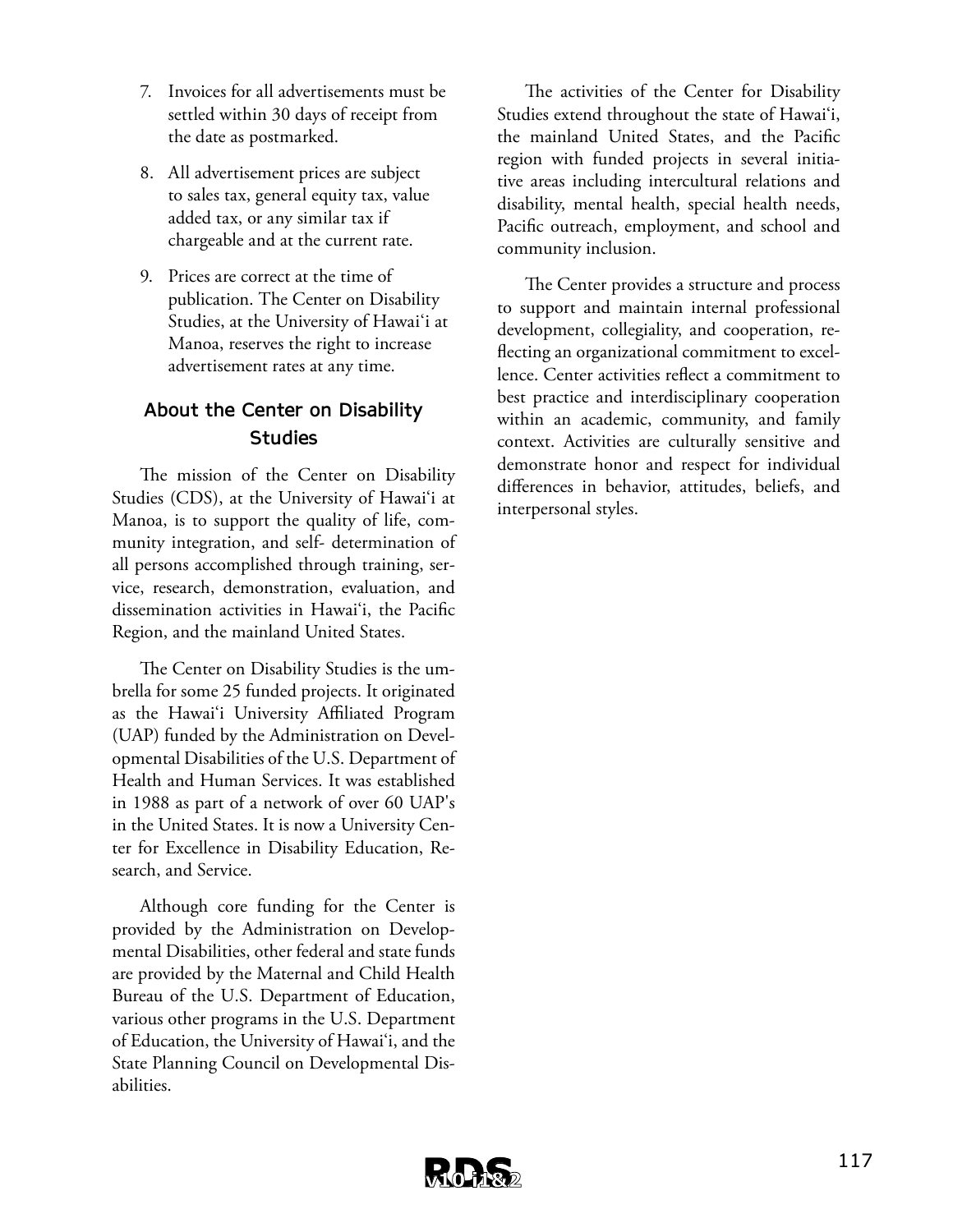7. Invoices for all advertisements must be settled within 30 days of receipt from the date as postmarked.

8. All advertisement prices are subject to sales tax, general equity tax, value added tax, or any similar tax if chargeable and at the current rate.

9. Prices are correct at the time of publication. The Center on Disability Studies, at the University of Hawai'i at Manoa, reserves the right to increase advertisement rates at any time.

## About the Center on Disability Studies

The mission of the Center on Disability Studies (CDS), at the University of Hawai'i at Manoa, is to support the quality of life, community integration, and self- determination of all persons accomplished through training, service, research, demonstration, evaluation, and dissemination activities in Hawai'i, the Pacific Region, and the mainland United States.

The Center on Disability Studies is the umbrella for some 25 funded projects. It originated as the Hawai'i University Affiliated Program (UAP) funded by the Administration on Developmental Disabilities of the U.S. Department of Health and Human Services. It was established in 1988 as part of a network of over 60 UAP's in the United States. It is now a University Center for Excellence in Disability Education, Research, and Service.

Although core funding for the Center is provided by the Administration on Developmental Disabilities, other federal and state funds are provided by the Maternal and Child Health Bureau of the U.S. Department of Education, various other programs in the U.S. Department of Education, the University of Hawai'i, and the State Planning Council on Developmental Disabilities.

The activities of the Center for Disability Studies extend throughout the state of Hawai'i, the mainland United States, and the Pacific region with funded projects in several initiative areas including intercultural relations and disability, mental health, special health needs, Pacific outreach, employment, and school and community inclusion.

The Center provides a structure and process to support and maintain internal professional development, collegiality, and cooperation, reflecting an organizational commitment to excellence. Center activities reflect a commitment to best practice and interdisciplinary cooperation within an academic, community, and family context. Activities are culturally sensitive and demonstrate honor and respect for individual differences in behavior, attitudes, beliefs, and interpersonal styles.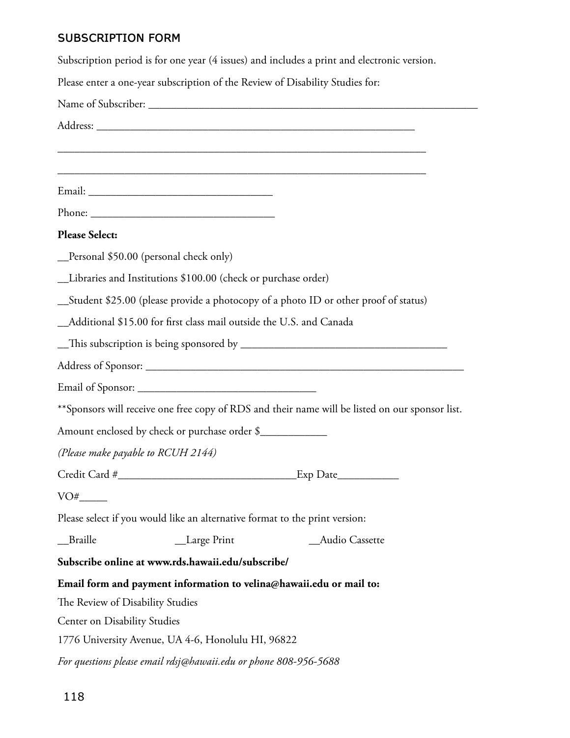## SUBSCRIPTION FORM

Subscription period is for one year (4 issues) and includes a print and electronic version.

Please enter a one-year subscription of the Review of Disability Studies for:

Name of Subscriber: ___________________________________________________________

Address: ____________________________________________________

____________________________________________________________

____________________________________________________________

Email: ______________________________

Phone: ______________________________

**Please Select:**

__Personal $50.00 (personal check only)

__Libraries and Institutions $100.00 (check or purchase order)

__Student $25.00 (please provide a photocopy of a photo ID or other proof of status)

__Additional $15.00 for first class mail outside the U.S. and Canada

__This subscription is being sponsored by ______________________________

Address of Sponsor: _____________________________________________________

Email of Sponsor: ______________________________

**Sponsors will receive one free copy of RDS and their name will be listed on our sponsor list.

Amount enclosed by check or purchase order $___________

*(Please make payable to RCUH 2144)*

Credit Card #_____________________________Exp Date__________

VO#_____

Please select if you would like an alternative format to the print version:

__Braille __Large Print __Audio Cassette

**Subscribe online at www.rds.hawaii.edu/subscribe/**

**Email form and payment information to velina@hawaii.edu or mail to:**

The Review of Disability Studies

Center on Disability Studies

1776 University Avenue, UA 4-6, Honolulu HI, 96822

*For questions please email rdsj@hawaii.edu or phone 808-956-5688*